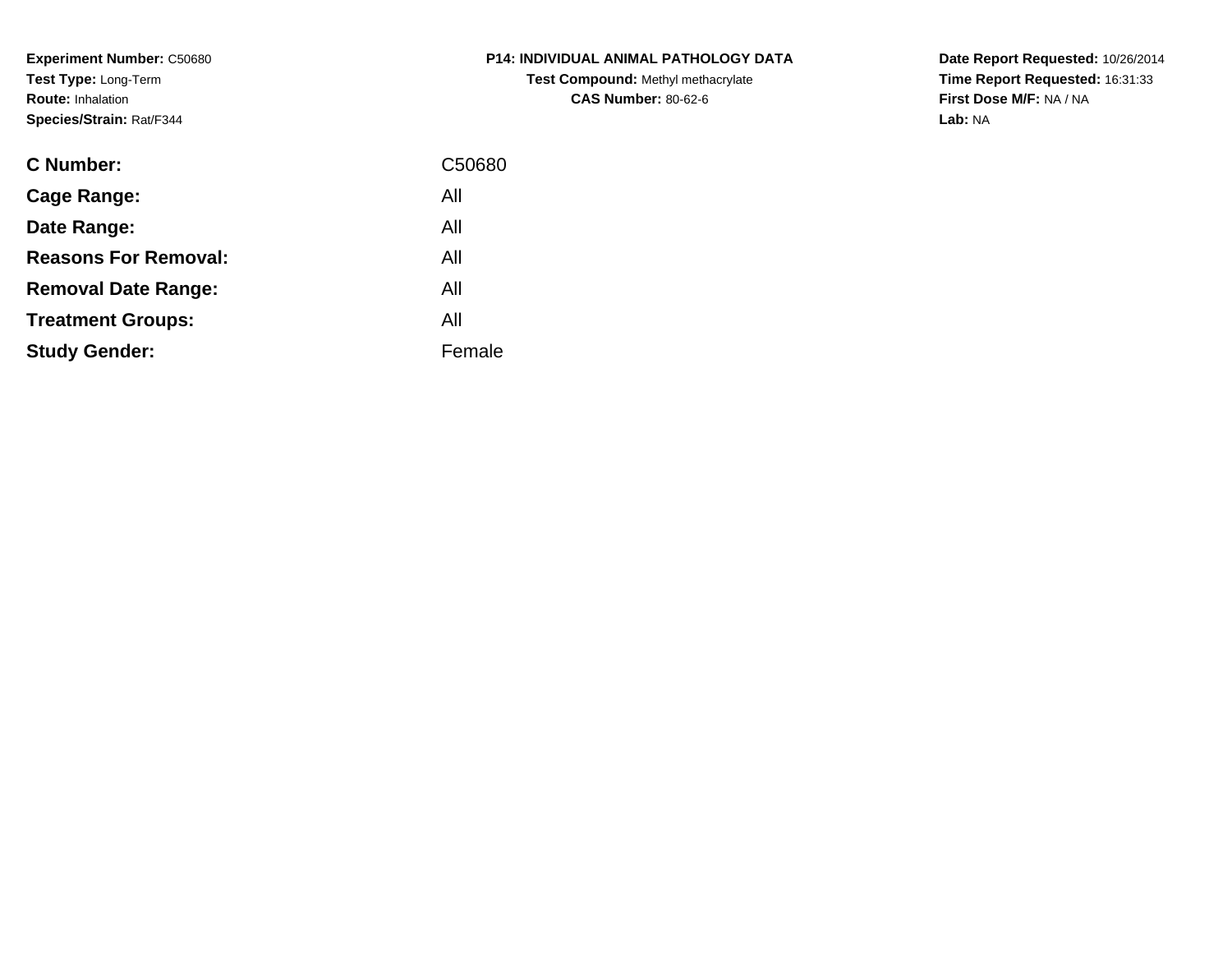**Experiment Number:** C50680
**Test Type:** Long-Term
**Route:** Inhalation
**Species/Strain:** Rat/F344

**P14: INDIVIDUAL ANIMAL PATHOLOGY DATA**
**Test Compound:** Methyl methacrylate
**CAS Number:** 80-62-6

**Date Report Requested:** 10/26/2014
**Time Report Requested:** 16:31:33
**First Dose M/F:** NA / NA
**Lab:** NA

| | |
|---|---|
| **C Number:** | C50680 |
| **Cage Range:** | All |
| **Date Range:** | All |
| **Reasons For Removal:** | All |
| **Removal Date Range:** | All |
| **Treatment Groups:** | All |
| **Study Gender:** | Female |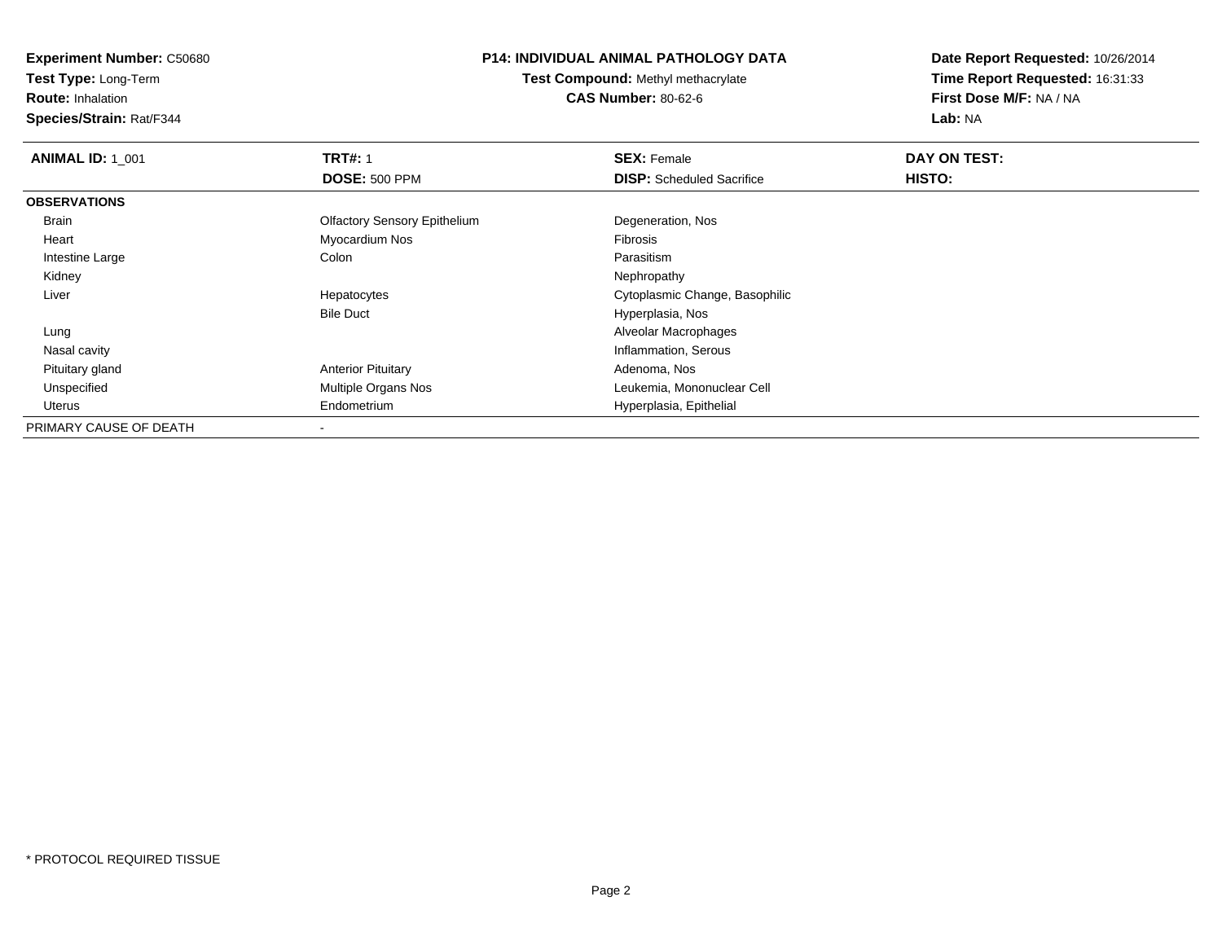**Experiment Number:** C50680
**Test Type:** Long-Term
**Route:** Inhalation
**Species/Strain:** Rat/F344

**P14: INDIVIDUAL ANIMAL PATHOLOGY DATA**
**Test Compound:** Methyl methacrylate
**CAS Number:** 80-62-6

**Date Report Requested:** 10/26/2014
**Time Report Requested:** 16:31:33
**First Dose M/F:** NA / NA
**Lab:** NA

| **ANIMAL ID:** 1_001 | **TRT#:** 1 | **SEX:** Female | **DAY ON TEST:** |
|---|---|---|---|
| | **DOSE:** 500 PPM | **DISP:** Scheduled Sacrifice | **HISTO:** |
| **OBSERVATIONS** | | | |
| Brain | Olfactory Sensory Epithelium | Degeneration, Nos | |
| Heart | Myocardium Nos | Fibrosis | |
| Intestine Large | Colon | Parasitism | |
| Kidney | | Nephropathy | |
| Liver | Hepatocytes | Cytoplasmic Change, Basophilic | |
| | Bile Duct | Hyperplasia, Nos | |
| Lung | | Alveolar Macrophages | |
| Nasal cavity | | Inflammation, Serous | |
| Pituitary gland | Anterior Pituitary | Adenoma, Nos | |
| Unspecified | Multiple Organs Nos | Leukemia, Mononuclear Cell | |
| Uterus | Endometrium | Hyperplasia, Epithelial | |
| PRIMARY CAUSE OF DEATH | - | | |

* PROTOCOL REQUIRED TISSUE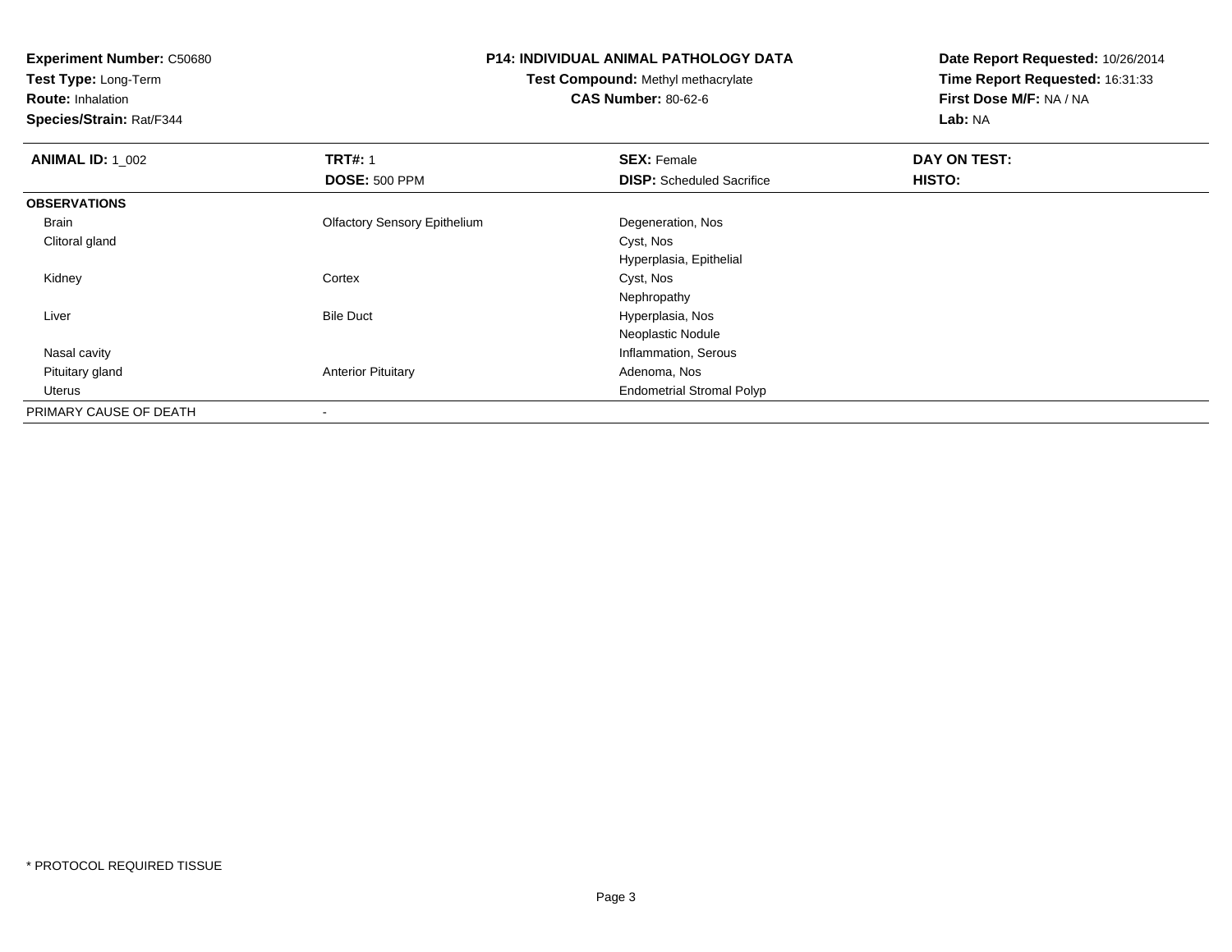**Experiment Number:** C50680
**Test Type:** Long-Term
**Route:** Inhalation
**Species/Strain:** Rat/F344

**P14: INDIVIDUAL ANIMAL PATHOLOGY DATA**
**Test Compound:** Methyl methacrylate
**CAS Number:** 80-62-6

**Date Report Requested:** 10/26/2014
**Time Report Requested:** 16:31:33
**First Dose M/F:** NA / NA
**Lab:** NA

| **ANIMAL ID:** 1_002 | **TRT#:** 1 | **SEX:** Female | **DAY ON TEST:** |
|---|---|---|---|
| | **DOSE:** 500 PPM | **DISP:** Scheduled Sacrifice | **HISTO:** |
| **OBSERVATIONS** | | | |
| Brain | Olfactory Sensory Epithelium | Degeneration, Nos | |
| Clitoral gland | | Cyst, Nos | |
| | | Hyperplasia, Epithelial | |
| Kidney | Cortex | Cyst, Nos | |
| | | Nephropathy | |
| Liver | Bile Duct | Hyperplasia, Nos | |
| | | Neoplastic Nodule | |
| Nasal cavity | | Inflammation, Serous | |
| Pituitary gland | Anterior Pituitary | Adenoma, Nos | |
| Uterus | | Endometrial Stromal Polyp | |
| PRIMARY CAUSE OF DEATH | - | | |

* PROTOCOL REQUIRED TISSUE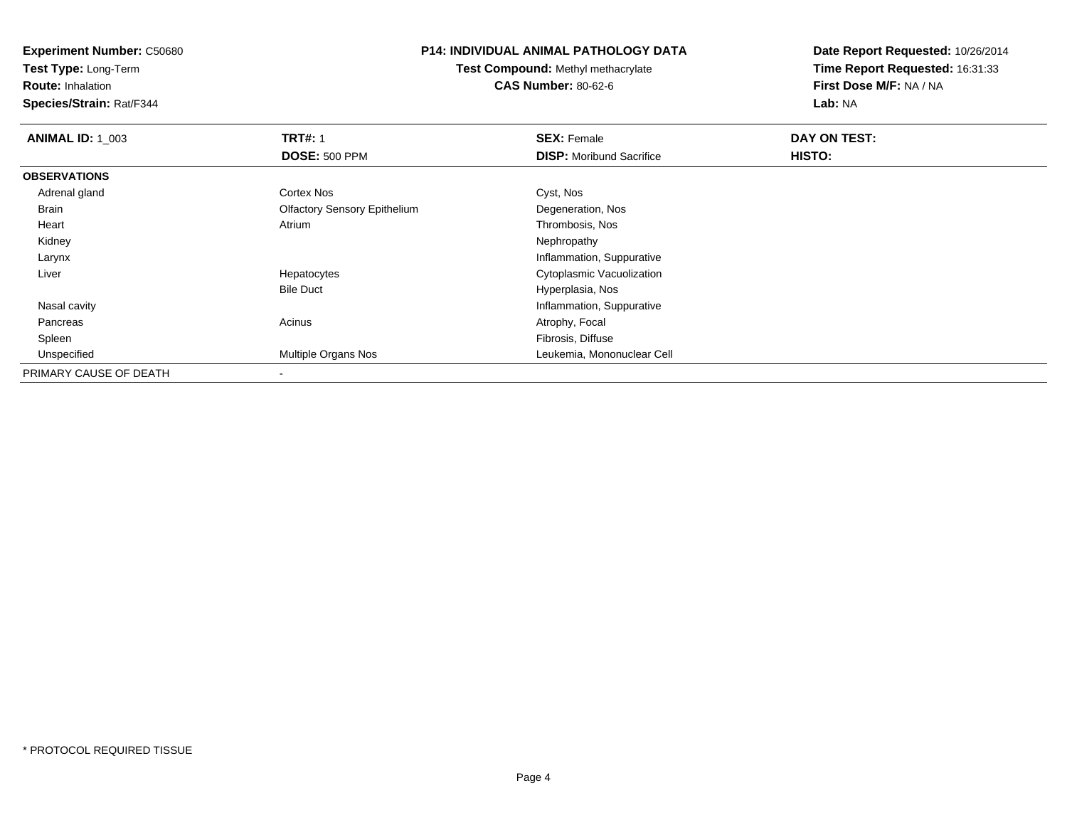**Experiment Number:** C50680
**Test Type:** Long-Term
**Route:** Inhalation
**Species/Strain:** Rat/F344

**P14: INDIVIDUAL ANIMAL PATHOLOGY DATA**
**Test Compound:** Methyl methacrylate
**CAS Number:** 80-62-6

**Date Report Requested:** 10/26/2014
**Time Report Requested:** 16:31:33
**First Dose M/F:** NA / NA
**Lab:** NA

| **ANIMAL ID:** 1_003 | **TRT#:** 1 | **SEX:** Female | **DAY ON TEST:** |
|---|---|---|---|
| | **DOSE:** 500 PPM | **DISP:** Moribund Sacrifice | **HISTO:** |
| **OBSERVATIONS** | | | |
| Adrenal gland | Cortex Nos | Cyst, Nos | |
| Brain | Olfactory Sensory Epithelium | Degeneration, Nos | |
| Heart | Atrium | Thrombosis, Nos | |
| Kidney | | Nephropathy | |
| Larynx | | Inflammation, Suppurative | |
| Liver | Hepatocytes | Cytoplasmic Vacuolization | |
| | Bile Duct | Hyperplasia, Nos | |
| Nasal cavity | | Inflammation, Suppurative | |
| Pancreas | Acinus | Atrophy, Focal | |
| Spleen | | Fibrosis, Diffuse | |
| Unspecified | Multiple Organs Nos | Leukemia, Mononuclear Cell | |
| PRIMARY CAUSE OF DEATH | - | | |

* PROTOCOL REQUIRED TISSUE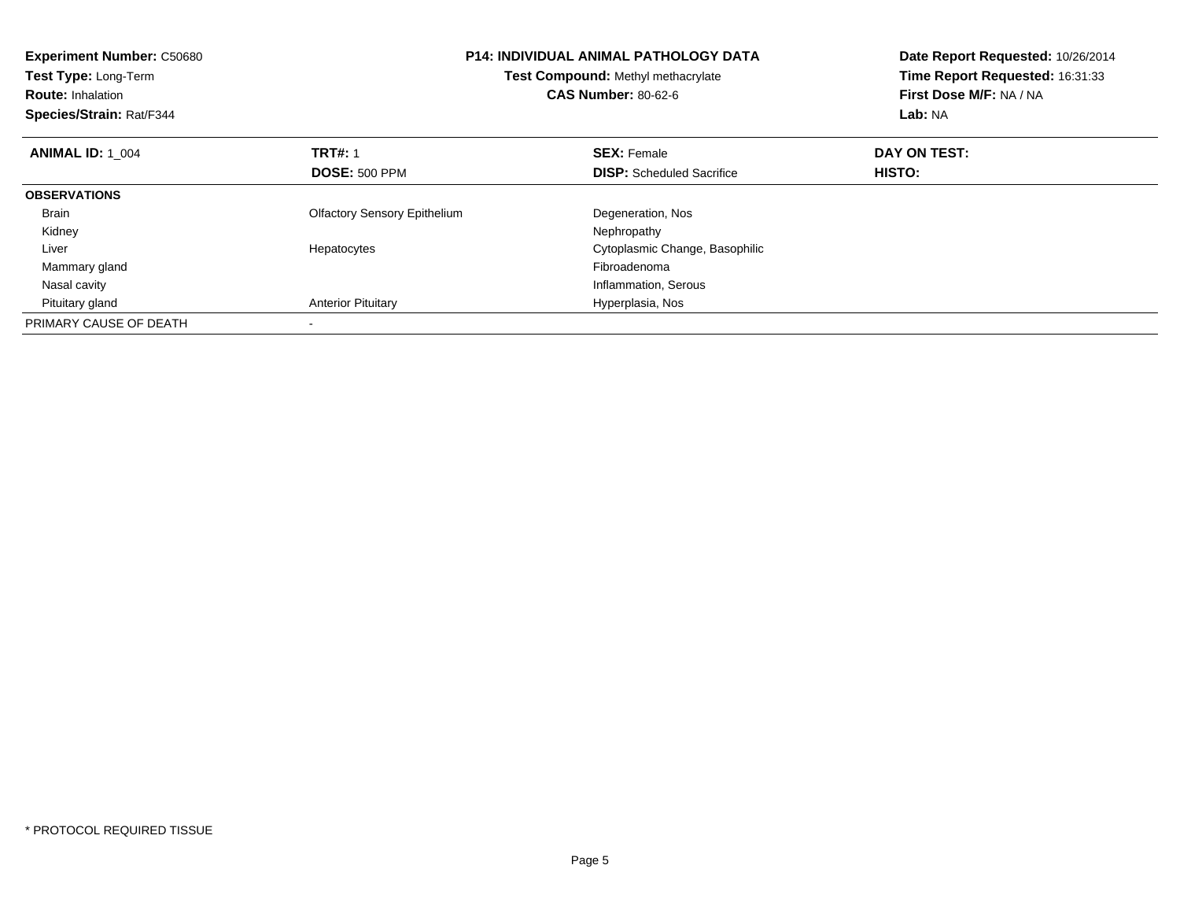**Experiment Number:** C50680
**Test Type:** Long-Term
**Route:** Inhalation
**Species/Strain:** Rat/F344

**P14: INDIVIDUAL ANIMAL PATHOLOGY DATA**
**Test Compound:** Methyl methacrylate
**CAS Number:** 80-62-6

**Date Report Requested:** 10/26/2014
**Time Report Requested:** 16:31:33
**First Dose M/F:** NA / NA
**Lab:** NA

| **ANIMAL ID:** 1_004 | **TRT#:** 1 | **SEX:** Female | **DAY ON TEST:** |
|---|---|---|---|
| | **DOSE:** 500 PPM | **DISP:** Scheduled Sacrifice | **HISTO:** |
| **OBSERVATIONS** | | | |
| Brain | Olfactory Sensory Epithelium | Degeneration, Nos | |
| Kidney | | Nephropathy | |
| Liver | Hepatocytes | Cytoplasmic Change, Basophilic | |
| Mammary gland | | Fibroadenoma | |
| Nasal cavity | | Inflammation, Serous | |
| Pituitary gland | Anterior Pituitary | Hyperplasia, Nos | |
| PRIMARY CAUSE OF DEATH | - | | |

* PROTOCOL REQUIRED TISSUE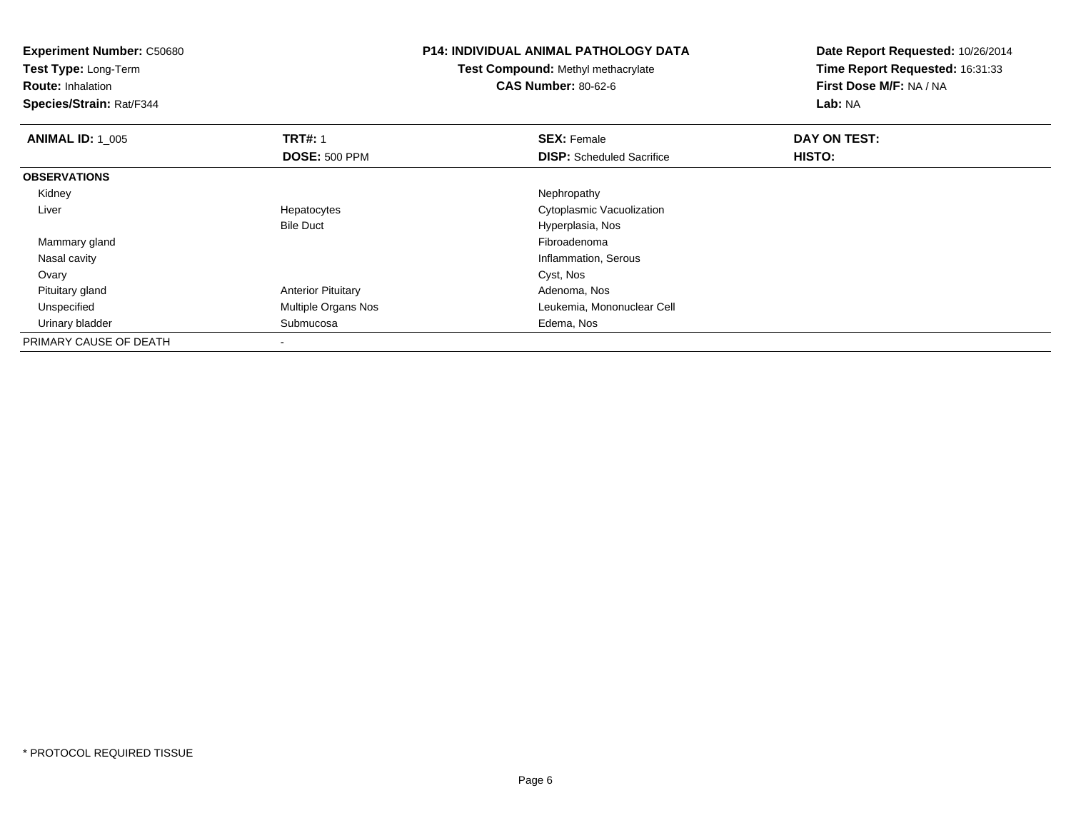**Experiment Number:** C50680
**Test Type:** Long-Term
**Route:** Inhalation
**Species/Strain:** Rat/F344

**P14: INDIVIDUAL ANIMAL PATHOLOGY DATA**
**Test Compound:** Methyl methacrylate
**CAS Number:** 80-62-6

**Date Report Requested:** 10/26/2014
**Time Report Requested:** 16:31:33
**First Dose M/F:** NA / NA
**Lab:** NA

| **ANIMAL ID:** 1_005 | **TRT#:** 1 | **SEX:** Female | **DAY ON TEST:** |
|---|---|---|---|
| | **DOSE:** 500 PPM | **DISP:** Scheduled Sacrifice | **HISTO:** |
| **OBSERVATIONS** | | | |
| Kidney | | Nephropathy | |
| Liver | Hepatocytes | Cytoplasmic Vacuolization | |
| | Bile Duct | Hyperplasia, Nos | |
| Mammary gland | | Fibroadenoma | |
| Nasal cavity | | Inflammation, Serous | |
| Ovary | | Cyst, Nos | |
| Pituitary gland | Anterior Pituitary | Adenoma, Nos | |
| Unspecified | Multiple Organs Nos | Leukemia, Mononuclear Cell | |
| Urinary bladder | Submucosa | Edema, Nos | |
| PRIMARY CAUSE OF DEATH | - | | |

* PROTOCOL REQUIRED TISSUE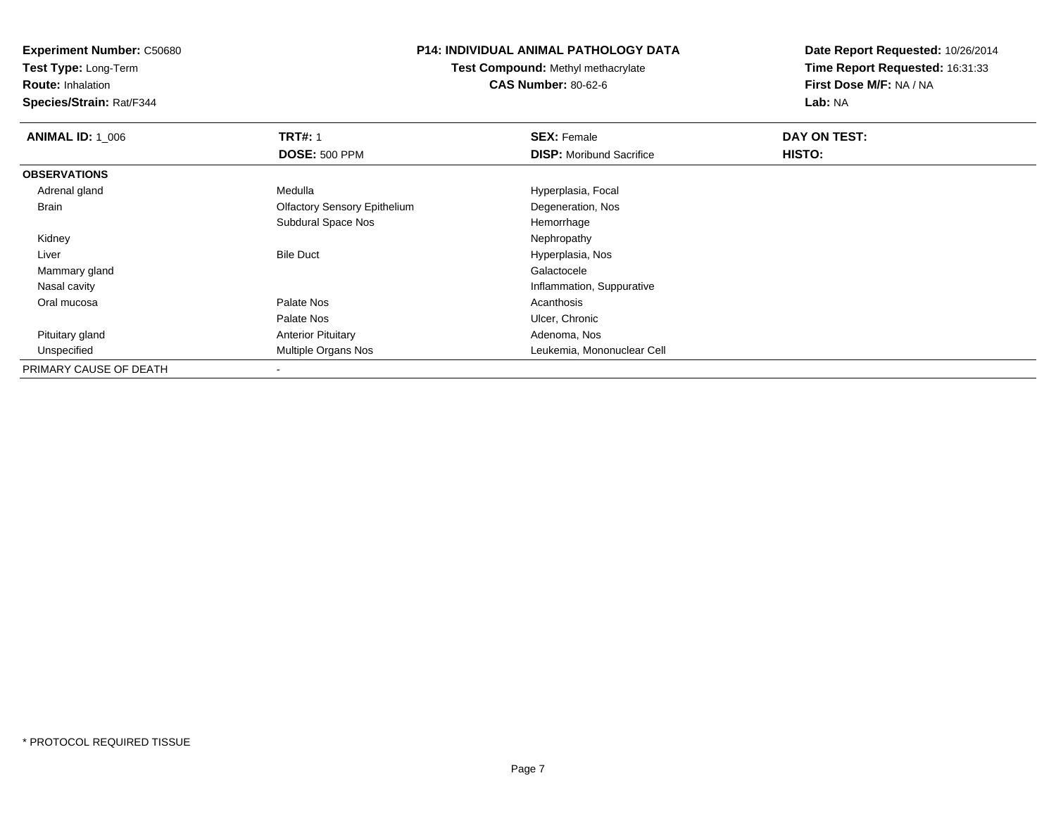**Experiment Number:** C50680
**Test Type:** Long-Term
**Route:** Inhalation
**Species/Strain:** Rat/F344

**P14: INDIVIDUAL ANIMAL PATHOLOGY DATA**
**Test Compound:** Methyl methacrylate
**CAS Number:** 80-62-6

**Date Report Requested:** 10/26/2014
**Time Report Requested:** 16:31:33
**First Dose M/F:** NA / NA
**Lab:** NA

| **ANIMAL ID:** 1_006 | **TRT#:** 1 | **SEX:** Female | **DAY ON TEST:** |
|---|---|---|---|
| | **DOSE:** 500 PPM | **DISP:** Moribund Sacrifice | **HISTO:** |
| **OBSERVATIONS** | | | |
| Adrenal gland | Medulla | Hyperplasia, Focal | |
| Brain | Olfactory Sensory Epithelium | Degeneration, Nos | |
| | Subdural Space Nos | Hemorrhage | |
| Kidney | | Nephropathy | |
| Liver | Bile Duct | Hyperplasia, Nos | |
| Mammary gland | | Galactocele | |
| Nasal cavity | | Inflammation, Suppurative | |
| Oral mucosa | Palate Nos | Acanthosis | |
| | Palate Nos | Ulcer, Chronic | |
| Pituitary gland | Anterior Pituitary | Adenoma, Nos | |
| Unspecified | Multiple Organs Nos | Leukemia, Mononuclear Cell | |
| PRIMARY CAUSE OF DEATH | - | | |

\* PROTOCOL REQUIRED TISSUE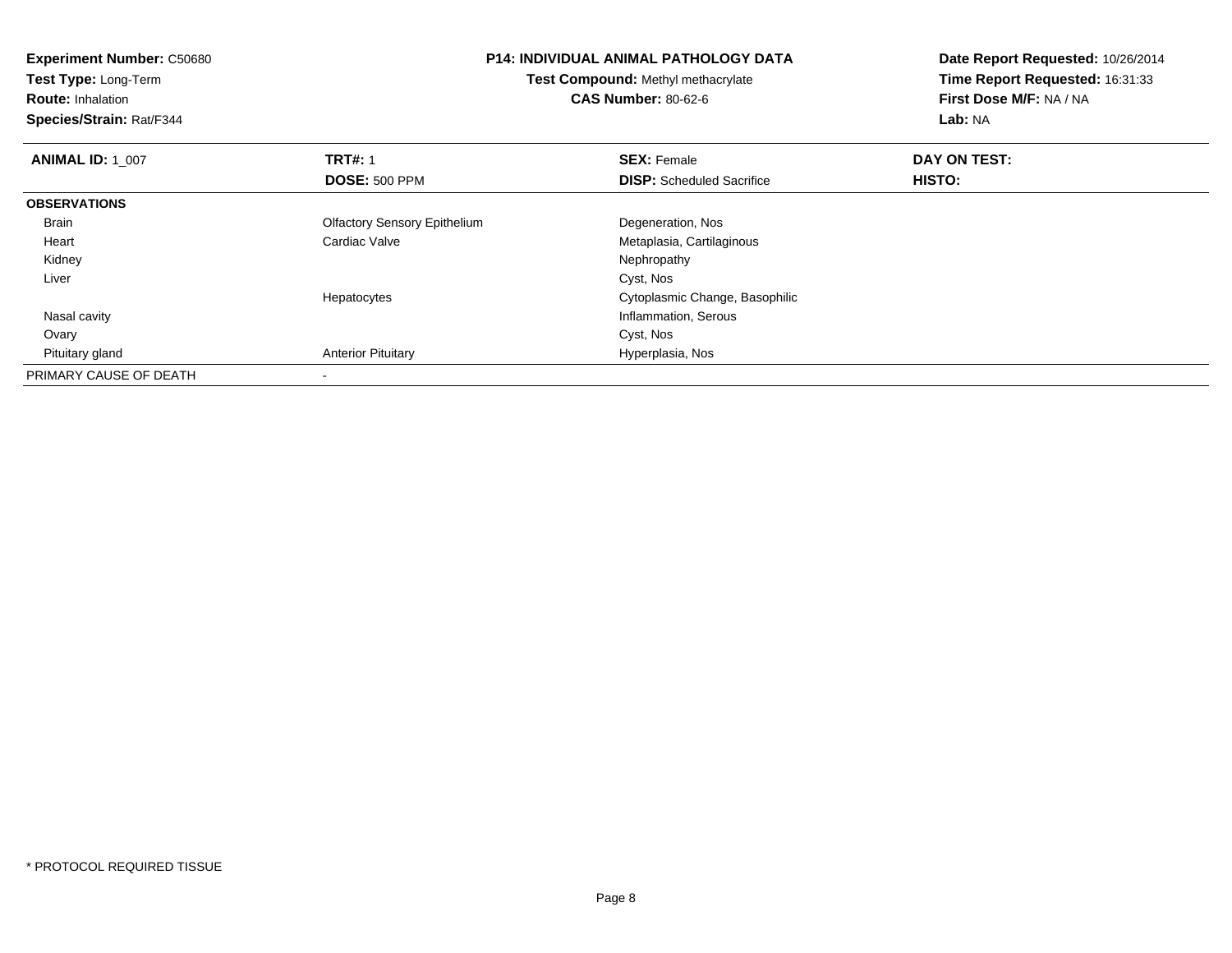**Experiment Number:** C50680
**Test Type:** Long-Term
**Route:** Inhalation
**Species/Strain:** Rat/F344

**P14: INDIVIDUAL ANIMAL PATHOLOGY DATA**
**Test Compound:** Methyl methacrylate
**CAS Number:** 80-62-6

**Date Report Requested:** 10/26/2014
**Time Report Requested:** 16:31:33
**First Dose M/F:** NA / NA
**Lab:** NA

| **ANIMAL ID:** 1_007 | **TRT#:** 1 | **SEX:** Female | **DAY ON TEST:** |
|---|---|---|---|
| | **DOSE:** 500 PPM | **DISP:** Scheduled Sacrifice | **HISTO:** |
| **OBSERVATIONS** | | | |
| Brain | Olfactory Sensory Epithelium | Degeneration, Nos | |
| Heart | Cardiac Valve | Metaplasia, Cartilaginous | |
| Kidney | | Nephropathy | |
| Liver | | Cyst, Nos | |
| | Hepatocytes | Cytoplasmic Change, Basophilic | |
| Nasal cavity | | Inflammation, Serous | |
| Ovary | | Cyst, Nos | |
| Pituitary gland | Anterior Pituitary | Hyperplasia, Nos | |
| PRIMARY CAUSE OF DEATH | - | | |

* PROTOCOL REQUIRED TISSUE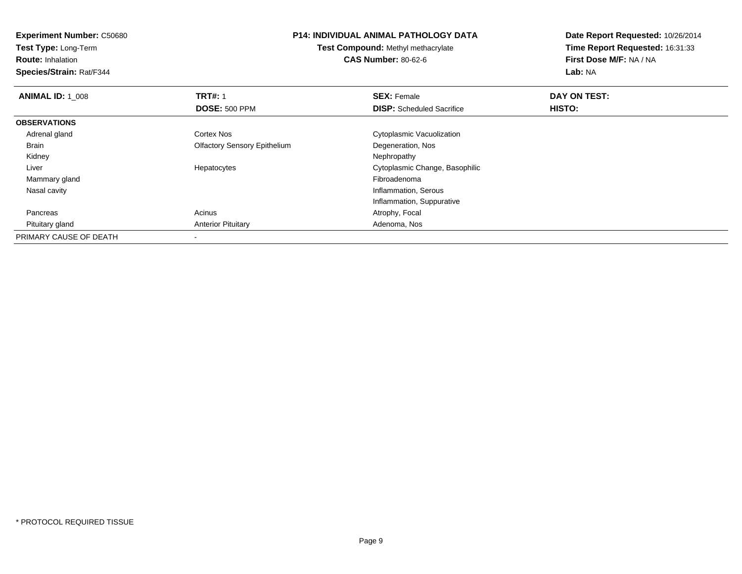**Experiment Number:** C50680
**Test Type:** Long-Term
**Route:** Inhalation
**Species/Strain:** Rat/F344

**P14: INDIVIDUAL ANIMAL PATHOLOGY DATA**
**Test Compound:** Methyl methacrylate
**CAS Number:** 80-62-6

**Date Report Requested:** 10/26/2014
**Time Report Requested:** 16:31:33
**First Dose M/F:** NA / NA
**Lab:** NA

| **ANIMAL ID:** 1_008 | **TRT#:** 1 | **SEX:** Female | **DAY ON TEST:** |
|---|---|---|---|
| | **DOSE:** 500 PPM | **DISP:** Scheduled Sacrifice | **HISTO:** |
| **OBSERVATIONS** | | | |
| Adrenal gland | Cortex Nos | Cytoplasmic Vacuolization | |
| Brain | Olfactory Sensory Epithelium | Degeneration, Nos | |
| Kidney | | Nephropathy | |
| Liver | Hepatocytes | Cytoplasmic Change, Basophilic | |
| Mammary gland | | Fibroadenoma | |
| Nasal cavity | | Inflammation, Serous | |
| | | Inflammation, Suppurative | |
| Pancreas | Acinus | Atrophy, Focal | |
| Pituitary gland | Anterior Pituitary | Adenoma, Nos | |
| PRIMARY CAUSE OF DEATH | - | | |

* PROTOCOL REQUIRED TISSUE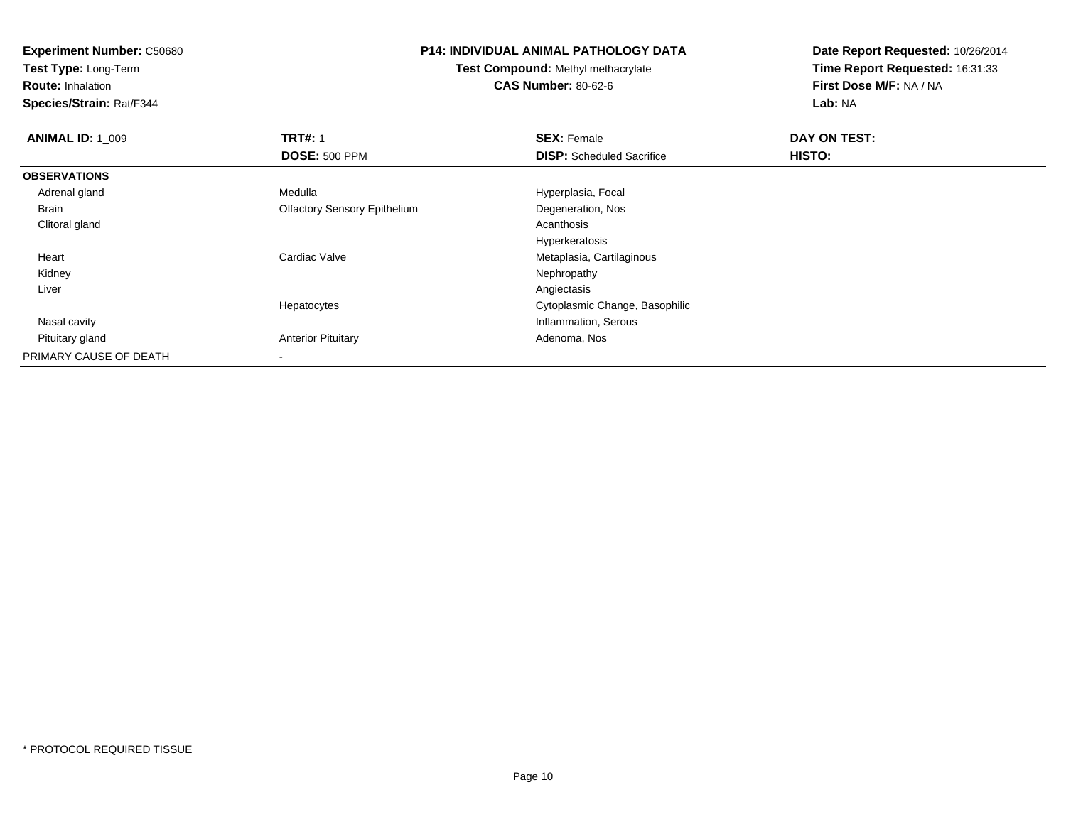**Experiment Number:** C50680
**Test Type:** Long-Term
**Route:** Inhalation
**Species/Strain:** Rat/F344

**P14: INDIVIDUAL ANIMAL PATHOLOGY DATA**
**Test Compound:** Methyl methacrylate
**CAS Number:** 80-62-6

**Date Report Requested:** 10/26/2014
**Time Report Requested:** 16:31:33
**First Dose M/F:** NA / NA
**Lab:** NA

| **ANIMAL ID:** 1_009 | **TRT#:** 1 | **SEX:** Female | **DAY ON TEST:** |
|---|---|---|---|
| | **DOSE:** 500 PPM | **DISP:** Scheduled Sacrifice | **HISTO:** |
| **OBSERVATIONS** | | | |
| Adrenal gland | Medulla | Hyperplasia, Focal | |
| Brain | Olfactory Sensory Epithelium | Degeneration, Nos | |
| Clitoral gland | | Acanthosis | |
| | | Hyperkeratosis | |
| Heart | Cardiac Valve | Metaplasia, Cartilaginous | |
| Kidney | | Nephropathy | |
| Liver | | Angiectasis | |
| | Hepatocytes | Cytoplasmic Change, Basophilic | |
| Nasal cavity | | Inflammation, Serous | |
| Pituitary gland | Anterior Pituitary | Adenoma, Nos | |
| PRIMARY CAUSE OF DEATH | - | | |

* PROTOCOL REQUIRED TISSUE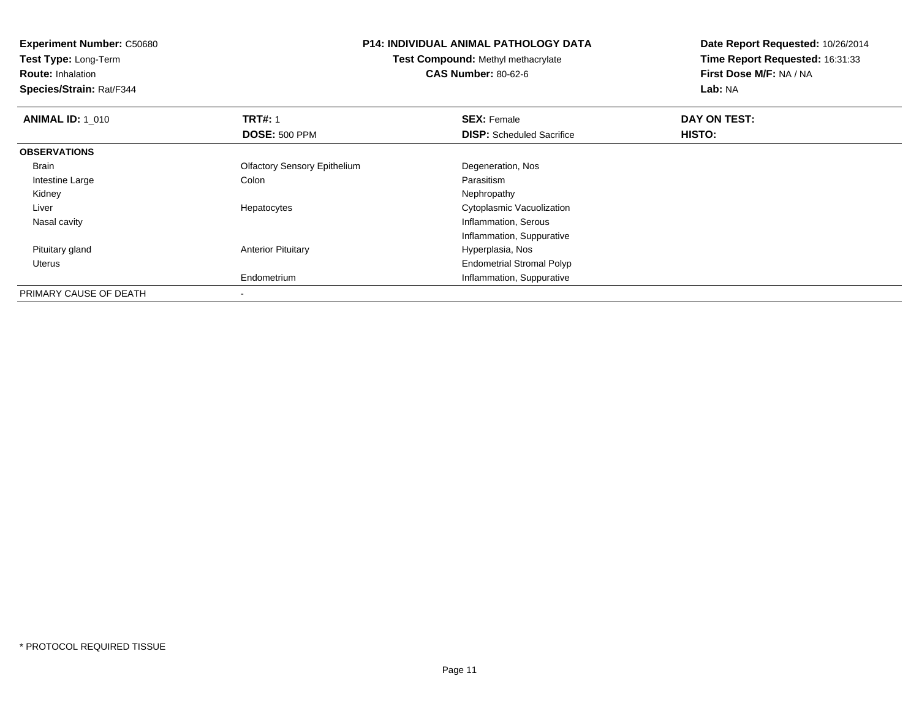**Experiment Number:** C50680
**Test Type:** Long-Term
**Route:** Inhalation
**Species/Strain:** Rat/F344

**P14: INDIVIDUAL ANIMAL PATHOLOGY DATA**
**Test Compound:** Methyl methacrylate
**CAS Number:** 80-62-6

**Date Report Requested:** 10/26/2014
**Time Report Requested:** 16:31:33
**First Dose M/F:** NA / NA
**Lab:** NA

| **ANIMAL ID:** 1_010 | **TRT#:** 1 | **SEX:** Female | **DAY ON TEST:** |
|---|---|---|---|
| | **DOSE:** 500 PPM | **DISP:** Scheduled Sacrifice | **HISTO:** |
| **OBSERVATIONS** | | | |
| Brain | Olfactory Sensory Epithelium | Degeneration, Nos | |
| Intestine Large | Colon | Parasitism | |
| Kidney | | Nephropathy | |
| Liver | Hepatocytes | Cytoplasmic Vacuolization | |
| Nasal cavity | | Inflammation, Serous | |
| | | Inflammation, Suppurative | |
| Pituitary gland | Anterior Pituitary | Hyperplasia, Nos | |
| Uterus | | Endometrial Stromal Polyp | |
| | Endometrium | Inflammation, Suppurative | |
| PRIMARY CAUSE OF DEATH | - | | |

* PROTOCOL REQUIRED TISSUE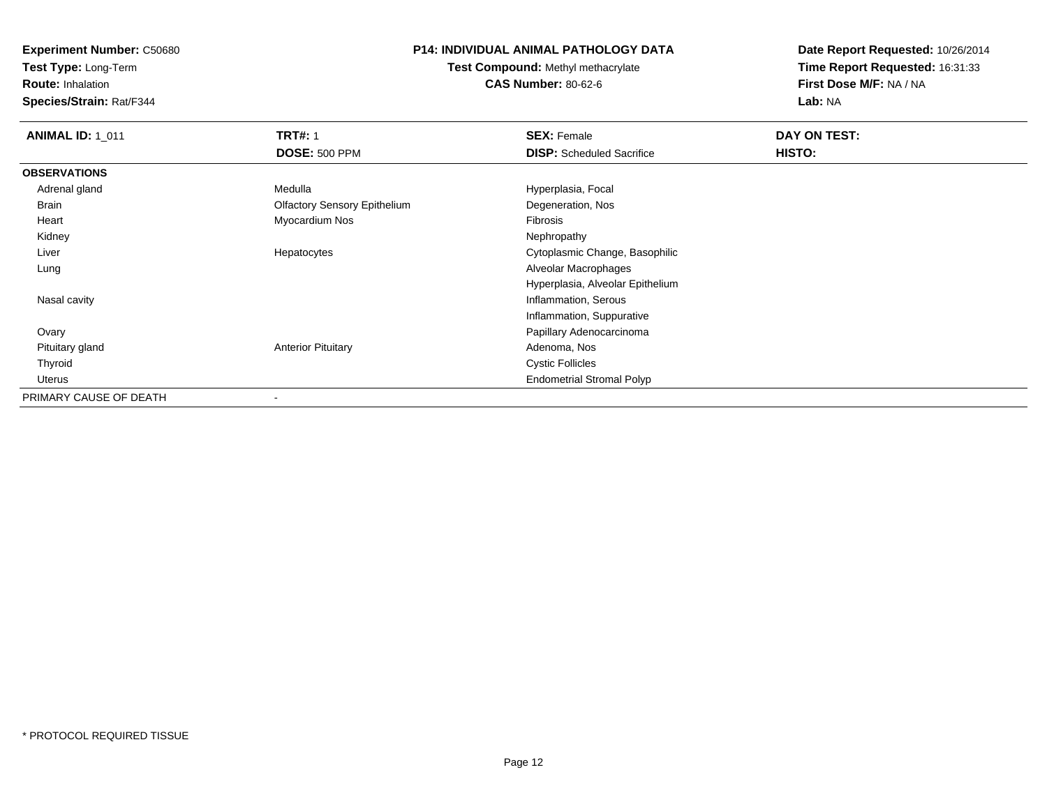**Experiment Number:** C50680
**Test Type:** Long-Term
**Route:** Inhalation
**Species/Strain:** Rat/F344

**P14: INDIVIDUAL ANIMAL PATHOLOGY DATA**
**Test Compound:** Methyl methacrylate
**CAS Number:** 80-62-6

**Date Report Requested:** 10/26/2014
**Time Report Requested:** 16:31:33
**First Dose M/F:** NA / NA
**Lab:** NA

| **ANIMAL ID:** 1_011 | **TRT#:** 1 | **SEX:** Female | **DAY ON TEST:** |
|---|---|---|---|
| | **DOSE:** 500 PPM | **DISP:** Scheduled Sacrifice | **HISTO:** |
| **OBSERVATIONS** | | | |
| Adrenal gland | Medulla | Hyperplasia, Focal | |
| Brain | Olfactory Sensory Epithelium | Degeneration, Nos | |
| Heart | Myocardium Nos | Fibrosis | |
| Kidney | | Nephropathy | |
| Liver | Hepatocytes | Cytoplasmic Change, Basophilic | |
| Lung | | Alveolar Macrophages | |
| | | Hyperplasia, Alveolar Epithelium | |
| Nasal cavity | | Inflammation, Serous | |
| | | Inflammation, Suppurative | |
| Ovary | | Papillary Adenocarcinoma | |
| Pituitary gland | Anterior Pituitary | Adenoma, Nos | |
| Thyroid | | Cystic Follicles | |
| Uterus | | Endometrial Stromal Polyp | |
| PRIMARY CAUSE OF DEATH | - | | |

* PROTOCOL REQUIRED TISSUE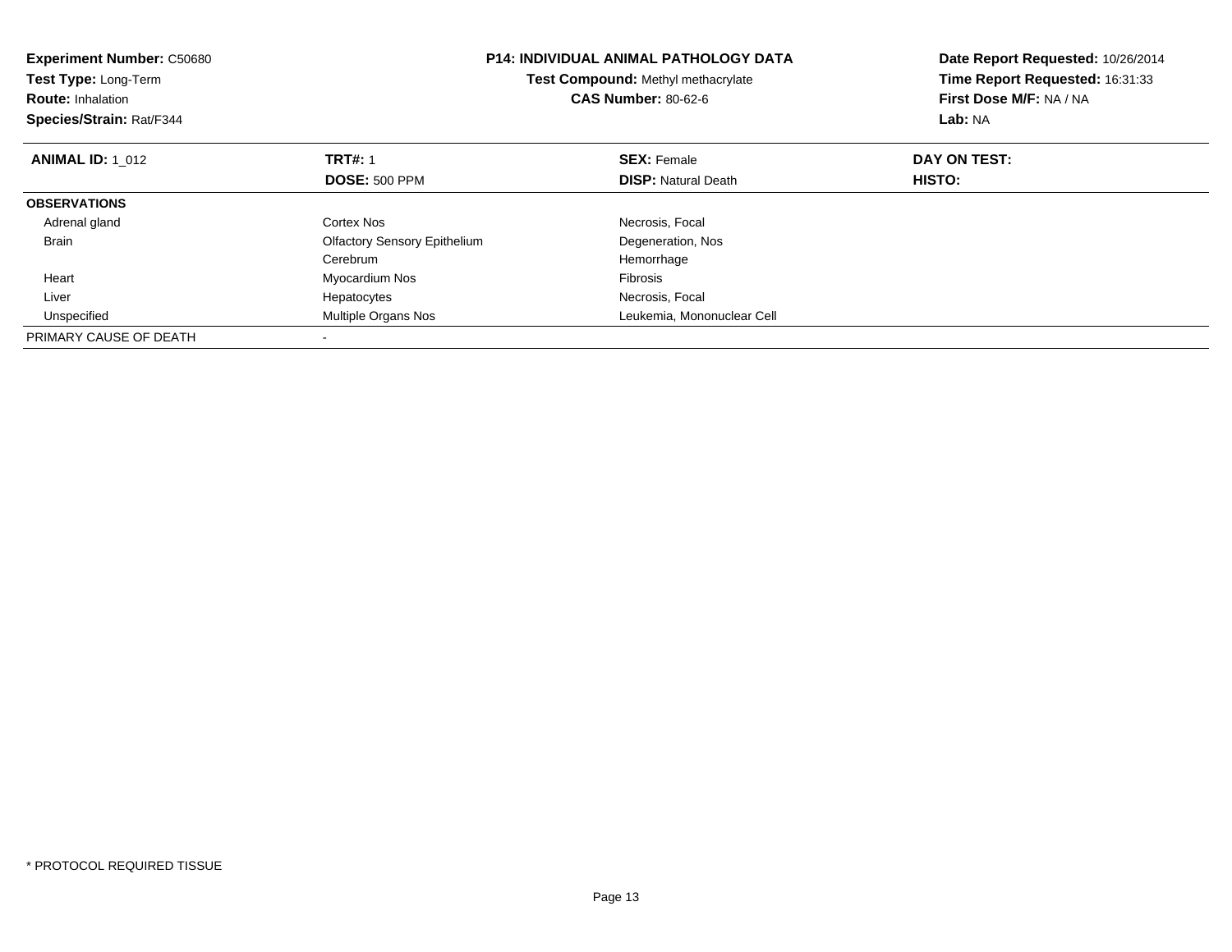**Experiment Number:** C50680
**Test Type:** Long-Term
**Route:** Inhalation
**Species/Strain:** Rat/F344

**P14: INDIVIDUAL ANIMAL PATHOLOGY DATA**
**Test Compound:** Methyl methacrylate
**CAS Number:** 80-62-6

**Date Report Requested:** 10/26/2014
**Time Report Requested:** 16:31:33
**First Dose M/F:** NA / NA
**Lab:** NA

| **ANIMAL ID:** 1_012 | **TRT#:** 1 | **SEX:** Female | **DAY ON TEST:** |
|---|---|---|---|
| | **DOSE:** 500 PPM | **DISP:** Natural Death | **HISTO:** |
| **OBSERVATIONS** | | | |
| Adrenal gland | Cortex Nos | Necrosis, Focal | |
| Brain | Olfactory Sensory Epithelium | Degeneration, Nos | |
| | Cerebrum | Hemorrhage | |
| Heart | Myocardium Nos | Fibrosis | |
| Liver | Hepatocytes | Necrosis, Focal | |
| Unspecified | Multiple Organs Nos | Leukemia, Mononuclear Cell | |
| PRIMARY CAUSE OF DEATH | - | | |

* PROTOCOL REQUIRED TISSUE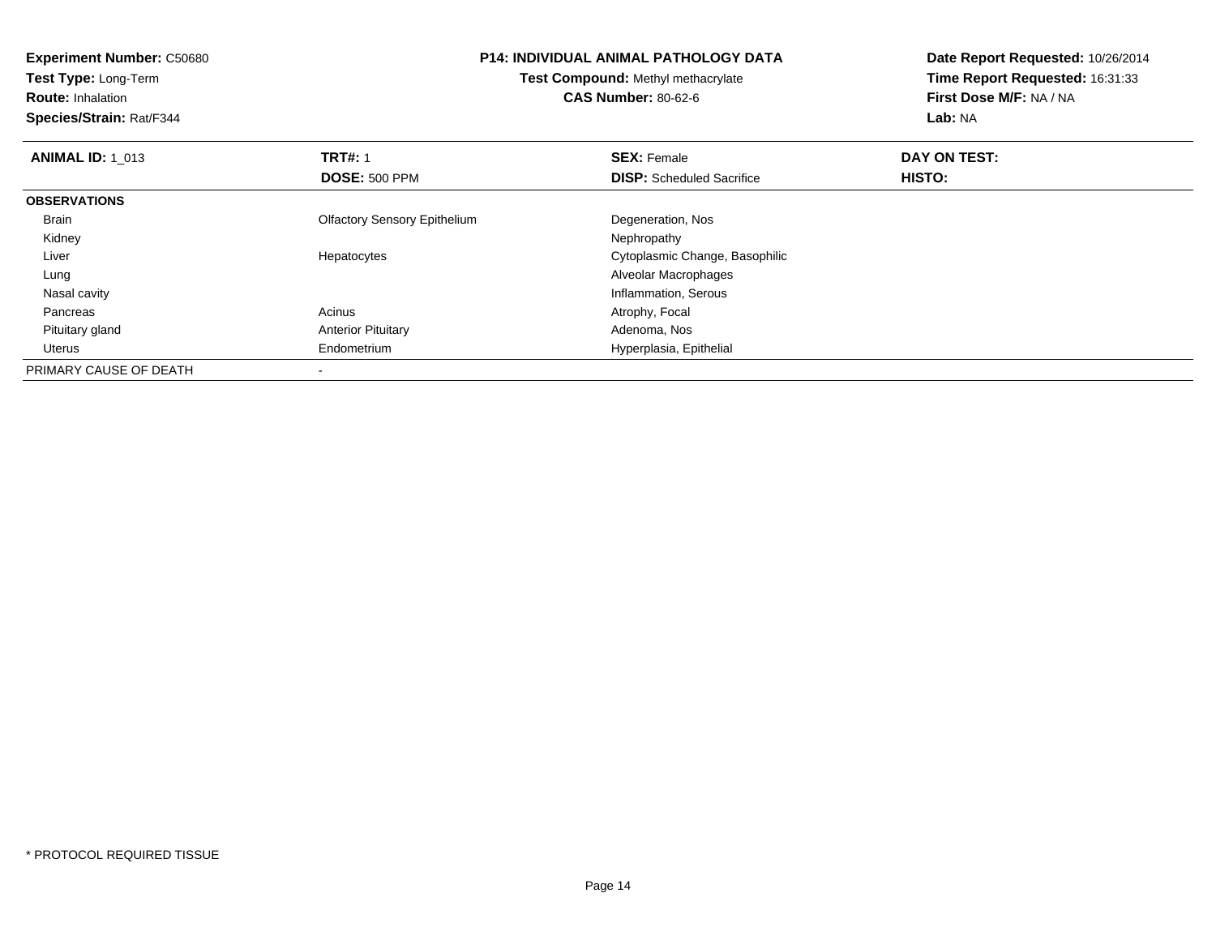**Experiment Number:** C50680
**Test Type:** Long-Term
**Route:** Inhalation
**Species/Strain:** Rat/F344

**P14: INDIVIDUAL ANIMAL PATHOLOGY DATA**
**Test Compound:** Methyl methacrylate
**CAS Number:** 80-62-6

**Date Report Requested:** 10/26/2014
**Time Report Requested:** 16:31:33
**First Dose M/F:** NA / NA
**Lab:** NA

| **ANIMAL ID:** 1_013 | **TRT#:** 1 | **SEX:** Female | **DAY ON TEST:** |
|---|---|---|---|
| | **DOSE:** 500 PPM | **DISP:** Scheduled Sacrifice | **HISTO:** |
| **OBSERVATIONS** | | | |
| Brain | Olfactory Sensory Epithelium | Degeneration, Nos | |
| Kidney | | Nephropathy | |
| Liver | Hepatocytes | Cytoplasmic Change, Basophilic | |
| Lung | | Alveolar Macrophages | |
| Nasal cavity | | Inflammation, Serous | |
| Pancreas | Acinus | Atrophy, Focal | |
| Pituitary gland | Anterior Pituitary | Adenoma, Nos | |
| Uterus | Endometrium | Hyperplasia, Epithelial | |
| PRIMARY CAUSE OF DEATH | - | | |

* PROTOCOL REQUIRED TISSUE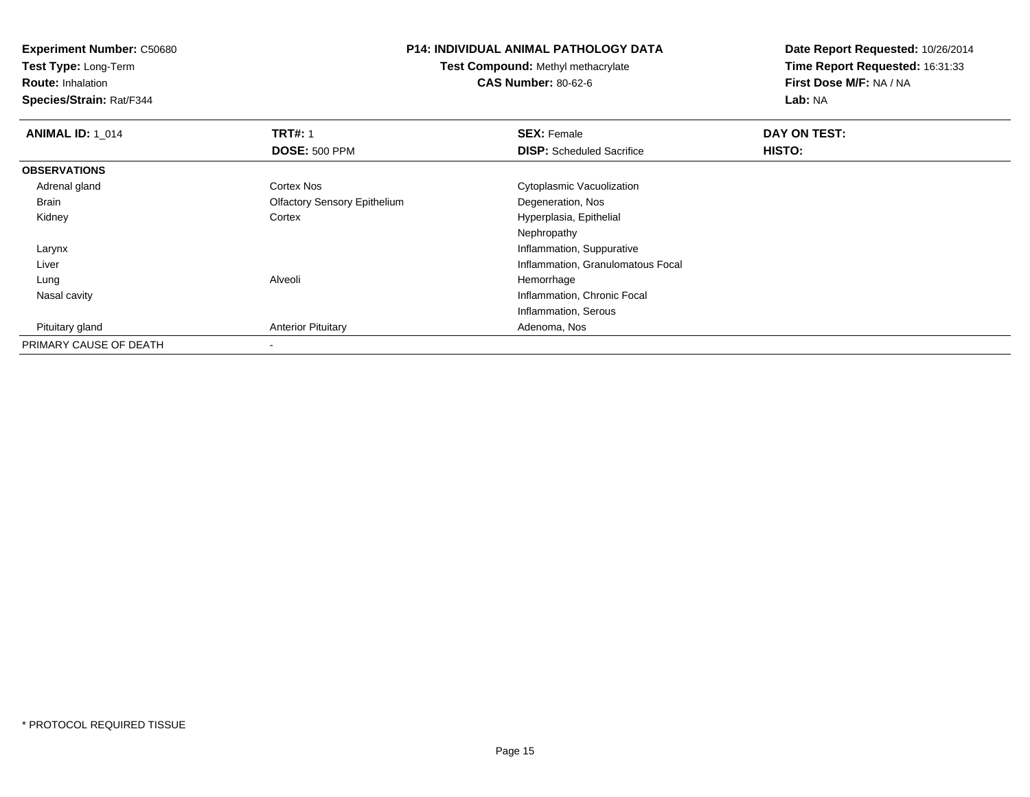**Experiment Number:** C50680
**Test Type:** Long-Term
**Route:** Inhalation
**Species/Strain:** Rat/F344

**P14: INDIVIDUAL ANIMAL PATHOLOGY DATA**
**Test Compound:** Methyl methacrylate
**CAS Number:** 80-62-6

**Date Report Requested:** 10/26/2014
**Time Report Requested:** 16:31:33
**First Dose M/F:** NA / NA
**Lab:** NA

| **ANIMAL ID:** 1_014 | **TRT#:** 1 | **SEX:** Female | **DAY ON TEST:** |
|---|---|---|---|
| | **DOSE:** 500 PPM | **DISP:** Scheduled Sacrifice | **HISTO:** |
| **OBSERVATIONS** | | | |
| Adrenal gland | Cortex Nos | Cytoplasmic Vacuolization | |
| Brain | Olfactory Sensory Epithelium | Degeneration, Nos | |
| Kidney | Cortex | Hyperplasia, Epithelial | |
| | | Nephropathy | |
| Larynx | | Inflammation, Suppurative | |
| Liver | | Inflammation, Granulomatous Focal | |
| Lung | Alveoli | Hemorrhage | |
| Nasal cavity | | Inflammation, Chronic Focal | |
| | | Inflammation, Serous | |
| Pituitary gland | Anterior Pituitary | Adenoma, Nos | |
| PRIMARY CAUSE OF DEATH | - | | |

* PROTOCOL REQUIRED TISSUE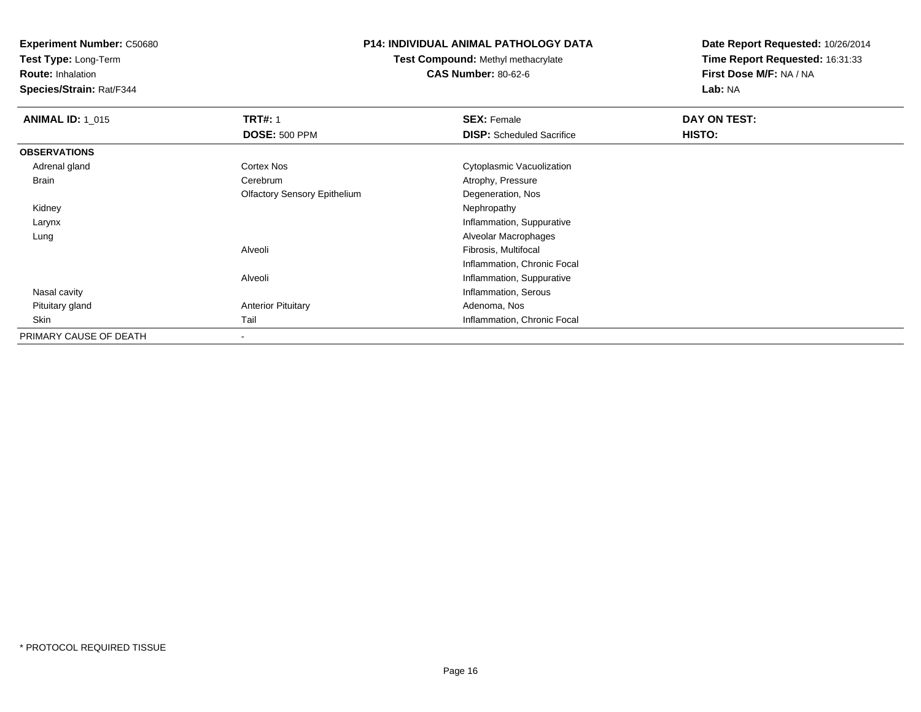**Experiment Number:** C50680
**Test Type:** Long-Term
**Route:** Inhalation
**Species/Strain:** Rat/F344

**P14: INDIVIDUAL ANIMAL PATHOLOGY DATA**
**Test Compound:** Methyl methacrylate
**CAS Number:** 80-62-6

**Date Report Requested:** 10/26/2014
**Time Report Requested:** 16:31:33
**First Dose M/F:** NA / NA
**Lab:** NA

| **ANIMAL ID:** 1_015 | **TRT#:** 1 | **SEX:** Female | **DAY ON TEST:** |
|---|---|---|---|
| | **DOSE:** 500 PPM | **DISP:** Scheduled Sacrifice | **HISTO:** |
| **OBSERVATIONS** | | | |
| Adrenal gland | Cortex Nos | Cytoplasmic Vacuolization | |
| Brain | Cerebrum | Atrophy, Pressure | |
| | Olfactory Sensory Epithelium | Degeneration, Nos | |
| Kidney | | Nephropathy | |
| Larynx | | Inflammation, Suppurative | |
| Lung | | Alveolar Macrophages | |
| | Alveoli | Fibrosis, Multifocal | |
| | | Inflammation, Chronic Focal | |
| | Alveoli | Inflammation, Suppurative | |
| Nasal cavity | | Inflammation, Serous | |
| Pituitary gland | Anterior Pituitary | Adenoma, Nos | |
| Skin | Tail | Inflammation, Chronic Focal | |
| PRIMARY CAUSE OF DEATH | - | | |

\* PROTOCOL REQUIRED TISSUE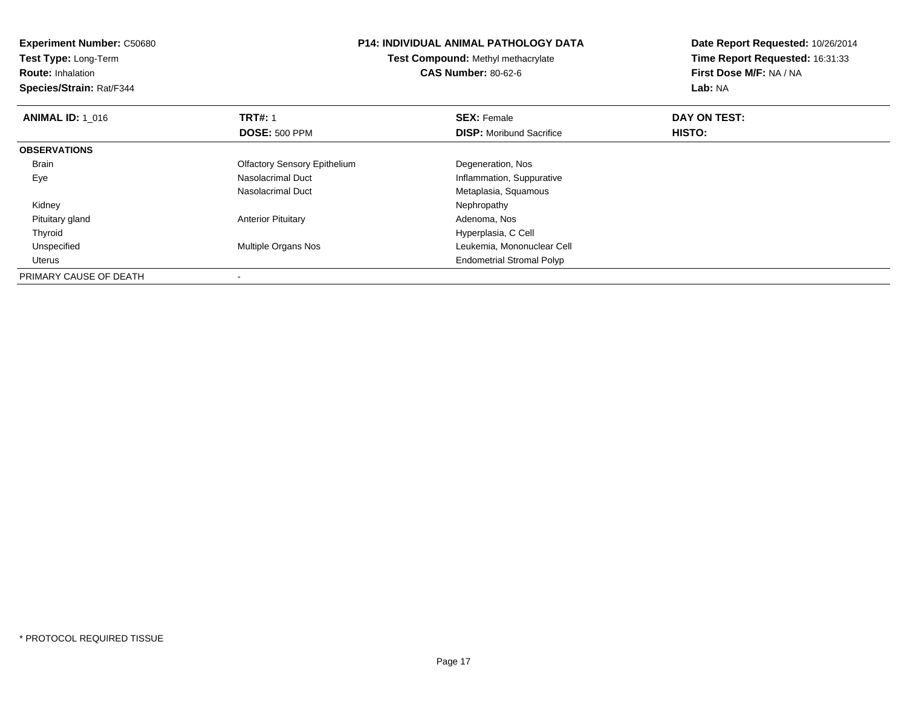**Experiment Number:** C50680
**Test Type:** Long-Term
**Route:** Inhalation
**Species/Strain:** Rat/F344

**P14: INDIVIDUAL ANIMAL PATHOLOGY DATA**
**Test Compound:** Methyl methacrylate
**CAS Number:** 80-62-6

**Date Report Requested:** 10/26/2014
**Time Report Requested:** 16:31:33
**First Dose M/F:** NA / NA
**Lab:** NA

| **ANIMAL ID:** 1_016 | **TRT#:** 1 | **SEX:** Female | **DAY ON TEST:** |
|---|---|---|---|
| | **DOSE:** 500 PPM | **DISP:** Moribund Sacrifice | **HISTO:** |
| **OBSERVATIONS** | | | |
| Brain | Olfactory Sensory Epithelium | Degeneration, Nos | |
| Eye | Nasolacrimal Duct | Inflammation, Suppurative | |
| | Nasolacrimal Duct | Metaplasia, Squamous | |
| Kidney | | Nephropathy | |
| Pituitary gland | Anterior Pituitary | Adenoma, Nos | |
| Thyroid | | Hyperplasia, C Cell | |
| Unspecified | Multiple Organs Nos | Leukemia, Mononuclear Cell | |
| Uterus | | Endometrial Stromal Polyp | |
| PRIMARY CAUSE OF DEATH | - | | |

* PROTOCOL REQUIRED TISSUE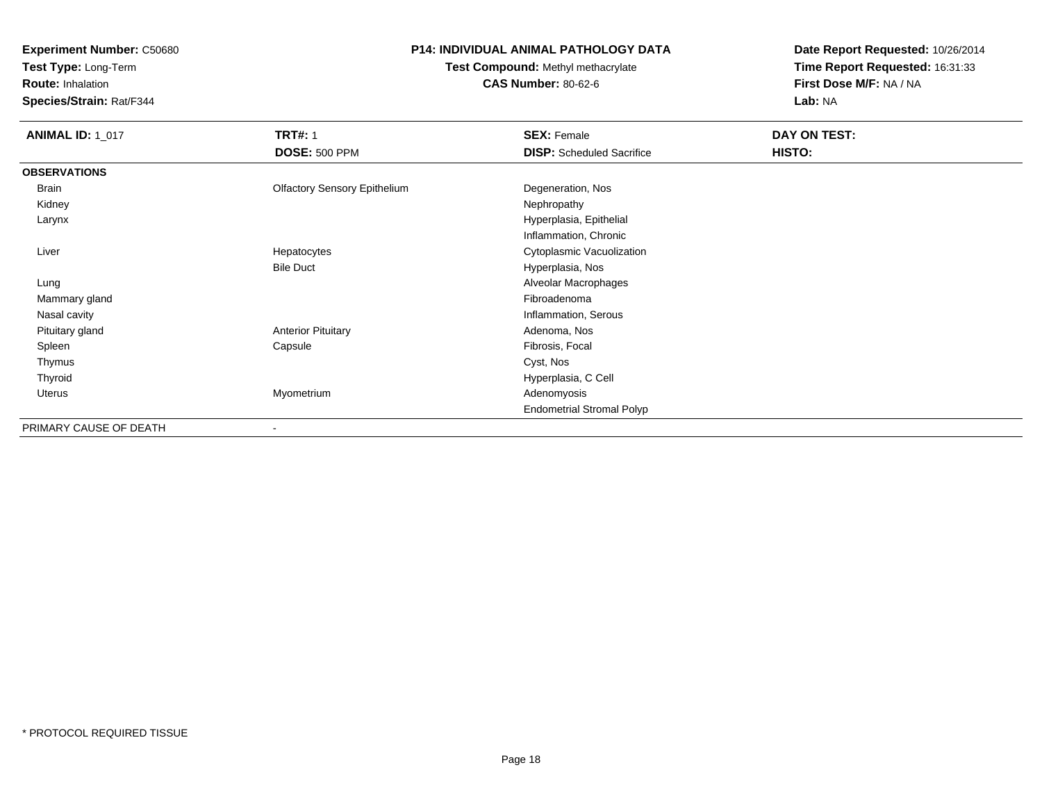**Experiment Number:** C50680
**Test Type:** Long-Term
**Route:** Inhalation
**Species/Strain:** Rat/F344

**P14: INDIVIDUAL ANIMAL PATHOLOGY DATA**
**Test Compound:** Methyl methacrylate
**CAS Number:** 80-62-6

**Date Report Requested:** 10/26/2014
**Time Report Requested:** 16:31:33
**First Dose M/F:** NA / NA
**Lab:** NA

| **ANIMAL ID:** 1_017 | **TRT#:** 1 | **SEX:** Female | **DAY ON TEST:** |
|---|---|---|---|
| | **DOSE:** 500 PPM | **DISP:** Scheduled Sacrifice | **HISTO:** |
| **OBSERVATIONS** | | | |
| Brain | Olfactory Sensory Epithelium | Degeneration, Nos | |
| Kidney | | Nephropathy | |
| Larynx | | Hyperplasia, Epithelial | |
| | | Inflammation, Chronic | |
| Liver | Hepatocytes | Cytoplasmic Vacuolization | |
| | Bile Duct | Hyperplasia, Nos | |
| Lung | | Alveolar Macrophages | |
| Mammary gland | | Fibroadenoma | |
| Nasal cavity | | Inflammation, Serous | |
| Pituitary gland | Anterior Pituitary | Adenoma, Nos | |
| Spleen | Capsule | Fibrosis, Focal | |
| Thymus | | Cyst, Nos | |
| Thyroid | | Hyperplasia, C Cell | |
| Uterus | Myometrium | Adenomyosis | |
| | | Endometrial Stromal Polyp | |
| PRIMARY CAUSE OF DEATH | - | | |

* PROTOCOL REQUIRED TISSUE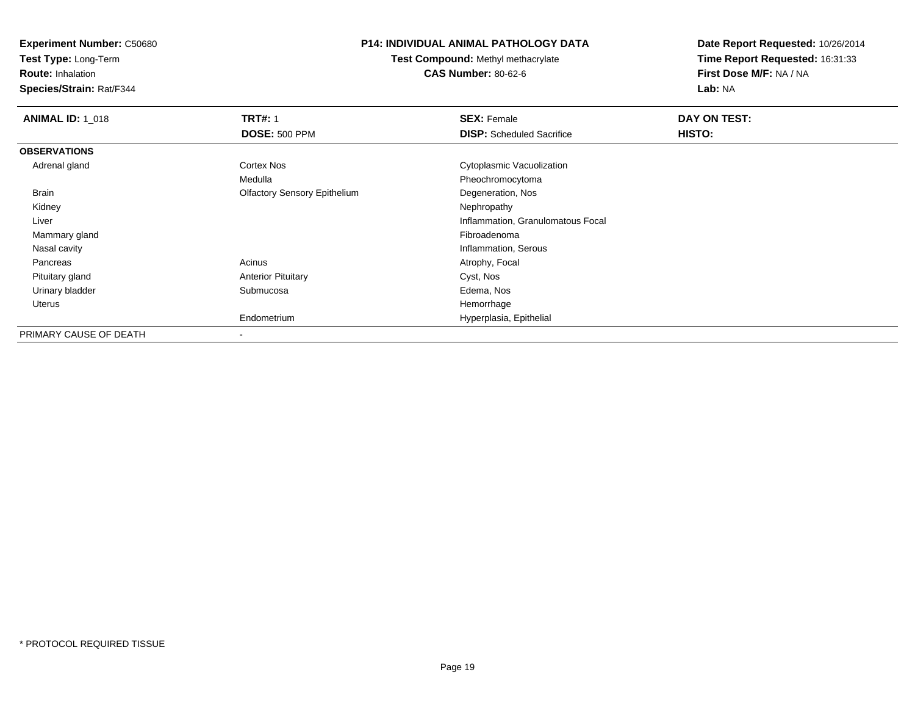**Experiment Number:** C50680
**Test Type:** Long-Term
**Route:** Inhalation
**Species/Strain:** Rat/F344

**P14: INDIVIDUAL ANIMAL PATHOLOGY DATA**
**Test Compound:** Methyl methacrylate
**CAS Number:** 80-62-6

**Date Report Requested:** 10/26/2014
**Time Report Requested:** 16:31:33
**First Dose M/F:** NA / NA
**Lab:** NA

| **ANIMAL ID:** 1_018 | **TRT#:** 1 | **SEX:** Female | **DAY ON TEST:** |
|---|---|---|---|
| | **DOSE:** 500 PPM | **DISP:** Scheduled Sacrifice | **HISTO:** |
| **OBSERVATIONS** | | | |
| Adrenal gland | Cortex Nos | Cytoplasmic Vacuolization | |
| | Medulla | Pheochromocytoma | |
| Brain | Olfactory Sensory Epithelium | Degeneration, Nos | |
| Kidney | | Nephropathy | |
| Liver | | Inflammation, Granulomatous Focal | |
| Mammary gland | | Fibroadenoma | |
| Nasal cavity | | Inflammation, Serous | |
| Pancreas | Acinus | Atrophy, Focal | |
| Pituitary gland | Anterior Pituitary | Cyst, Nos | |
| Urinary bladder | Submucosa | Edema, Nos | |
| Uterus | | Hemorrhage | |
| | Endometrium | Hyperplasia, Epithelial | |
| PRIMARY CAUSE OF DEATH | - | | |

* PROTOCOL REQUIRED TISSUE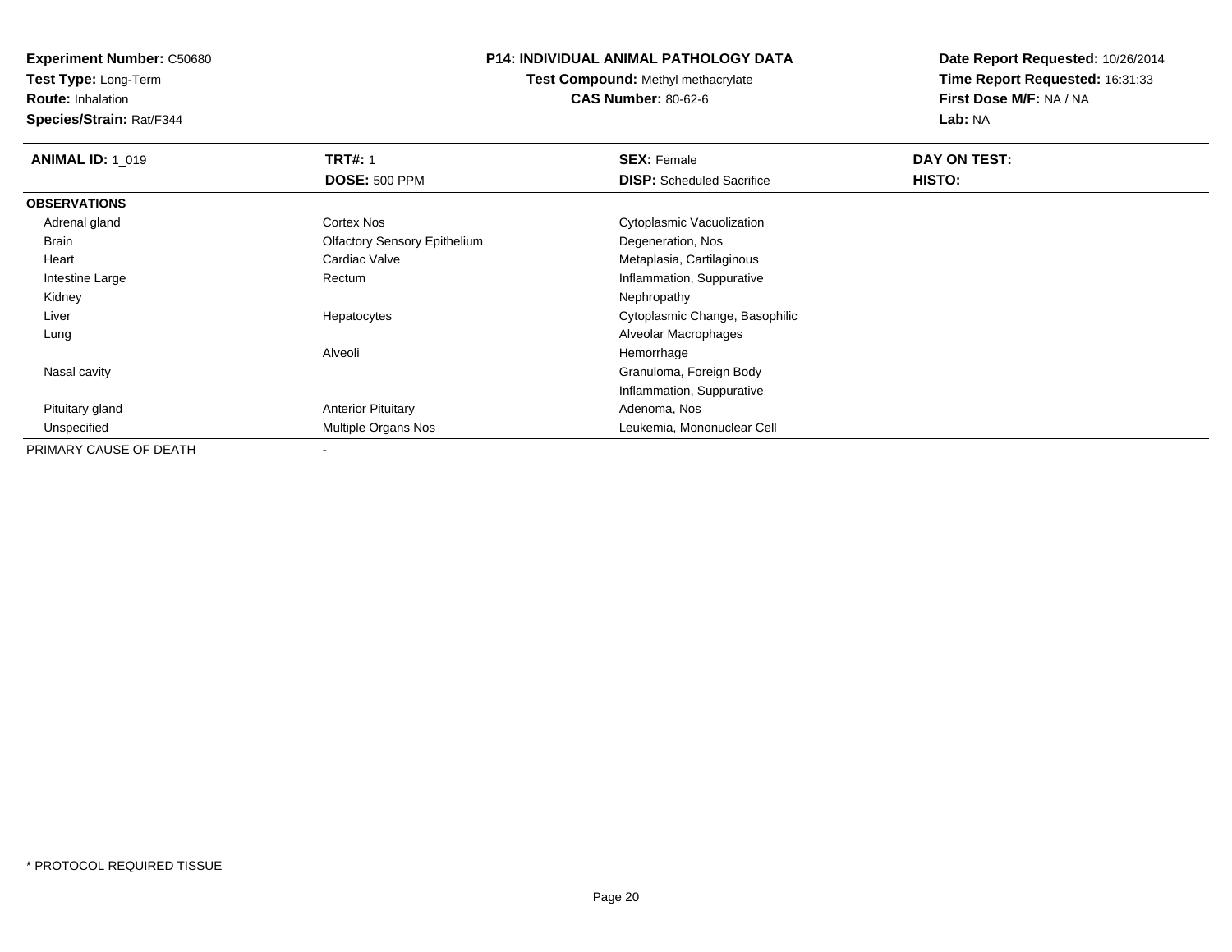**Experiment Number:** C50680
**Test Type:** Long-Term
**Route:** Inhalation
**Species/Strain:** Rat/F344

**P14: INDIVIDUAL ANIMAL PATHOLOGY DATA**
**Test Compound:** Methyl methacrylate
**CAS Number:** 80-62-6

**Date Report Requested:** 10/26/2014
**Time Report Requested:** 16:31:33
**First Dose M/F:** NA / NA
**Lab:** NA

| **ANIMAL ID:** 1_019 | **TRT#:** 1 | **SEX:** Female | **DAY ON TEST:** |
|---|---|---|---|
| | **DOSE:** 500 PPM | **DISP:** Scheduled Sacrifice | **HISTO:** |
| **OBSERVATIONS** | | | |
| Adrenal gland | Cortex Nos | Cytoplasmic Vacuolization | |
| Brain | Olfactory Sensory Epithelium | Degeneration, Nos | |
| Heart | Cardiac Valve | Metaplasia, Cartilaginous | |
| Intestine Large | Rectum | Inflammation, Suppurative | |
| Kidney | | Nephropathy | |
| Liver | Hepatocytes | Cytoplasmic Change, Basophilic | |
| Lung | | Alveolar Macrophages | |
| | Alveoli | Hemorrhage | |
| Nasal cavity | | Granuloma, Foreign Body | |
| | | Inflammation, Suppurative | |
| Pituitary gland | Anterior Pituitary | Adenoma, Nos | |
| Unspecified | Multiple Organs Nos | Leukemia, Mononuclear Cell | |
| PRIMARY CAUSE OF DEATH | - | | |

* PROTOCOL REQUIRED TISSUE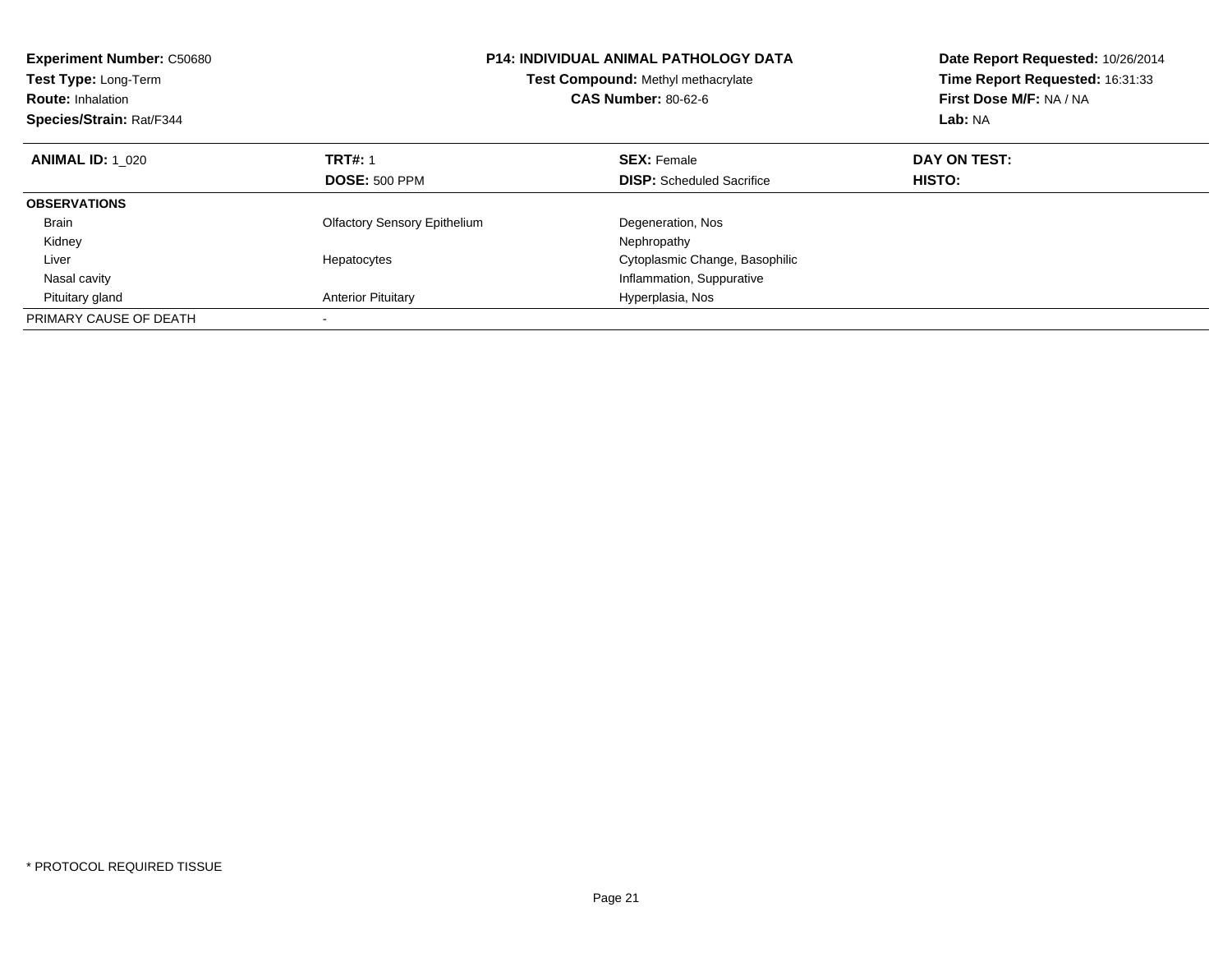**Experiment Number:** C50680
**Test Type:** Long-Term
**Route:** Inhalation
**Species/Strain:** Rat/F344

**P14: INDIVIDUAL ANIMAL PATHOLOGY DATA**
**Test Compound:** Methyl methacrylate
**CAS Number:** 80-62-6

**Date Report Requested:** 10/26/2014
**Time Report Requested:** 16:31:33
**First Dose M/F:** NA / NA
**Lab:** NA

| **ANIMAL ID:** 1_020 | **TRT#:** 1 | **SEX:** Female | **DAY ON TEST:** |
|---|---|---|---|
| | **DOSE:** 500 PPM | **DISP:** Scheduled Sacrifice | **HISTO:** |
| **OBSERVATIONS** | | | |
| Brain | Olfactory Sensory Epithelium | Degeneration, Nos | |
| Kidney | | Nephropathy | |
| Liver | Hepatocytes | Cytoplasmic Change, Basophilic | |
| Nasal cavity | | Inflammation, Suppurative | |
| Pituitary gland | Anterior Pituitary | Hyperplasia, Nos | |
| PRIMARY CAUSE OF DEATH | - | | |

* PROTOCOL REQUIRED TISSUE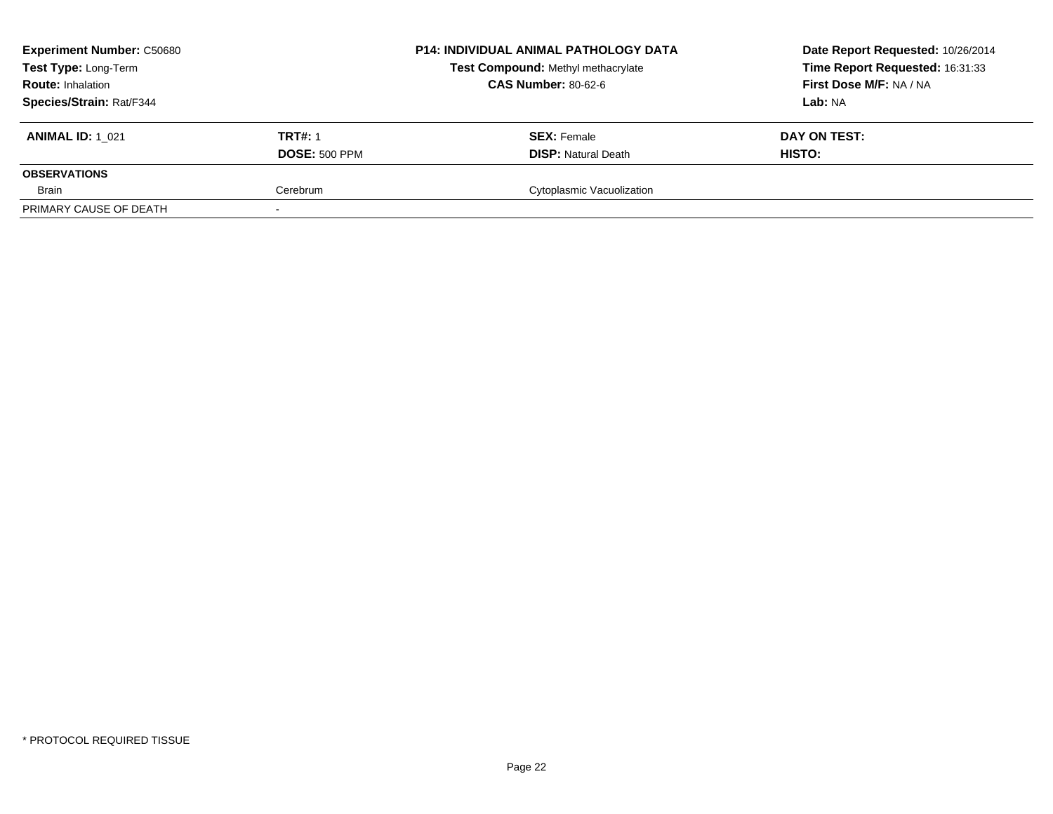**Experiment Number:** C50680
**Test Type:** Long-Term
**Route:** Inhalation
**Species/Strain:** Rat/F344

**P14: INDIVIDUAL ANIMAL PATHOLOGY DATA**
**Test Compound:** Methyl methacrylate
**CAS Number:** 80-62-6

**Date Report Requested:** 10/26/2014
**Time Report Requested:** 16:31:33
**First Dose M/F:** NA / NA
**Lab:** NA

| **ANIMAL ID:** 1_021 | **TRT#:** 1 | **SEX:** Female | **DAY ON TEST:** |
|---|---|---|---|
| | **DOSE:** 500 PPM | **DISP:** Natural Death | **HISTO:** |
| **OBSERVATIONS** | | | |
| Brain | Cerebrum | Cytoplasmic Vacuolization | |
| PRIMARY CAUSE OF DEATH | - | | |

\* PROTOCOL REQUIRED TISSUE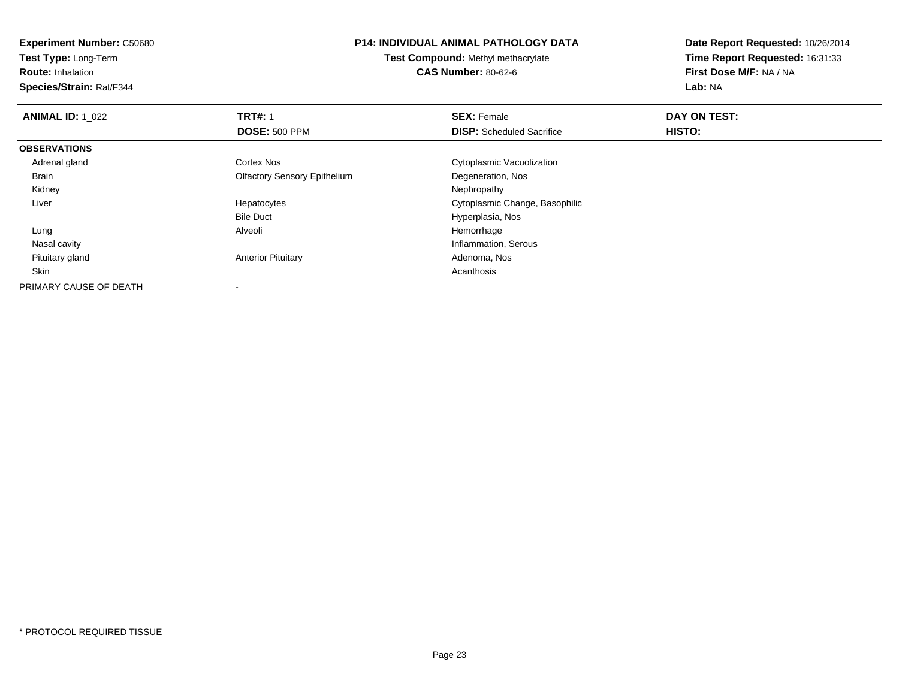**Experiment Number:** C50680
**Test Type:** Long-Term
**Route:** Inhalation
**Species/Strain:** Rat/F344

**P14: INDIVIDUAL ANIMAL PATHOLOGY DATA**
**Test Compound:** Methyl methacrylate
**CAS Number:** 80-62-6

**Date Report Requested:** 10/26/2014
**Time Report Requested:** 16:31:33
**First Dose M/F:** NA / NA
**Lab:** NA

| **ANIMAL ID:** 1_022 | **TRT#:** 1 | **SEX:** Female | **DAY ON TEST:** |
|---|---|---|---|
| | **DOSE:** 500 PPM | **DISP:** Scheduled Sacrifice | **HISTO:** |
| **OBSERVATIONS** | | | |
| Adrenal gland | Cortex Nos | Cytoplasmic Vacuolization | |
| Brain | Olfactory Sensory Epithelium | Degeneration, Nos | |
| Kidney | | Nephropathy | |
| Liver | Hepatocytes | Cytoplasmic Change, Basophilic | |
| | Bile Duct | Hyperplasia, Nos | |
| Lung | Alveoli | Hemorrhage | |
| Nasal cavity | | Inflammation, Serous | |
| Pituitary gland | Anterior Pituitary | Adenoma, Nos | |
| Skin | | Acanthosis | |
| PRIMARY CAUSE OF DEATH | - | | |

* PROTOCOL REQUIRED TISSUE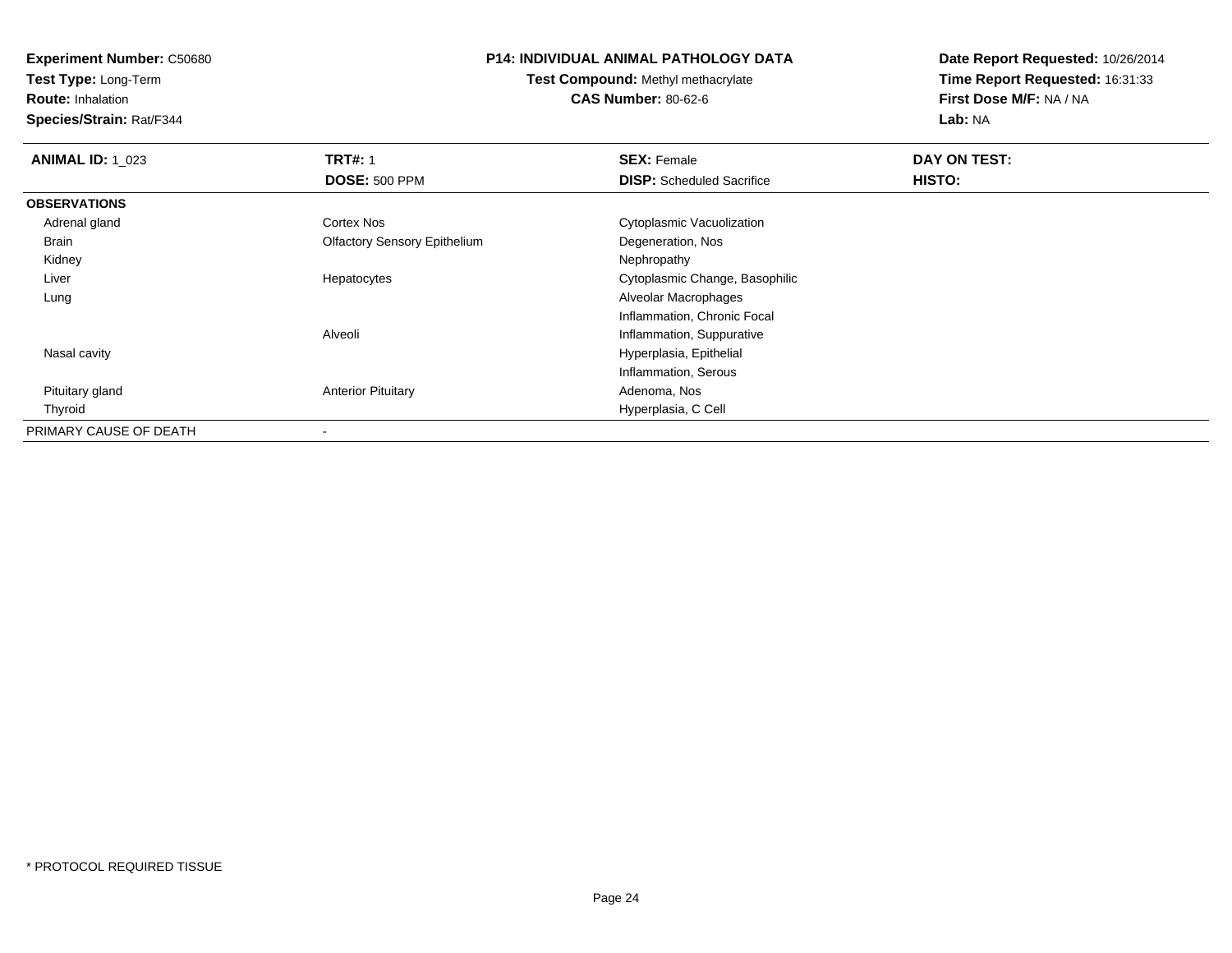**Experiment Number:** C50680
**Test Type:** Long-Term
**Route:** Inhalation
**Species/Strain:** Rat/F344

## P14: INDIVIDUAL ANIMAL PATHOLOGY DATA

**Test Compound:** Methyl methacrylate
**CAS Number:** 80-62-6

**Date Report Requested:** 10/26/2014
**Time Report Requested:** 16:31:33
**First Dose M/F:** NA / NA
**Lab:** NA

| **ANIMAL ID:** 1_023 | **TRT#:** 1 | **SEX:** Female | **DAY ON TEST:** |
|---|---|---|---|
| | **DOSE:** 500 PPM | **DISP:** Scheduled Sacrifice | **HISTO:** |
| **OBSERVATIONS** | | | |
| Adrenal gland | Cortex Nos | Cytoplasmic Vacuolization | |
| Brain | Olfactory Sensory Epithelium | Degeneration, Nos | |
| Kidney | | Nephropathy | |
| Liver | Hepatocytes | Cytoplasmic Change, Basophilic | |
| Lung | | Alveolar Macrophages | |
| | | Inflammation, Chronic Focal | |
| | Alveoli | Inflammation, Suppurative | |
| Nasal cavity | | Hyperplasia, Epithelial | |
| | | Inflammation, Serous | |
| Pituitary gland | Anterior Pituitary | Adenoma, Nos | |
| Thyroid | | Hyperplasia, C Cell | |
| PRIMARY CAUSE OF DEATH | - | | |

* PROTOCOL REQUIRED TISSUE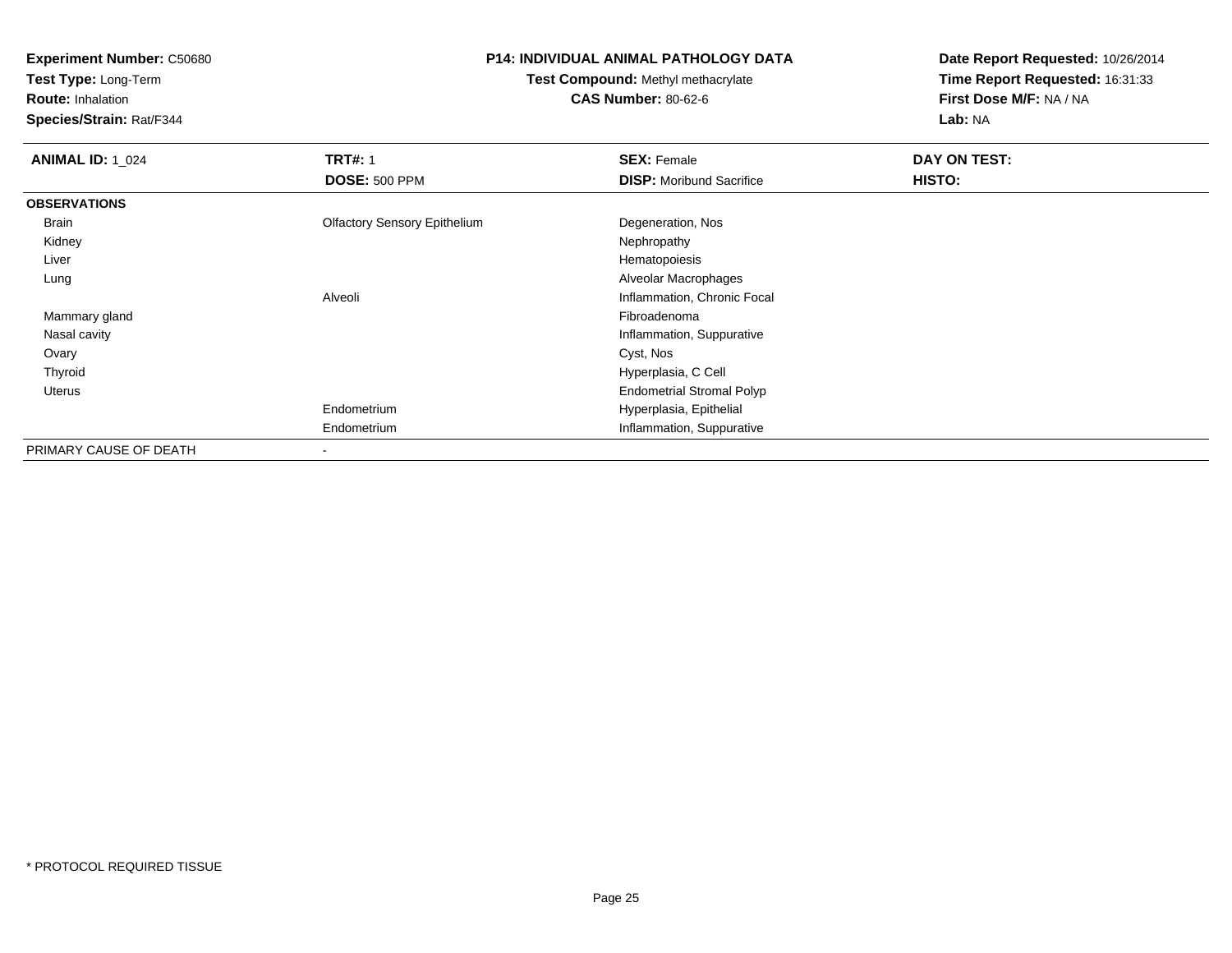**Experiment Number:** C50680
**Test Type:** Long-Term
**Route:** Inhalation
**Species/Strain:** Rat/F344

**P14: INDIVIDUAL ANIMAL PATHOLOGY DATA**
**Test Compound:** Methyl methacrylate
**CAS Number:** 80-62-6

**Date Report Requested:** 10/26/2014
**Time Report Requested:** 16:31:33
**First Dose M/F:** NA / NA
**Lab:** NA

| **ANIMAL ID:** 1_024 | **TRT#:** 1 | **SEX:** Female | **DAY ON TEST:** |
|---|---|---|---|
| | **DOSE:** 500 PPM | **DISP:** Moribund Sacrifice | **HISTO:** |
| **OBSERVATIONS** | | | |
| Brain | Olfactory Sensory Epithelium | Degeneration, Nos | |
| Kidney | | Nephropathy | |
| Liver | | Hematopoiesis | |
| Lung | | Alveolar Macrophages | |
| | Alveoli | Inflammation, Chronic Focal | |
| Mammary gland | | Fibroadenoma | |
| Nasal cavity | | Inflammation, Suppurative | |
| Ovary | | Cyst, Nos | |
| Thyroid | | Hyperplasia, C Cell | |
| Uterus | | Endometrial Stromal Polyp | |
| | Endometrium | Hyperplasia, Epithelial | |
| | Endometrium | Inflammation, Suppurative | |
| PRIMARY CAUSE OF DEATH | - | | |

* PROTOCOL REQUIRED TISSUE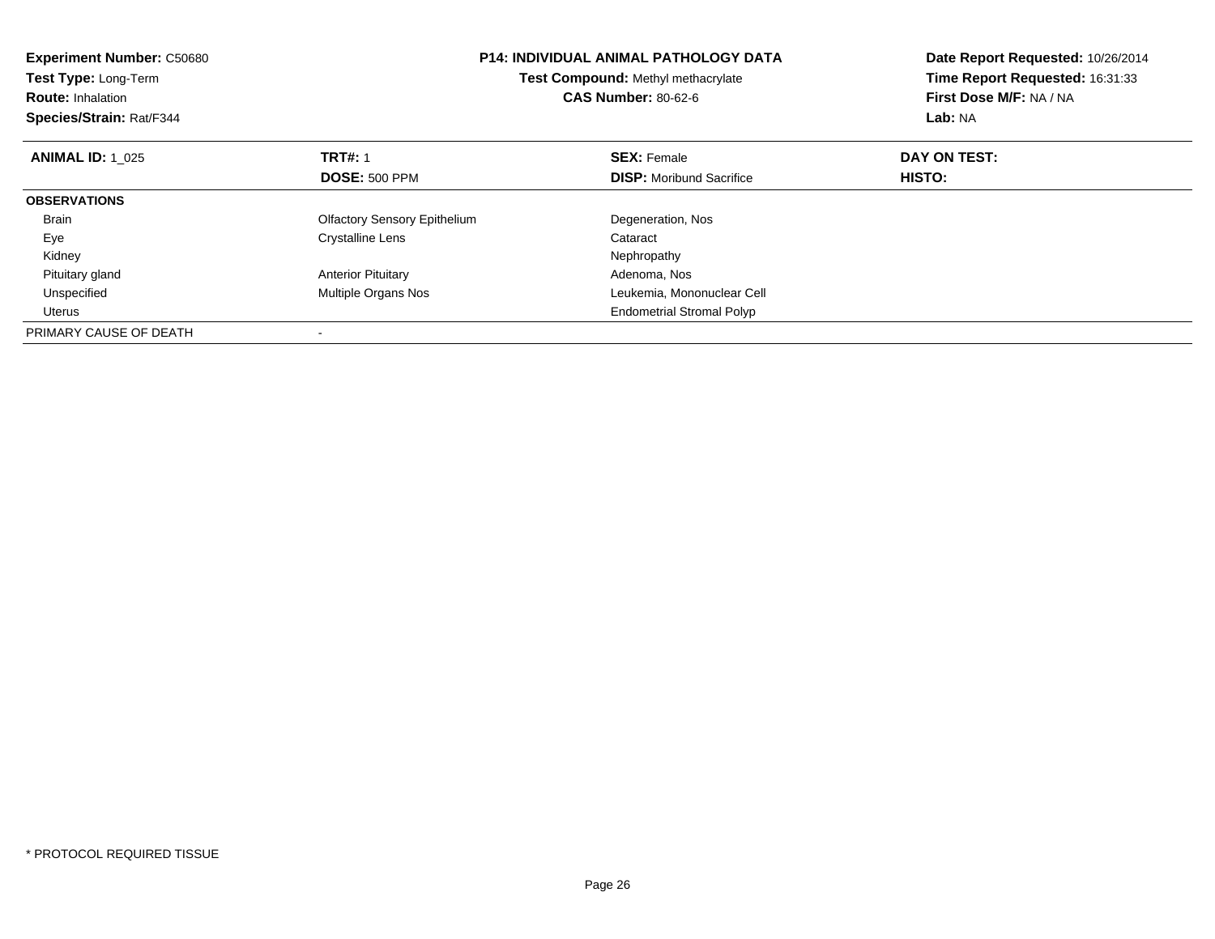**Experiment Number:** C50680
**Test Type:** Long-Term
**Route:** Inhalation
**Species/Strain:** Rat/F344

**P14: INDIVIDUAL ANIMAL PATHOLOGY DATA**
**Test Compound:** Methyl methacrylate
**CAS Number:** 80-62-6

**Date Report Requested:** 10/26/2014
**Time Report Requested:** 16:31:33
**First Dose M/F:** NA / NA
**Lab:** NA

| **ANIMAL ID:** 1_025 | **TRT#:** 1<br>**DOSE:** 500 PPM | **SEX:** Female<br>**DISP:** Moribund Sacrifice | **DAY ON TEST:**<br>**HISTO:** |
|---|---|---|---|
| **OBSERVATIONS** | | | |
| Brain | Olfactory Sensory Epithelium | Degeneration, Nos | |
| Eye | Crystalline Lens | Cataract | |
| Kidney | | Nephropathy | |
| Pituitary gland | Anterior Pituitary | Adenoma, Nos | |
| Unspecified | Multiple Organs Nos | Leukemia, Mononuclear Cell | |
| Uterus | | Endometrial Stromal Polyp | |
| PRIMARY CAUSE OF DEATH | - | | |

* PROTOCOL REQUIRED TISSUE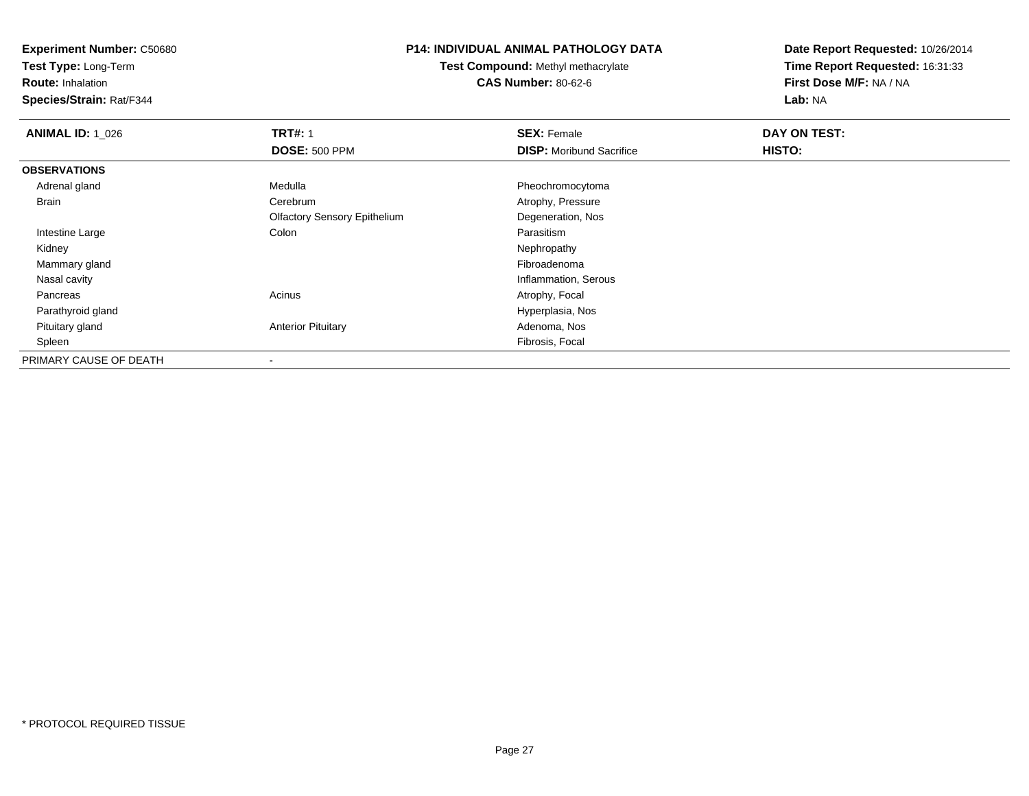**Experiment Number:** C50680
**Test Type:** Long-Term
**Route:** Inhalation
**Species/Strain:** Rat/F344

**P14: INDIVIDUAL ANIMAL PATHOLOGY DATA**
**Test Compound:** Methyl methacrylate
**CAS Number:** 80-62-6

**Date Report Requested:** 10/26/2014
**Time Report Requested:** 16:31:33
**First Dose M/F:** NA / NA
**Lab:** NA

| **ANIMAL ID:** 1_026 | **TRT#:** 1 | **SEX:** Female | **DAY ON TEST:** |
|---|---|---|---|
| | **DOSE:** 500 PPM | **DISP:** Moribund Sacrifice | **HISTO:** |
| **OBSERVATIONS** | | | |
| Adrenal gland | Medulla | Pheochromocytoma | |
| Brain | Cerebrum | Atrophy, Pressure | |
| | Olfactory Sensory Epithelium | Degeneration, Nos | |
| Intestine Large | Colon | Parasitism | |
| Kidney | | Nephropathy | |
| Mammary gland | | Fibroadenoma | |
| Nasal cavity | | Inflammation, Serous | |
| Pancreas | Acinus | Atrophy, Focal | |
| Parathyroid gland | | Hyperplasia, Nos | |
| Pituitary gland | Anterior Pituitary | Adenoma, Nos | |
| Spleen | | Fibrosis, Focal | |
| PRIMARY CAUSE OF DEATH | - | | |

* PROTOCOL REQUIRED TISSUE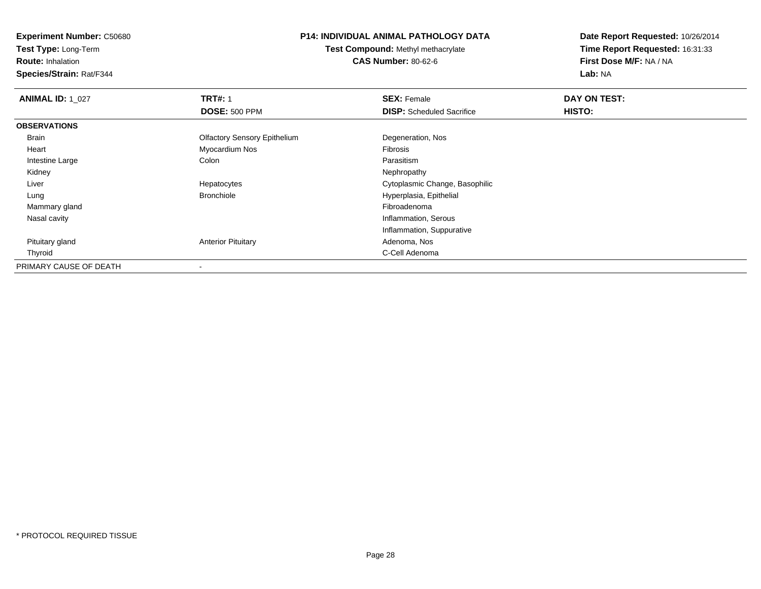**Experiment Number:** C50680
**Test Type:** Long-Term
**Route:** Inhalation
**Species/Strain:** Rat/F344

# P14: INDIVIDUAL ANIMAL PATHOLOGY DATA

**Test Compound:** Methyl methacrylate
**CAS Number:** 80-62-6

**Date Report Requested:** 10/26/2014
**Time Report Requested:** 16:31:33
**First Dose M/F:** NA / NA
**Lab:** NA

| **ANIMAL ID:** 1_027 | **TRT#:** 1 | **SEX:** Female | **DAY ON TEST:** |
|---|---|---|---|
| | **DOSE:** 500 PPM | **DISP:** Scheduled Sacrifice | **HISTO:** |
| **OBSERVATIONS** | | | |
| Brain | Olfactory Sensory Epithelium | Degeneration, Nos | |
| Heart | Myocardium Nos | Fibrosis | |
| Intestine Large | Colon | Parasitism | |
| Kidney | | Nephropathy | |
| Liver | Hepatocytes | Cytoplasmic Change, Basophilic | |
| Lung | Bronchiole | Hyperplasia, Epithelial | |
| Mammary gland | | Fibroadenoma | |
| Nasal cavity | | Inflammation, Serous | |
| | | Inflammation, Suppurative | |
| Pituitary gland | Anterior Pituitary | Adenoma, Nos | |
| Thyroid | | C-Cell Adenoma | |
| PRIMARY CAUSE OF DEATH | - | | |

* PROTOCOL REQUIRED TISSUE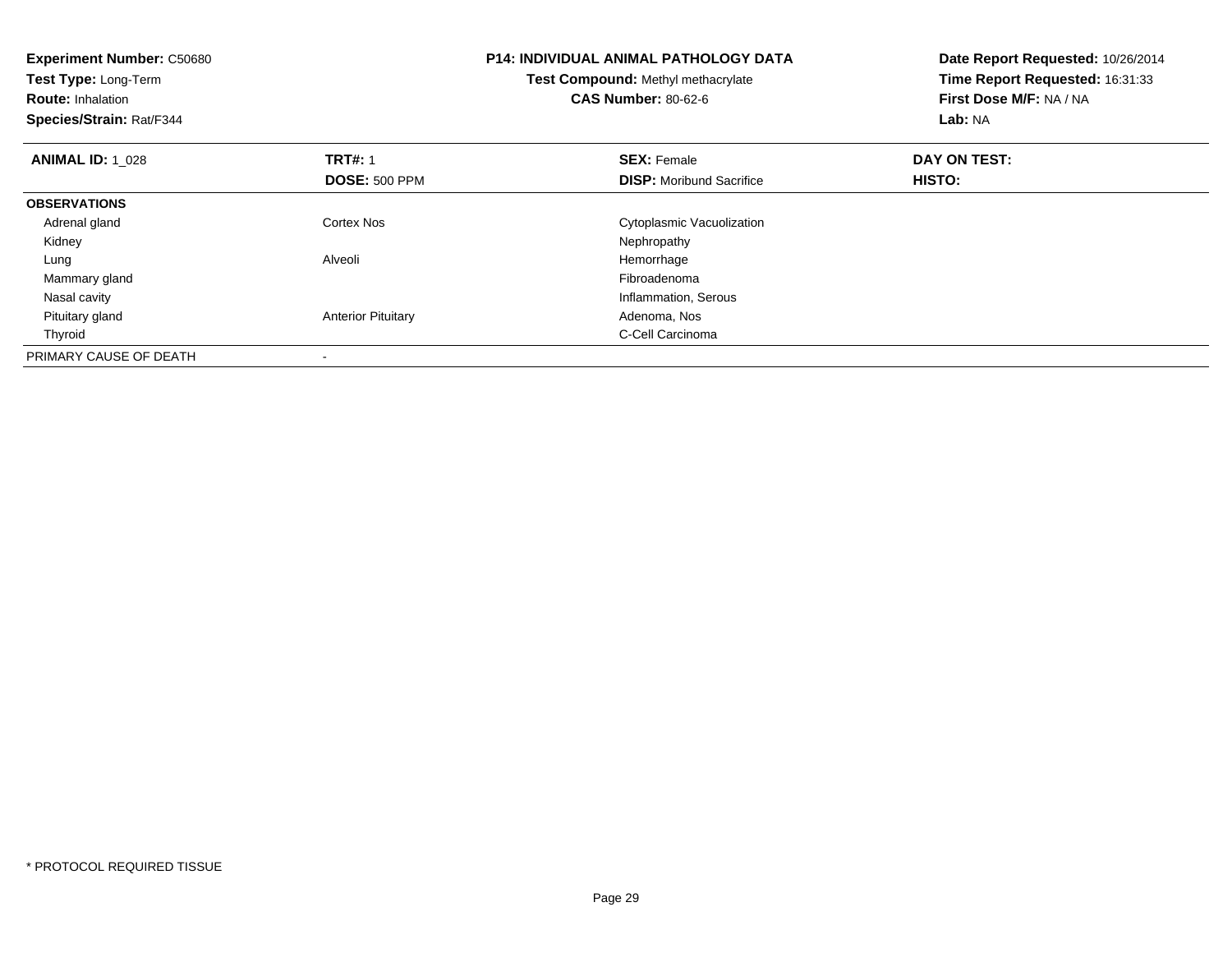**Experiment Number:** C50680
**Test Type:** Long-Term
**Route:** Inhalation
**Species/Strain:** Rat/F344

**P14: INDIVIDUAL ANIMAL PATHOLOGY DATA**
**Test Compound:** Methyl methacrylate
**CAS Number:** 80-62-6

**Date Report Requested:** 10/26/2014
**Time Report Requested:** 16:31:33
**First Dose M/F:** NA / NA
**Lab:** NA

| **ANIMAL ID:** 1_028 | **TRT#:** 1 | **SEX:** Female | **DAY ON TEST:** |
|---|---|---|---|
| | **DOSE:** 500 PPM | **DISP:** Moribund Sacrifice | **HISTO:** |
| **OBSERVATIONS** | | | |
| Adrenal gland | Cortex Nos | Cytoplasmic Vacuolization | |
| Kidney | | Nephropathy | |
| Lung | Alveoli | Hemorrhage | |
| Mammary gland | | Fibroadenoma | |
| Nasal cavity | | Inflammation, Serous | |
| Pituitary gland | Anterior Pituitary | Adenoma, Nos | |
| Thyroid | | C-Cell Carcinoma | |
| PRIMARY CAUSE OF DEATH | - | | |

* PROTOCOL REQUIRED TISSUE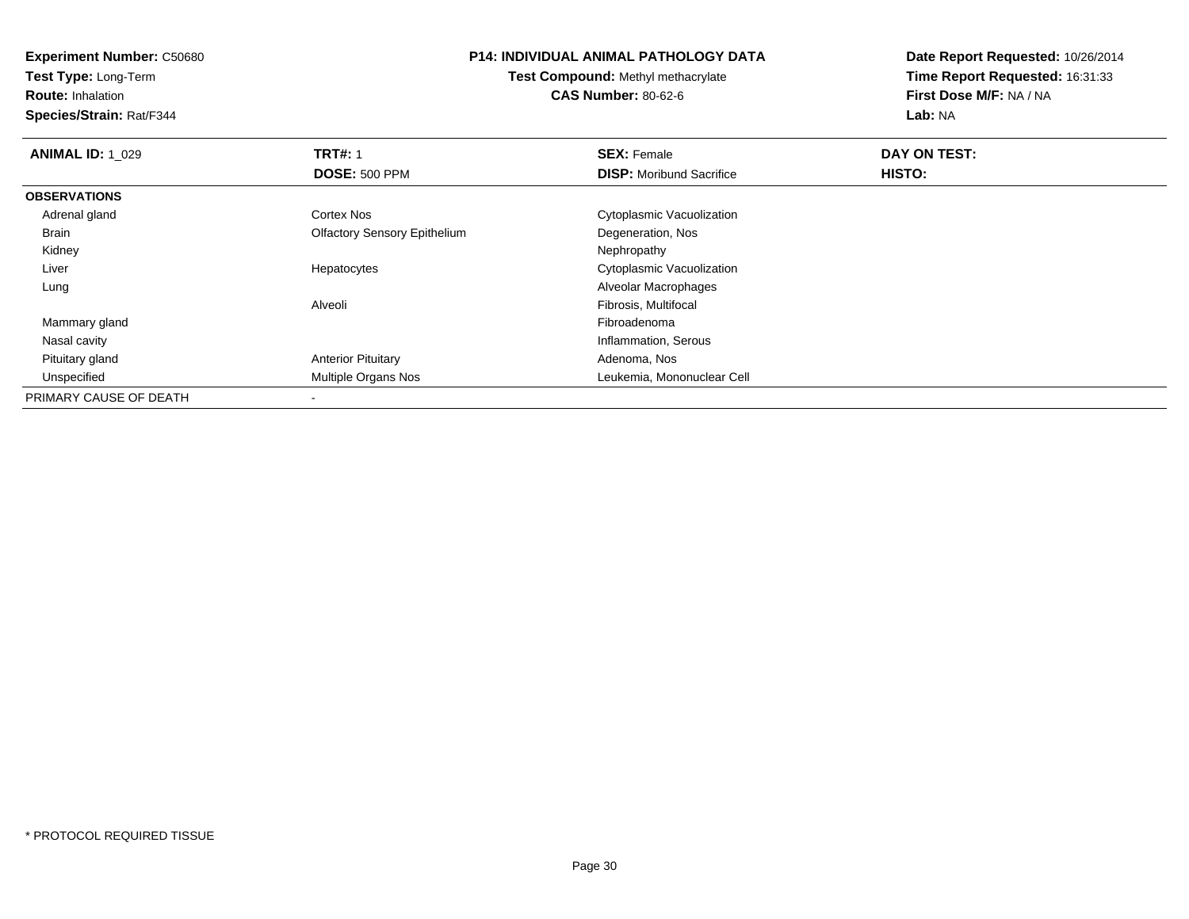**Experiment Number:** C50680
**Test Type:** Long-Term
**Route:** Inhalation
**Species/Strain:** Rat/F344

**P14: INDIVIDUAL ANIMAL PATHOLOGY DATA**
**Test Compound:** Methyl methacrylate
**CAS Number:** 80-62-6

**Date Report Requested:** 10/26/2014
**Time Report Requested:** 16:31:33
**First Dose M/F:** NA / NA
**Lab:** NA

| **ANIMAL ID:** 1_029 | **TRT#:** 1 | **SEX:** Female | **DAY ON TEST:** |
|---|---|---|---|
| | **DOSE:** 500 PPM | **DISP:** Moribund Sacrifice | **HISTO:** |
| **OBSERVATIONS** | | | |
| Adrenal gland | Cortex Nos | Cytoplasmic Vacuolization | |
| Brain | Olfactory Sensory Epithelium | Degeneration, Nos | |
| Kidney | | Nephropathy | |
| Liver | Hepatocytes | Cytoplasmic Vacuolization | |
| Lung | | Alveolar Macrophages | |
| | Alveoli | Fibrosis, Multifocal | |
| Mammary gland | | Fibroadenoma | |
| Nasal cavity | | Inflammation, Serous | |
| Pituitary gland | Anterior Pituitary | Adenoma, Nos | |
| Unspecified | Multiple Organs Nos | Leukemia, Mononuclear Cell | |
| PRIMARY CAUSE OF DEATH | - | | |

\* PROTOCOL REQUIRED TISSUE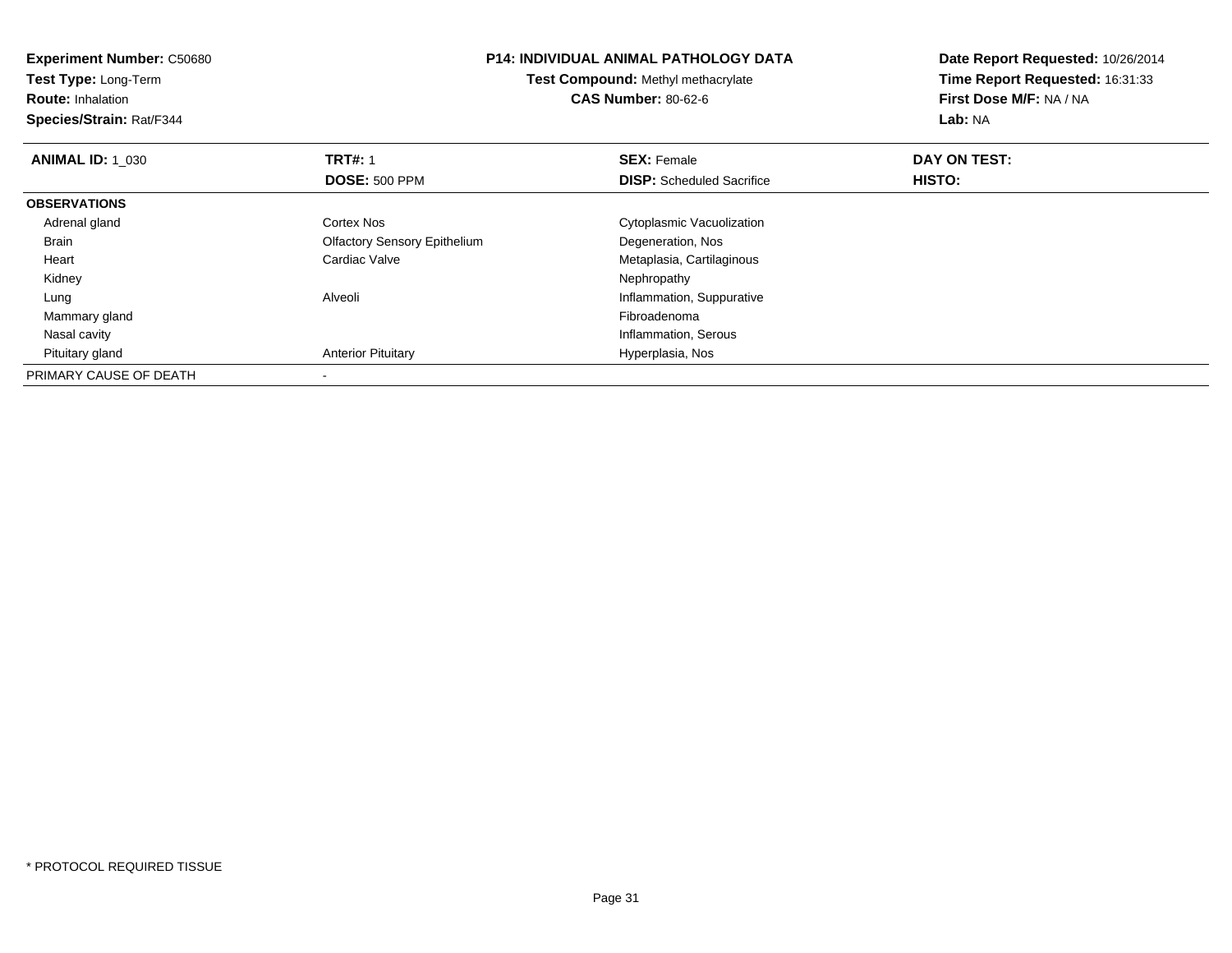**Experiment Number:** C50680
**Test Type:** Long-Term
**Route:** Inhalation
**Species/Strain:** Rat/F344

**P14: INDIVIDUAL ANIMAL PATHOLOGY DATA**
**Test Compound:** Methyl methacrylate
**CAS Number:** 80-62-6

**Date Report Requested:** 10/26/2014
**Time Report Requested:** 16:31:33
**First Dose M/F:** NA / NA
**Lab:** NA

| **ANIMAL ID:** 1_030 | **TRT#:** 1 | **SEX:** Female | **DAY ON TEST:** |
|---|---|---|---|
| | **DOSE:** 500 PPM | **DISP:** Scheduled Sacrifice | **HISTO:** |
| **OBSERVATIONS** | | | |
| Adrenal gland | Cortex Nos | Cytoplasmic Vacuolization | |
| Brain | Olfactory Sensory Epithelium | Degeneration, Nos | |
| Heart | Cardiac Valve | Metaplasia, Cartilaginous | |
| Kidney | | Nephropathy | |
| Lung | Alveoli | Inflammation, Suppurative | |
| Mammary gland | | Fibroadenoma | |
| Nasal cavity | | Inflammation, Serous | |
| Pituitary gland | Anterior Pituitary | Hyperplasia, Nos | |
| PRIMARY CAUSE OF DEATH | - | | |

\* PROTOCOL REQUIRED TISSUE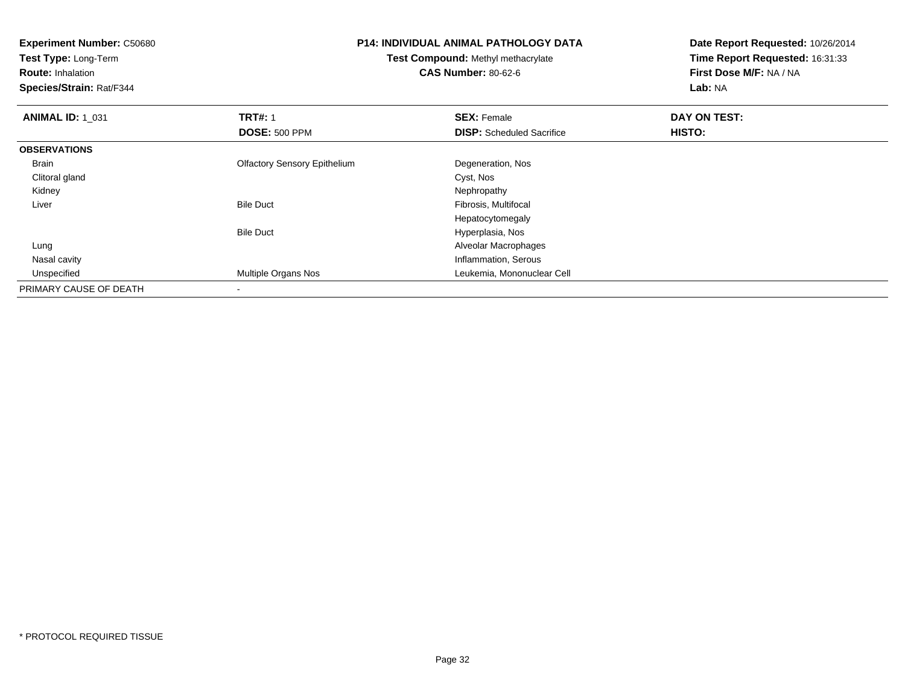**Experiment Number:** C50680
**Test Type:** Long-Term
**Route:** Inhalation
**Species/Strain:** Rat/F344

**P14: INDIVIDUAL ANIMAL PATHOLOGY DATA**
**Test Compound:** Methyl methacrylate
**CAS Number:** 80-62-6

**Date Report Requested:** 10/26/2014
**Time Report Requested:** 16:31:33
**First Dose M/F:** NA / NA
**Lab:** NA

| **ANIMAL ID:** 1_031 | **TRT#:** 1 | **SEX:** Female | **DAY ON TEST:** |
|---|---|---|---|
| | **DOSE:** 500 PPM | **DISP:** Scheduled Sacrifice | **HISTO:** |
| **OBSERVATIONS** | | | |
| Brain | Olfactory Sensory Epithelium | Degeneration, Nos | |
| Clitoral gland | | Cyst, Nos | |
| Kidney | | Nephropathy | |
| Liver | Bile Duct | Fibrosis, Multifocal | |
| | | Hepatocytomegaly | |
| | Bile Duct | Hyperplasia, Nos | |
| Lung | | Alveolar Macrophages | |
| Nasal cavity | | Inflammation, Serous | |
| Unspecified | Multiple Organs Nos | Leukemia, Mononuclear Cell | |
| PRIMARY CAUSE OF DEATH | - | | |

* PROTOCOL REQUIRED TISSUE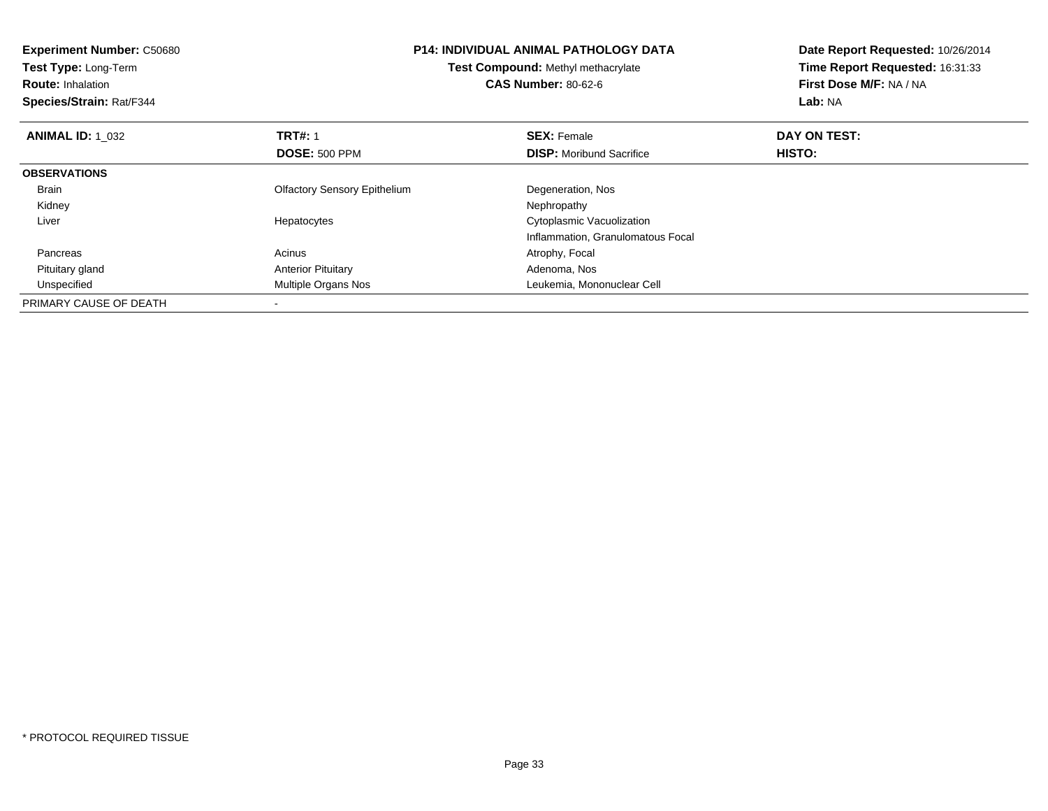**Experiment Number:** C50680
**Test Type:** Long-Term
**Route:** Inhalation
**Species/Strain:** Rat/F344

**P14: INDIVIDUAL ANIMAL PATHOLOGY DATA**
**Test Compound:** Methyl methacrylate
**CAS Number:** 80-62-6

**Date Report Requested:** 10/26/2014
**Time Report Requested:** 16:31:33
**First Dose M/F:** NA / NA
**Lab:** NA

| **ANIMAL ID:** 1_032 | **TRT#:** 1 | **SEX:** Female | **DAY ON TEST:** |
|---|---|---|---|
| | **DOSE:** 500 PPM | **DISP:** Moribund Sacrifice | **HISTO:** |
| **OBSERVATIONS** | | | |
| Brain | Olfactory Sensory Epithelium | Degeneration, Nos | |
| Kidney | | Nephropathy | |
| Liver | Hepatocytes | Cytoplasmic Vacuolization | |
| | | Inflammation, Granulomatous Focal | |
| Pancreas | Acinus | Atrophy, Focal | |
| Pituitary gland | Anterior Pituitary | Adenoma, Nos | |
| Unspecified | Multiple Organs Nos | Leukemia, Mononuclear Cell | |
| PRIMARY CAUSE OF DEATH | - | | |

* PROTOCOL REQUIRED TISSUE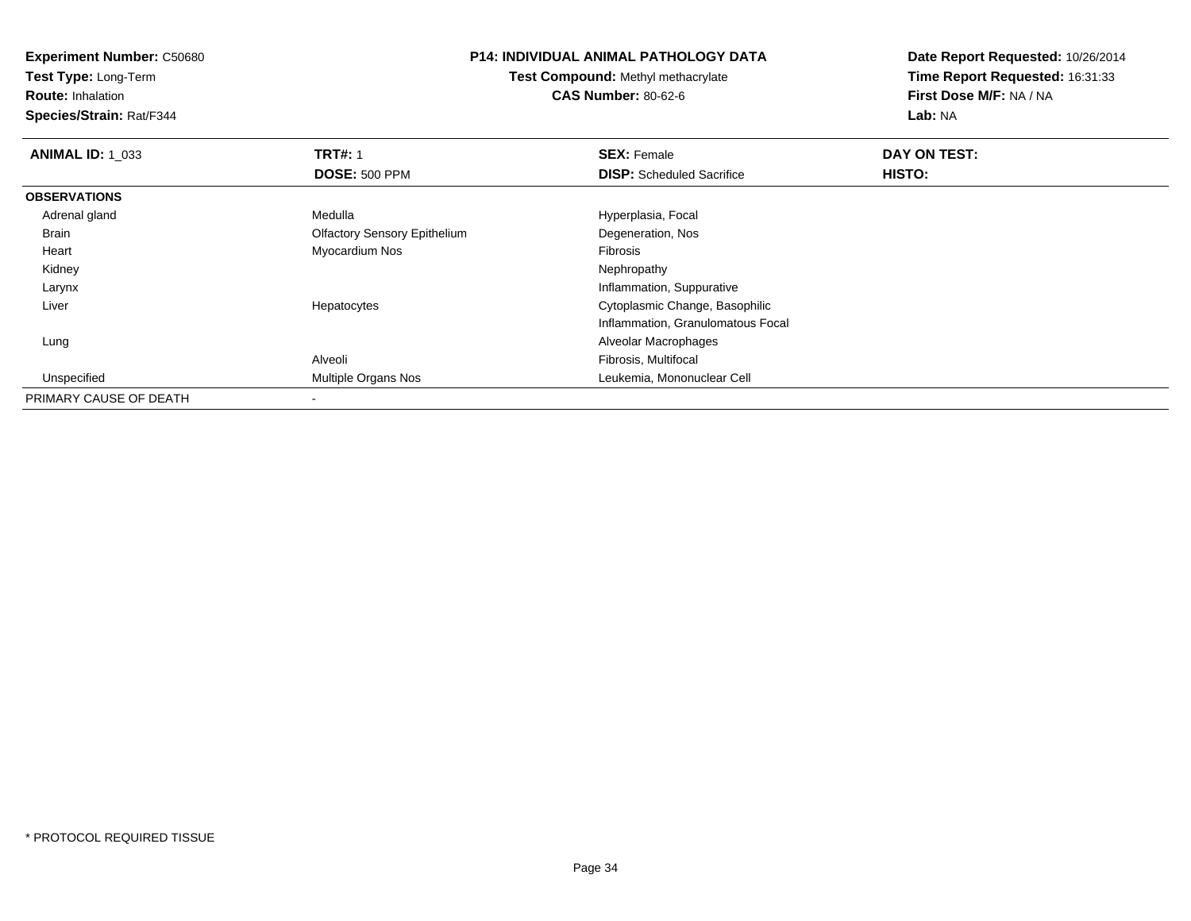**Experiment Number:** C50680
**Test Type:** Long-Term
**Route:** Inhalation
**Species/Strain:** Rat/F344

**P14: INDIVIDUAL ANIMAL PATHOLOGY DATA**
**Test Compound:** Methyl methacrylate
**CAS Number:** 80-62-6

**Date Report Requested:** 10/26/2014
**Time Report Requested:** 16:31:33
**First Dose M/F:** NA / NA
**Lab:** NA

| **ANIMAL ID:** 1_033 | **TRT#:** 1 | **SEX:** Female | **DAY ON TEST:** |
|---|---|---|---|
| | **DOSE:** 500 PPM | **DISP:** Scheduled Sacrifice | **HISTO:** |
| **OBSERVATIONS** | | | |
| Adrenal gland | Medulla | Hyperplasia, Focal | |
| Brain | Olfactory Sensory Epithelium | Degeneration, Nos | |
| Heart | Myocardium Nos | Fibrosis | |
| Kidney | | Nephropathy | |
| Larynx | | Inflammation, Suppurative | |
| Liver | Hepatocytes | Cytoplasmic Change, Basophilic | |
| | | Inflammation, Granulomatous Focal | |
| Lung | | Alveolar Macrophages | |
| | Alveoli | Fibrosis, Multifocal | |
| Unspecified | Multiple Organs Nos | Leukemia, Mononuclear Cell | |
| PRIMARY CAUSE OF DEATH | - | | |

* PROTOCOL REQUIRED TISSUE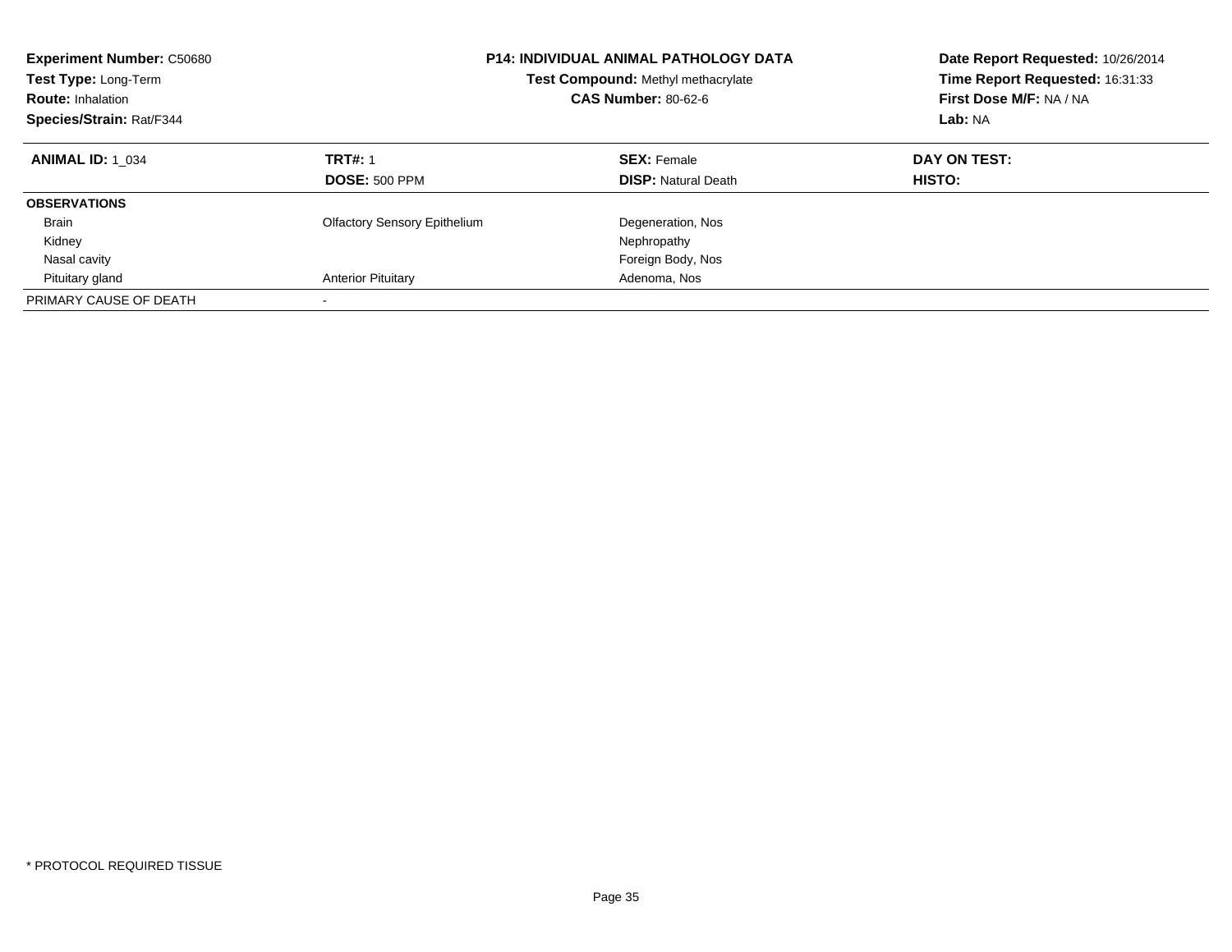**Experiment Number:** C50680
**Test Type:** Long-Term
**Route:** Inhalation
**Species/Strain:** Rat/F344

**P14: INDIVIDUAL ANIMAL PATHOLOGY DATA**
**Test Compound:** Methyl methacrylate
**CAS Number:** 80-62-6

**Date Report Requested:** 10/26/2014
**Time Report Requested:** 16:31:33
**First Dose M/F:** NA / NA
**Lab:** NA

| **ANIMAL ID:** 1_034 | **TRT#:** 1 | **SEX:** Female | **DAY ON TEST:** |
|---|---|---|---|
| | **DOSE:** 500 PPM | **DISP:** Natural Death | **HISTO:** |
| **OBSERVATIONS** | | | |
| Brain | Olfactory Sensory Epithelium | Degeneration, Nos | |
| Kidney | | Nephropathy | |
| Nasal cavity | | Foreign Body, Nos | |
| Pituitary gland | Anterior Pituitary | Adenoma, Nos | |
| PRIMARY CAUSE OF DEATH | - | | |

* PROTOCOL REQUIRED TISSUE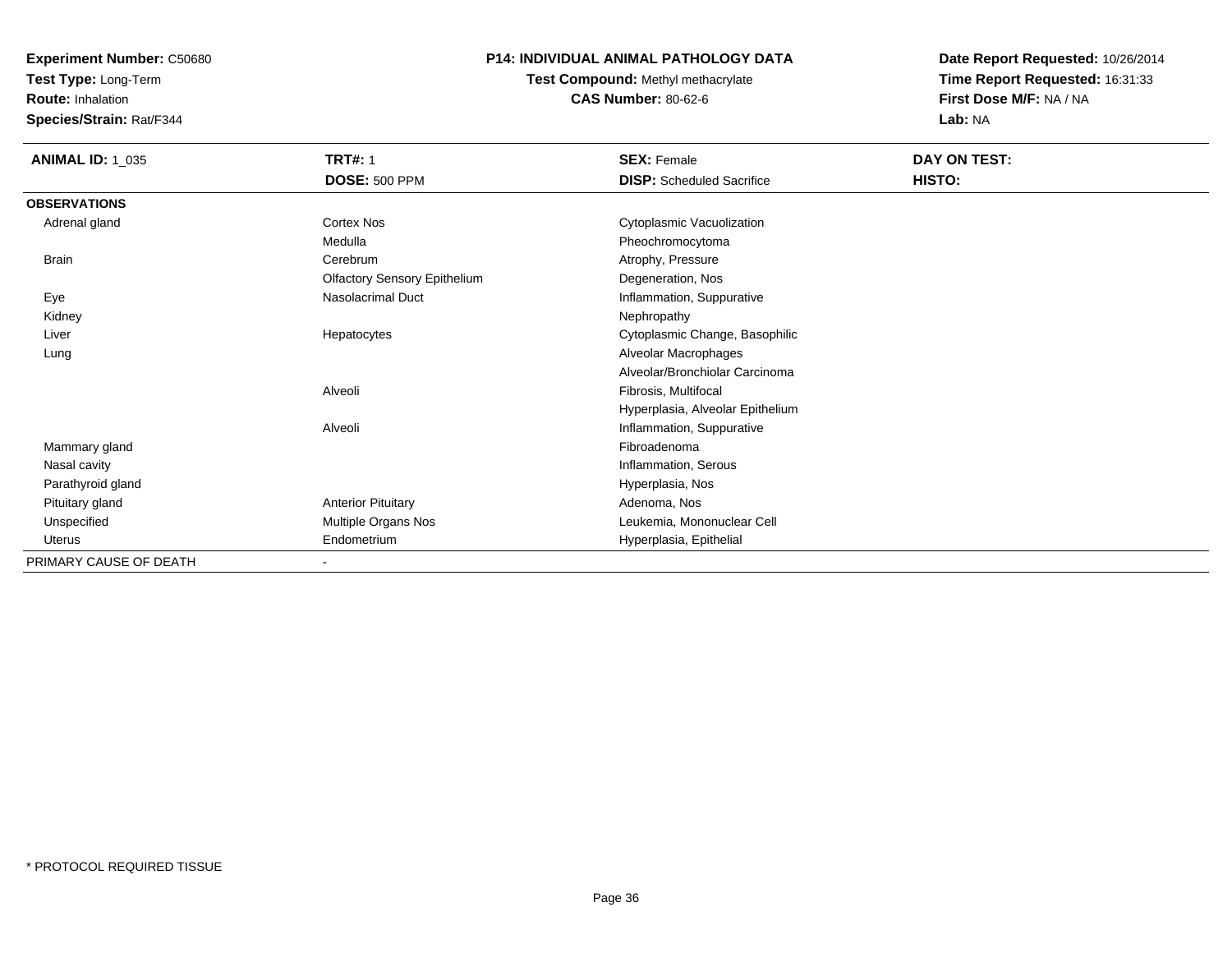**Experiment Number:** C50680
**Test Type:** Long-Term
**Route:** Inhalation
**Species/Strain:** Rat/F344

**P14: INDIVIDUAL ANIMAL PATHOLOGY DATA**
**Test Compound:** Methyl methacrylate
**CAS Number:** 80-62-6

**Date Report Requested:** 10/26/2014
**Time Report Requested:** 16:31:33
**First Dose M/F:** NA / NA
**Lab:** NA

| **ANIMAL ID:** 1_035 | **TRT#:** 1 | **SEX:** Female | **DAY ON TEST:** |
|---|---|---|---|
| | **DOSE:** 500 PPM | **DISP:** Scheduled Sacrifice | **HISTO:** |
| **OBSERVATIONS** | | | |
| Adrenal gland | Cortex Nos | Cytoplasmic Vacuolization | |
| | Medulla | Pheochromocytoma | |
| Brain | Cerebrum | Atrophy, Pressure | |
| | Olfactory Sensory Epithelium | Degeneration, Nos | |
| Eye | Nasolacrimal Duct | Inflammation, Suppurative | |
| Kidney | | Nephropathy | |
| Liver | Hepatocytes | Cytoplasmic Change, Basophilic | |
| Lung | | Alveolar Macrophages | |
| | | Alveolar/Bronchiolar Carcinoma | |
| | Alveoli | Fibrosis, Multifocal | |
| | | Hyperplasia, Alveolar Epithelium | |
| | Alveoli | Inflammation, Suppurative | |
| Mammary gland | | Fibroadenoma | |
| Nasal cavity | | Inflammation, Serous | |
| Parathyroid gland | | Hyperplasia, Nos | |
| Pituitary gland | Anterior Pituitary | Adenoma, Nos | |
| Unspecified | Multiple Organs Nos | Leukemia, Mononuclear Cell | |
| Uterus | Endometrium | Hyperplasia, Epithelial | |
| PRIMARY CAUSE OF DEATH | - | | |

* PROTOCOL REQUIRED TISSUE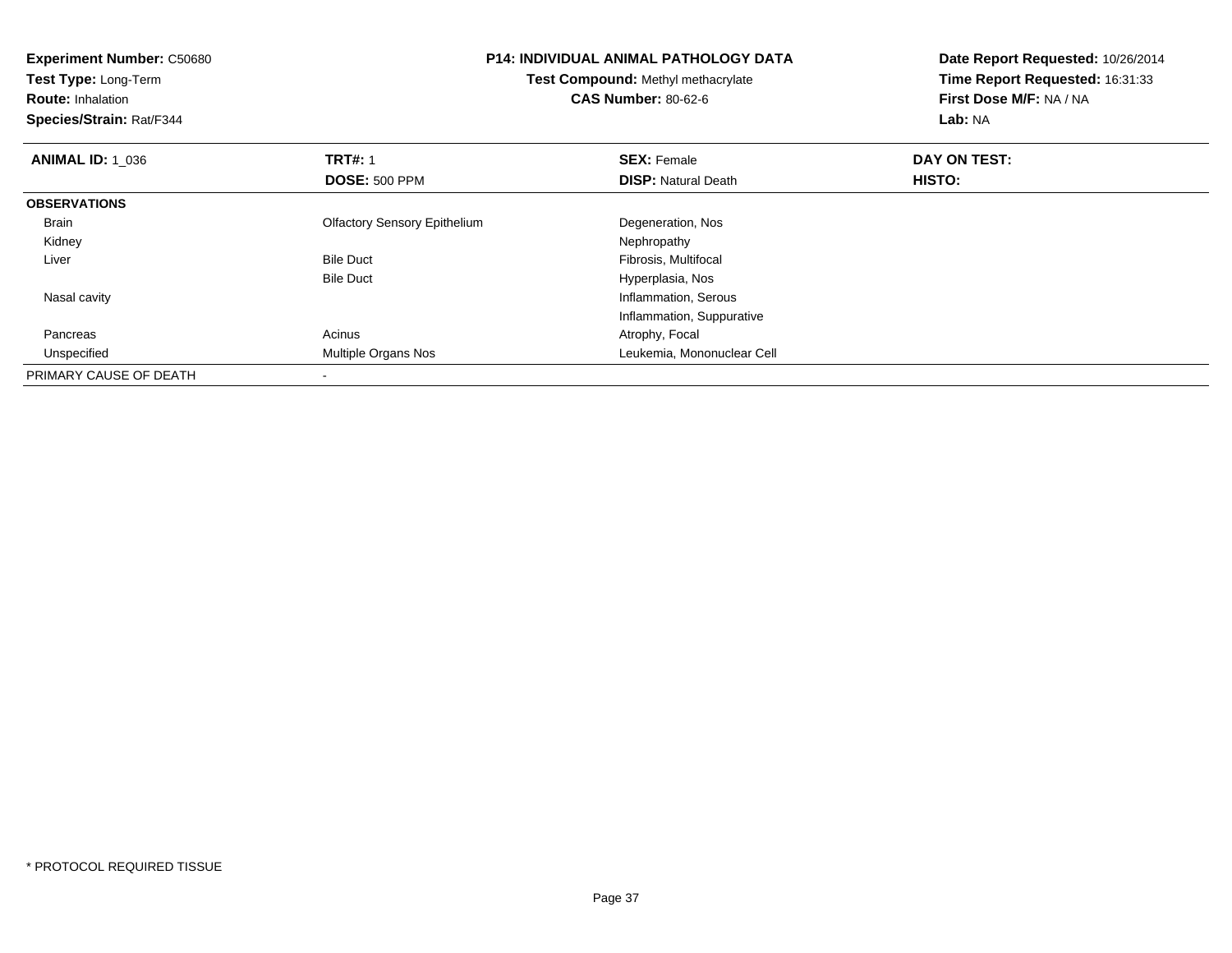**Experiment Number:** C50680
**Test Type:** Long-Term
**Route:** Inhalation
**Species/Strain:** Rat/F344

**P14: INDIVIDUAL ANIMAL PATHOLOGY DATA**
**Test Compound:** Methyl methacrylate
**CAS Number:** 80-62-6

**Date Report Requested:** 10/26/2014
**Time Report Requested:** 16:31:33
**First Dose M/F:** NA / NA
**Lab:** NA

| **ANIMAL ID:** 1_036 | **TRT#:** 1 | **SEX:** Female | **DAY ON TEST:** |
|---|---|---|---|
| | **DOSE:** 500 PPM | **DISP:** Natural Death | **HISTO:** |
| **OBSERVATIONS** | | | |
| Brain | Olfactory Sensory Epithelium | Degeneration, Nos | |
| Kidney | | Nephropathy | |
| Liver | Bile Duct | Fibrosis, Multifocal | |
| | Bile Duct | Hyperplasia, Nos | |
| Nasal cavity | | Inflammation, Serous | |
| | | Inflammation, Suppurative | |
| Pancreas | Acinus | Atrophy, Focal | |
| Unspecified | Multiple Organs Nos | Leukemia, Mononuclear Cell | |
| PRIMARY CAUSE OF DEATH | - | | |

* PROTOCOL REQUIRED TISSUE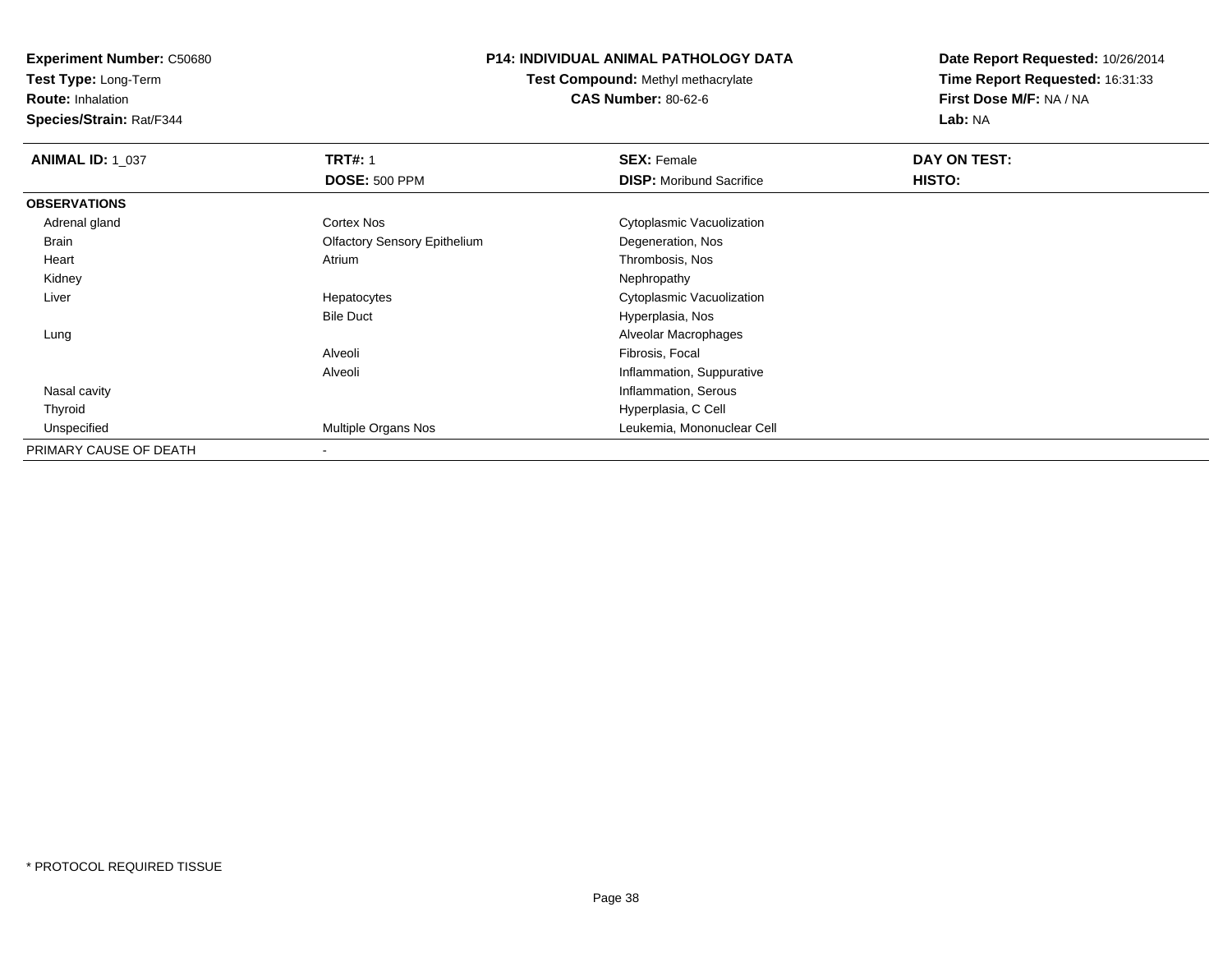**Experiment Number:** C50680
**Test Type:** Long-Term
**Route:** Inhalation
**Species/Strain:** Rat/F344

## P14: INDIVIDUAL ANIMAL PATHOLOGY DATA

**Test Compound:** Methyl methacrylate
**CAS Number:** 80-62-6

**Date Report Requested:** 10/26/2014
**Time Report Requested:** 16:31:33
**First Dose M/F:** NA / NA
**Lab:** NA

| **ANIMAL ID:** 1_037 | **TRT#:** 1 | **SEX:** Female | **DAY ON TEST:** |
|---|---|---|---|
| | **DOSE:** 500 PPM | **DISP:** Moribund Sacrifice | **HISTO:** |
| **OBSERVATIONS** | | | |
| Adrenal gland | Cortex Nos | Cytoplasmic Vacuolization | |
| Brain | Olfactory Sensory Epithelium | Degeneration, Nos | |
| Heart | Atrium | Thrombosis, Nos | |
| Kidney | | Nephropathy | |
| Liver | Hepatocytes | Cytoplasmic Vacuolization | |
| | Bile Duct | Hyperplasia, Nos | |
| Lung | | Alveolar Macrophages | |
| | Alveoli | Fibrosis, Focal | |
| | Alveoli | Inflammation, Suppurative | |
| Nasal cavity | | Inflammation, Serous | |
| Thyroid | | Hyperplasia, C Cell | |
| Unspecified | Multiple Organs Nos | Leukemia, Mononuclear Cell | |
| PRIMARY CAUSE OF DEATH | - | | |

* PROTOCOL REQUIRED TISSUE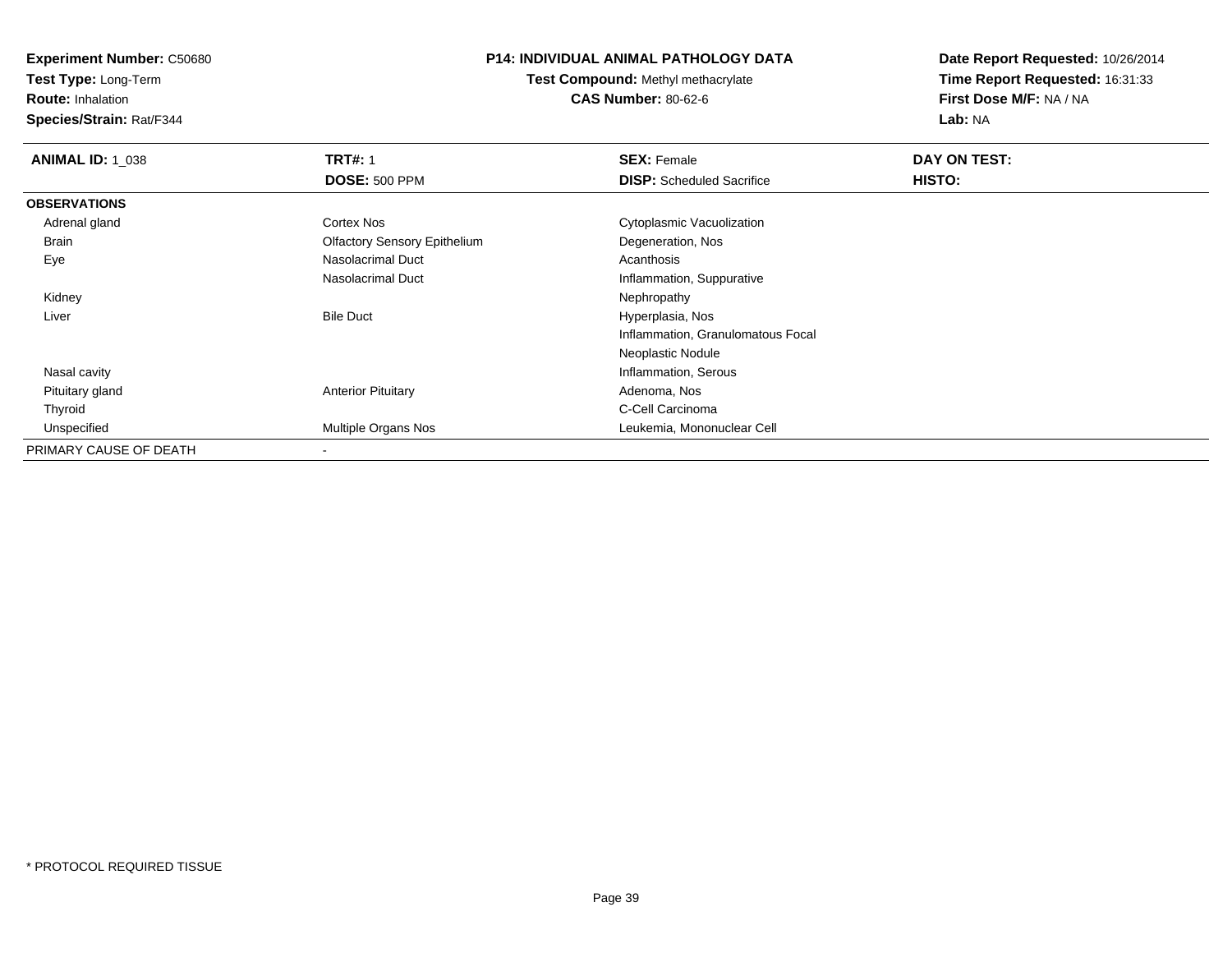**Experiment Number:** C50680
**Test Type:** Long-Term
**Route:** Inhalation
**Species/Strain:** Rat/F344

**P14: INDIVIDUAL ANIMAL PATHOLOGY DATA**
**Test Compound:** Methyl methacrylate
**CAS Number:** 80-62-6

**Date Report Requested:** 10/26/2014
**Time Report Requested:** 16:31:33
**First Dose M/F:** NA / NA
**Lab:** NA

| **ANIMAL ID:** 1_038 | **TRT#:** 1 | **SEX:** Female | **DAY ON TEST:** |
|---|---|---|---|
| | **DOSE:** 500 PPM | **DISP:** Scheduled Sacrifice | **HISTO:** |
| **OBSERVATIONS** | | | |
| Adrenal gland | Cortex Nos | Cytoplasmic Vacuolization | |
| Brain | Olfactory Sensory Epithelium | Degeneration, Nos | |
| Eye | Nasolacrimal Duct | Acanthosis | |
| | Nasolacrimal Duct | Inflammation, Suppurative | |
| Kidney | | Nephropathy | |
| Liver | Bile Duct | Hyperplasia, Nos | |
| | | Inflammation, Granulomatous Focal | |
| | | Neoplastic Nodule | |
| Nasal cavity | | Inflammation, Serous | |
| Pituitary gland | Anterior Pituitary | Adenoma, Nos | |
| Thyroid | | C-Cell Carcinoma | |
| Unspecified | Multiple Organs Nos | Leukemia, Mononuclear Cell | |
| PRIMARY CAUSE OF DEATH | - | | |

* PROTOCOL REQUIRED TISSUE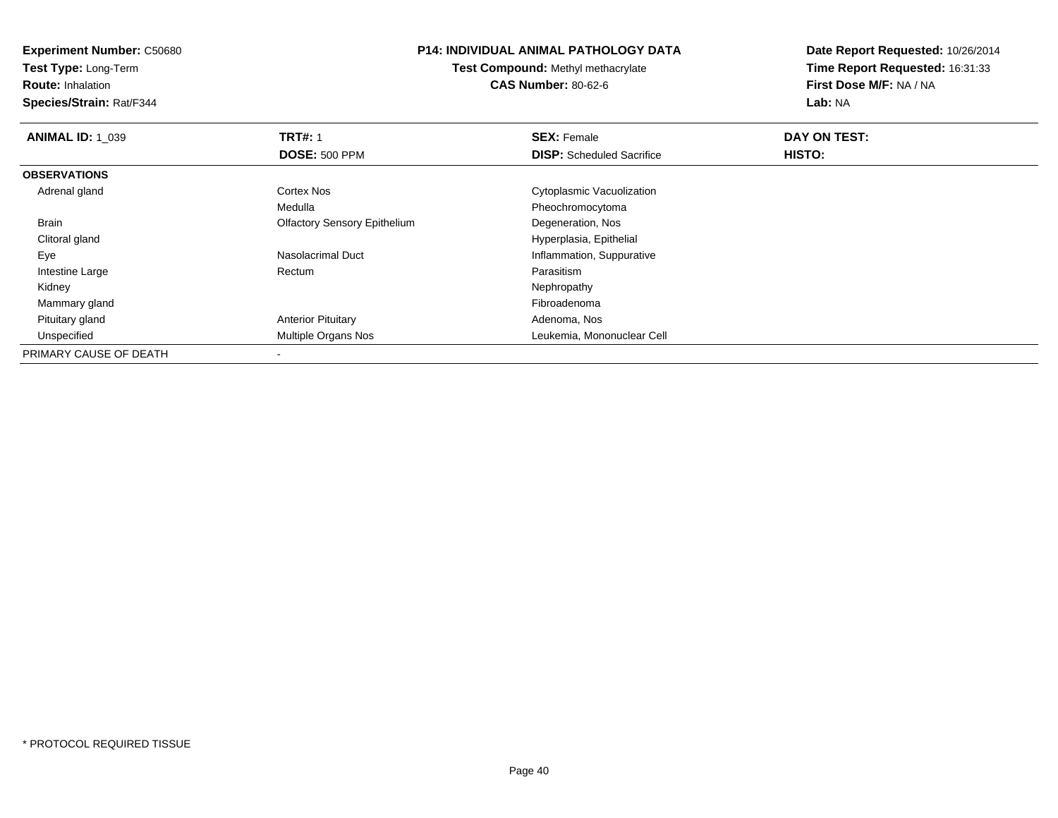**Experiment Number:** C50680
**Test Type:** Long-Term
**Route:** Inhalation
**Species/Strain:** Rat/F344

**P14: INDIVIDUAL ANIMAL PATHOLOGY DATA**
**Test Compound:** Methyl methacrylate
**CAS Number:** 80-62-6

**Date Report Requested:** 10/26/2014
**Time Report Requested:** 16:31:33
**First Dose M/F:** NA / NA
**Lab:** NA

| **ANIMAL ID:** 1_039 | **TRT#:** 1 | **SEX:** Female | **DAY ON TEST:** |
|---|---|---|---|
| | **DOSE:** 500 PPM | **DISP:** Scheduled Sacrifice | **HISTO:** |
| **OBSERVATIONS** | | | |
| Adrenal gland | Cortex Nos | Cytoplasmic Vacuolization | |
| | Medulla | Pheochromocytoma | |
| Brain | Olfactory Sensory Epithelium | Degeneration, Nos | |
| Clitoral gland | | Hyperplasia, Epithelial | |
| Eye | Nasolacrimal Duct | Inflammation, Suppurative | |
| Intestine Large | Rectum | Parasitism | |
| Kidney | | Nephropathy | |
| Mammary gland | | Fibroadenoma | |
| Pituitary gland | Anterior Pituitary | Adenoma, Nos | |
| Unspecified | Multiple Organs Nos | Leukemia, Mononuclear Cell | |
| PRIMARY CAUSE OF DEATH | - | | |

* PROTOCOL REQUIRED TISSUE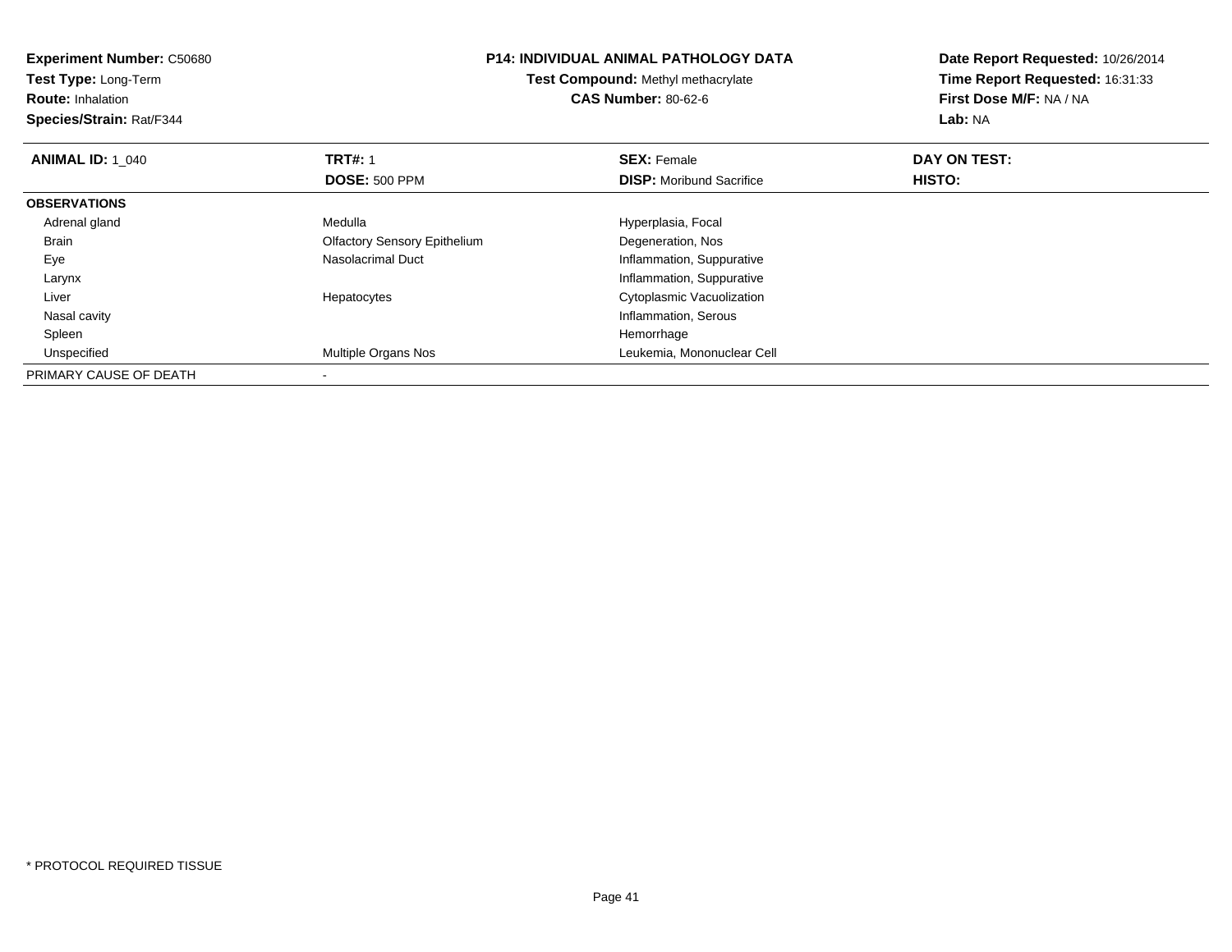**Experiment Number:** C50680
**Test Type:** Long-Term
**Route:** Inhalation
**Species/Strain:** Rat/F344

**P14: INDIVIDUAL ANIMAL PATHOLOGY DATA**
**Test Compound:** Methyl methacrylate
**CAS Number:** 80-62-6

**Date Report Requested:** 10/26/2014
**Time Report Requested:** 16:31:33
**First Dose M/F:** NA / NA
**Lab:** NA

| **ANIMAL ID:** 1_040 | **TRT#:** 1 | **SEX:** Female | **DAY ON TEST:** |
|---|---|---|---|
| | **DOSE:** 500 PPM | **DISP:** Moribund Sacrifice | **HISTO:** |
| **OBSERVATIONS** | | | |
| Adrenal gland | Medulla | Hyperplasia, Focal | |
| Brain | Olfactory Sensory Epithelium | Degeneration, Nos | |
| Eye | Nasolacrimal Duct | Inflammation, Suppurative | |
| Larynx | | Inflammation, Suppurative | |
| Liver | Hepatocytes | Cytoplasmic Vacuolization | |
| Nasal cavity | | Inflammation, Serous | |
| Spleen | | Hemorrhage | |
| Unspecified | Multiple Organs Nos | Leukemia, Mononuclear Cell | |
| PRIMARY CAUSE OF DEATH | - | | |

* PROTOCOL REQUIRED TISSUE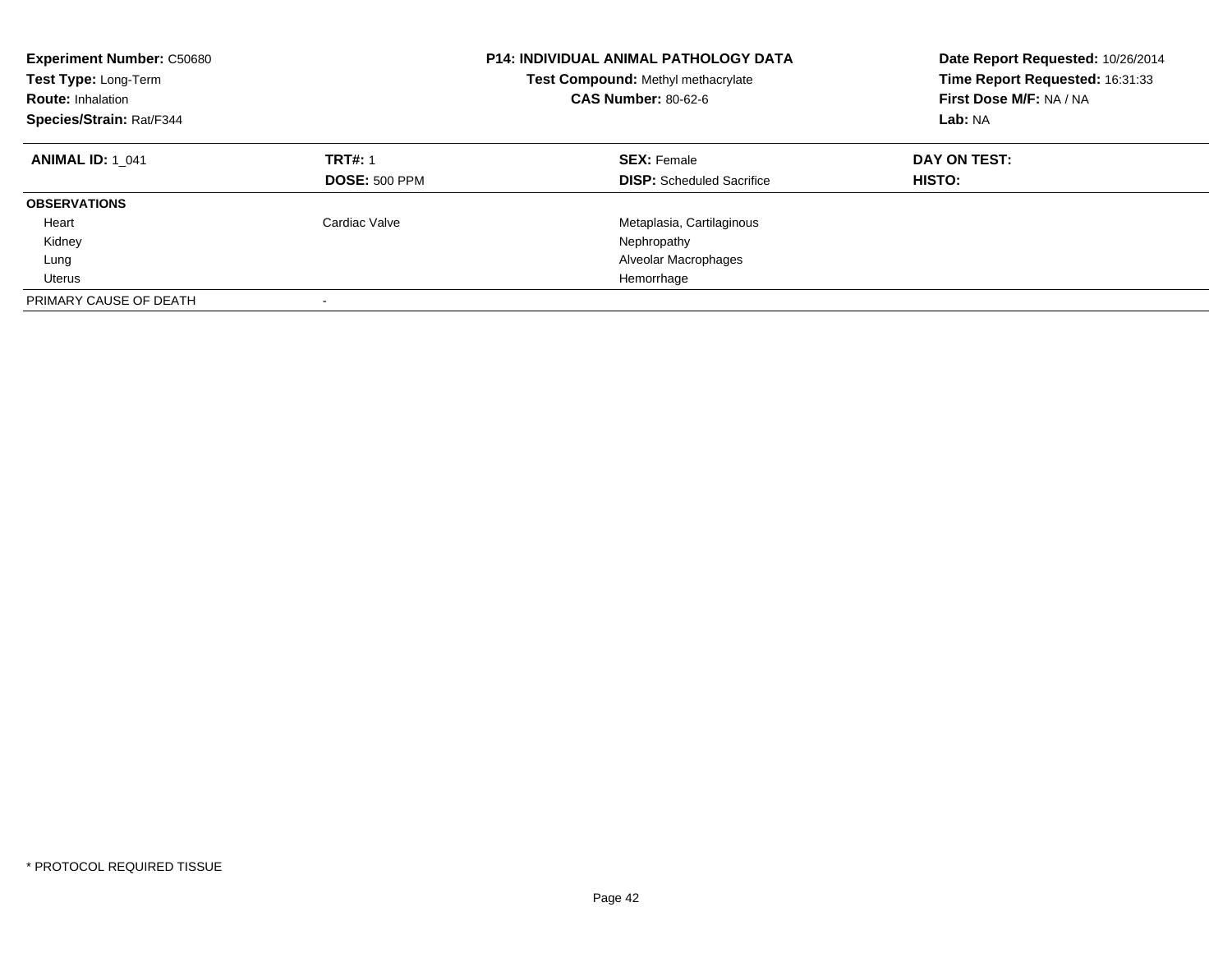**Experiment Number:** C50680
**Test Type:** Long-Term
**Route:** Inhalation
**Species/Strain:** Rat/F344

**P14: INDIVIDUAL ANIMAL PATHOLOGY DATA**
**Test Compound:** Methyl methacrylate
**CAS Number:** 80-62-6

**Date Report Requested:** 10/26/2014
**Time Report Requested:** 16:31:33
**First Dose M/F:** NA / NA
**Lab:** NA

| **ANIMAL ID:** 1_041 | **TRT#:** 1 | **SEX:** Female | **DAY ON TEST:** |
|---|---|---|---|
| | **DOSE:** 500 PPM | **DISP:** Scheduled Sacrifice | **HISTO:** |
| **OBSERVATIONS** | | | |
| Heart | Cardiac Valve | Metaplasia, Cartilaginous | |
| Kidney | | Nephropathy | |
| Lung | | Alveolar Macrophages | |
| Uterus | | Hemorrhage | |
| PRIMARY CAUSE OF DEATH | - | | |

* PROTOCOL REQUIRED TISSUE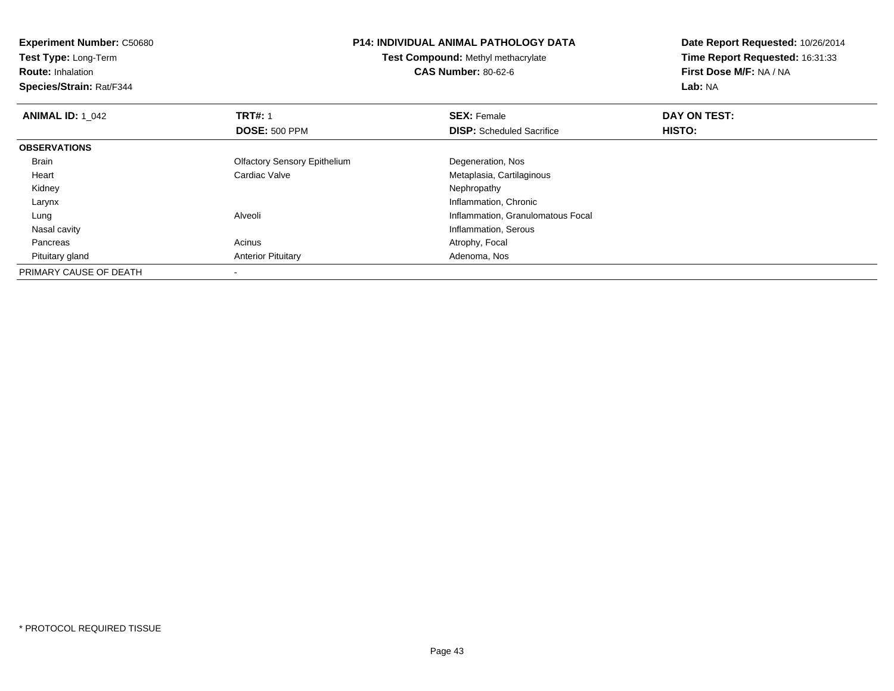**Experiment Number:** C50680
**Test Type:** Long-Term
**Route:** Inhalation
**Species/Strain:** Rat/F344

**P14: INDIVIDUAL ANIMAL PATHOLOGY DATA**
**Test Compound:** Methyl methacrylate
**CAS Number:** 80-62-6

**Date Report Requested:** 10/26/2014
**Time Report Requested:** 16:31:33
**First Dose M/F:** NA / NA
**Lab:** NA

| **ANIMAL ID:** 1_042 | **TRT#:** 1 | **SEX:** Female | **DAY ON TEST:** |
|---|---|---|---|
| | **DOSE:** 500 PPM | **DISP:** Scheduled Sacrifice | **HISTO:** |
| **OBSERVATIONS** | | | |
| Brain | Olfactory Sensory Epithelium | Degeneration, Nos | |
| Heart | Cardiac Valve | Metaplasia, Cartilaginous | |
| Kidney | | Nephropathy | |
| Larynx | | Inflammation, Chronic | |
| Lung | Alveoli | Inflammation, Granulomatous Focal | |
| Nasal cavity | | Inflammation, Serous | |
| Pancreas | Acinus | Atrophy, Focal | |
| Pituitary gland | Anterior Pituitary | Adenoma, Nos | |
| PRIMARY CAUSE OF DEATH | - | | |

* PROTOCOL REQUIRED TISSUE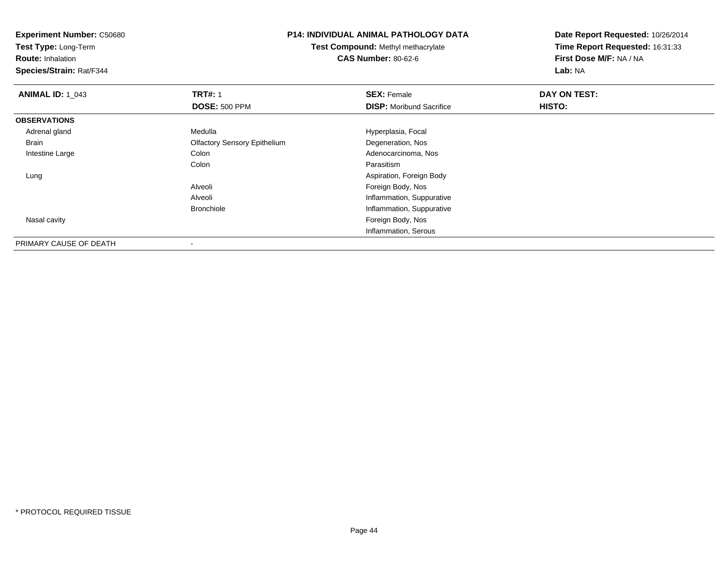**Experiment Number:** C50680
**Test Type:** Long-Term
**Route:** Inhalation
**Species/Strain:** Rat/F344

**P14: INDIVIDUAL ANIMAL PATHOLOGY DATA**
**Test Compound:** Methyl methacrylate
**CAS Number:** 80-62-6

**Date Report Requested:** 10/26/2014
**Time Report Requested:** 16:31:33
**First Dose M/F:** NA / NA
**Lab:** NA

| **ANIMAL ID:** 1_043 | **TRT#:** 1 | **SEX:** Female | **DAY ON TEST:** |
|---|---|---|---|
| | **DOSE:** 500 PPM | **DISP:** Moribund Sacrifice | **HISTO:** |
| **OBSERVATIONS** | | | |
| Adrenal gland | Medulla | Hyperplasia, Focal | |
| Brain | Olfactory Sensory Epithelium | Degeneration, Nos | |
| Intestine Large | Colon | Adenocarcinoma, Nos | |
| | Colon | Parasitism | |
| Lung | | Aspiration, Foreign Body | |
| | Alveoli | Foreign Body, Nos | |
| | Alveoli | Inflammation, Suppurative | |
| | Bronchiole | Inflammation, Suppurative | |
| Nasal cavity | | Foreign Body, Nos | |
| | | Inflammation, Serous | |
| PRIMARY CAUSE OF DEATH | - | | |

\* PROTOCOL REQUIRED TISSUE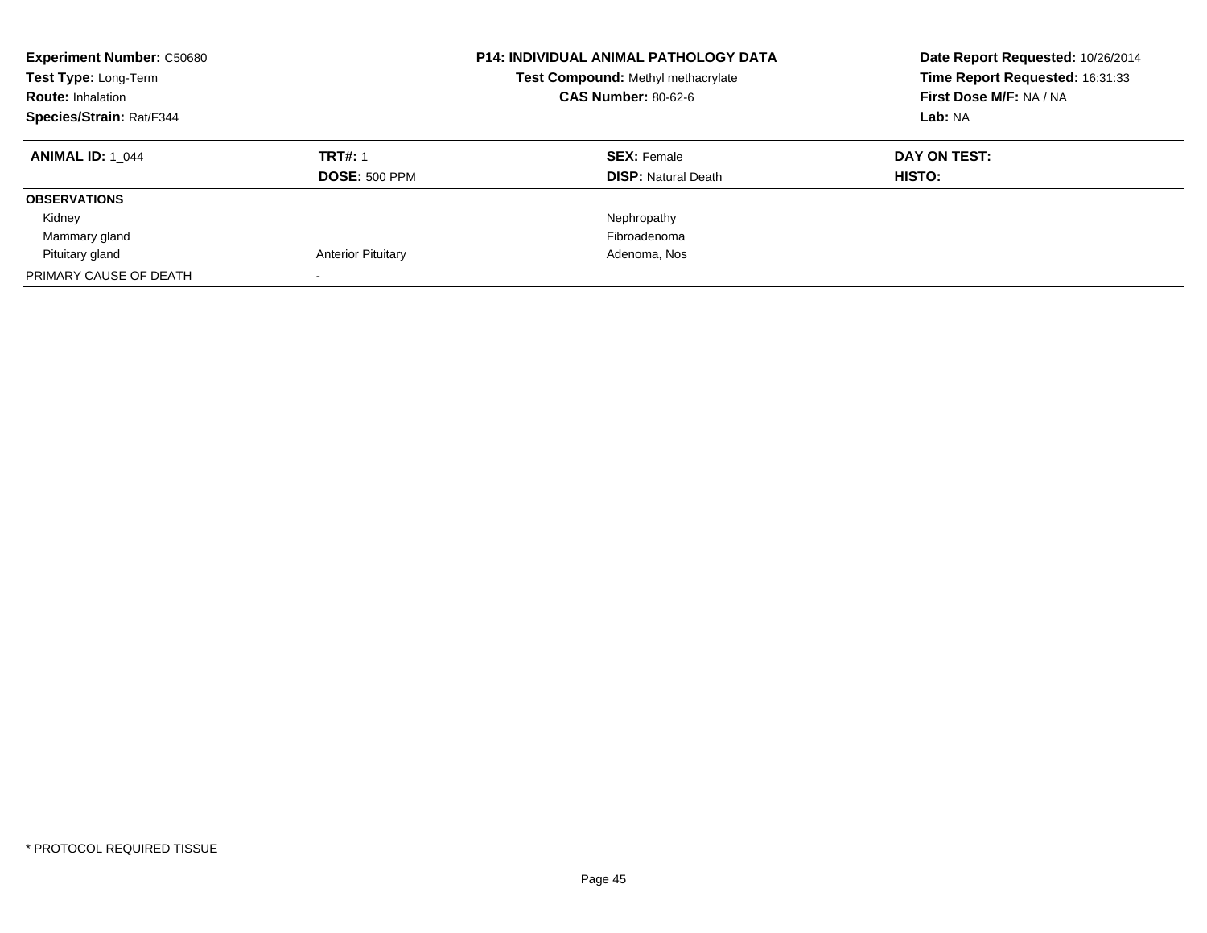**Experiment Number:** C50680
**Test Type:** Long-Term
**Route:** Inhalation
**Species/Strain:** Rat/F344

**P14: INDIVIDUAL ANIMAL PATHOLOGY DATA**
**Test Compound:** Methyl methacrylate
**CAS Number:** 80-62-6

**Date Report Requested:** 10/26/2014
**Time Report Requested:** 16:31:33
**First Dose M/F:** NA / NA
**Lab:** NA

| **ANIMAL ID:** 1_044 | **TRT#:** 1 | **SEX:** Female | **DAY ON TEST:** |
|---|---|---|---|
| | **DOSE:** 500 PPM | **DISP:** Natural Death | **HISTO:** |
| **OBSERVATIONS** | | | |
| Kidney | | Nephropathy | |
| Mammary gland | | Fibroadenoma | |
| Pituitary gland | Anterior Pituitary | Adenoma, Nos | |
| PRIMARY CAUSE OF DEATH | - | | |

* PROTOCOL REQUIRED TISSUE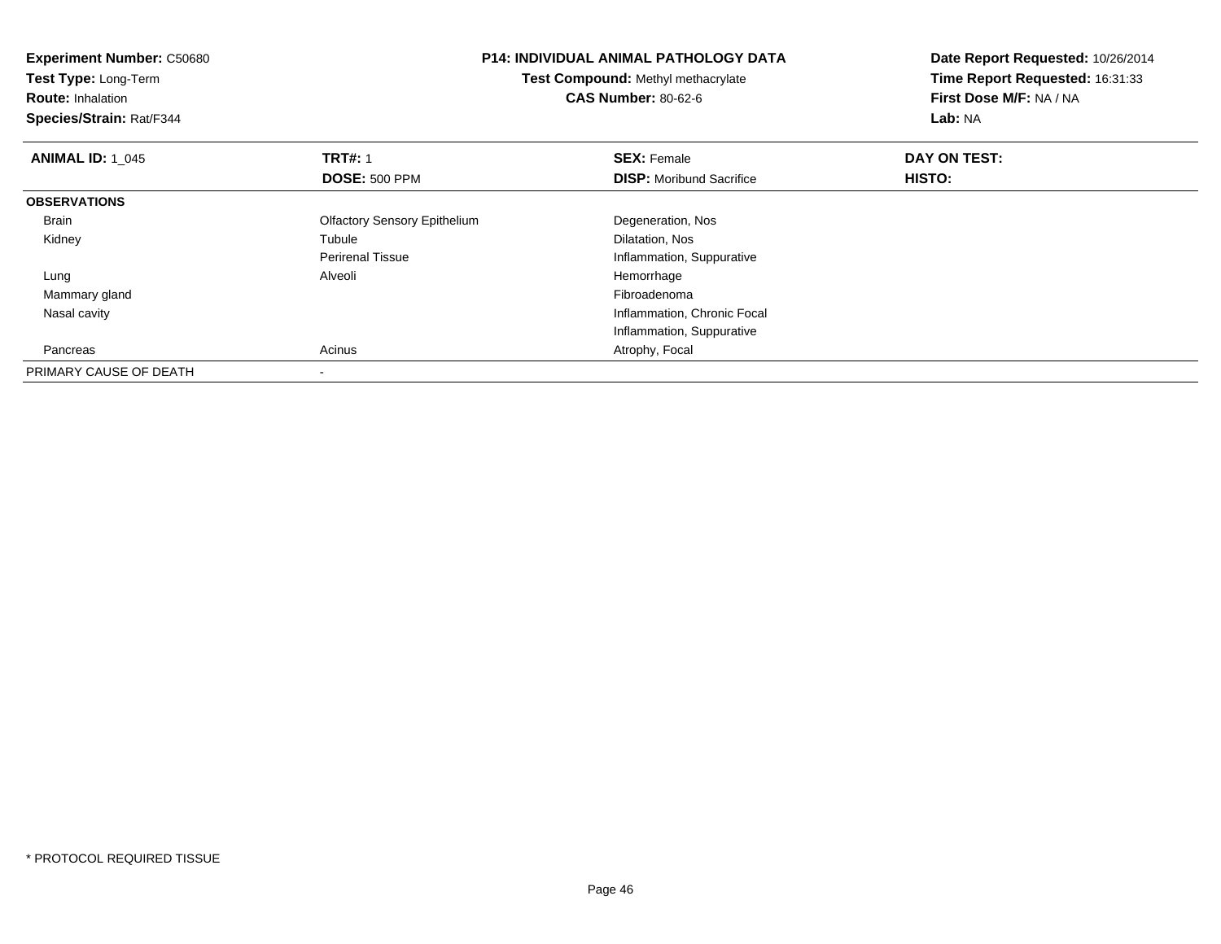**Experiment Number:** C50680
**Test Type:** Long-Term
**Route:** Inhalation
**Species/Strain:** Rat/F344

**P14: INDIVIDUAL ANIMAL PATHOLOGY DATA**
**Test Compound:** Methyl methacrylate
**CAS Number:** 80-62-6

**Date Report Requested:** 10/26/2014
**Time Report Requested:** 16:31:33
**First Dose M/F:** NA / NA
**Lab:** NA

| **ANIMAL ID:** 1_045 | **TRT#:** 1 | **SEX:** Female | **DAY ON TEST:** |
|---|---|---|---|
| | **DOSE:** 500 PPM | **DISP:** Moribund Sacrifice | **HISTO:** |
| **OBSERVATIONS** | | | |
| Brain | Olfactory Sensory Epithelium | Degeneration, Nos | |
| Kidney | Tubule | Dilatation, Nos | |
| | Perirenal Tissue | Inflammation, Suppurative | |
| Lung | Alveoli | Hemorrhage | |
| Mammary gland | | Fibroadenoma | |
| Nasal cavity | | Inflammation, Chronic Focal | |
| | | Inflammation, Suppurative | |
| Pancreas | Acinus | Atrophy, Focal | |
| PRIMARY CAUSE OF DEATH | - | | |

* PROTOCOL REQUIRED TISSUE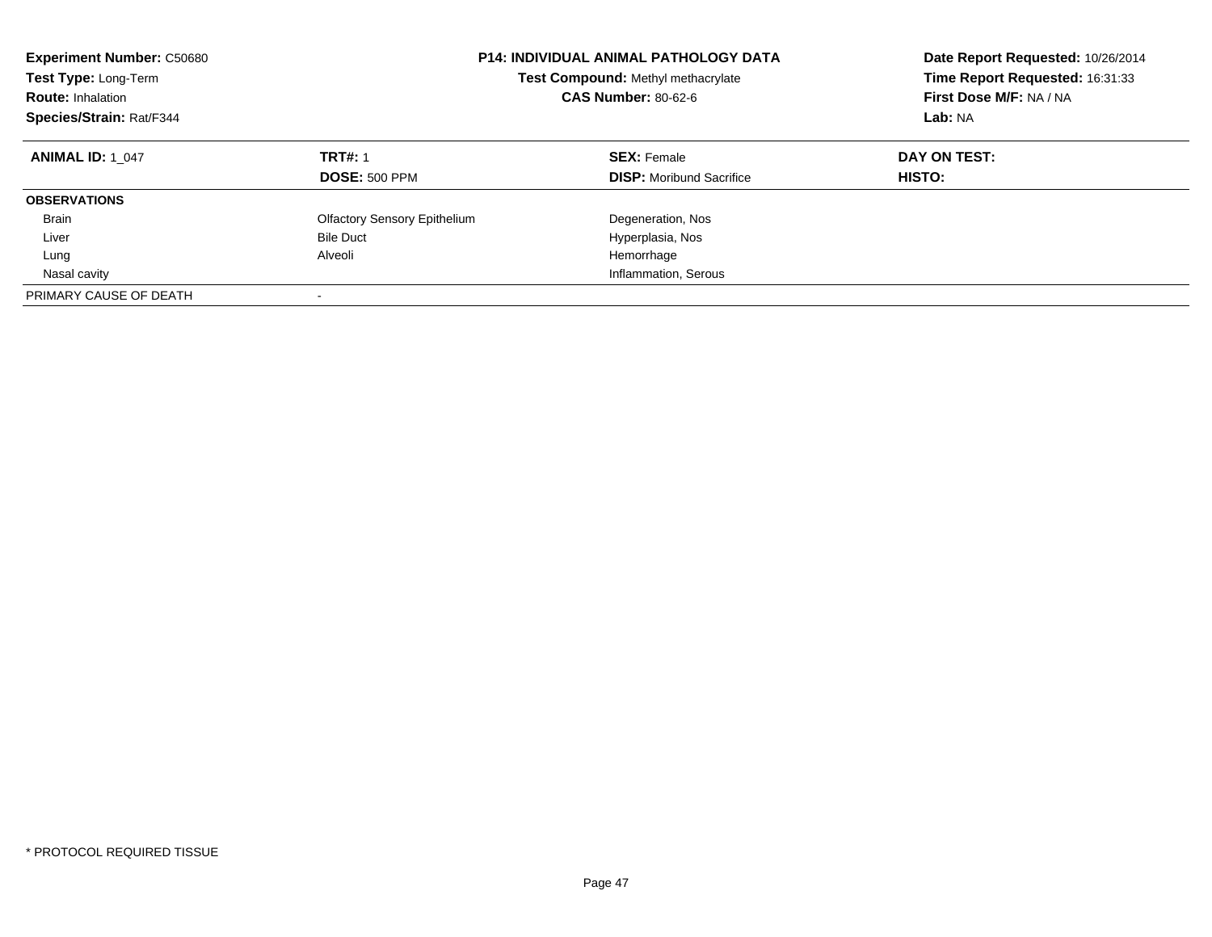**Experiment Number:** C50680
**Test Type:** Long-Term
**Route:** Inhalation
**Species/Strain:** Rat/F344

**P14: INDIVIDUAL ANIMAL PATHOLOGY DATA**
**Test Compound:** Methyl methacrylate
**CAS Number:** 80-62-6

**Date Report Requested:** 10/26/2014
**Time Report Requested:** 16:31:33
**First Dose M/F:** NA / NA
**Lab:** NA

| **ANIMAL ID:** 1_047 | **TRT#:** 1 | **SEX:** Female | **DAY ON TEST:** |
|---|---|---|---|
| | **DOSE:** 500 PPM | **DISP:** Moribund Sacrifice | **HISTO:** |
| **OBSERVATIONS** | | | |
| Brain | Olfactory Sensory Epithelium | Degeneration, Nos | |
| Liver | Bile Duct | Hyperplasia, Nos | |
| Lung | Alveoli | Hemorrhage | |
| Nasal cavity | | Inflammation, Serous | |
| PRIMARY CAUSE OF DEATH | - | | |

* PROTOCOL REQUIRED TISSUE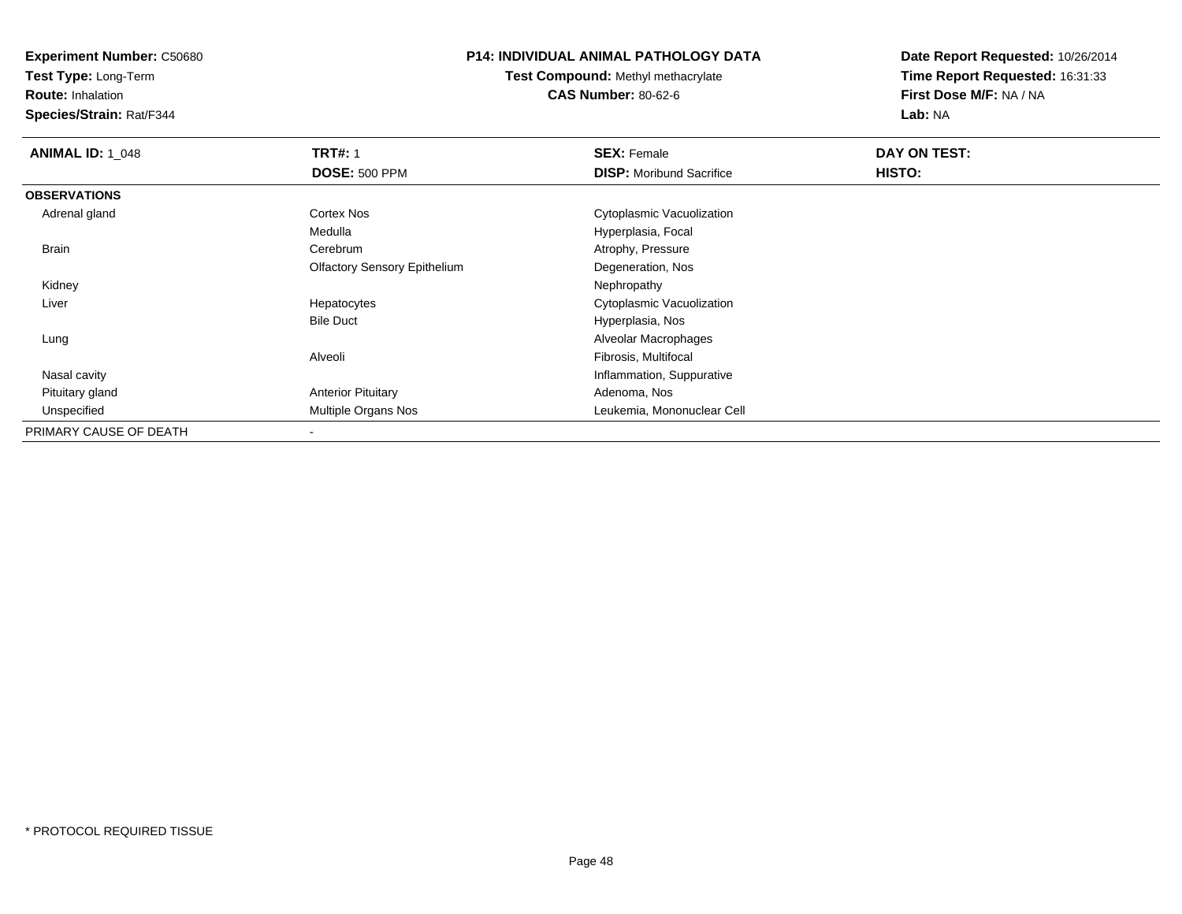**Experiment Number:** C50680
**Test Type:** Long-Term
**Route:** Inhalation
**Species/Strain:** Rat/F344

**P14: INDIVIDUAL ANIMAL PATHOLOGY DATA**
**Test Compound:** Methyl methacrylate
**CAS Number:** 80-62-6

**Date Report Requested:** 10/26/2014
**Time Report Requested:** 16:31:33
**First Dose M/F:** NA / NA
**Lab:** NA

| **ANIMAL ID:** 1_048 | **TRT#:** 1 | **SEX:** Female | **DAY ON TEST:** |
|---|---|---|---|
| | **DOSE:** 500 PPM | **DISP:** Moribund Sacrifice | **HISTO:** |
| **OBSERVATIONS** | | | |
| Adrenal gland | Cortex Nos | Cytoplasmic Vacuolization | |
| | Medulla | Hyperplasia, Focal | |
| Brain | Cerebrum | Atrophy, Pressure | |
| | Olfactory Sensory Epithelium | Degeneration, Nos | |
| Kidney | | Nephropathy | |
| Liver | Hepatocytes | Cytoplasmic Vacuolization | |
| | Bile Duct | Hyperplasia, Nos | |
| Lung | | Alveolar Macrophages | |
| | Alveoli | Fibrosis, Multifocal | |
| Nasal cavity | | Inflammation, Suppurative | |
| Pituitary gland | Anterior Pituitary | Adenoma, Nos | |
| Unspecified | Multiple Organs Nos | Leukemia, Mononuclear Cell | |
| PRIMARY CAUSE OF DEATH | - | | |

* PROTOCOL REQUIRED TISSUE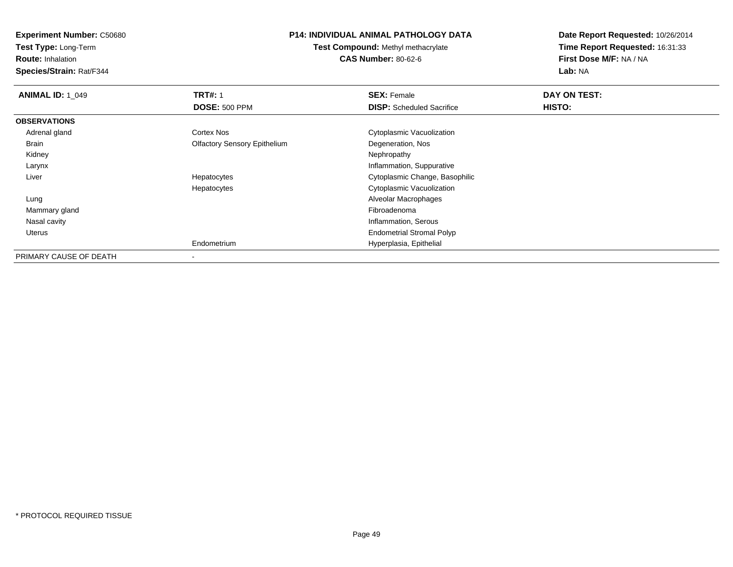**Experiment Number:** C50680
**Test Type:** Long-Term
**Route:** Inhalation
**Species/Strain:** Rat/F344

**P14: INDIVIDUAL ANIMAL PATHOLOGY DATA**
**Test Compound:** Methyl methacrylate
**CAS Number:** 80-62-6

**Date Report Requested:** 10/26/2014
**Time Report Requested:** 16:31:33
**First Dose M/F:** NA / NA
**Lab:** NA

| **ANIMAL ID:** 1_049 | **TRT#:** 1 | **SEX:** Female | **DAY ON TEST:** |
|---|---|---|---|
| | **DOSE:** 500 PPM | **DISP:** Scheduled Sacrifice | **HISTO:** |
| **OBSERVATIONS** | | | |
| Adrenal gland | Cortex Nos | Cytoplasmic Vacuolization | |
| Brain | Olfactory Sensory Epithelium | Degeneration, Nos | |
| Kidney | | Nephropathy | |
| Larynx | | Inflammation, Suppurative | |
| Liver | Hepatocytes | Cytoplasmic Change, Basophilic | |
| | Hepatocytes | Cytoplasmic Vacuolization | |
| Lung | | Alveolar Macrophages | |
| Mammary gland | | Fibroadenoma | |
| Nasal cavity | | Inflammation, Serous | |
| Uterus | | Endometrial Stromal Polyp | |
| | Endometrium | Hyperplasia, Epithelial | |
| PRIMARY CAUSE OF DEATH | - | | |

* PROTOCOL REQUIRED TISSUE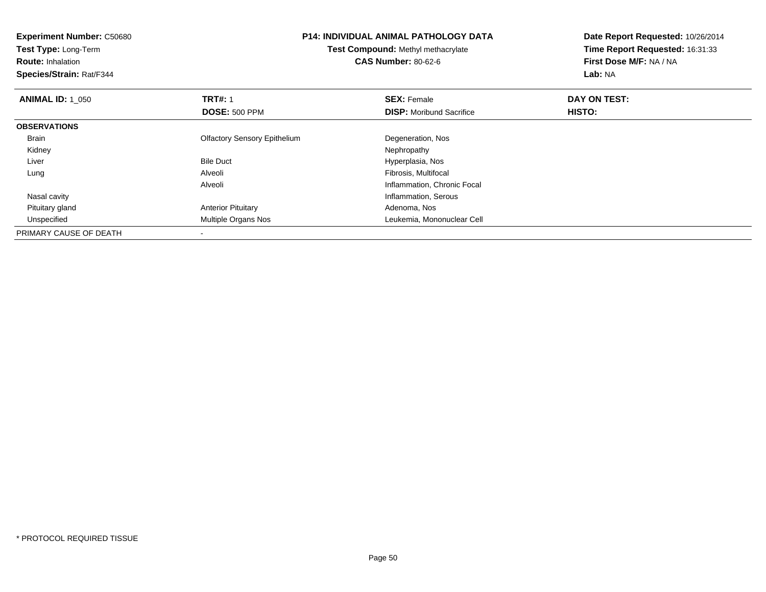**Experiment Number:** C50680
**Test Type:** Long-Term
**Route:** Inhalation
**Species/Strain:** Rat/F344

**P14: INDIVIDUAL ANIMAL PATHOLOGY DATA**
**Test Compound:** Methyl methacrylate
**CAS Number:** 80-62-6

**Date Report Requested:** 10/26/2014
**Time Report Requested:** 16:31:33
**First Dose M/F:** NA / NA
**Lab:** NA

| **ANIMAL ID:** 1_050 | **TRT#:** 1 | **SEX:** Female | **DAY ON TEST:** |
|---|---|---|---|
| | **DOSE:** 500 PPM | **DISP:** Moribund Sacrifice | **HISTO:** |
| **OBSERVATIONS** | | | |
| Brain | Olfactory Sensory Epithelium | Degeneration, Nos | |
| Kidney | | Nephropathy | |
| Liver | Bile Duct | Hyperplasia, Nos | |
| Lung | Alveoli | Fibrosis, Multifocal | |
| | Alveoli | Inflammation, Chronic Focal | |
| Nasal cavity | | Inflammation, Serous | |
| Pituitary gland | Anterior Pituitary | Adenoma, Nos | |
| Unspecified | Multiple Organs Nos | Leukemia, Mononuclear Cell | |
| PRIMARY CAUSE OF DEATH | - | | |

* PROTOCOL REQUIRED TISSUE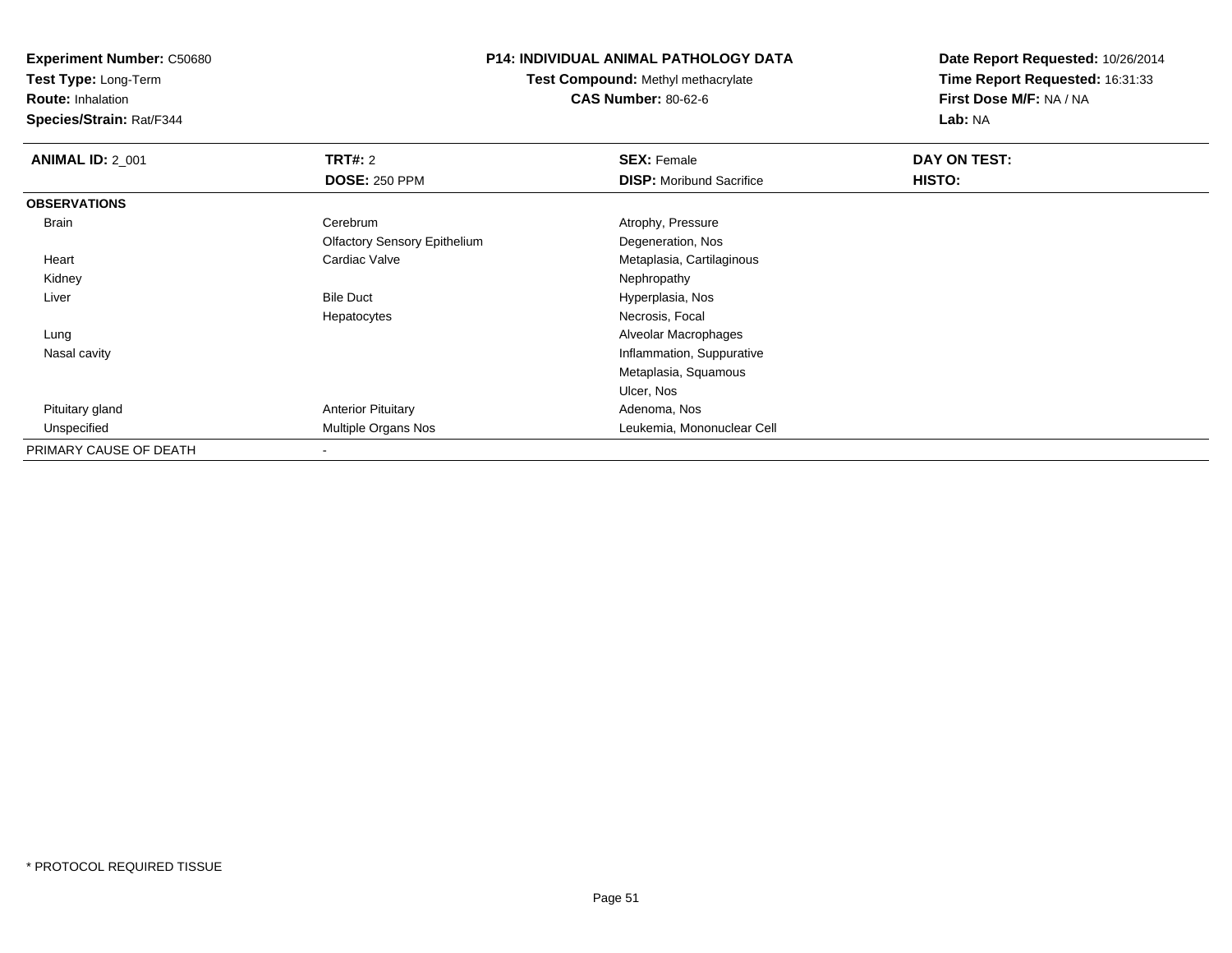**Experiment Number:** C50680
**Test Type:** Long-Term
**Route:** Inhalation
**Species/Strain:** Rat/F344

**P14: INDIVIDUAL ANIMAL PATHOLOGY DATA**
**Test Compound:** Methyl methacrylate
**CAS Number:** 80-62-6

**Date Report Requested:** 10/26/2014
**Time Report Requested:** 16:31:33
**First Dose M/F:** NA / NA
**Lab:** NA

| **ANIMAL ID:** 2_001 | **TRT#:** 2 | **SEX:** Female | **DAY ON TEST:** |
|---|---|---|---|
| | **DOSE:** 250 PPM | **DISP:** Moribund Sacrifice | **HISTO:** |
| **OBSERVATIONS** | | | |
| Brain | Cerebrum | Atrophy, Pressure | |
| | Olfactory Sensory Epithelium | Degeneration, Nos | |
| Heart | Cardiac Valve | Metaplasia, Cartilaginous | |
| Kidney | | Nephropathy | |
| Liver | Bile Duct | Hyperplasia, Nos | |
| | Hepatocytes | Necrosis, Focal | |
| Lung | | Alveolar Macrophages | |
| Nasal cavity | | Inflammation, Suppurative | |
| | | Metaplasia, Squamous | |
| | | Ulcer, Nos | |
| Pituitary gland | Anterior Pituitary | Adenoma, Nos | |
| Unspecified | Multiple Organs Nos | Leukemia, Mononuclear Cell | |
| PRIMARY CAUSE OF DEATH | - | | |

* PROTOCOL REQUIRED TISSUE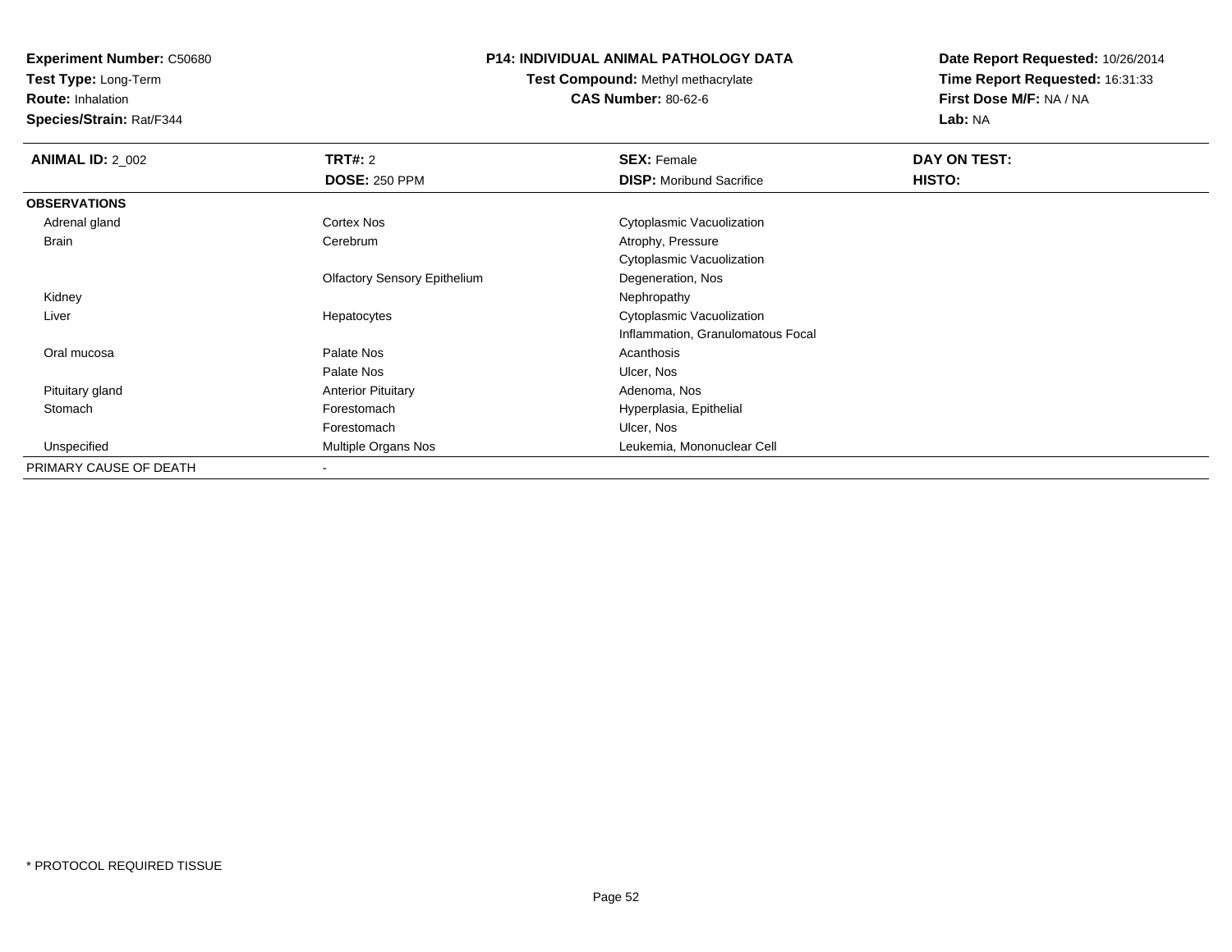**Experiment Number:** C50680
**Test Type:** Long-Term
**Route:** Inhalation
**Species/Strain:** Rat/F344

**P14: INDIVIDUAL ANIMAL PATHOLOGY DATA**
**Test Compound:** Methyl methacrylate
**CAS Number:** 80-62-6

**Date Report Requested:** 10/26/2014
**Time Report Requested:** 16:31:33
**First Dose M/F:** NA / NA
**Lab:** NA

| **ANIMAL ID:** 2_002 | **TRT#:** 2 | **SEX:** Female | **DAY ON TEST:** |
|---|---|---|---|
| | **DOSE:** 250 PPM | **DISP:** Moribund Sacrifice | **HISTO:** |
| **OBSERVATIONS** | | | |
| Adrenal gland | Cortex Nos | Cytoplasmic Vacuolization | |
| Brain | Cerebrum | Atrophy, Pressure | |
| | | Cytoplasmic Vacuolization | |
| | Olfactory Sensory Epithelium | Degeneration, Nos | |
| Kidney | | Nephropathy | |
| Liver | Hepatocytes | Cytoplasmic Vacuolization | |
| | | Inflammation, Granulomatous Focal | |
| Oral mucosa | Palate Nos | Acanthosis | |
| | Palate Nos | Ulcer, Nos | |
| Pituitary gland | Anterior Pituitary | Adenoma, Nos | |
| Stomach | Forestomach | Hyperplasia, Epithelial | |
| | Forestomach | Ulcer, Nos | |
| Unspecified | Multiple Organs Nos | Leukemia, Mononuclear Cell | |
| PRIMARY CAUSE OF DEATH | - | | |

* PROTOCOL REQUIRED TISSUE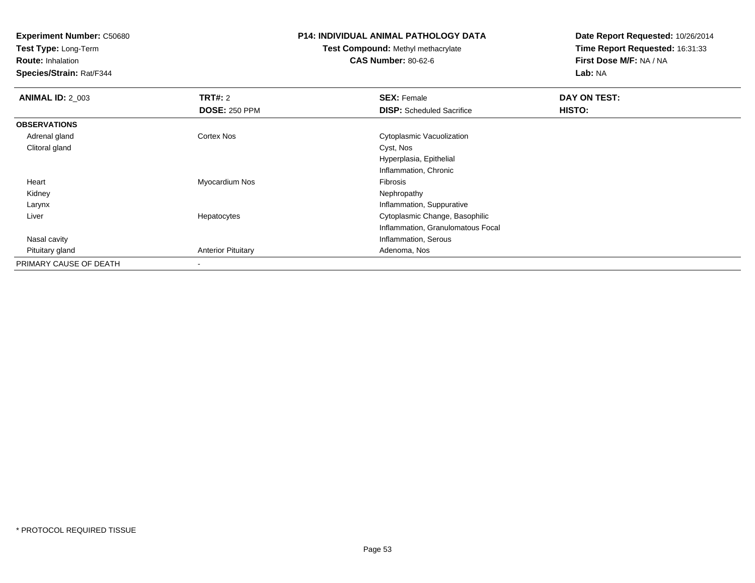**Experiment Number:** C50680
**Test Type:** Long-Term
**Route:** Inhalation
**Species/Strain:** Rat/F344

**P14: INDIVIDUAL ANIMAL PATHOLOGY DATA**
**Test Compound:** Methyl methacrylate
**CAS Number:** 80-62-6

**Date Report Requested:** 10/26/2014
**Time Report Requested:** 16:31:33
**First Dose M/F:** NA / NA
**Lab:** NA

| **ANIMAL ID:** 2_003 | **TRT#:** 2 | **SEX:** Female | **DAY ON TEST:** |
|---|---|---|---|
| | **DOSE:** 250 PPM | **DISP:** Scheduled Sacrifice | **HISTO:** |
| **OBSERVATIONS** | | | |
| Adrenal gland | Cortex Nos | Cytoplasmic Vacuolization | |
| Clitoral gland | | Cyst, Nos | |
| | | Hyperplasia, Epithelial | |
| | | Inflammation, Chronic | |
| Heart | Myocardium Nos | Fibrosis | |
| Kidney | | Nephropathy | |
| Larynx | | Inflammation, Suppurative | |
| Liver | Hepatocytes | Cytoplasmic Change, Basophilic | |
| | | Inflammation, Granulomatous Focal | |
| Nasal cavity | | Inflammation, Serous | |
| Pituitary gland | Anterior Pituitary | Adenoma, Nos | |
| PRIMARY CAUSE OF DEATH | - | | |

* PROTOCOL REQUIRED TISSUE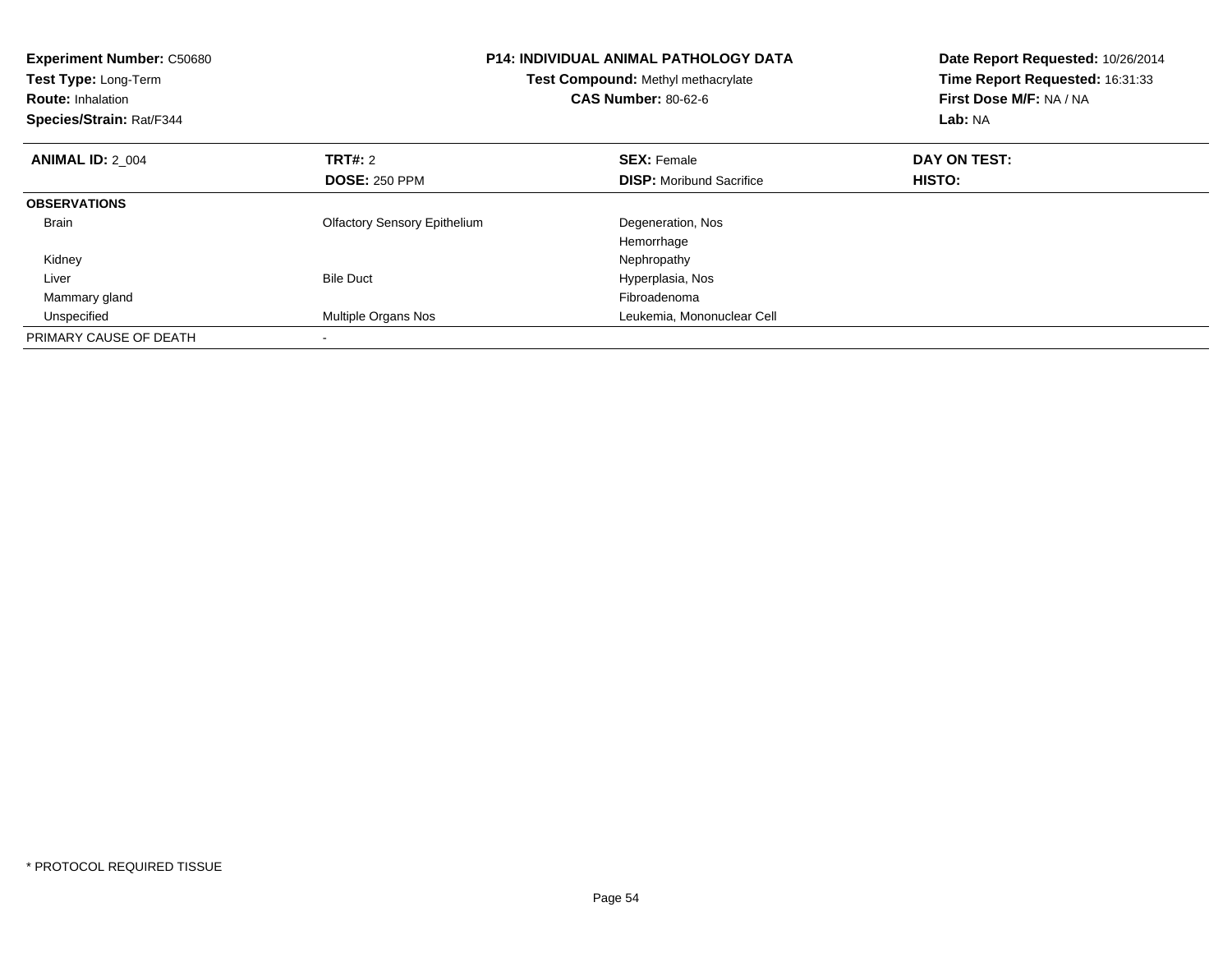**Experiment Number:** C50680
**Test Type:** Long-Term
**Route:** Inhalation
**Species/Strain:** Rat/F344

**P14: INDIVIDUAL ANIMAL PATHOLOGY DATA**
**Test Compound:** Methyl methacrylate
**CAS Number:** 80-62-6

**Date Report Requested:** 10/26/2014
**Time Report Requested:** 16:31:33
**First Dose M/F:** NA / NA
**Lab:** NA

| **ANIMAL ID:** 2_004 | **TRT#:** 2 | **SEX:** Female | **DAY ON TEST:** |
|---|---|---|---|
| | **DOSE:** 250 PPM | **DISP:** Moribund Sacrifice | **HISTO:** |
| **OBSERVATIONS** | | | |
| Brain | Olfactory Sensory Epithelium | Degeneration, Nos | |
| | | Hemorrhage | |
| Kidney | | Nephropathy | |
| Liver | Bile Duct | Hyperplasia, Nos | |
| Mammary gland | | Fibroadenoma | |
| Unspecified | Multiple Organs Nos | Leukemia, Mononuclear Cell | |
| PRIMARY CAUSE OF DEATH | - | | |

* PROTOCOL REQUIRED TISSUE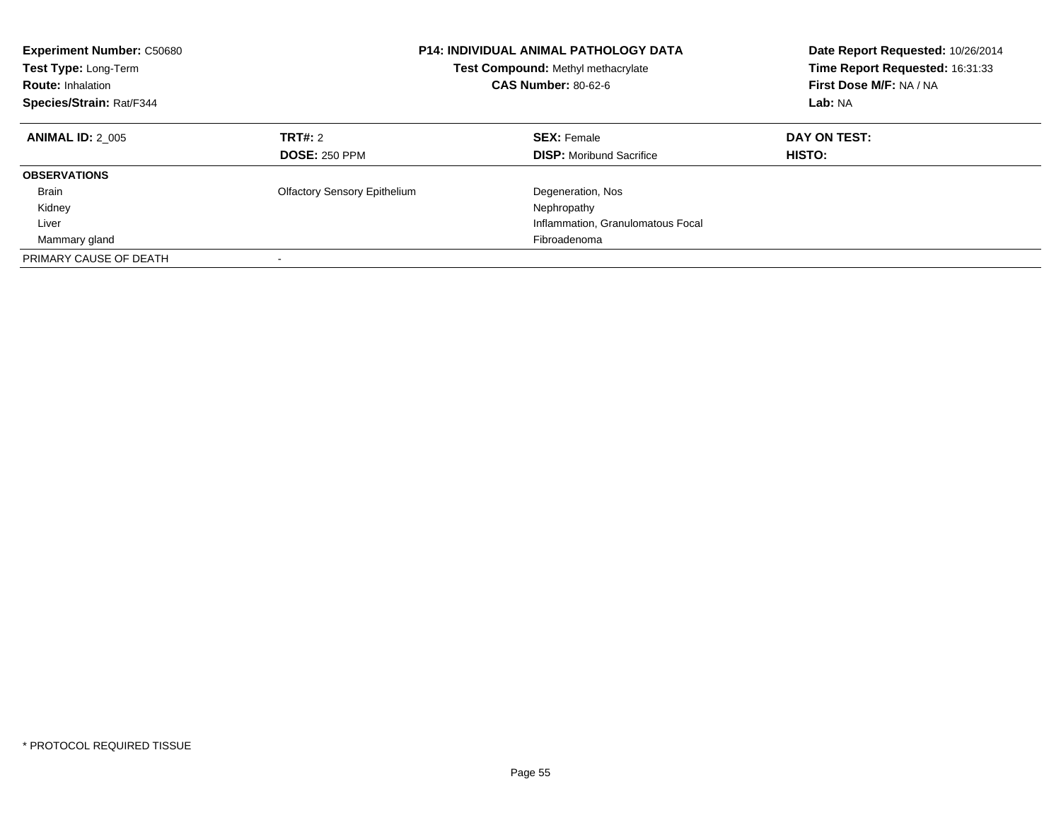**Experiment Number:** C50680
**Test Type:** Long-Term
**Route:** Inhalation
**Species/Strain:** Rat/F344

**P14: INDIVIDUAL ANIMAL PATHOLOGY DATA**
**Test Compound:** Methyl methacrylate
**CAS Number:** 80-62-6

**Date Report Requested:** 10/26/2014
**Time Report Requested:** 16:31:33
**First Dose M/F:** NA / NA
**Lab:** NA

| **ANIMAL ID:** 2_005 | **TRT#:** 2 | **SEX:** Female | **DAY ON TEST:** |
|---|---|---|---|
| | **DOSE:** 250 PPM | **DISP:** Moribund Sacrifice | **HISTO:** |
| **OBSERVATIONS** | | | |
| Brain | Olfactory Sensory Epithelium | Degeneration, Nos | |
| Kidney | | Nephropathy | |
| Liver | | Inflammation, Granulomatous Focal | |
| Mammary gland | | Fibroadenoma | |
| PRIMARY CAUSE OF DEATH | - | | |

\* PROTOCOL REQUIRED TISSUE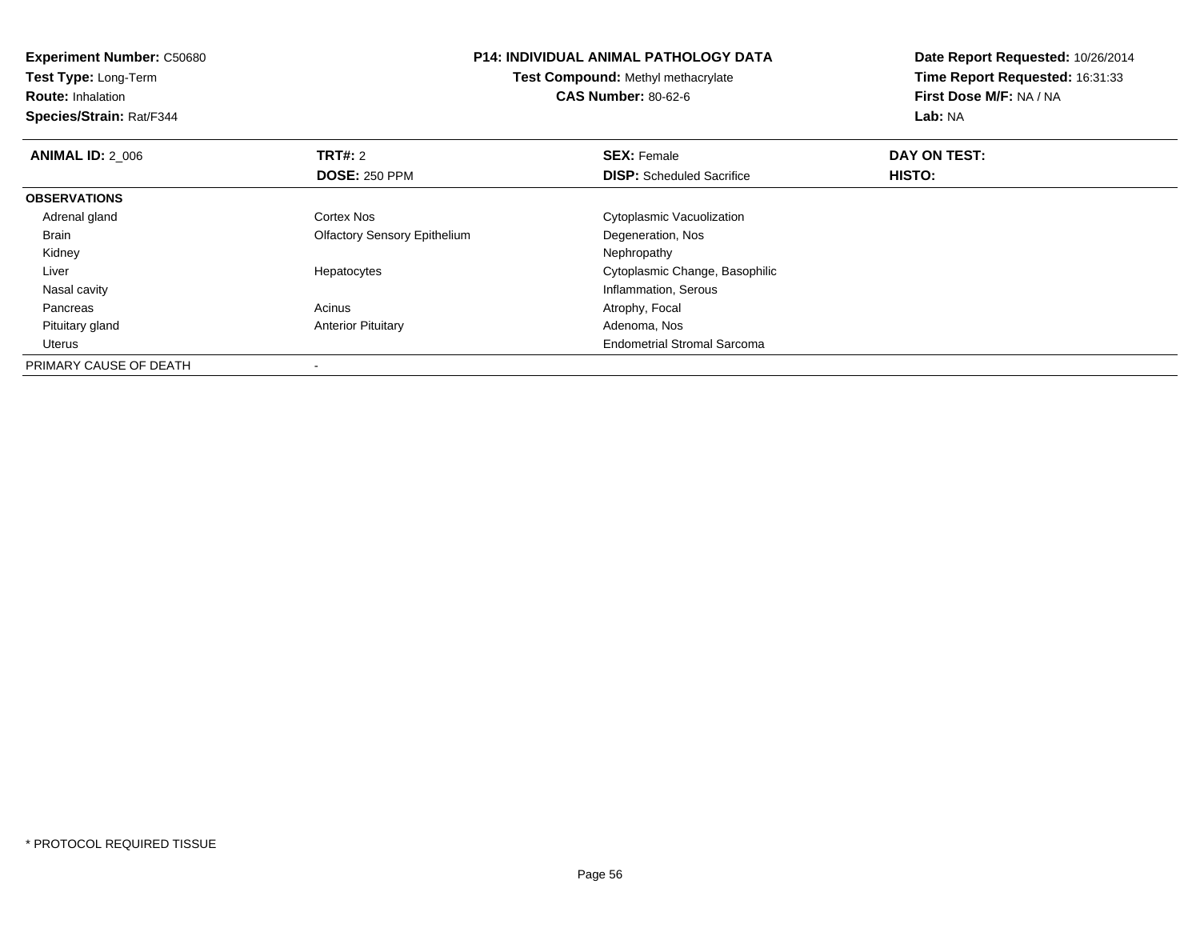**Experiment Number:** C50680
**Test Type:** Long-Term
**Route:** Inhalation
**Species/Strain:** Rat/F344

**P14: INDIVIDUAL ANIMAL PATHOLOGY DATA**
**Test Compound:** Methyl methacrylate
**CAS Number:** 80-62-6

**Date Report Requested:** 10/26/2014
**Time Report Requested:** 16:31:33
**First Dose M/F:** NA / NA
**Lab:** NA

| **ANIMAL ID:** 2_006 | **TRT#:** 2 | **SEX:** Female | **DAY ON TEST:** |
|---|---|---|---|
| | **DOSE:** 250 PPM | **DISP:** Scheduled Sacrifice | **HISTO:** |
| **OBSERVATIONS** | | | |
| Adrenal gland | Cortex Nos | Cytoplasmic Vacuolization | |
| Brain | Olfactory Sensory Epithelium | Degeneration, Nos | |
| Kidney | | Nephropathy | |
| Liver | Hepatocytes | Cytoplasmic Change, Basophilic | |
| Nasal cavity | | Inflammation, Serous | |
| Pancreas | Acinus | Atrophy, Focal | |
| Pituitary gland | Anterior Pituitary | Adenoma, Nos | |
| Uterus | | Endometrial Stromal Sarcoma | |
| PRIMARY CAUSE OF DEATH | - | | |

* PROTOCOL REQUIRED TISSUE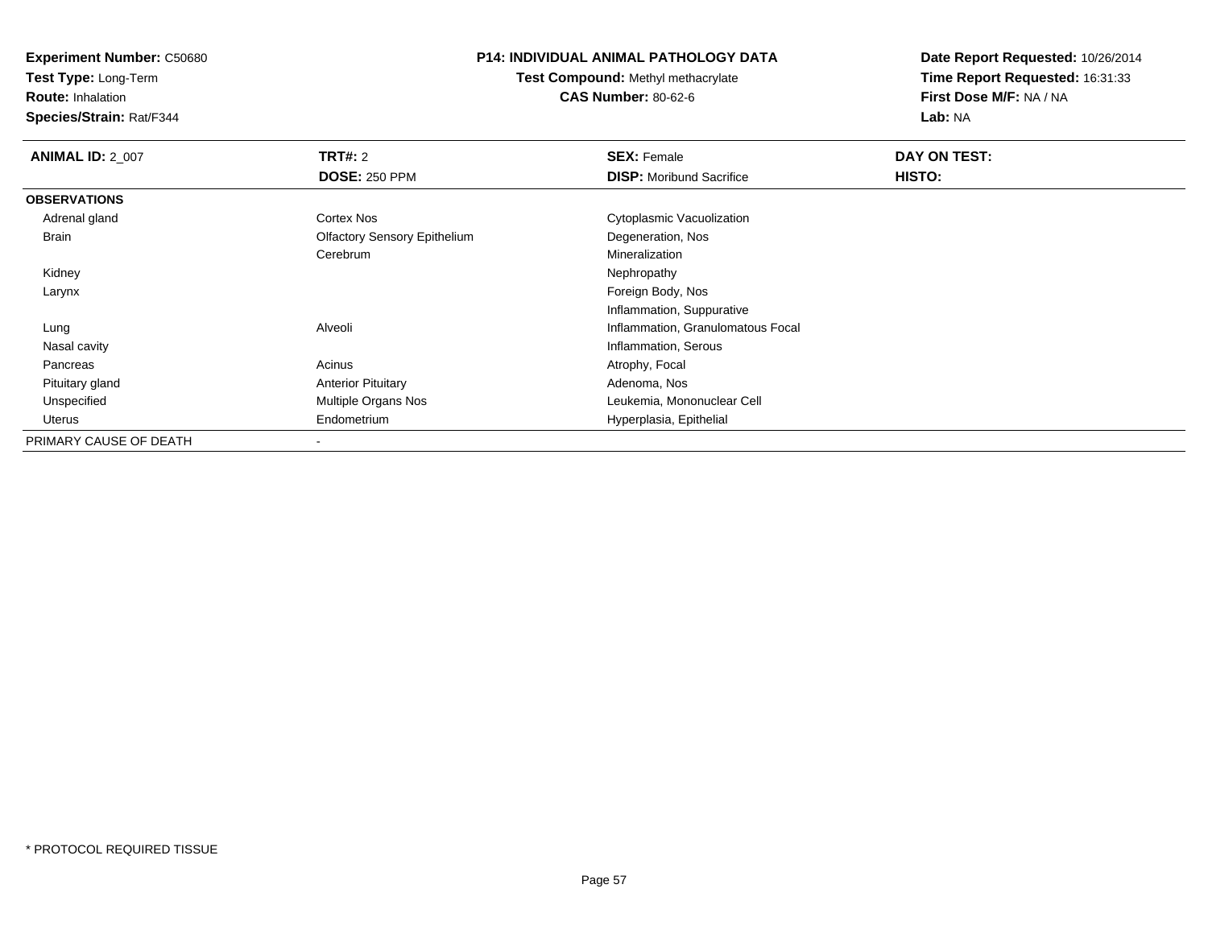**Experiment Number:** C50680
**Test Type:** Long-Term
**Route:** Inhalation
**Species/Strain:** Rat/F344

## P14: INDIVIDUAL ANIMAL PATHOLOGY DATA

**Test Compound:** Methyl methacrylate
**CAS Number:** 80-62-6

**Date Report Requested:** 10/26/2014
**Time Report Requested:** 16:31:33
**First Dose M/F:** NA / NA
**Lab:** NA

| **ANIMAL ID:** 2_007 | **TRT#:** 2 | **SEX:** Female | **DAY ON TEST:** |
|---|---|---|---|
| | **DOSE:** 250 PPM | **DISP:** Moribund Sacrifice | **HISTO:** |
| **OBSERVATIONS** | | | |
| Adrenal gland | Cortex Nos | Cytoplasmic Vacuolization | |
| Brain | Olfactory Sensory Epithelium | Degeneration, Nos | |
| | Cerebrum | Mineralization | |
| Kidney | | Nephropathy | |
| Larynx | | Foreign Body, Nos | |
| | | Inflammation, Suppurative | |
| Lung | Alveoli | Inflammation, Granulomatous Focal | |
| Nasal cavity | | Inflammation, Serous | |
| Pancreas | Acinus | Atrophy, Focal | |
| Pituitary gland | Anterior Pituitary | Adenoma, Nos | |
| Unspecified | Multiple Organs Nos | Leukemia, Mononuclear Cell | |
| Uterus | Endometrium | Hyperplasia, Epithelial | |
| PRIMARY CAUSE OF DEATH | - | | |

* PROTOCOL REQUIRED TISSUE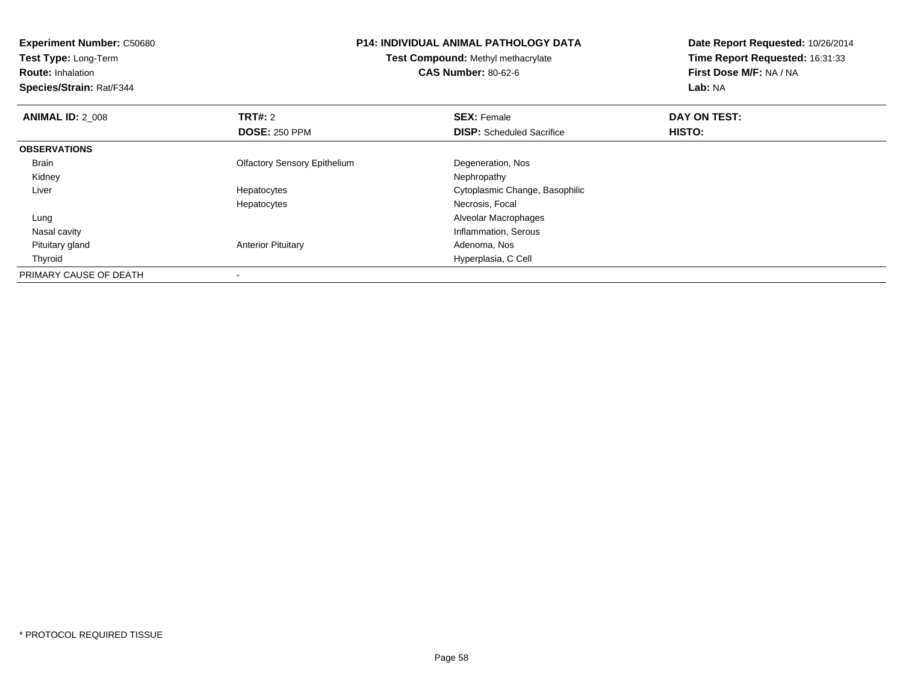**Experiment Number:** C50680
**Test Type:** Long-Term
**Route:** Inhalation
**Species/Strain:** Rat/F344

**P14: INDIVIDUAL ANIMAL PATHOLOGY DATA**
**Test Compound:** Methyl methacrylate
**CAS Number:** 80-62-6

**Date Report Requested:** 10/26/2014
**Time Report Requested:** 16:31:33
**First Dose M/F:** NA / NA
**Lab:** NA

| **ANIMAL ID:** 2_008 | **TRT#:** 2 | **SEX:** Female | **DAY ON TEST:** |
|---|---|---|---|
| | **DOSE:** 250 PPM | **DISP:** Scheduled Sacrifice | **HISTO:** |
| **OBSERVATIONS** | | | |
| Brain | Olfactory Sensory Epithelium | Degeneration, Nos | |
| Kidney | | Nephropathy | |
| Liver | Hepatocytes | Cytoplasmic Change, Basophilic | |
| | Hepatocytes | Necrosis, Focal | |
| Lung | | Alveolar Macrophages | |
| Nasal cavity | | Inflammation, Serous | |
| Pituitary gland | Anterior Pituitary | Adenoma, Nos | |
| Thyroid | | Hyperplasia, C Cell | |
| PRIMARY CAUSE OF DEATH | - | | |

* PROTOCOL REQUIRED TISSUE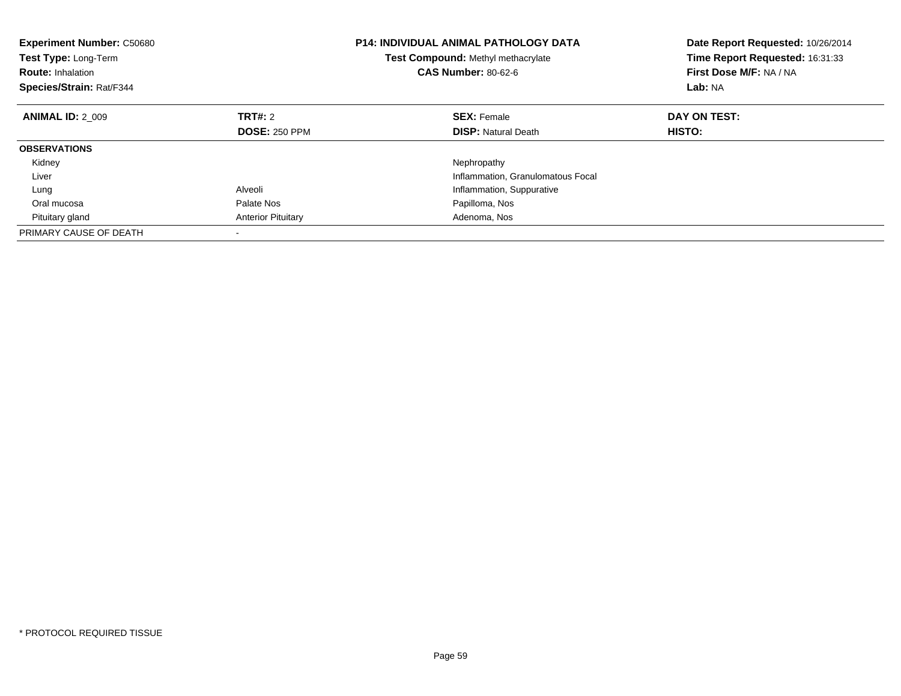**Experiment Number:** C50680
**Test Type:** Long-Term
**Route:** Inhalation
**Species/Strain:** Rat/F344

**P14: INDIVIDUAL ANIMAL PATHOLOGY DATA**
**Test Compound:** Methyl methacrylate
**CAS Number:** 80-62-6

**Date Report Requested:** 10/26/2014
**Time Report Requested:** 16:31:33
**First Dose M/F:** NA / NA
**Lab:** NA

| **ANIMAL ID:** 2_009 | **TRT#:** 2 | **SEX:** Female | **DAY ON TEST:** |
|---|---|---|---|
| | **DOSE:** 250 PPM | **DISP:** Natural Death | **HISTO:** |
| **OBSERVATIONS** | | | |
| Kidney | | Nephropathy | |
| Liver | | Inflammation, Granulomatous Focal | |
| Lung | Alveoli | Inflammation, Suppurative | |
| Oral mucosa | Palate Nos | Papilloma, Nos | |
| Pituitary gland | Anterior Pituitary | Adenoma, Nos | |
| PRIMARY CAUSE OF DEATH | - | | |

* PROTOCOL REQUIRED TISSUE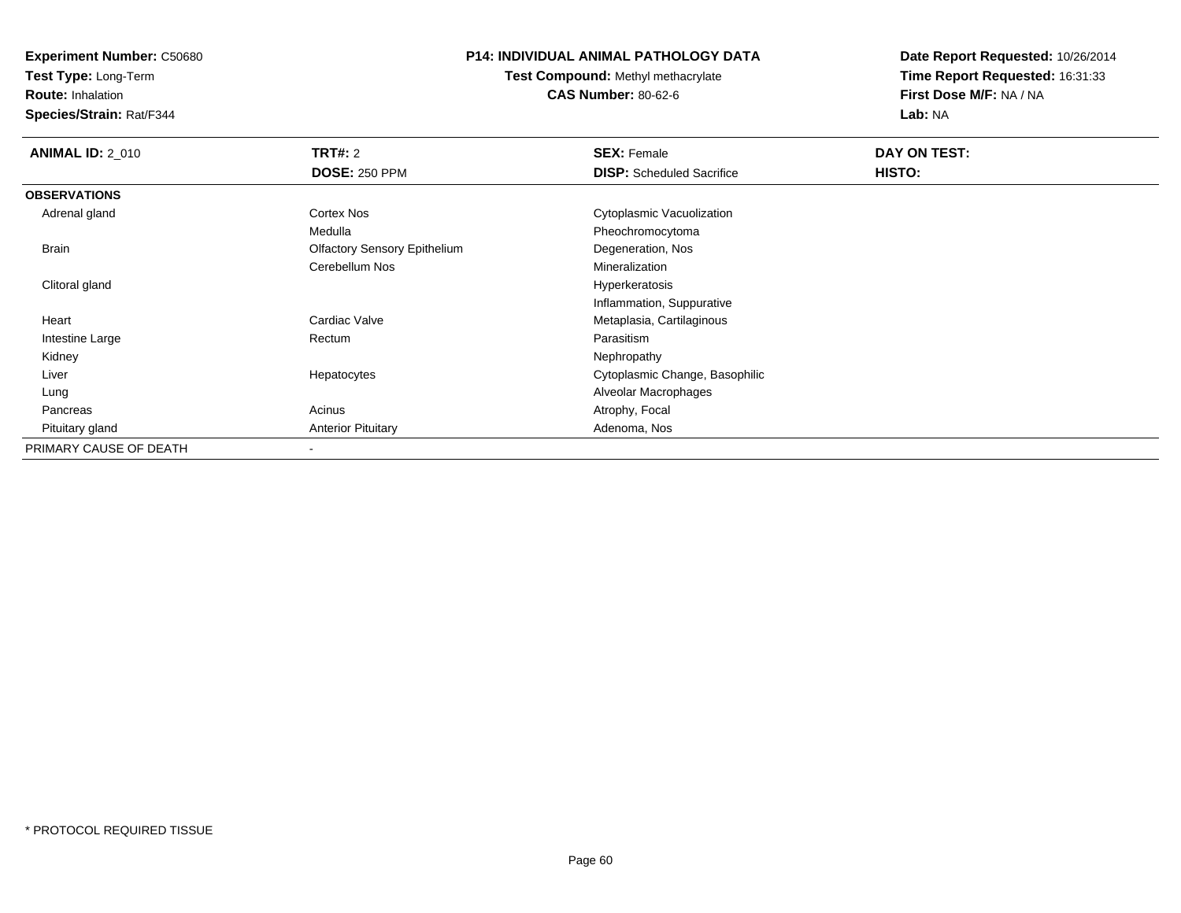**Experiment Number:** C50680
**Test Type:** Long-Term
**Route:** Inhalation
**Species/Strain:** Rat/F344

**P14: INDIVIDUAL ANIMAL PATHOLOGY DATA**
**Test Compound:** Methyl methacrylate
**CAS Number:** 80-62-6

**Date Report Requested:** 10/26/2014
**Time Report Requested:** 16:31:33
**First Dose M/F:** NA / NA
**Lab:** NA

| **ANIMAL ID:** 2_010 | **TRT#:** 2 | **SEX:** Female | **DAY ON TEST:** |
|---|---|---|---|
| | **DOSE:** 250 PPM | **DISP:** Scheduled Sacrifice | **HISTO:** |
| **OBSERVATIONS** | | | |
| Adrenal gland | Cortex Nos | Cytoplasmic Vacuolization | |
| | Medulla | Pheochromocytoma | |
| Brain | Olfactory Sensory Epithelium | Degeneration, Nos | |
| | Cerebellum Nos | Mineralization | |
| Clitoral gland | | Hyperkeratosis | |
| | | Inflammation, Suppurative | |
| Heart | Cardiac Valve | Metaplasia, Cartilaginous | |
| Intestine Large | Rectum | Parasitism | |
| Kidney | | Nephropathy | |
| Liver | Hepatocytes | Cytoplasmic Change, Basophilic | |
| Lung | | Alveolar Macrophages | |
| Pancreas | Acinus | Atrophy, Focal | |
| Pituitary gland | Anterior Pituitary | Adenoma, Nos | |
| PRIMARY CAUSE OF DEATH | - | | |

* PROTOCOL REQUIRED TISSUE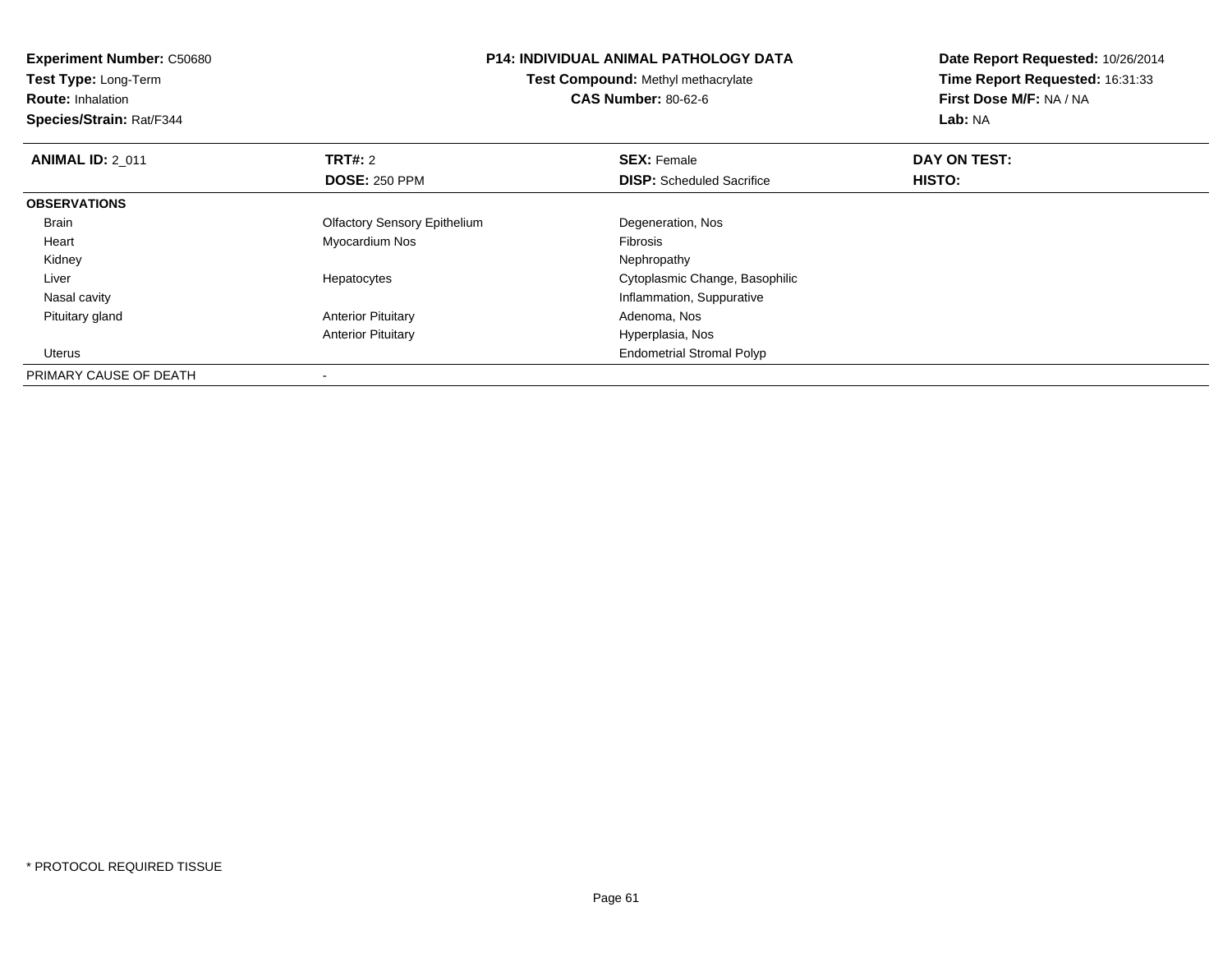**Experiment Number:** C50680
**Test Type:** Long-Term
**Route:** Inhalation
**Species/Strain:** Rat/F344

**P14: INDIVIDUAL ANIMAL PATHOLOGY DATA**
**Test Compound:** Methyl methacrylate
**CAS Number:** 80-62-6

**Date Report Requested:** 10/26/2014
**Time Report Requested:** 16:31:33
**First Dose M/F:** NA / NA
**Lab:** NA

| **ANIMAL ID:** 2_011 | **TRT#:** 2 | **SEX:** Female | **DAY ON TEST:** |
|---|---|---|---|
| | **DOSE:** 250 PPM | **DISP:** Scheduled Sacrifice | **HISTO:** |
| **OBSERVATIONS** | | | |
| Brain | Olfactory Sensory Epithelium | Degeneration, Nos | |
| Heart | Myocardium Nos | Fibrosis | |
| Kidney | | Nephropathy | |
| Liver | Hepatocytes | Cytoplasmic Change, Basophilic | |
| Nasal cavity | | Inflammation, Suppurative | |
| Pituitary gland | Anterior Pituitary | Adenoma, Nos | |
| | Anterior Pituitary | Hyperplasia, Nos | |
| Uterus | | Endometrial Stromal Polyp | |
| PRIMARY CAUSE OF DEATH | - | | |

* PROTOCOL REQUIRED TISSUE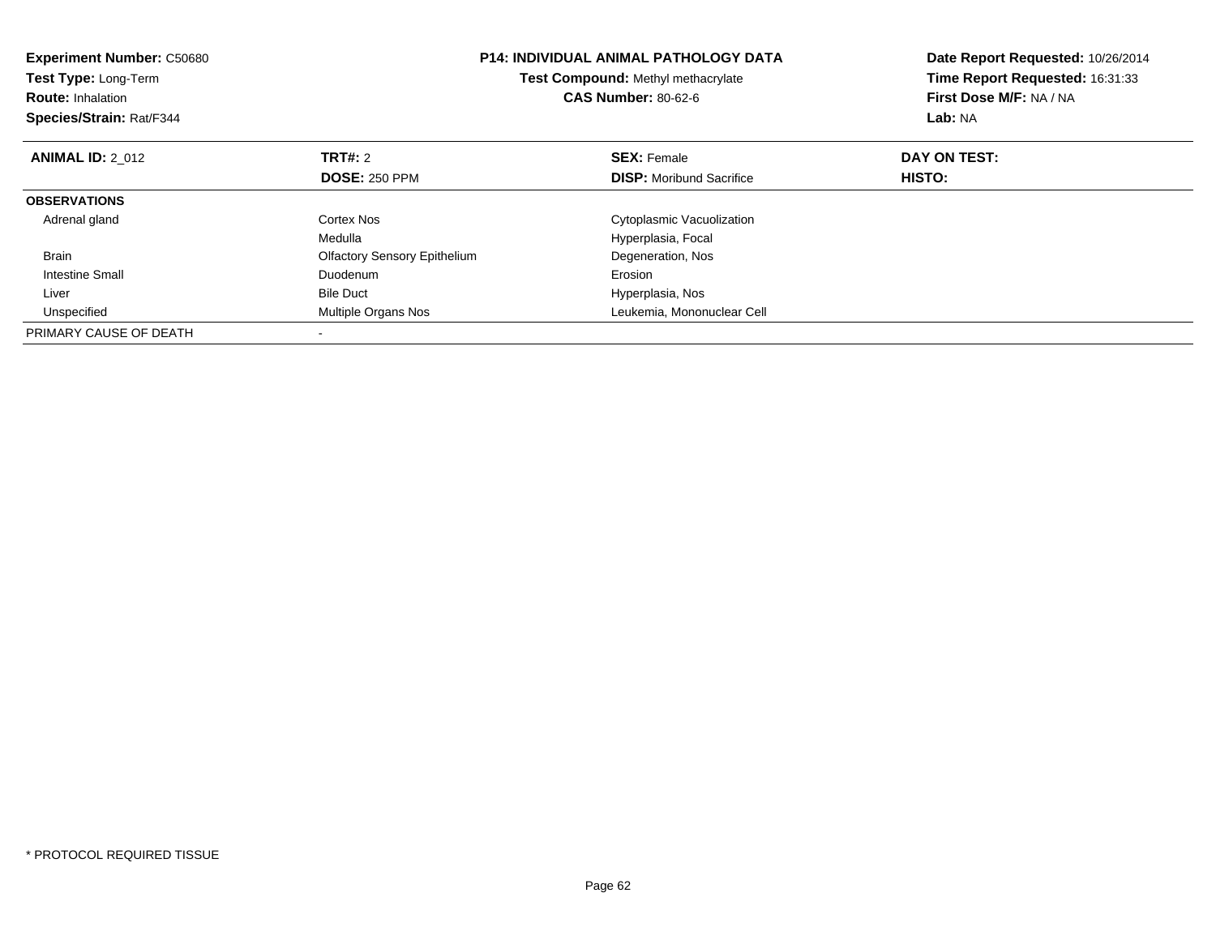**Experiment Number:** C50680
**Test Type:** Long-Term
**Route:** Inhalation
**Species/Strain:** Rat/F344

**P14: INDIVIDUAL ANIMAL PATHOLOGY DATA**
**Test Compound:** Methyl methacrylate
**CAS Number:** 80-62-6

**Date Report Requested:** 10/26/2014
**Time Report Requested:** 16:31:33
**First Dose M/F:** NA / NA
**Lab:** NA

| **ANIMAL ID:** 2_012 | **TRT#:** 2 | **SEX:** Female | **DAY ON TEST:** |
|---|---|---|---|
| | **DOSE:** 250 PPM | **DISP:** Moribund Sacrifice | **HISTO:** |
| **OBSERVATIONS** | | | |
| Adrenal gland | Cortex Nos | Cytoplasmic Vacuolization | |
| | Medulla | Hyperplasia, Focal | |
| Brain | Olfactory Sensory Epithelium | Degeneration, Nos | |
| Intestine Small | Duodenum | Erosion | |
| Liver | Bile Duct | Hyperplasia, Nos | |
| Unspecified | Multiple Organs Nos | Leukemia, Mononuclear Cell | |
| PRIMARY CAUSE OF DEATH | - | | |

* PROTOCOL REQUIRED TISSUE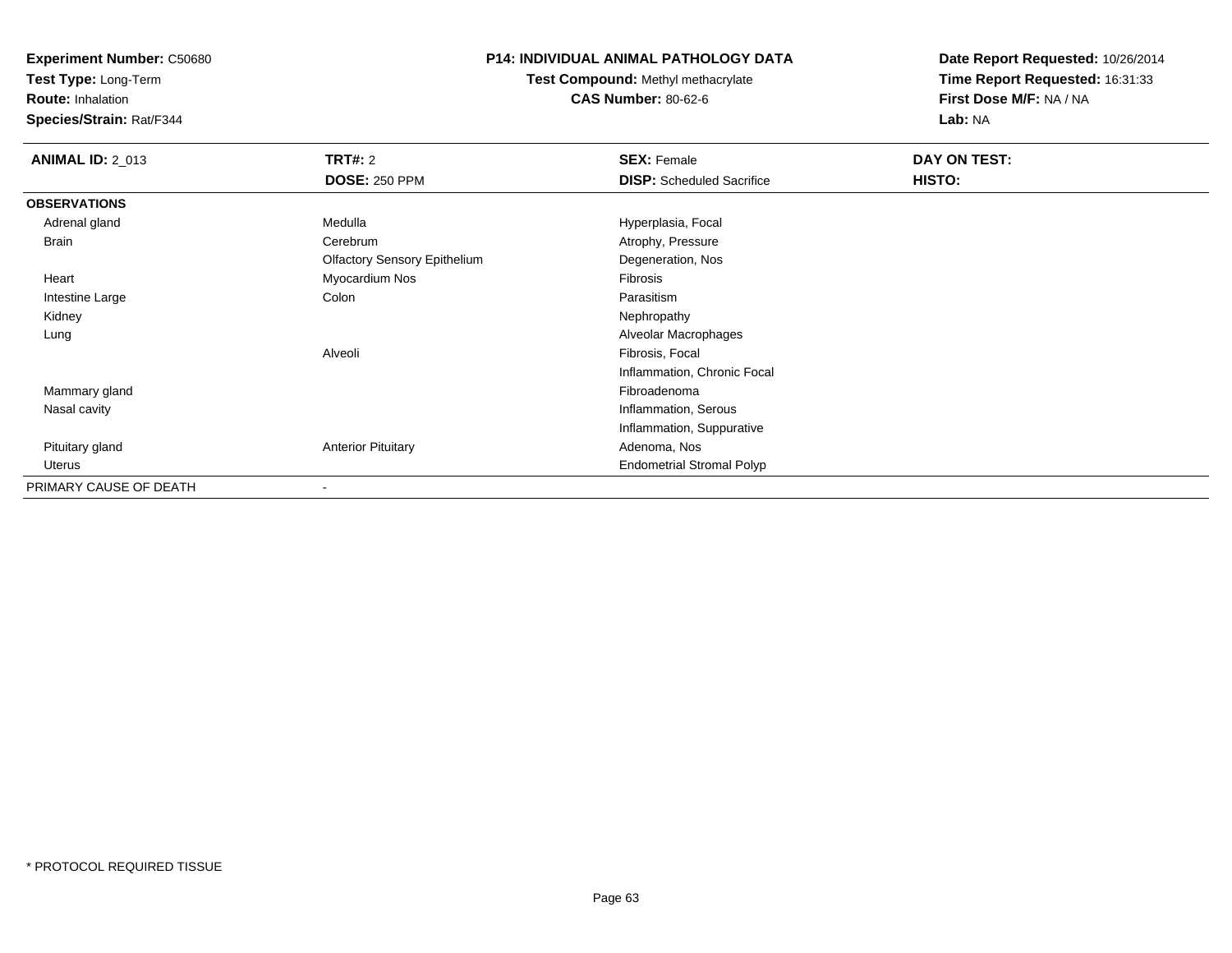**Experiment Number:** C50680
**Test Type:** Long-Term
**Route:** Inhalation
**Species/Strain:** Rat/F344

**P14: INDIVIDUAL ANIMAL PATHOLOGY DATA**
**Test Compound:** Methyl methacrylate
**CAS Number:** 80-62-6

**Date Report Requested:** 10/26/2014
**Time Report Requested:** 16:31:33
**First Dose M/F:** NA / NA
**Lab:** NA

| **ANIMAL ID:** 2_013 | **TRT#:** 2 | **SEX:** Female | **DAY ON TEST:** |
|---|---|---|---|
| | **DOSE:** 250 PPM | **DISP:** Scheduled Sacrifice | **HISTO:** |
| **OBSERVATIONS** | | | |
| Adrenal gland | Medulla | Hyperplasia, Focal | |
| Brain | Cerebrum | Atrophy, Pressure | |
| | Olfactory Sensory Epithelium | Degeneration, Nos | |
| Heart | Myocardium Nos | Fibrosis | |
| Intestine Large | Colon | Parasitism | |
| Kidney | | Nephropathy | |
| Lung | | Alveolar Macrophages | |
| | Alveoli | Fibrosis, Focal | |
| | | Inflammation, Chronic Focal | |
| Mammary gland | | Fibroadenoma | |
| Nasal cavity | | Inflammation, Serous | |
| | | Inflammation, Suppurative | |
| Pituitary gland | Anterior Pituitary | Adenoma, Nos | |
| Uterus | | Endometrial Stromal Polyp | |
| PRIMARY CAUSE OF DEATH | - | | |

* PROTOCOL REQUIRED TISSUE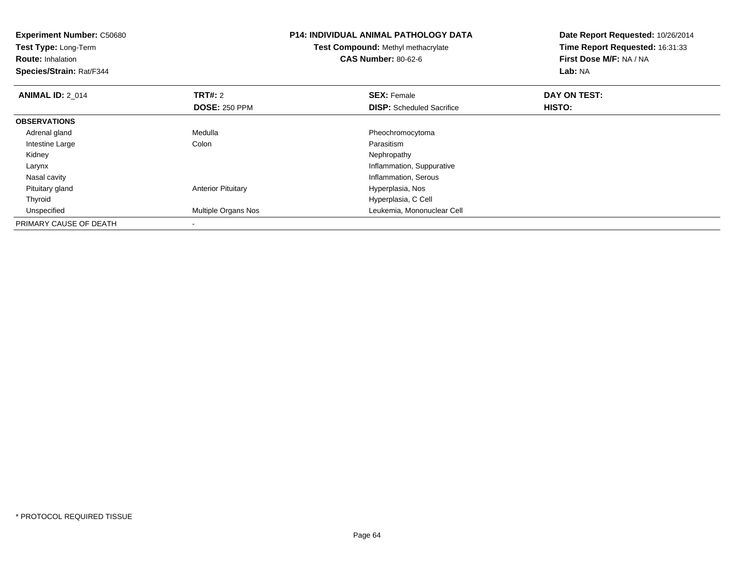**Experiment Number:** C50680
**Test Type:** Long-Term
**Route:** Inhalation
**Species/Strain:** Rat/F344

**P14: INDIVIDUAL ANIMAL PATHOLOGY DATA**
**Test Compound:** Methyl methacrylate
**CAS Number:** 80-62-6

**Date Report Requested:** 10/26/2014
**Time Report Requested:** 16:31:33
**First Dose M/F:** NA / NA
**Lab:** NA

| **ANIMAL ID:** 2_014 | **TRT#:** 2 | **SEX:** Female | **DAY ON TEST:** |
|---|---|---|---|
| | **DOSE:** 250 PPM | **DISP:** Scheduled Sacrifice | **HISTO:** |
| **OBSERVATIONS** | | | |
| Adrenal gland | Medulla | Pheochromocytoma | |
| Intestine Large | Colon | Parasitism | |
| Kidney | | Nephropathy | |
| Larynx | | Inflammation, Suppurative | |
| Nasal cavity | | Inflammation, Serous | |
| Pituitary gland | Anterior Pituitary | Hyperplasia, Nos | |
| Thyroid | | Hyperplasia, C Cell | |
| Unspecified | Multiple Organs Nos | Leukemia, Mononuclear Cell | |
| PRIMARY CAUSE OF DEATH | - | | |

* PROTOCOL REQUIRED TISSUE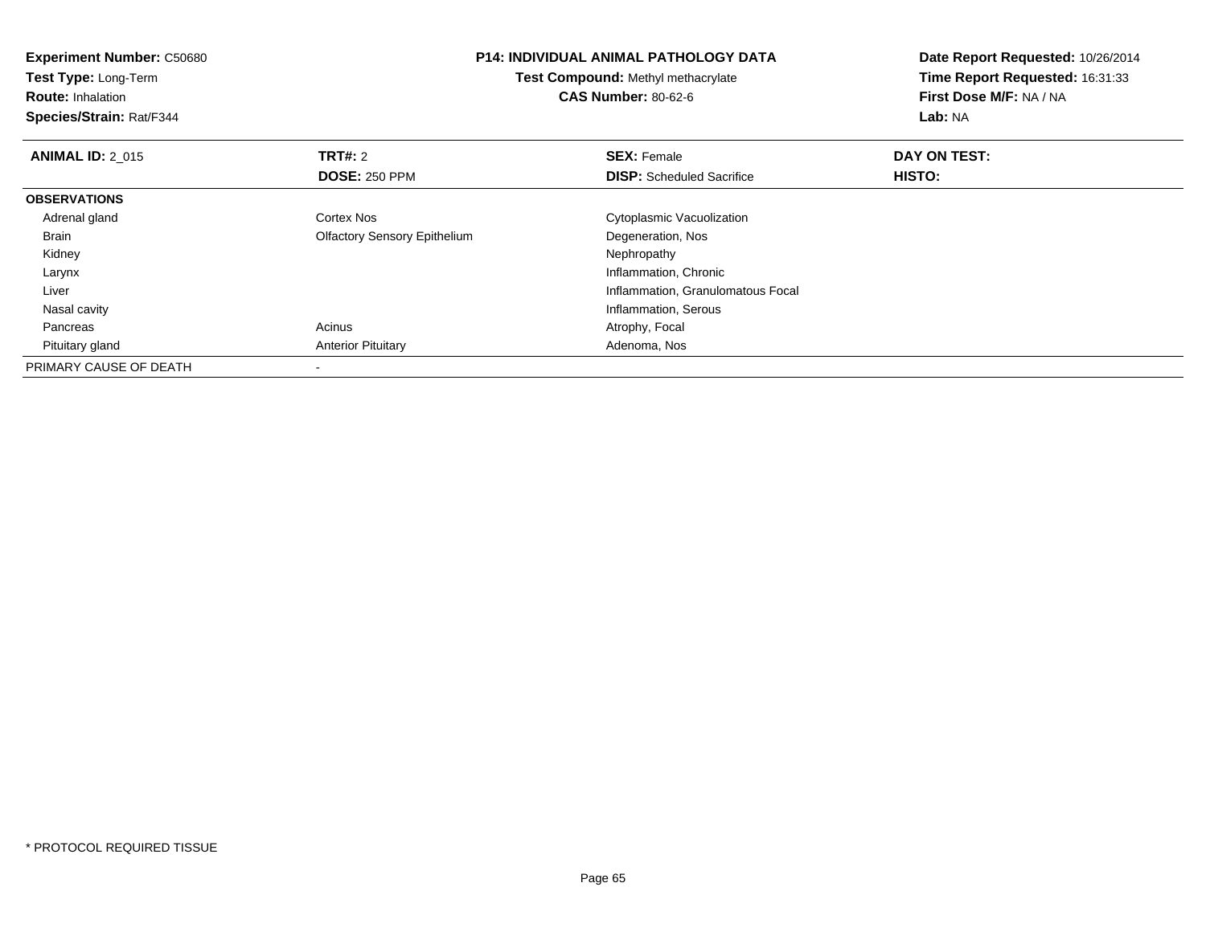**Experiment Number:** C50680
**Test Type:** Long-Term
**Route:** Inhalation
**Species/Strain:** Rat/F344

**P14: INDIVIDUAL ANIMAL PATHOLOGY DATA**
**Test Compound:** Methyl methacrylate
**CAS Number:** 80-62-6

**Date Report Requested:** 10/26/2014
**Time Report Requested:** 16:31:33
**First Dose M/F:** NA / NA
**Lab:** NA

| **ANIMAL ID:** 2_015 | **TRT#:** 2 | **SEX:** Female | **DAY ON TEST:** |
|---|---|---|---|
| | **DOSE:** 250 PPM | **DISP:** Scheduled Sacrifice | **HISTO:** |
| **OBSERVATIONS** | | | |
| Adrenal gland | Cortex Nos | Cytoplasmic Vacuolization | |
| Brain | Olfactory Sensory Epithelium | Degeneration, Nos | |
| Kidney | | Nephropathy | |
| Larynx | | Inflammation, Chronic | |
| Liver | | Inflammation, Granulomatous Focal | |
| Nasal cavity | | Inflammation, Serous | |
| Pancreas | Acinus | Atrophy, Focal | |
| Pituitary gland | Anterior Pituitary | Adenoma, Nos | |
| PRIMARY CAUSE OF DEATH | - | | |

* PROTOCOL REQUIRED TISSUE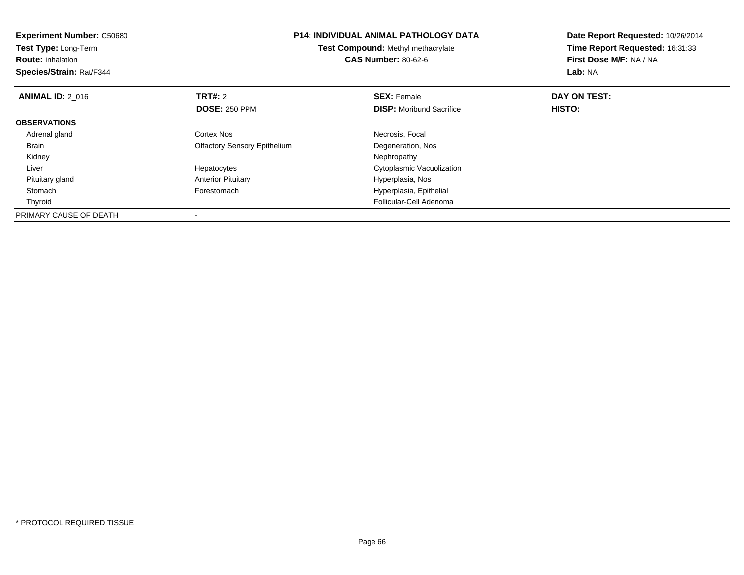**Experiment Number:** C50680
**Test Type:** Long-Term
**Route:** Inhalation
**Species/Strain:** Rat/F344

**P14: INDIVIDUAL ANIMAL PATHOLOGY DATA**
**Test Compound:** Methyl methacrylate
**CAS Number:** 80-62-6

**Date Report Requested:** 10/26/2014
**Time Report Requested:** 16:31:33
**First Dose M/F:** NA / NA
**Lab:** NA

| **ANIMAL ID:** 2_016 | **TRT#:** 2 | **SEX:** Female | **DAY ON TEST:** |
|---|---|---|---|
| | **DOSE:** 250 PPM | **DISP:** Moribund Sacrifice | **HISTO:** |
| **OBSERVATIONS** | | | |
| Adrenal gland | Cortex Nos | Necrosis, Focal | |
| Brain | Olfactory Sensory Epithelium | Degeneration, Nos | |
| Kidney | | Nephropathy | |
| Liver | Hepatocytes | Cytoplasmic Vacuolization | |
| Pituitary gland | Anterior Pituitary | Hyperplasia, Nos | |
| Stomach | Forestomach | Hyperplasia, Epithelial | |
| Thyroid | | Follicular-Cell Adenoma | |
| PRIMARY CAUSE OF DEATH | - | | |

* PROTOCOL REQUIRED TISSUE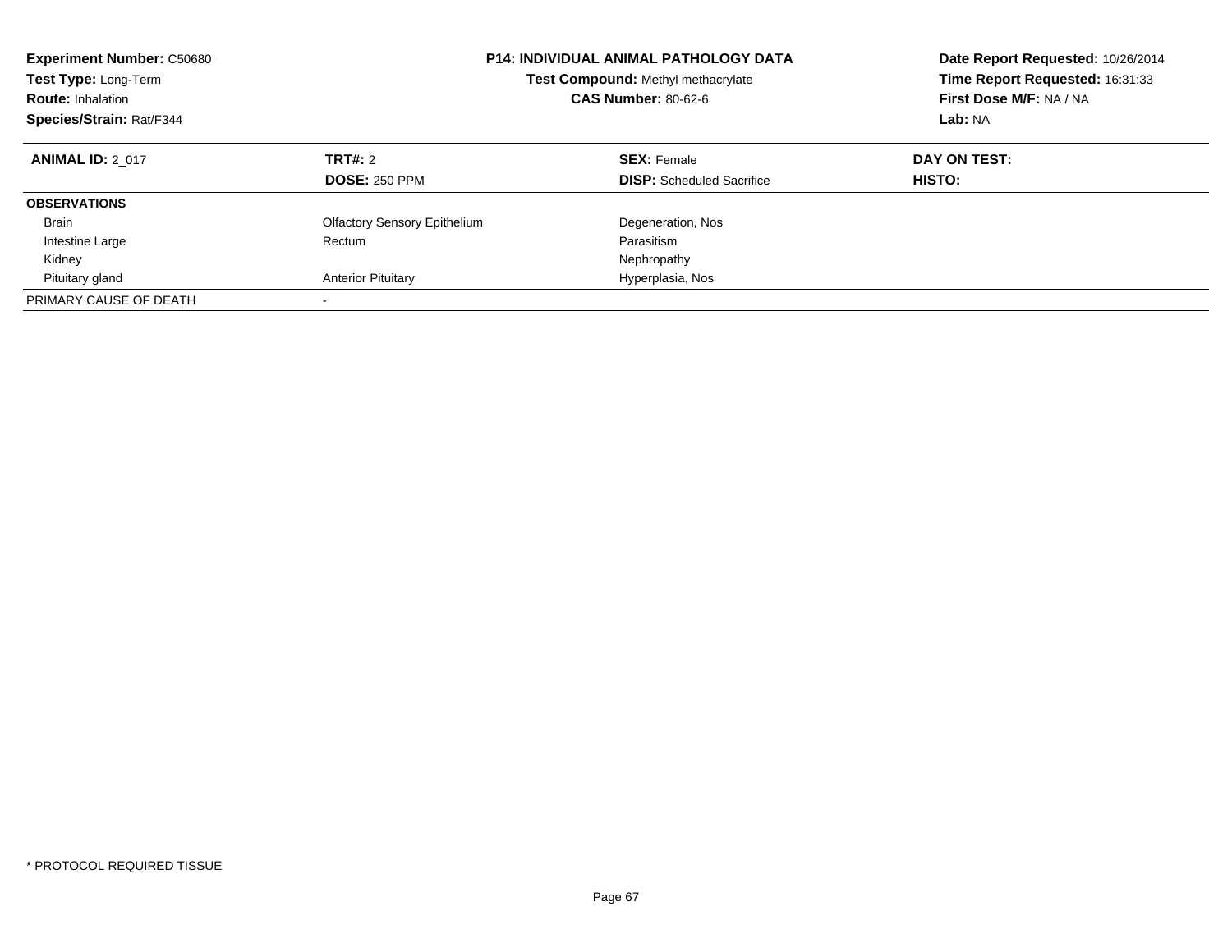**Experiment Number:** C50680
**Test Type:** Long-Term
**Route:** Inhalation
**Species/Strain:** Rat/F344

**P14: INDIVIDUAL ANIMAL PATHOLOGY DATA**
**Test Compound:** Methyl methacrylate
**CAS Number:** 80-62-6

**Date Report Requested:** 10/26/2014
**Time Report Requested:** 16:31:33
**First Dose M/F:** NA / NA
**Lab:** NA

| **ANIMAL ID:** 2_017 | **TRT#:** 2 | **SEX:** Female | **DAY ON TEST:** |
|---|---|---|---|
| | **DOSE:** 250 PPM | **DISP:** Scheduled Sacrifice | **HISTO:** |
| **OBSERVATIONS** | | | |
| Brain | Olfactory Sensory Epithelium | Degeneration, Nos | |
| Intestine Large | Rectum | Parasitism | |
| Kidney | | Nephropathy | |
| Pituitary gland | Anterior Pituitary | Hyperplasia, Nos | |
| PRIMARY CAUSE OF DEATH | - | | |

* PROTOCOL REQUIRED TISSUE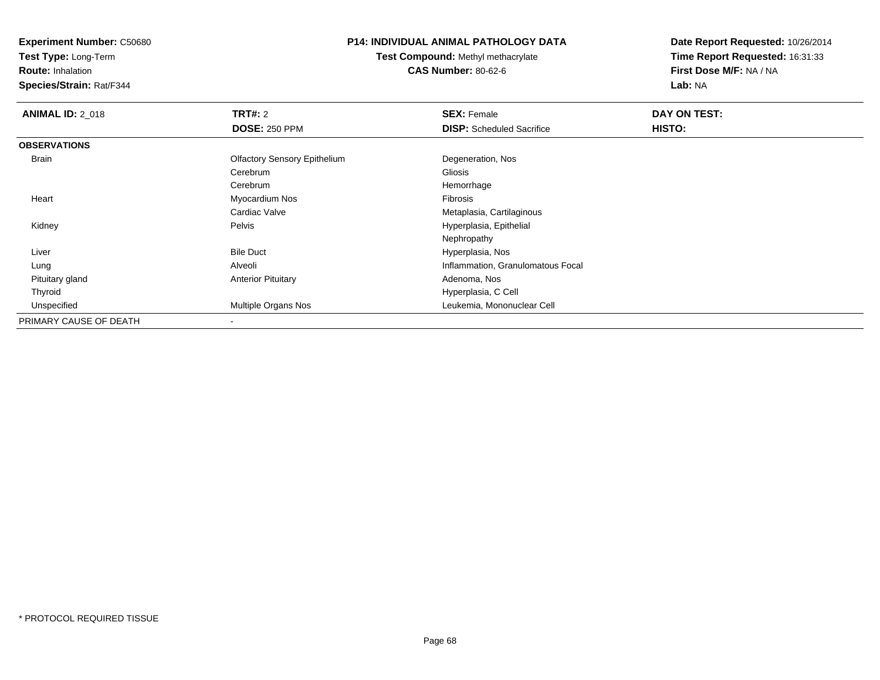**Experiment Number:** C50680
**Test Type:** Long-Term
**Route:** Inhalation
**Species/Strain:** Rat/F344

**P14: INDIVIDUAL ANIMAL PATHOLOGY DATA**
**Test Compound:** Methyl methacrylate
**CAS Number:** 80-62-6

**Date Report Requested:** 10/26/2014
**Time Report Requested:** 16:31:33
**First Dose M/F:** NA / NA
**Lab:** NA

| **ANIMAL ID:** 2_018 | **TRT#:** 2 | **SEX:** Female | **DAY ON TEST:** |
|---|---|---|---|
| | **DOSE:** 250 PPM | **DISP:** Scheduled Sacrifice | **HISTO:** |
| **OBSERVATIONS** | | | |
| Brain | Olfactory Sensory Epithelium | Degeneration, Nos | |
| | Cerebrum | Gliosis | |
| | Cerebrum | Hemorrhage | |
| Heart | Myocardium Nos | Fibrosis | |
| | Cardiac Valve | Metaplasia, Cartilaginous | |
| Kidney | Pelvis | Hyperplasia, Epithelial | |
| | | Nephropathy | |
| Liver | Bile Duct | Hyperplasia, Nos | |
| Lung | Alveoli | Inflammation, Granulomatous Focal | |
| Pituitary gland | Anterior Pituitary | Adenoma, Nos | |
| Thyroid | | Hyperplasia, C Cell | |
| Unspecified | Multiple Organs Nos | Leukemia, Mononuclear Cell | |
| PRIMARY CAUSE OF DEATH | - | | |

* PROTOCOL REQUIRED TISSUE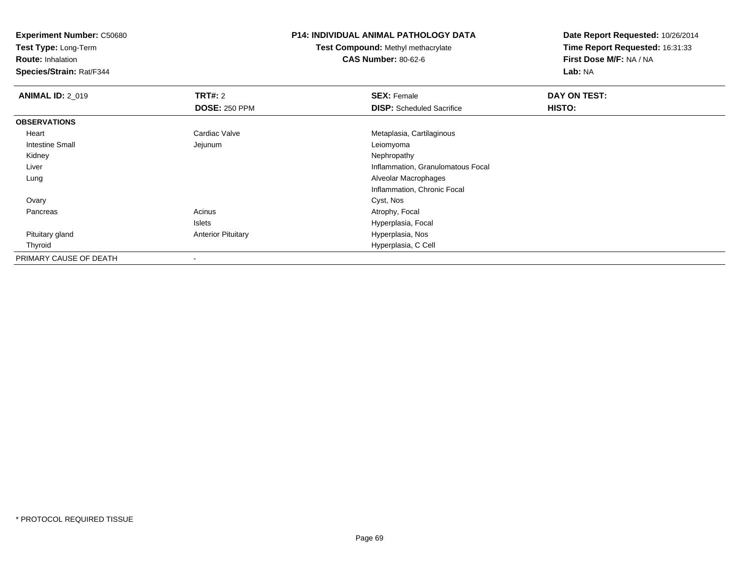**Experiment Number:** C50680
**Test Type:** Long-Term
**Route:** Inhalation
**Species/Strain:** Rat/F344

**P14: INDIVIDUAL ANIMAL PATHOLOGY DATA**
**Test Compound:** Methyl methacrylate
**CAS Number:** 80-62-6

**Date Report Requested:** 10/26/2014
**Time Report Requested:** 16:31:33
**First Dose M/F:** NA / NA
**Lab:** NA

| **ANIMAL ID:** 2_019 | **TRT#:** 2 | **SEX:** Female | **DAY ON TEST:** |
|---|---|---|---|
| | **DOSE:** 250 PPM | **DISP:** Scheduled Sacrifice | **HISTO:** |
| **OBSERVATIONS** | | | |
| Heart | Cardiac Valve | Metaplasia, Cartilaginous | |
| Intestine Small | Jejunum | Leiomyoma | |
| Kidney | | Nephropathy | |
| Liver | | Inflammation, Granulomatous Focal | |
| Lung | | Alveolar Macrophages | |
| | | Inflammation, Chronic Focal | |
| Ovary | | Cyst, Nos | |
| Pancreas | Acinus | Atrophy, Focal | |
| | Islets | Hyperplasia, Focal | |
| Pituitary gland | Anterior Pituitary | Hyperplasia, Nos | |
| Thyroid | | Hyperplasia, C Cell | |
| PRIMARY CAUSE OF DEATH | - | | |

\* PROTOCOL REQUIRED TISSUE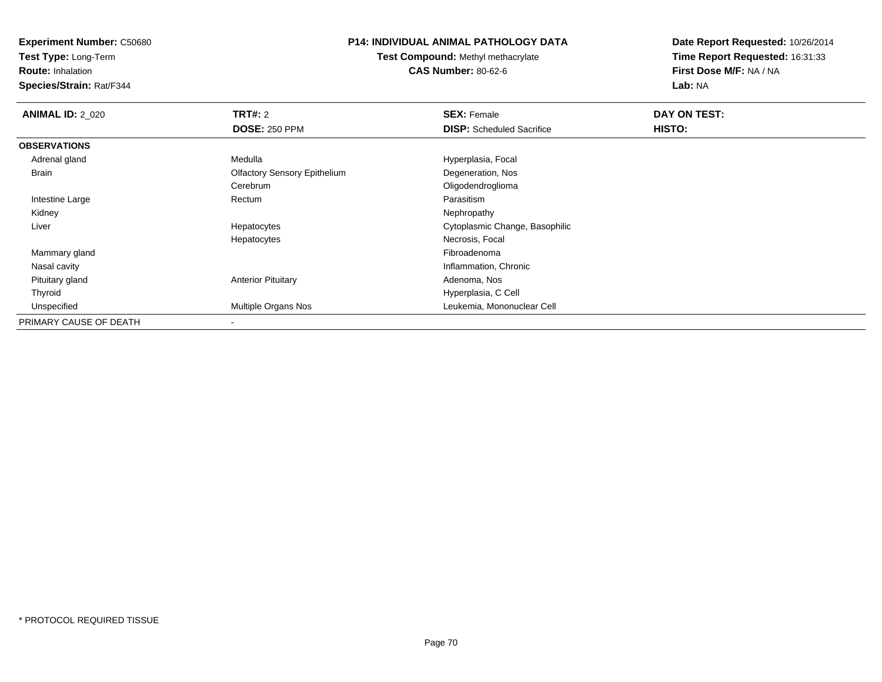**Experiment Number:** C50680
**Test Type:** Long-Term
**Route:** Inhalation
**Species/Strain:** Rat/F344

**P14: INDIVIDUAL ANIMAL PATHOLOGY DATA**
**Test Compound:** Methyl methacrylate
**CAS Number:** 80-62-6

**Date Report Requested:** 10/26/2014
**Time Report Requested:** 16:31:33
**First Dose M/F:** NA / NA
**Lab:** NA

| **ANIMAL ID:** 2_020 | **TRT#:** 2 | **SEX:** Female | **DAY ON TEST:** |
|---|---|---|---|
| | **DOSE:** 250 PPM | **DISP:** Scheduled Sacrifice | **HISTO:** |
| **OBSERVATIONS** | | | |
| Adrenal gland | Medulla | Hyperplasia, Focal | |
| Brain | Olfactory Sensory Epithelium | Degeneration, Nos | |
| | Cerebrum | Oligodendroglioma | |
| Intestine Large | Rectum | Parasitism | |
| Kidney | | Nephropathy | |
| Liver | Hepatocytes | Cytoplasmic Change, Basophilic | |
| | Hepatocytes | Necrosis, Focal | |
| Mammary gland | | Fibroadenoma | |
| Nasal cavity | | Inflammation, Chronic | |
| Pituitary gland | Anterior Pituitary | Adenoma, Nos | |
| Thyroid | | Hyperplasia, C Cell | |
| Unspecified | Multiple Organs Nos | Leukemia, Mononuclear Cell | |
| PRIMARY CAUSE OF DEATH | - | | |

\* PROTOCOL REQUIRED TISSUE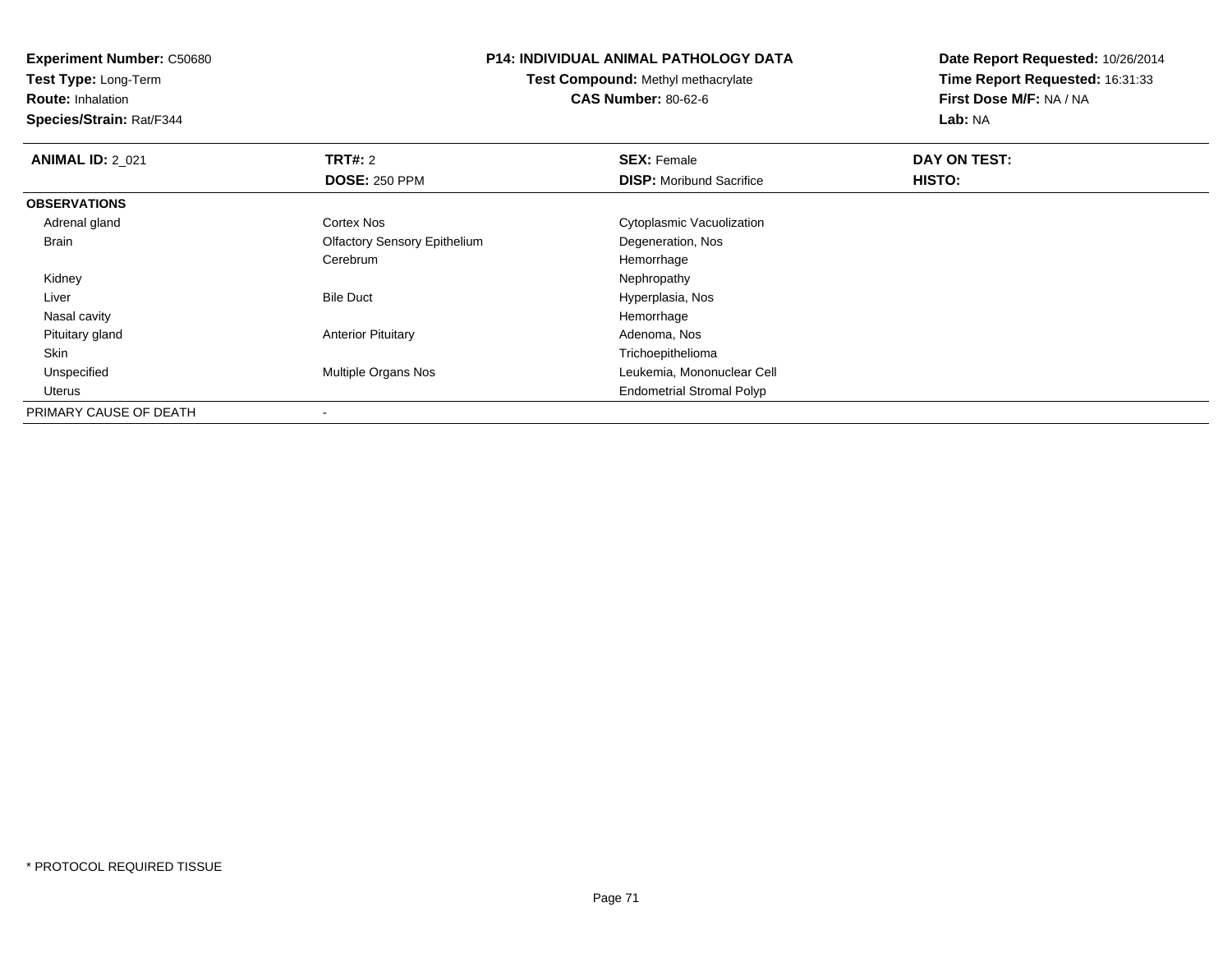**Experiment Number:** C50680
**Test Type:** Long-Term
**Route:** Inhalation
**Species/Strain:** Rat/F344

**P14: INDIVIDUAL ANIMAL PATHOLOGY DATA**
**Test Compound:** Methyl methacrylate
**CAS Number:** 80-62-6

**Date Report Requested:** 10/26/2014
**Time Report Requested:** 16:31:33
**First Dose M/F:** NA / NA
**Lab:** NA

| **ANIMAL ID:** 2_021 | **TRT#:** 2 | **SEX:** Female | **DAY ON TEST:** |
|---|---|---|---|
| | **DOSE:** 250 PPM | **DISP:** Moribund Sacrifice | **HISTO:** |
| **OBSERVATIONS** | | | |
| Adrenal gland | Cortex Nos | Cytoplasmic Vacuolization | |
| Brain | Olfactory Sensory Epithelium | Degeneration, Nos | |
| | Cerebrum | Hemorrhage | |
| Kidney | | Nephropathy | |
| Liver | Bile Duct | Hyperplasia, Nos | |
| Nasal cavity | | Hemorrhage | |
| Pituitary gland | Anterior Pituitary | Adenoma, Nos | |
| Skin | | Trichoepithelioma | |
| Unspecified | Multiple Organs Nos | Leukemia, Mononuclear Cell | |
| Uterus | | Endometrial Stromal Polyp | |
| PRIMARY CAUSE OF DEATH | - | | |

\* PROTOCOL REQUIRED TISSUE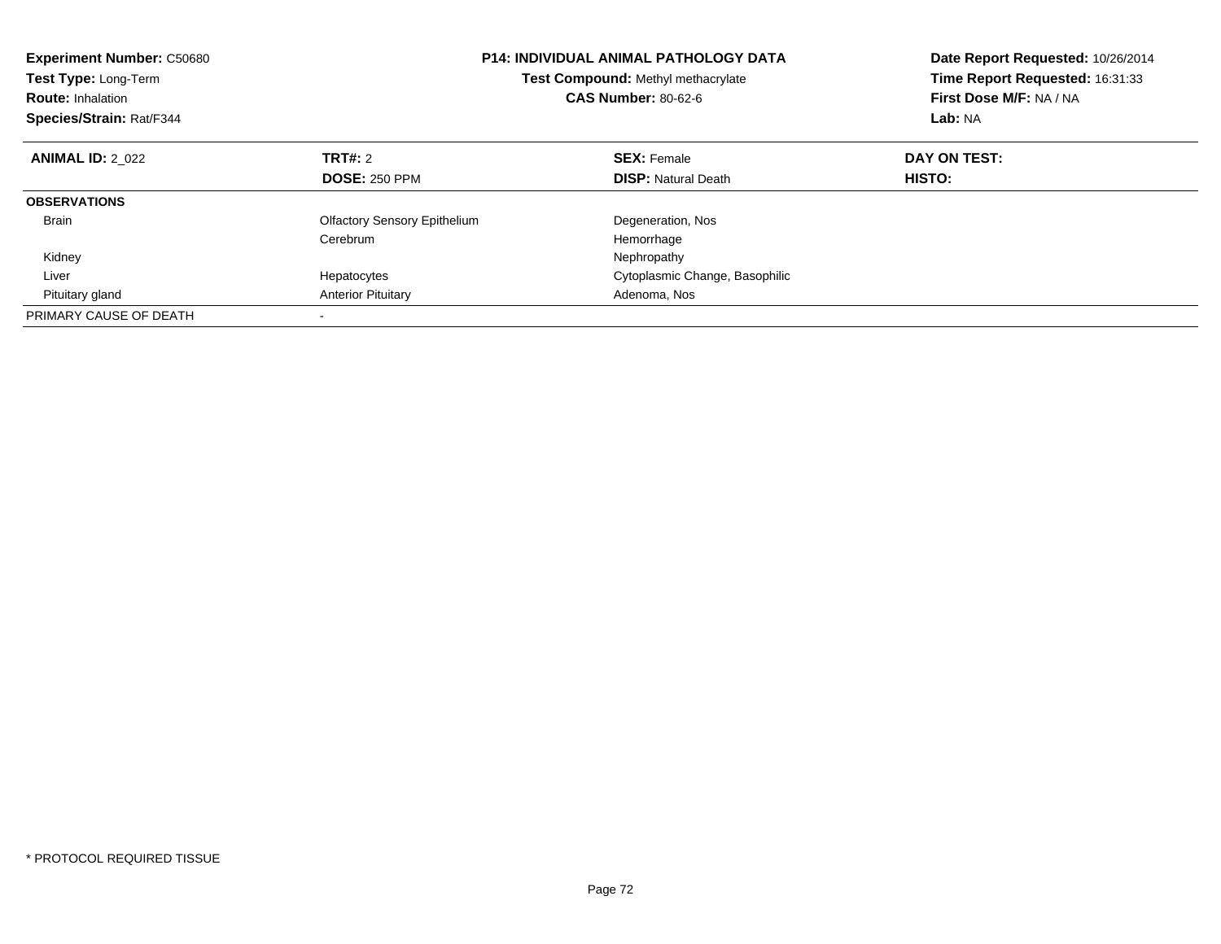**Experiment Number:** C50680
**Test Type:** Long-Term
**Route:** Inhalation
**Species/Strain:** Rat/F344

**P14: INDIVIDUAL ANIMAL PATHOLOGY DATA**
**Test Compound:** Methyl methacrylate
**CAS Number:** 80-62-6

**Date Report Requested:** 10/26/2014
**Time Report Requested:** 16:31:33
**First Dose M/F:** NA / NA
**Lab:** NA

| **ANIMAL ID:** 2_022 | **TRT#:** 2 | **SEX:** Female | **DAY ON TEST:** |
|---|---|---|---|
| | **DOSE:** 250 PPM | **DISP:** Natural Death | **HISTO:** |
| **OBSERVATIONS** | | | |
| Brain | Olfactory Sensory Epithelium | Degeneration, Nos | |
| | Cerebrum | Hemorrhage | |
| Kidney | | Nephropathy | |
| Liver | Hepatocytes | Cytoplasmic Change, Basophilic | |
| Pituitary gland | Anterior Pituitary | Adenoma, Nos | |
| PRIMARY CAUSE OF DEATH | - | | |

\* PROTOCOL REQUIRED TISSUE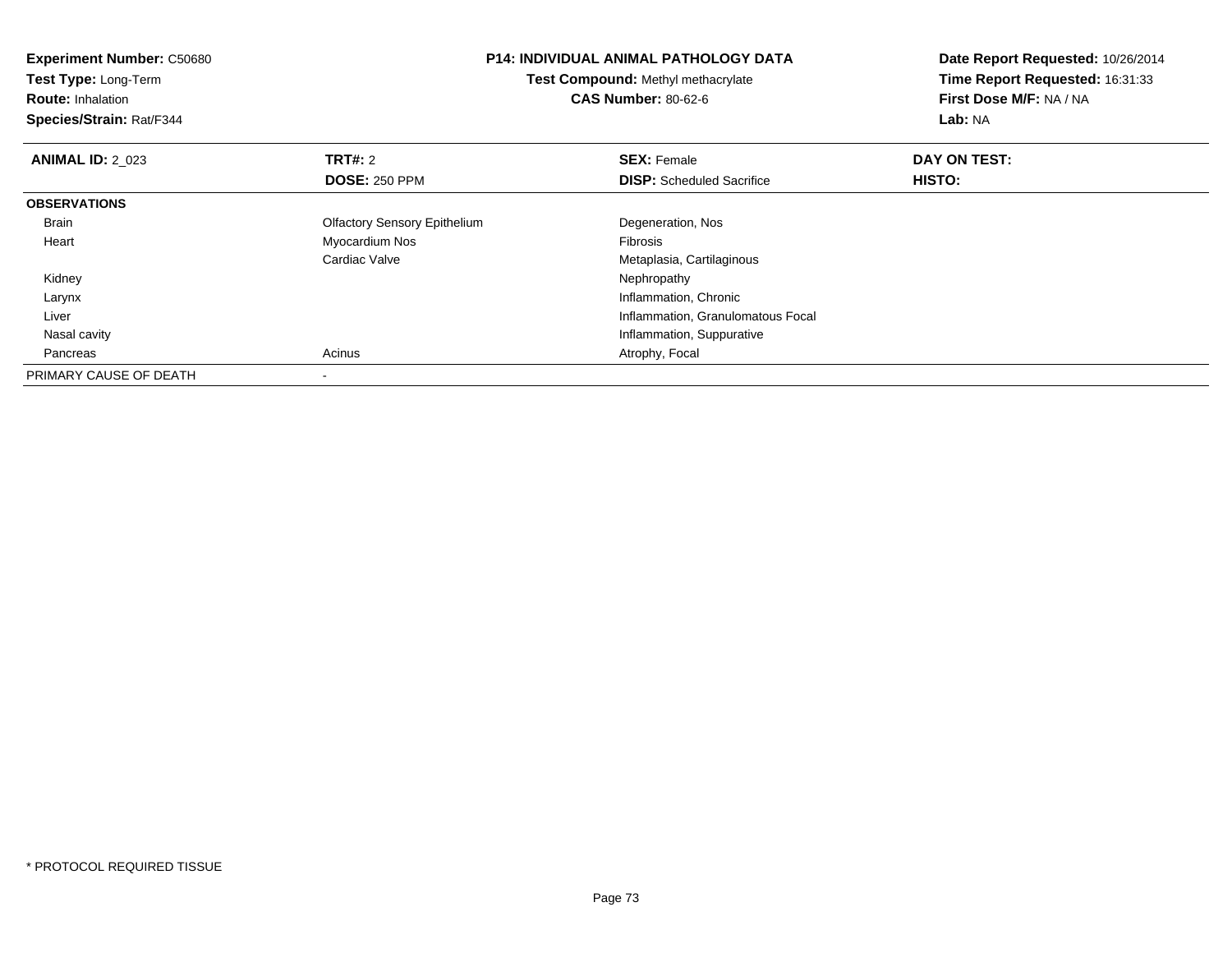**Experiment Number:** C50680
**Test Type:** Long-Term
**Route:** Inhalation
**Species/Strain:** Rat/F344

**P14: INDIVIDUAL ANIMAL PATHOLOGY DATA**
**Test Compound:** Methyl methacrylate
**CAS Number:** 80-62-6

**Date Report Requested:** 10/26/2014
**Time Report Requested:** 16:31:33
**First Dose M/F:** NA / NA
**Lab:** NA

| **ANIMAL ID:** 2_023 | **TRT#:** 2 | **SEX:** Female | **DAY ON TEST:** |
|---|---|---|---|
| | **DOSE:** 250 PPM | **DISP:** Scheduled Sacrifice | **HISTO:** |
| **OBSERVATIONS** | | | |
| Brain | Olfactory Sensory Epithelium | Degeneration, Nos | |
| Heart | Myocardium Nos | Fibrosis | |
| | Cardiac Valve | Metaplasia, Cartilaginous | |
| Kidney | | Nephropathy | |
| Larynx | | Inflammation, Chronic | |
| Liver | | Inflammation, Granulomatous Focal | |
| Nasal cavity | | Inflammation, Suppurative | |
| Pancreas | Acinus | Atrophy, Focal | |
| PRIMARY CAUSE OF DEATH | - | | |

\* PROTOCOL REQUIRED TISSUE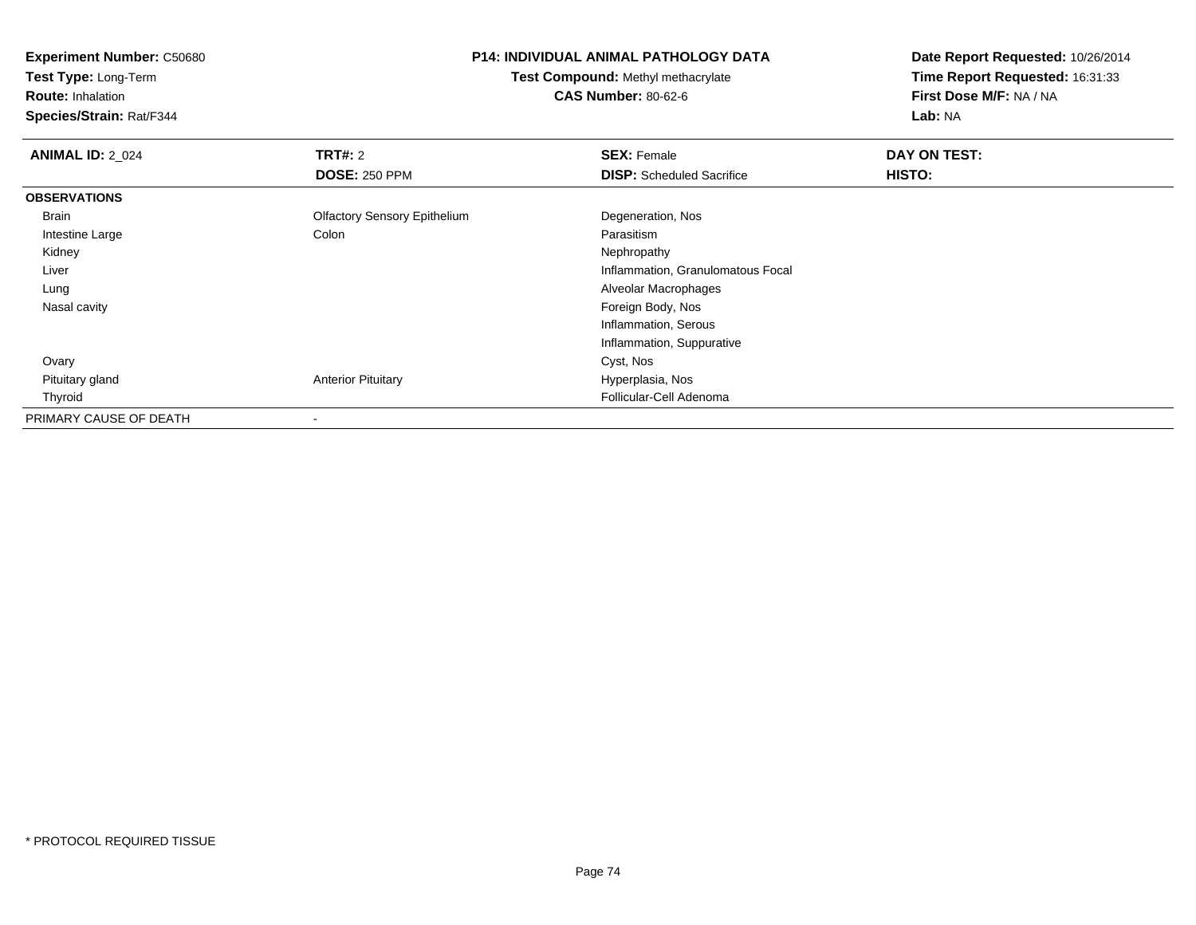**Experiment Number:** C50680
**Test Type:** Long-Term
**Route:** Inhalation
**Species/Strain:** Rat/F344

# P14: INDIVIDUAL ANIMAL PATHOLOGY DATA

**Test Compound:** Methyl methacrylate
**CAS Number:** 80-62-6

**Date Report Requested:** 10/26/2014
**Time Report Requested:** 16:31:33
**First Dose M/F:** NA / NA
**Lab:** NA

| **ANIMAL ID:** 2_024 | **TRT#:** 2 | **SEX:** Female | **DAY ON TEST:** |
|---|---|---|---|
| | **DOSE:** 250 PPM | **DISP:** Scheduled Sacrifice | **HISTO:** |
| **OBSERVATIONS** | | | |
| Brain | Olfactory Sensory Epithelium | Degeneration, Nos | |
| Intestine Large | Colon | Parasitism | |
| Kidney | | Nephropathy | |
| Liver | | Inflammation, Granulomatous Focal | |
| Lung | | Alveolar Macrophages | |
| Nasal cavity | | Foreign Body, Nos | |
| | | Inflammation, Serous | |
| | | Inflammation, Suppurative | |
| Ovary | | Cyst, Nos | |
| Pituitary gland | Anterior Pituitary | Hyperplasia, Nos | |
| Thyroid | | Follicular-Cell Adenoma | |
| PRIMARY CAUSE OF DEATH | - | | |

* PROTOCOL REQUIRED TISSUE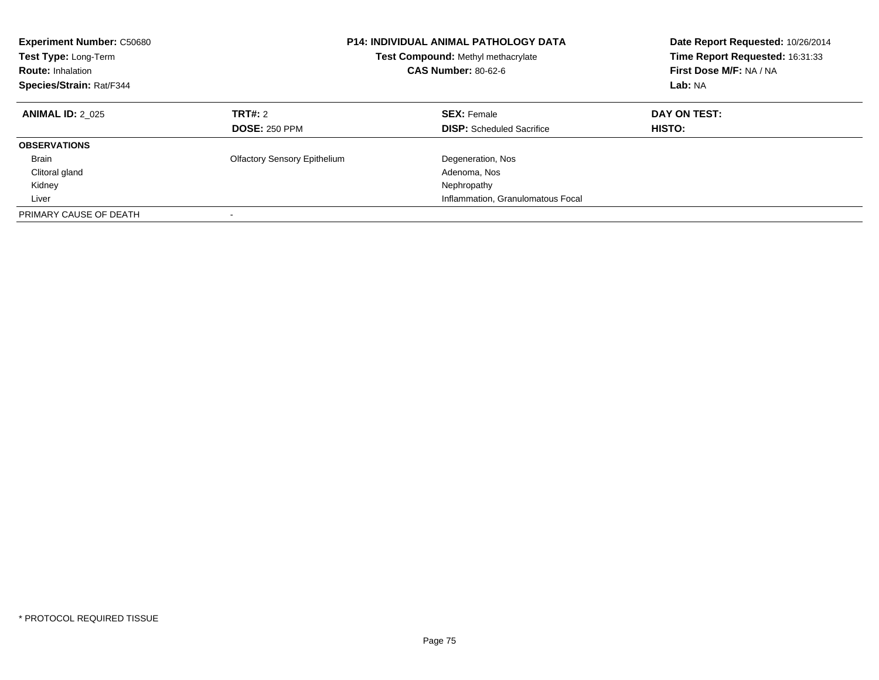**Experiment Number:** C50680
**Test Type:** Long-Term
**Route:** Inhalation
**Species/Strain:** Rat/F344

**P14: INDIVIDUAL ANIMAL PATHOLOGY DATA**
**Test Compound:** Methyl methacrylate
**CAS Number:** 80-62-6

**Date Report Requested:** 10/26/2014
**Time Report Requested:** 16:31:33
**First Dose M/F:** NA / NA
**Lab:** NA

| **ANIMAL ID:** 2_025 | **TRT#:** 2 | **SEX:** Female | **DAY ON TEST:** |
|---|---|---|---|
| | **DOSE:** 250 PPM | **DISP:** Scheduled Sacrifice | **HISTO:** |
| **OBSERVATIONS** | | | |
| Brain | Olfactory Sensory Epithelium | Degeneration, Nos | |
| Clitoral gland | | Adenoma, Nos | |
| Kidney | | Nephropathy | |
| Liver | | Inflammation, Granulomatous Focal | |
| PRIMARY CAUSE OF DEATH | - | | |

* PROTOCOL REQUIRED TISSUE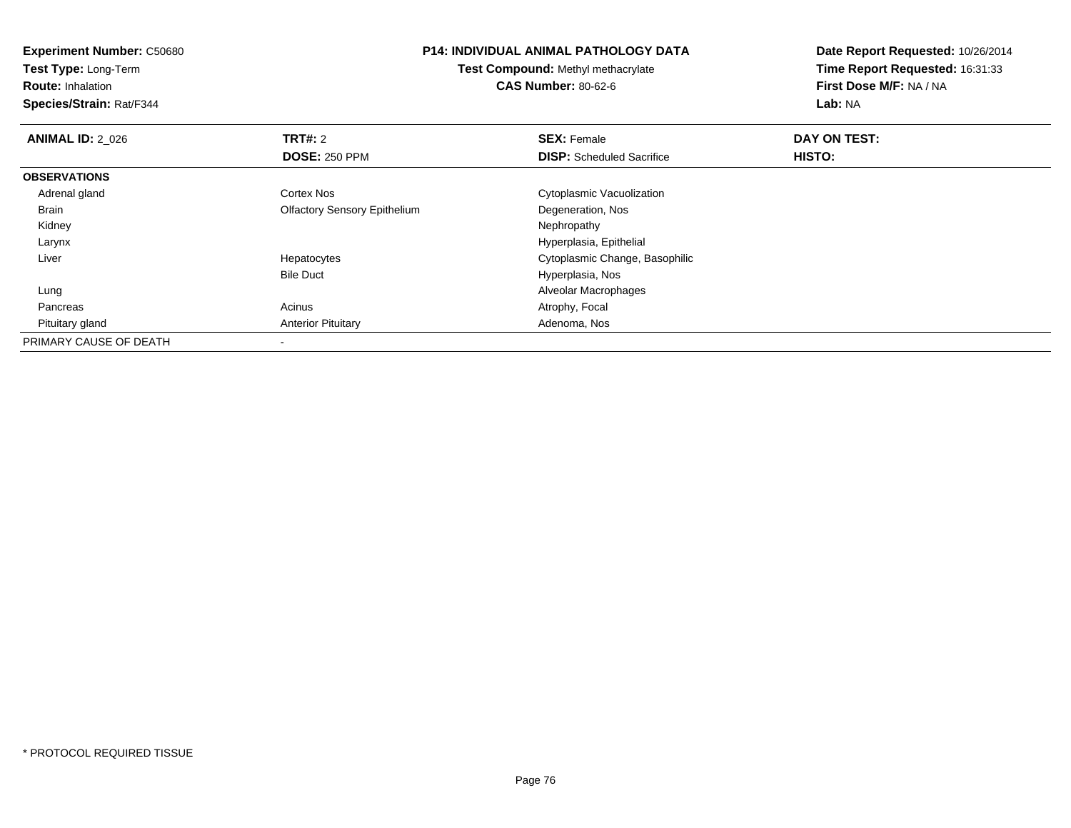**Experiment Number:** C50680
**Test Type:** Long-Term
**Route:** Inhalation
**Species/Strain:** Rat/F344

## P14: INDIVIDUAL ANIMAL PATHOLOGY DATA

**Test Compound:** Methyl methacrylate
**CAS Number:** 80-62-6

**Date Report Requested:** 10/26/2014
**Time Report Requested:** 16:31:33
**First Dose M/F:** NA / NA
**Lab:** NA

| **ANIMAL ID:** 2_026 | **TRT#:** 2 | **SEX:** Female | **DAY ON TEST:** |
|---|---|---|---|
| | **DOSE:** 250 PPM | **DISP:** Scheduled Sacrifice | **HISTO:** |
| **OBSERVATIONS** | | | |
| Adrenal gland | Cortex Nos | Cytoplasmic Vacuolization | |
| Brain | Olfactory Sensory Epithelium | Degeneration, Nos | |
| Kidney | | Nephropathy | |
| Larynx | | Hyperplasia, Epithelial | |
| Liver | Hepatocytes | Cytoplasmic Change, Basophilic | |
| | Bile Duct | Hyperplasia, Nos | |
| Lung | | Alveolar Macrophages | |
| Pancreas | Acinus | Atrophy, Focal | |
| Pituitary gland | Anterior Pituitary | Adenoma, Nos | |
| PRIMARY CAUSE OF DEATH | - | | |

\* PROTOCOL REQUIRED TISSUE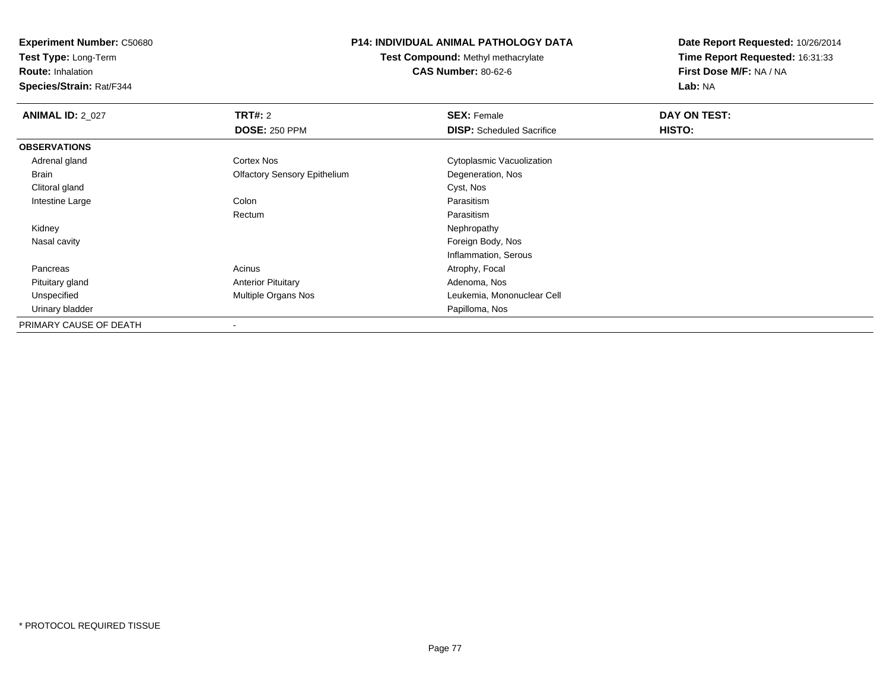**Experiment Number:** C50680
**Test Type:** Long-Term
**Route:** Inhalation
**Species/Strain:** Rat/F344

**P14: INDIVIDUAL ANIMAL PATHOLOGY DATA**
**Test Compound:** Methyl methacrylate
**CAS Number:** 80-62-6

**Date Report Requested:** 10/26/2014
**Time Report Requested:** 16:31:33
**First Dose M/F:** NA / NA
**Lab:** NA

| **ANIMAL ID:** 2_027 | **TRT#:** 2 | **SEX:** Female | **DAY ON TEST:** |
|---|---|---|---|
| | **DOSE:** 250 PPM | **DISP:** Scheduled Sacrifice | **HISTO:** |
| **OBSERVATIONS** | | | |
| Adrenal gland | Cortex Nos | Cytoplasmic Vacuolization | |
| Brain | Olfactory Sensory Epithelium | Degeneration, Nos | |
| Clitoral gland | | Cyst, Nos | |
| Intestine Large | Colon | Parasitism | |
| | Rectum | Parasitism | |
| Kidney | | Nephropathy | |
| Nasal cavity | | Foreign Body, Nos | |
| | | Inflammation, Serous | |
| Pancreas | Acinus | Atrophy, Focal | |
| Pituitary gland | Anterior Pituitary | Adenoma, Nos | |
| Unspecified | Multiple Organs Nos | Leukemia, Mononuclear Cell | |
| Urinary bladder | | Papilloma, Nos | |
| PRIMARY CAUSE OF DEATH | - | | |

\* PROTOCOL REQUIRED TISSUE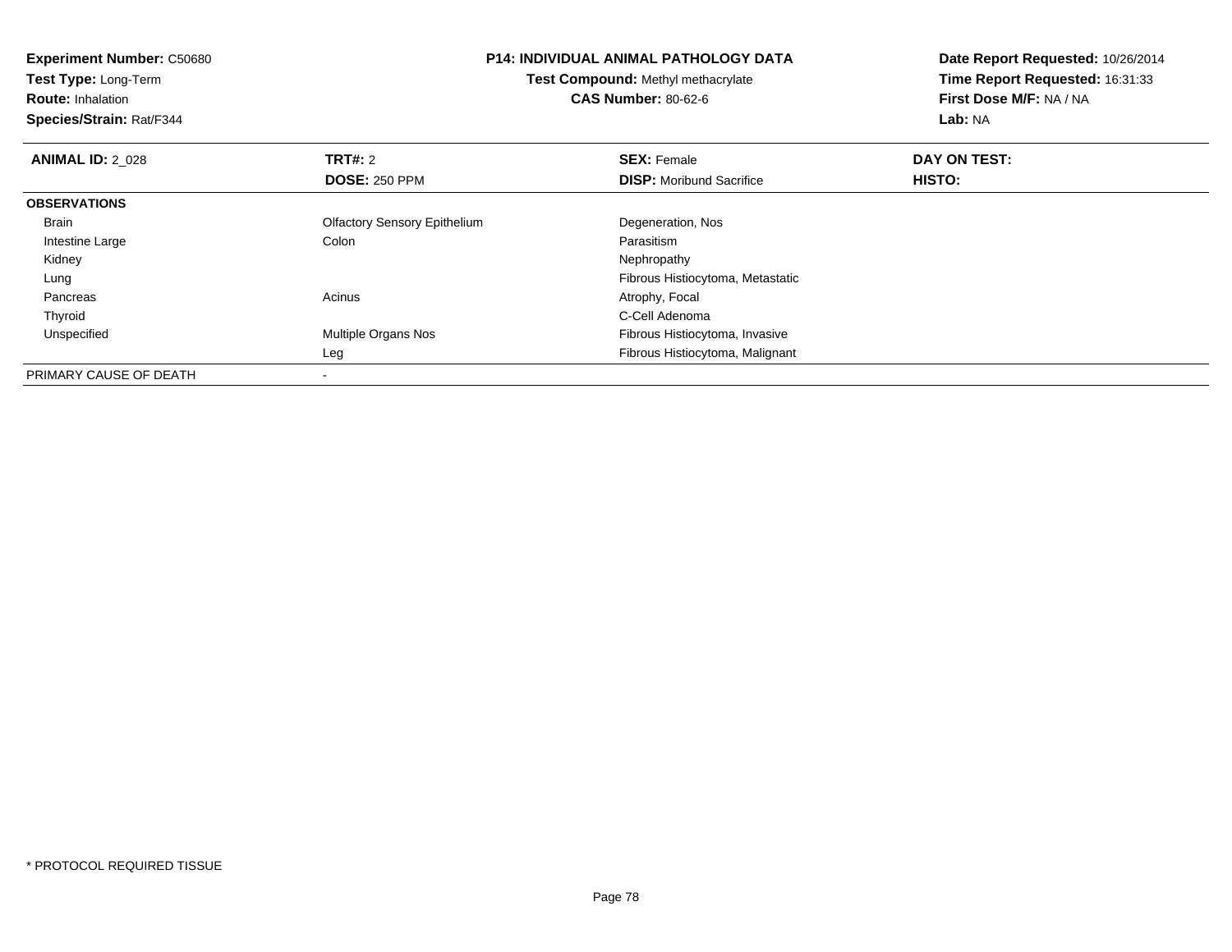**Experiment Number:** C50680
**Test Type:** Long-Term
**Route:** Inhalation
**Species/Strain:** Rat/F344

**P14: INDIVIDUAL ANIMAL PATHOLOGY DATA**
**Test Compound:** Methyl methacrylate
**CAS Number:** 80-62-6

**Date Report Requested:** 10/26/2014
**Time Report Requested:** 16:31:33
**First Dose M/F:** NA / NA
**Lab:** NA

| **ANIMAL ID:** 2_028 | **TRT#:** 2 | **SEX:** Female | **DAY ON TEST:** |
|---|---|---|---|
| | **DOSE:** 250 PPM | **DISP:** Moribund Sacrifice | **HISTO:** |
| **OBSERVATIONS** | | | |
| Brain | Olfactory Sensory Epithelium | Degeneration, Nos | |
| Intestine Large | Colon | Parasitism | |
| Kidney | | Nephropathy | |
| Lung | | Fibrous Histiocytoma, Metastatic | |
| Pancreas | Acinus | Atrophy, Focal | |
| Thyroid | | C-Cell Adenoma | |
| Unspecified | Multiple Organs Nos | Fibrous Histiocytoma, Invasive | |
| | Leg | Fibrous Histiocytoma, Malignant | |
| PRIMARY CAUSE OF DEATH | - | | |

* PROTOCOL REQUIRED TISSUE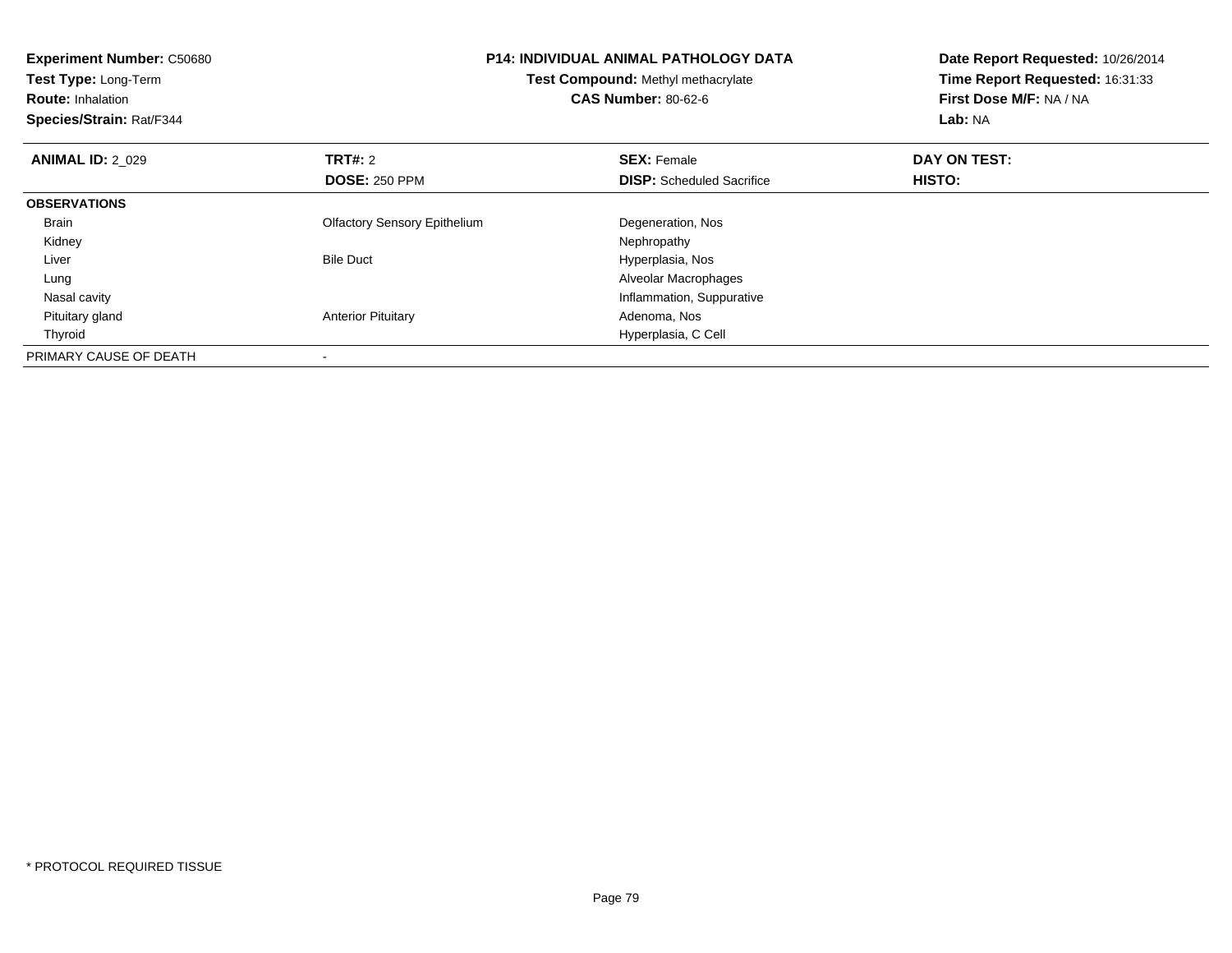**Experiment Number:** C50680
**Test Type:** Long-Term
**Route:** Inhalation
**Species/Strain:** Rat/F344

**P14: INDIVIDUAL ANIMAL PATHOLOGY DATA**
**Test Compound:** Methyl methacrylate
**CAS Number:** 80-62-6

**Date Report Requested:** 10/26/2014
**Time Report Requested:** 16:31:33
**First Dose M/F:** NA / NA
**Lab:** NA

| **ANIMAL ID:** 2_029 | **TRT#:** 2 | **SEX:** Female | **DAY ON TEST:** |
|---|---|---|---|
| | **DOSE:** 250 PPM | **DISP:** Scheduled Sacrifice | **HISTO:** |
| **OBSERVATIONS** | | | |
| Brain | Olfactory Sensory Epithelium | Degeneration, Nos | |
| Kidney | | Nephropathy | |
| Liver | Bile Duct | Hyperplasia, Nos | |
| Lung | | Alveolar Macrophages | |
| Nasal cavity | | Inflammation, Suppurative | |
| Pituitary gland | Anterior Pituitary | Adenoma, Nos | |
| Thyroid | | Hyperplasia, C Cell | |
| PRIMARY CAUSE OF DEATH | - | | |

* PROTOCOL REQUIRED TISSUE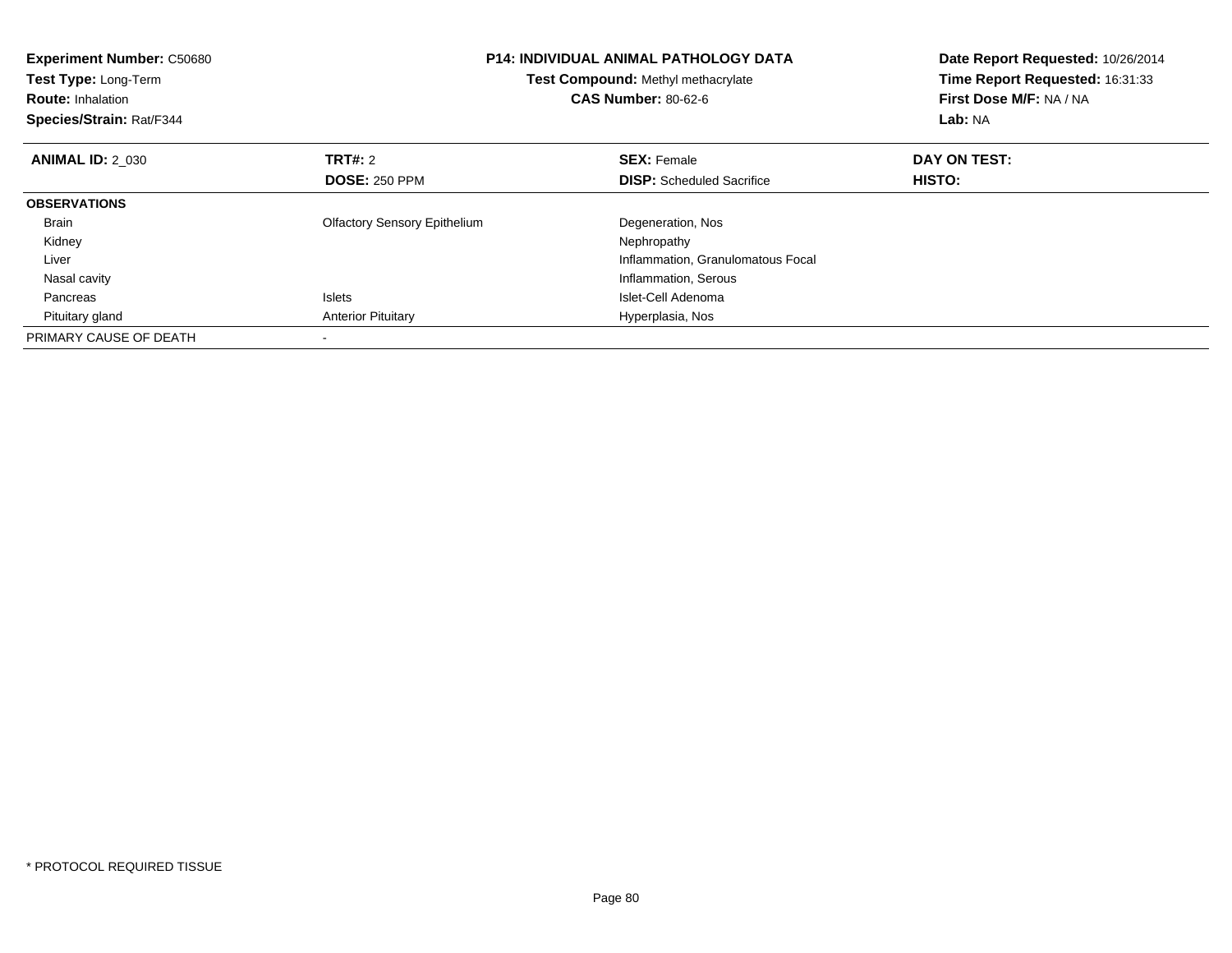**Experiment Number:** C50680
**Test Type:** Long-Term
**Route:** Inhalation
**Species/Strain:** Rat/F344

**P14: INDIVIDUAL ANIMAL PATHOLOGY DATA**
**Test Compound:** Methyl methacrylate
**CAS Number:** 80-62-6

**Date Report Requested:** 10/26/2014
**Time Report Requested:** 16:31:33
**First Dose M/F:** NA / NA
**Lab:** NA

| **ANIMAL ID:** 2_030 | **TRT#:** 2 | **SEX:** Female | **DAY ON TEST:** |
|---|---|---|---|
| | **DOSE:** 250 PPM | **DISP:** Scheduled Sacrifice | **HISTO:** |
| **OBSERVATIONS** | | | |
| Brain | Olfactory Sensory Epithelium | Degeneration, Nos | |
| Kidney | | Nephropathy | |
| Liver | | Inflammation, Granulomatous Focal | |
| Nasal cavity | | Inflammation, Serous | |
| Pancreas | Islets | Islet-Cell Adenoma | |
| Pituitary gland | Anterior Pituitary | Hyperplasia, Nos | |
| PRIMARY CAUSE OF DEATH | - | | |

* PROTOCOL REQUIRED TISSUE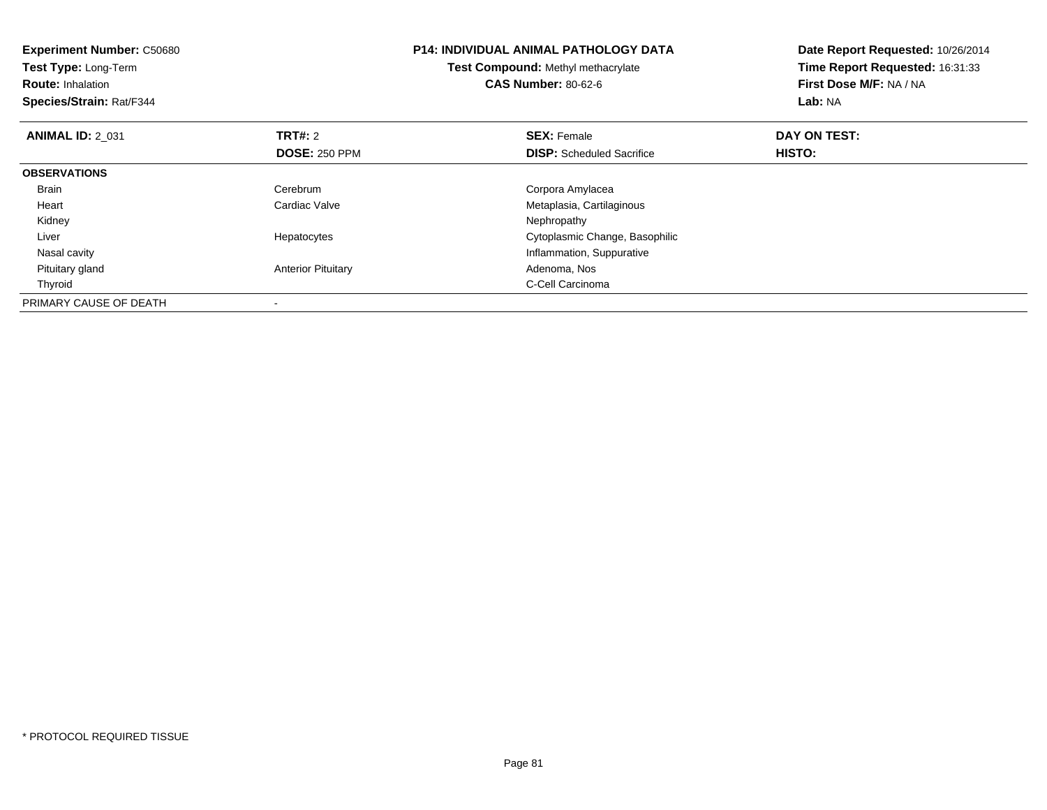**Experiment Number:** C50680
**Test Type:** Long-Term
**Route:** Inhalation
**Species/Strain:** Rat/F344

**P14: INDIVIDUAL ANIMAL PATHOLOGY DATA**
**Test Compound:** Methyl methacrylate
**CAS Number:** 80-62-6

**Date Report Requested:** 10/26/2014
**Time Report Requested:** 16:31:33
**First Dose M/F:** NA / NA
**Lab:** NA

| **ANIMAL ID:** 2_031 | **TRT#:** 2 | **SEX:** Female | **DAY ON TEST:** |
|---|---|---|---|
| | **DOSE:** 250 PPM | **DISP:** Scheduled Sacrifice | **HISTO:** |
| **OBSERVATIONS** | | | |
| Brain | Cerebrum | Corpora Amylacea | |
| Heart | Cardiac Valve | Metaplasia, Cartilaginous | |
| Kidney | | Nephropathy | |
| Liver | Hepatocytes | Cytoplasmic Change, Basophilic | |
| Nasal cavity | | Inflammation, Suppurative | |
| Pituitary gland | Anterior Pituitary | Adenoma, Nos | |
| Thyroid | | C-Cell Carcinoma | |
| PRIMARY CAUSE OF DEATH | - | | |

* PROTOCOL REQUIRED TISSUE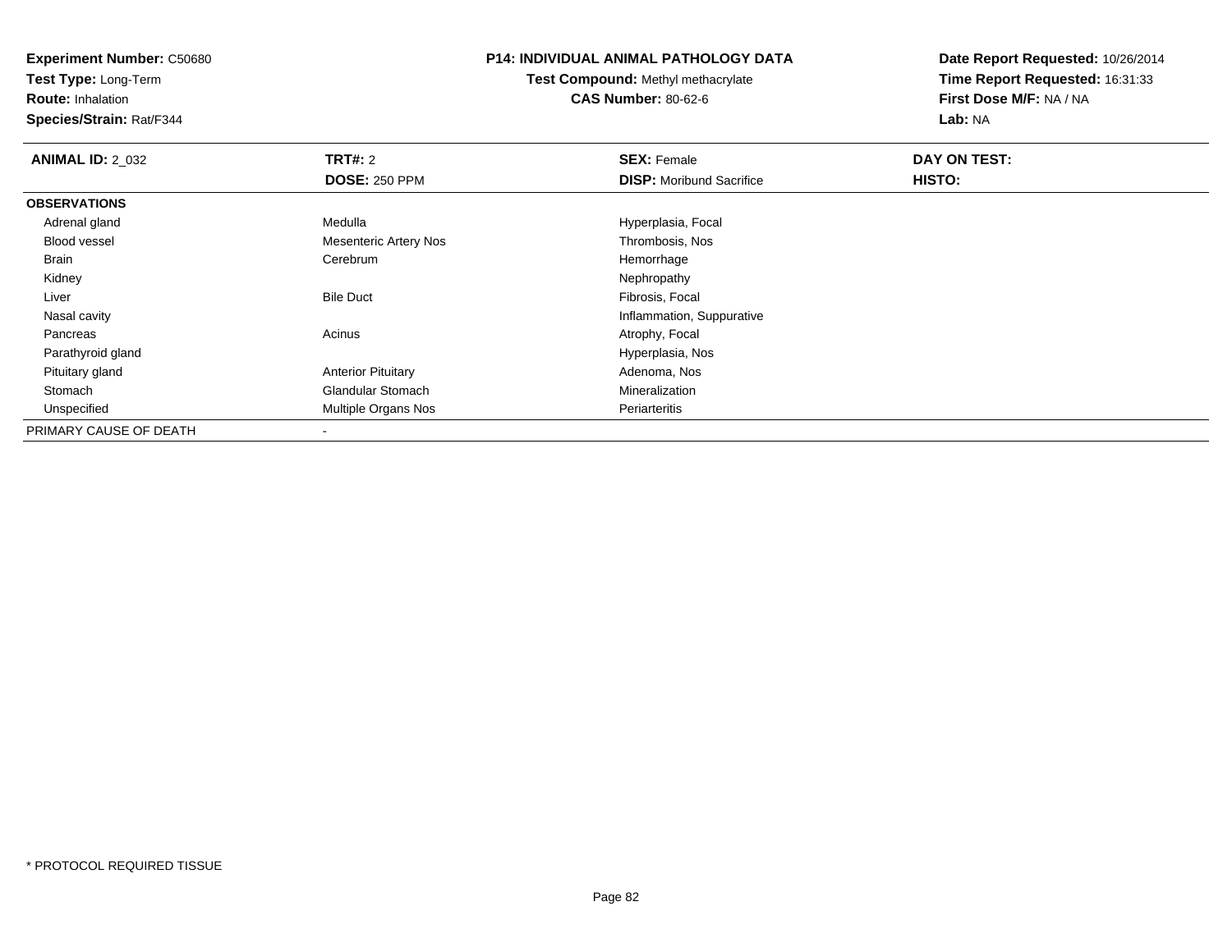**Experiment Number:** C50680
**Test Type:** Long-Term
**Route:** Inhalation
**Species/Strain:** Rat/F344

**P14: INDIVIDUAL ANIMAL PATHOLOGY DATA**
**Test Compound:** Methyl methacrylate
**CAS Number:** 80-62-6

**Date Report Requested:** 10/26/2014
**Time Report Requested:** 16:31:33
**First Dose M/F:** NA / NA
**Lab:** NA

| **ANIMAL ID:** 2_032 | **TRT#:** 2 | **SEX:** Female | **DAY ON TEST:** |
|---|---|---|---|
| | **DOSE:** 250 PPM | **DISP:** Moribund Sacrifice | **HISTO:** |
| **OBSERVATIONS** | | | |
| Adrenal gland | Medulla | Hyperplasia, Focal | |
| Blood vessel | Mesenteric Artery Nos | Thrombosis, Nos | |
| Brain | Cerebrum | Hemorrhage | |
| Kidney | | Nephropathy | |
| Liver | Bile Duct | Fibrosis, Focal | |
| Nasal cavity | | Inflammation, Suppurative | |
| Pancreas | Acinus | Atrophy, Focal | |
| Parathyroid gland | | Hyperplasia, Nos | |
| Pituitary gland | Anterior Pituitary | Adenoma, Nos | |
| Stomach | Glandular Stomach | Mineralization | |
| Unspecified | Multiple Organs Nos | Periarteritis | |
| PRIMARY CAUSE OF DEATH | - | | |

\* PROTOCOL REQUIRED TISSUE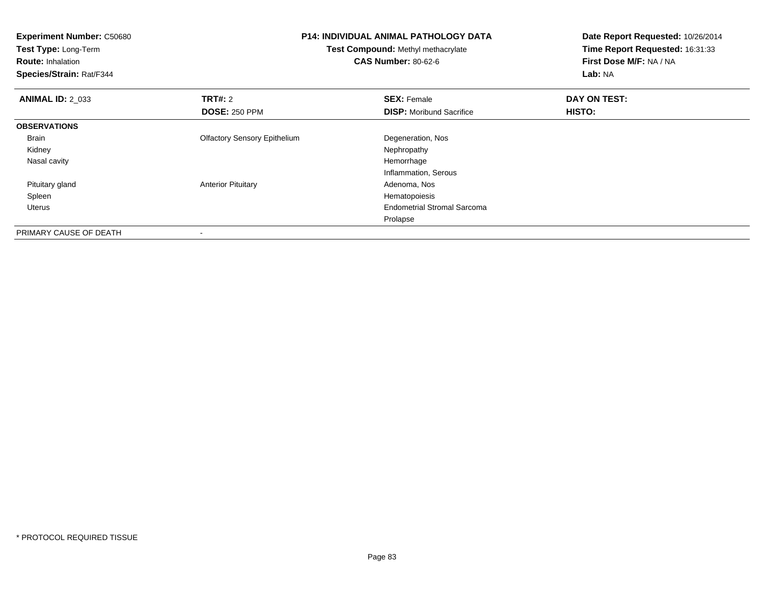**Experiment Number:** C50680
**Test Type:** Long-Term
**Route:** Inhalation
**Species/Strain:** Rat/F344

**P14: INDIVIDUAL ANIMAL PATHOLOGY DATA**
**Test Compound:** Methyl methacrylate
**CAS Number:** 80-62-6

**Date Report Requested:** 10/26/2014
**Time Report Requested:** 16:31:33
**First Dose M/F:** NA / NA
**Lab:** NA

| **ANIMAL ID:** 2_033 | **TRT#:** 2 | **SEX:** Female | **DAY ON TEST:** |
|---|---|---|---|
| | **DOSE:** 250 PPM | **DISP:** Moribund Sacrifice | **HISTO:** |
| **OBSERVATIONS** | | | |
| Brain | Olfactory Sensory Epithelium | Degeneration, Nos | |
| Kidney | | Nephropathy | |
| Nasal cavity | | Hemorrhage | |
| | | Inflammation, Serous | |
| Pituitary gland | Anterior Pituitary | Adenoma, Nos | |
| Spleen | | Hematopoiesis | |
| Uterus | | Endometrial Stromal Sarcoma | |
| | | Prolapse | |
| PRIMARY CAUSE OF DEATH | - | | |

* PROTOCOL REQUIRED TISSUE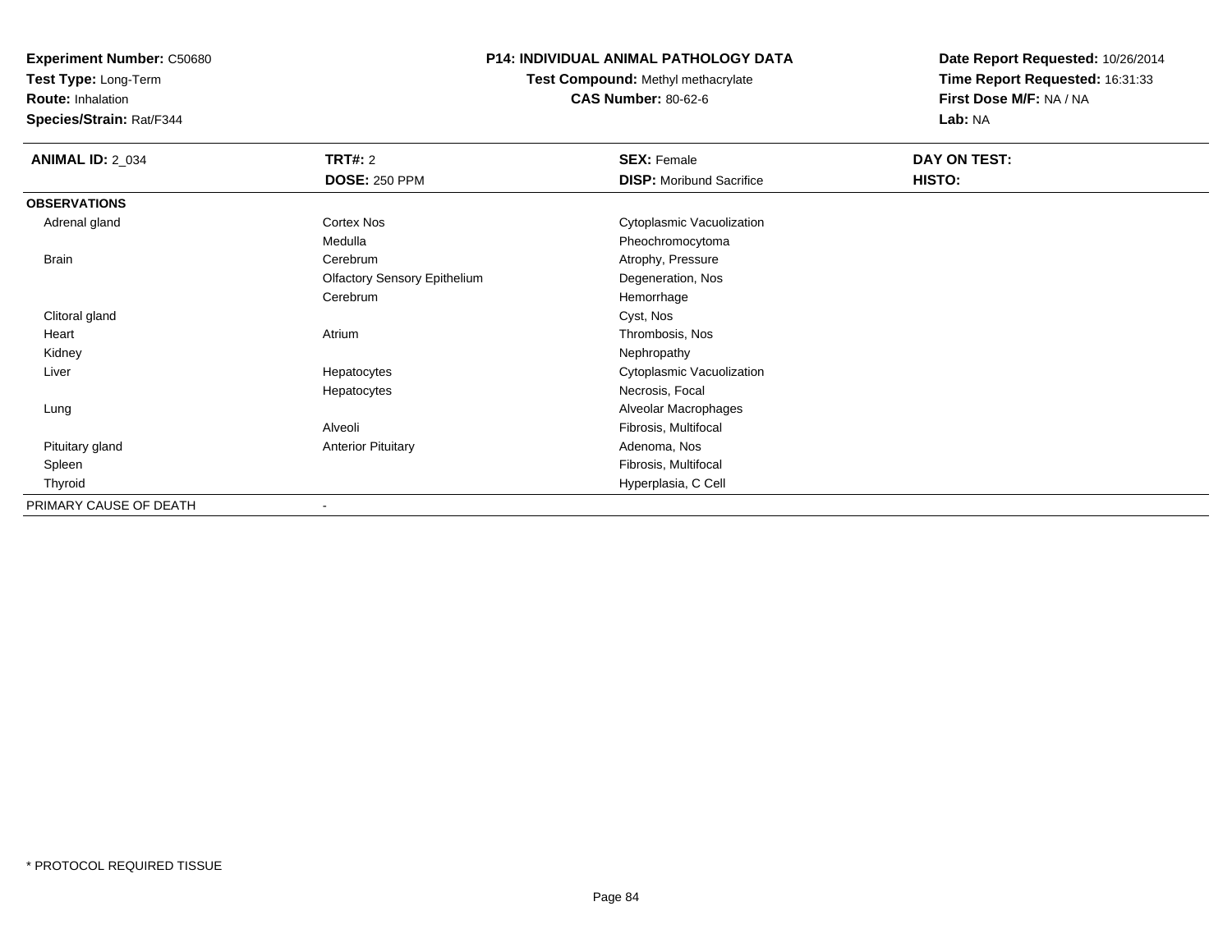**Experiment Number:** C50680
**Test Type:** Long-Term
**Route:** Inhalation
**Species/Strain:** Rat/F344

**P14: INDIVIDUAL ANIMAL PATHOLOGY DATA**
**Test Compound:** Methyl methacrylate
**CAS Number:** 80-62-6

**Date Report Requested:** 10/26/2014
**Time Report Requested:** 16:31:33
**First Dose M/F:** NA / NA
**Lab:** NA

| **ANIMAL ID:** 2_034 | **TRT#:** 2 | **SEX:** Female | **DAY ON TEST:** |
|---|---|---|---|
| | **DOSE:** 250 PPM | **DISP:** Moribund Sacrifice | **HISTO:** |
| **OBSERVATIONS** | | | |
| Adrenal gland | Cortex Nos | Cytoplasmic Vacuolization | |
| | Medulla | Pheochromocytoma | |
| Brain | Cerebrum | Atrophy, Pressure | |
| | Olfactory Sensory Epithelium | Degeneration, Nos | |
| | Cerebrum | Hemorrhage | |
| Clitoral gland | | Cyst, Nos | |
| Heart | Atrium | Thrombosis, Nos | |
| Kidney | | Nephropathy | |
| Liver | Hepatocytes | Cytoplasmic Vacuolization | |
| | Hepatocytes | Necrosis, Focal | |
| Lung | | Alveolar Macrophages | |
| | Alveoli | Fibrosis, Multifocal | |
| Pituitary gland | Anterior Pituitary | Adenoma, Nos | |
| Spleen | | Fibrosis, Multifocal | |
| Thyroid | | Hyperplasia, C Cell | |
| PRIMARY CAUSE OF DEATH | - | | |

\* PROTOCOL REQUIRED TISSUE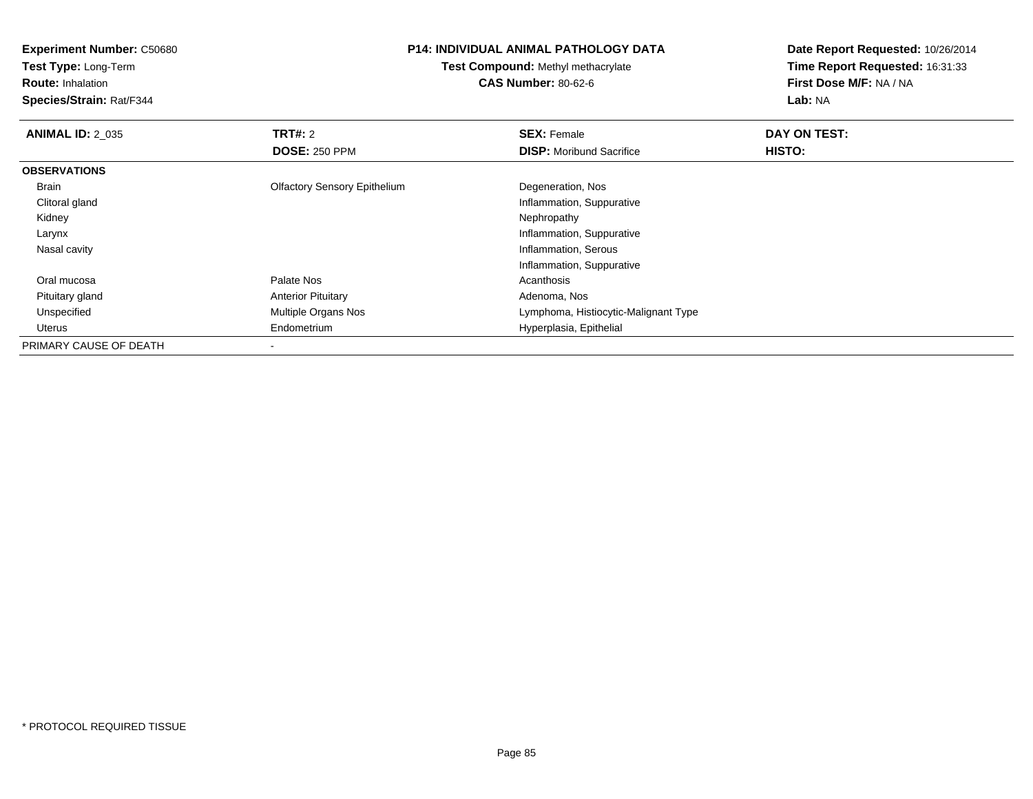**Experiment Number:** C50680
**Test Type:** Long-Term
**Route:** Inhalation
**Species/Strain:** Rat/F344

**P14: INDIVIDUAL ANIMAL PATHOLOGY DATA**
**Test Compound:** Methyl methacrylate
**CAS Number:** 80-62-6

**Date Report Requested:** 10/26/2014
**Time Report Requested:** 16:31:33
**First Dose M/F:** NA / NA
**Lab:** NA

| **ANIMAL ID:** 2_035 | **TRT#:** 2 | **SEX:** Female | **DAY ON TEST:** |
|---|---|---|---|
| | **DOSE:** 250 PPM | **DISP:** Moribund Sacrifice | **HISTO:** |
| **OBSERVATIONS** | | | |
| Brain | Olfactory Sensory Epithelium | Degeneration, Nos | |
| Clitoral gland | | Inflammation, Suppurative | |
| Kidney | | Nephropathy | |
| Larynx | | Inflammation, Suppurative | |
| Nasal cavity | | Inflammation, Serous | |
| | | Inflammation, Suppurative | |
| Oral mucosa | Palate Nos | Acanthosis | |
| Pituitary gland | Anterior Pituitary | Adenoma, Nos | |
| Unspecified | Multiple Organs Nos | Lymphoma, Histiocytic-Malignant Type | |
| Uterus | Endometrium | Hyperplasia, Epithelial | |
| PRIMARY CAUSE OF DEATH | - | | |

* PROTOCOL REQUIRED TISSUE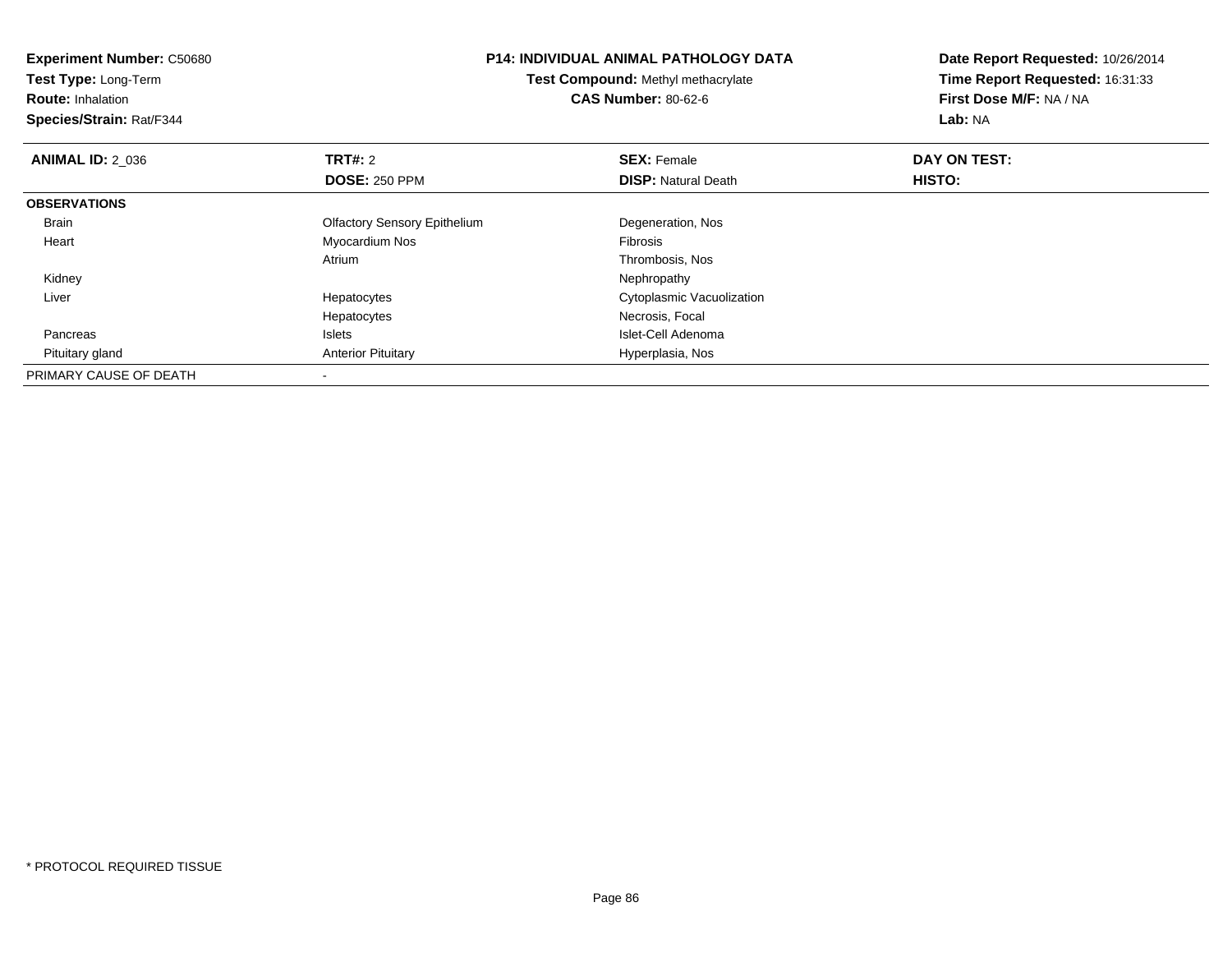**Experiment Number:** C50680
**Test Type:** Long-Term
**Route:** Inhalation
**Species/Strain:** Rat/F344

**P14: INDIVIDUAL ANIMAL PATHOLOGY DATA**
**Test Compound:** Methyl methacrylate
**CAS Number:** 80-62-6

**Date Report Requested:** 10/26/2014
**Time Report Requested:** 16:31:33
**First Dose M/F:** NA / NA
**Lab:** NA

| **ANIMAL ID:** 2_036 | **TRT#:** 2 | **SEX:** Female | **DAY ON TEST:** |
|---|---|---|---|
| | **DOSE:** 250 PPM | **DISP:** Natural Death | **HISTO:** |
| **OBSERVATIONS** | | | |
| Brain | Olfactory Sensory Epithelium | Degeneration, Nos | |
| Heart | Myocardium Nos | Fibrosis | |
| | Atrium | Thrombosis, Nos | |
| Kidney | | Nephropathy | |
| Liver | Hepatocytes | Cytoplasmic Vacuolization | |
| | Hepatocytes | Necrosis, Focal | |
| Pancreas | Islets | Islet-Cell Adenoma | |
| Pituitary gland | Anterior Pituitary | Hyperplasia, Nos | |
| PRIMARY CAUSE OF DEATH | - | | |

* PROTOCOL REQUIRED TISSUE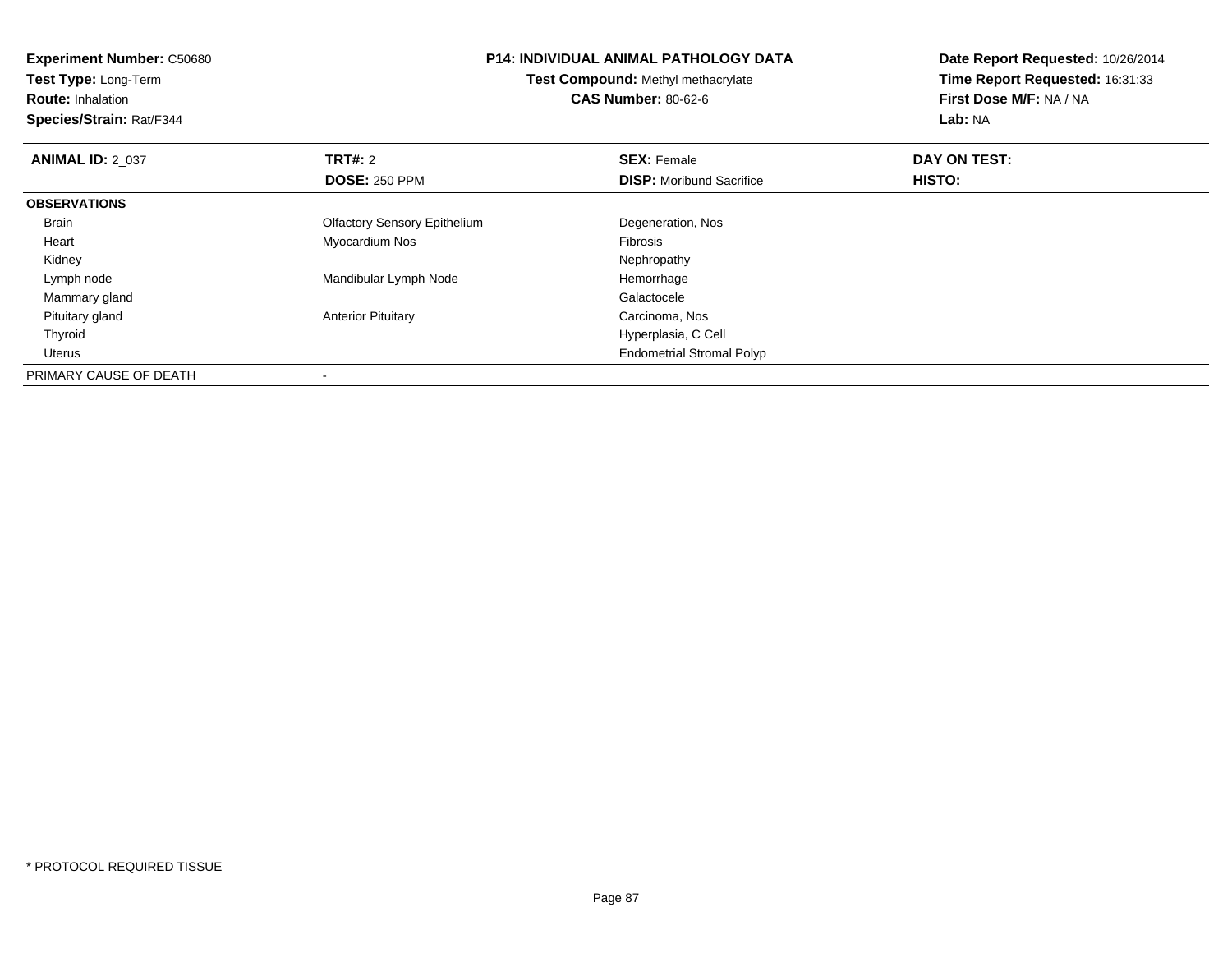**Experiment Number:** C50680
**Test Type:** Long-Term
**Route:** Inhalation
**Species/Strain:** Rat/F344

**P14: INDIVIDUAL ANIMAL PATHOLOGY DATA**
**Test Compound:** Methyl methacrylate
**CAS Number:** 80-62-6

**Date Report Requested:** 10/26/2014
**Time Report Requested:** 16:31:33
**First Dose M/F:** NA / NA
**Lab:** NA

| **ANIMAL ID:** 2_037 | **TRT#:** 2 | **SEX:** Female | **DAY ON TEST:** |
|---|---|---|---|
| | **DOSE:** 250 PPM | **DISP:** Moribund Sacrifice | **HISTO:** |
| **OBSERVATIONS** | | | |
| Brain | Olfactory Sensory Epithelium | Degeneration, Nos | |
| Heart | Myocardium Nos | Fibrosis | |
| Kidney | | Nephropathy | |
| Lymph node | Mandibular Lymph Node | Hemorrhage | |
| Mammary gland | | Galactocele | |
| Pituitary gland | Anterior Pituitary | Carcinoma, Nos | |
| Thyroid | | Hyperplasia, C Cell | |
| Uterus | | Endometrial Stromal Polyp | |
| PRIMARY CAUSE OF DEATH | - | | |

\* PROTOCOL REQUIRED TISSUE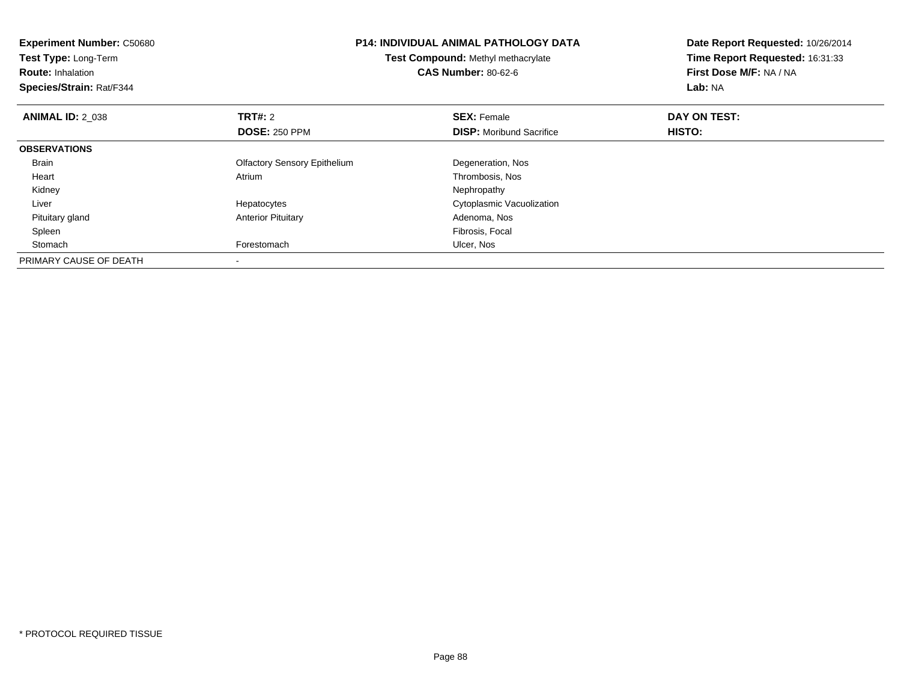**Experiment Number:** C50680
**Test Type:** Long-Term
**Route:** Inhalation
**Species/Strain:** Rat/F344

**P14: INDIVIDUAL ANIMAL PATHOLOGY DATA**
**Test Compound:** Methyl methacrylate
**CAS Number:** 80-62-6

**Date Report Requested:** 10/26/2014
**Time Report Requested:** 16:31:33
**First Dose M/F:** NA / NA
**Lab:** NA

| **ANIMAL ID:** 2_038 | **TRT#:** 2 | **SEX:** Female | **DAY ON TEST:** |
|---|---|---|---|
| | **DOSE:** 250 PPM | **DISP:** Moribund Sacrifice | **HISTO:** |
| **OBSERVATIONS** | | | |
| Brain | Olfactory Sensory Epithelium | Degeneration, Nos | |
| Heart | Atrium | Thrombosis, Nos | |
| Kidney | | Nephropathy | |
| Liver | Hepatocytes | Cytoplasmic Vacuolization | |
| Pituitary gland | Anterior Pituitary | Adenoma, Nos | |
| Spleen | | Fibrosis, Focal | |
| Stomach | Forestomach | Ulcer, Nos | |
| PRIMARY CAUSE OF DEATH | - | | |

* PROTOCOL REQUIRED TISSUE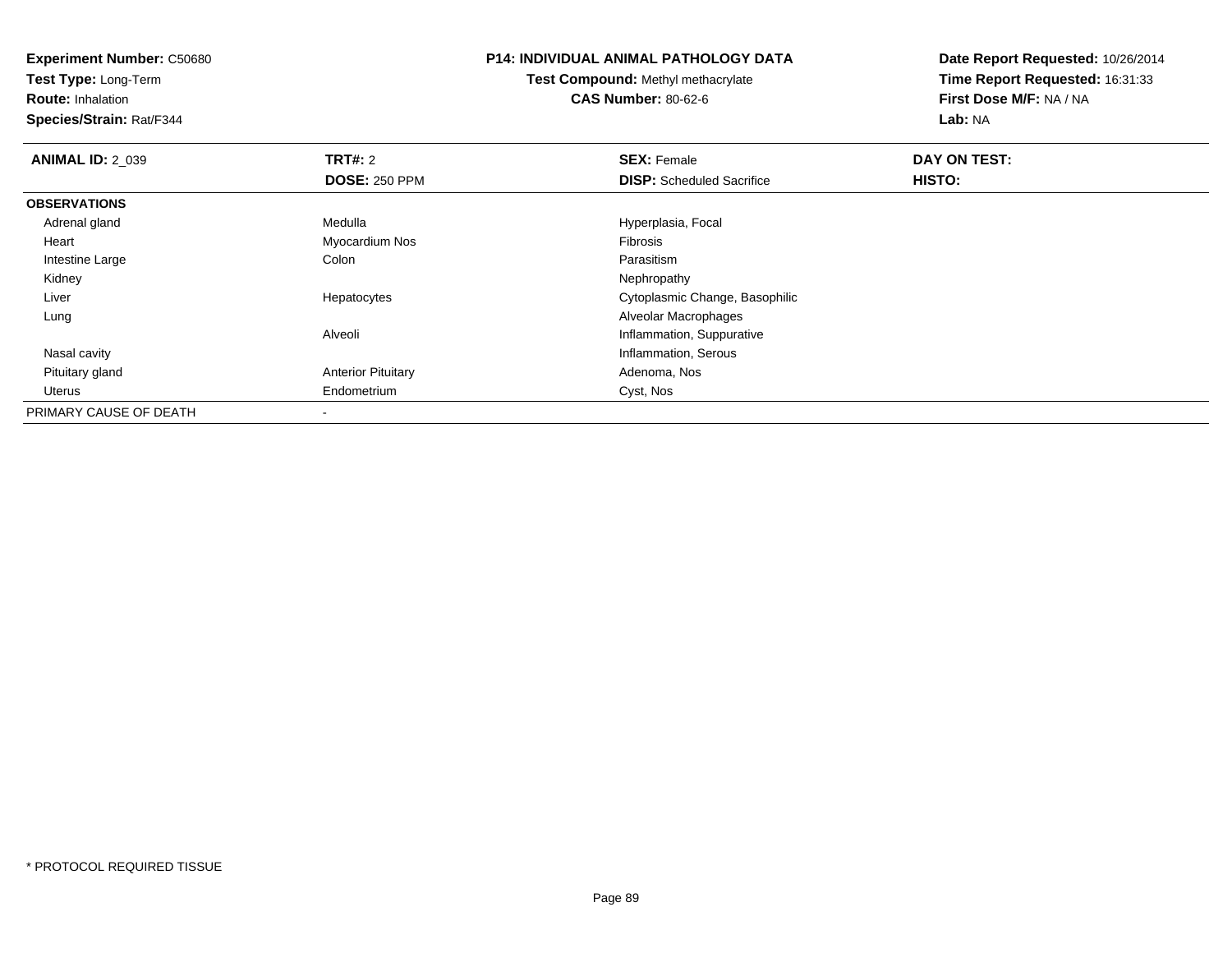**Experiment Number:** C50680
**Test Type:** Long-Term
**Route:** Inhalation
**Species/Strain:** Rat/F344

## P14: INDIVIDUAL ANIMAL PATHOLOGY DATA

**Test Compound:** Methyl methacrylate
**CAS Number:** 80-62-6

**Date Report Requested:** 10/26/2014
**Time Report Requested:** 16:31:33
**First Dose M/F:** NA / NA
**Lab:** NA

| **ANIMAL ID:** 2_039 | **TRT#:** 2 | **SEX:** Female | **DAY ON TEST:** |
|---|---|---|---|
| | **DOSE:** 250 PPM | **DISP:** Scheduled Sacrifice | **HISTO:** |
| **OBSERVATIONS** | | | |
| Adrenal gland | Medulla | Hyperplasia, Focal | |
| Heart | Myocardium Nos | Fibrosis | |
| Intestine Large | Colon | Parasitism | |
| Kidney | | Nephropathy | |
| Liver | Hepatocytes | Cytoplasmic Change, Basophilic | |
| Lung | | Alveolar Macrophages | |
| | Alveoli | Inflammation, Suppurative | |
| Nasal cavity | | Inflammation, Serous | |
| Pituitary gland | Anterior Pituitary | Adenoma, Nos | |
| Uterus | Endometrium | Cyst, Nos | |
| PRIMARY CAUSE OF DEATH | - | | |

* PROTOCOL REQUIRED TISSUE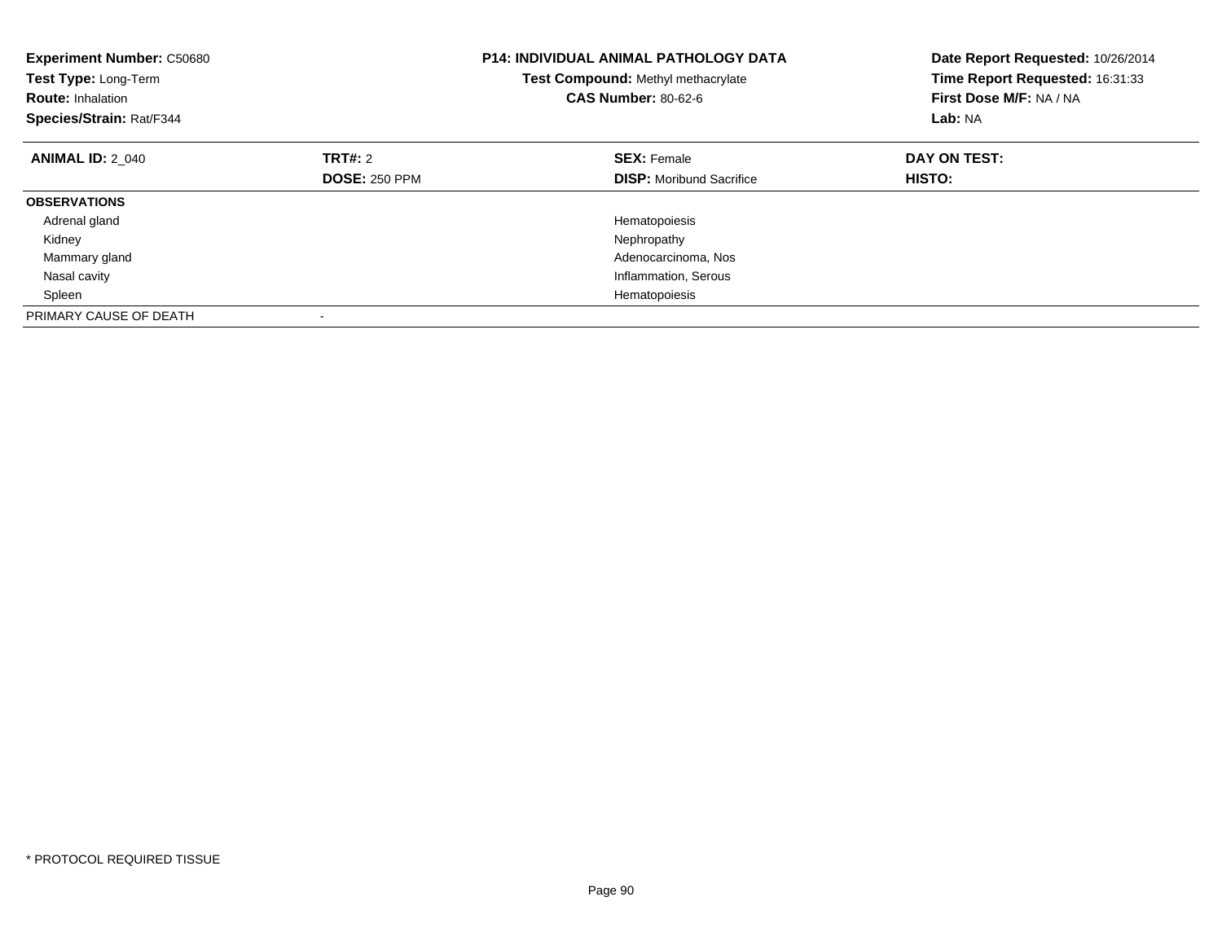**Experiment Number:** C50680
**Test Type:** Long-Term
**Route:** Inhalation
**Species/Strain:** Rat/F344

**P14: INDIVIDUAL ANIMAL PATHOLOGY DATA**
**Test Compound:** Methyl methacrylate
**CAS Number:** 80-62-6

**Date Report Requested:** 10/26/2014
**Time Report Requested:** 16:31:33
**First Dose M/F:** NA / NA
**Lab:** NA

| **ANIMAL ID:** 2_040 | **TRT#:** 2 | **SEX:** Female | **DAY ON TEST:** |
|---|---|---|---|
| | **DOSE:** 250 PPM | **DISP:** Moribund Sacrifice | **HISTO:** |
| **OBSERVATIONS** | | | |
| Adrenal gland | | Hematopoiesis | |
| Kidney | | Nephropathy | |
| Mammary gland | | Adenocarcinoma, Nos | |
| Nasal cavity | | Inflammation, Serous | |
| Spleen | | Hematopoiesis | |
| PRIMARY CAUSE OF DEATH | - | | |

* PROTOCOL REQUIRED TISSUE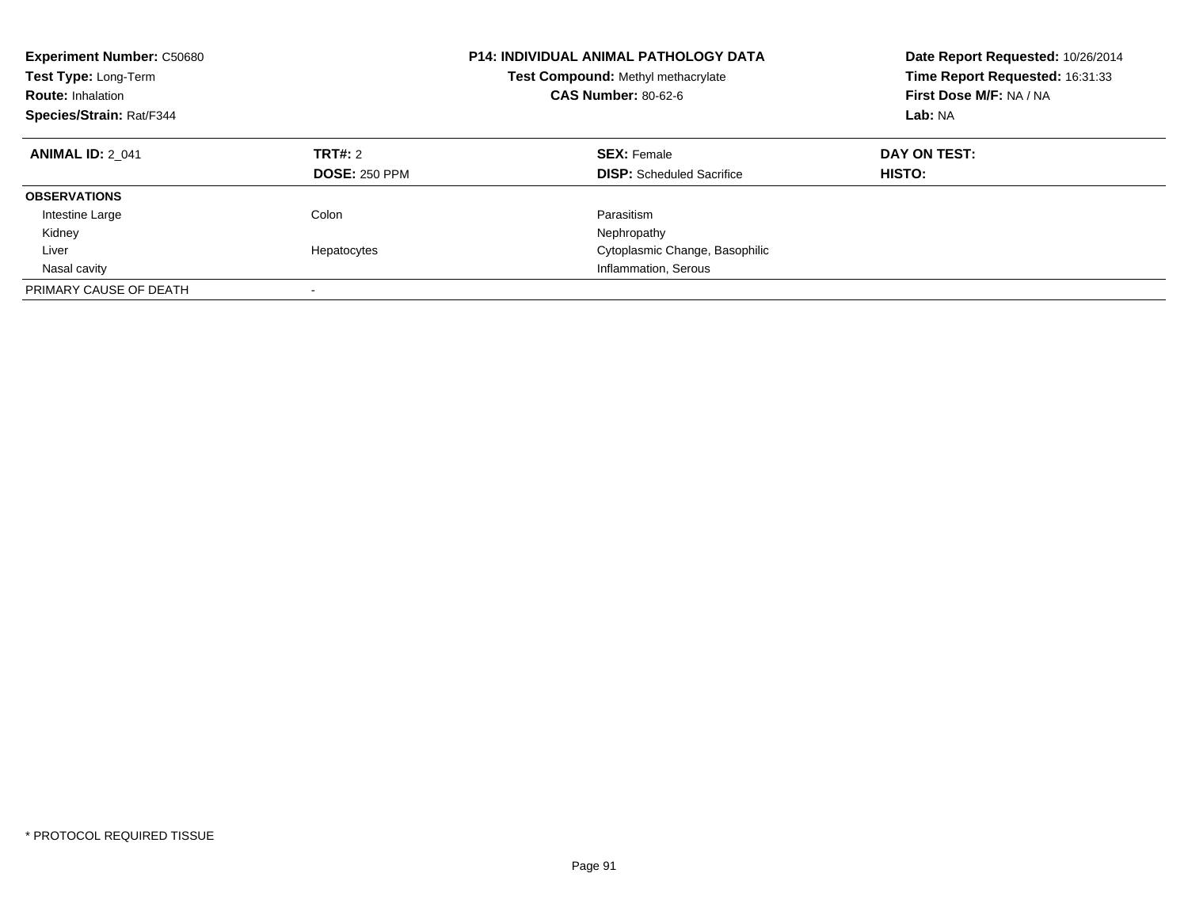**Experiment Number:** C50680
**Test Type:** Long-Term
**Route:** Inhalation
**Species/Strain:** Rat/F344

**P14: INDIVIDUAL ANIMAL PATHOLOGY DATA**
**Test Compound:** Methyl methacrylate
**CAS Number:** 80-62-6

**Date Report Requested:** 10/26/2014
**Time Report Requested:** 16:31:33
**First Dose M/F:** NA / NA
**Lab:** NA

| **ANIMAL ID:** 2_041 | **TRT#:** 2 | **SEX:** Female | **DAY ON TEST:** |
|---|---|---|---|
| | **DOSE:** 250 PPM | **DISP:** Scheduled Sacrifice | **HISTO:** |
| **OBSERVATIONS** | | | |
| Intestine Large | Colon | Parasitism | |
| Kidney | | Nephropathy | |
| Liver | Hepatocytes | Cytoplasmic Change, Basophilic | |
| Nasal cavity | | Inflammation, Serous | |
| PRIMARY CAUSE OF DEATH | - | | |

* PROTOCOL REQUIRED TISSUE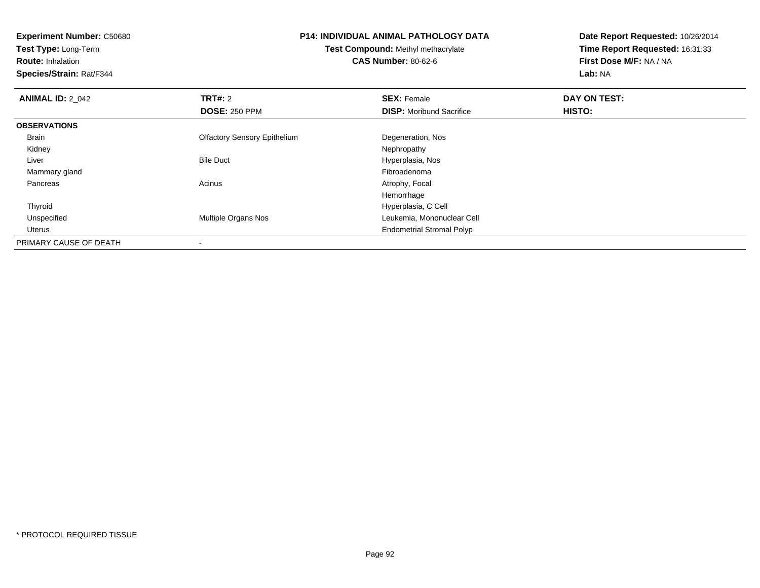**Experiment Number:** C50680
**Test Type:** Long-Term
**Route:** Inhalation
**Species/Strain:** Rat/F344

**P14: INDIVIDUAL ANIMAL PATHOLOGY DATA**
**Test Compound:** Methyl methacrylate
**CAS Number:** 80-62-6

**Date Report Requested:** 10/26/2014
**Time Report Requested:** 16:31:33
**First Dose M/F:** NA / NA
**Lab:** NA

| **ANIMAL ID:** 2_042 | **TRT#:** 2 | **SEX:** Female | **DAY ON TEST:** |
|---|---|---|---|
| | **DOSE:** 250 PPM | **DISP:** Moribund Sacrifice | **HISTO:** |
| **OBSERVATIONS** | | | |
| Brain | Olfactory Sensory Epithelium | Degeneration, Nos | |
| Kidney | | Nephropathy | |
| Liver | Bile Duct | Hyperplasia, Nos | |
| Mammary gland | | Fibroadenoma | |
| Pancreas | Acinus | Atrophy, Focal | |
| | | Hemorrhage | |
| Thyroid | | Hyperplasia, C Cell | |
| Unspecified | Multiple Organs Nos | Leukemia, Mononuclear Cell | |
| Uterus | | Endometrial Stromal Polyp | |
| PRIMARY CAUSE OF DEATH | - | | |

\* PROTOCOL REQUIRED TISSUE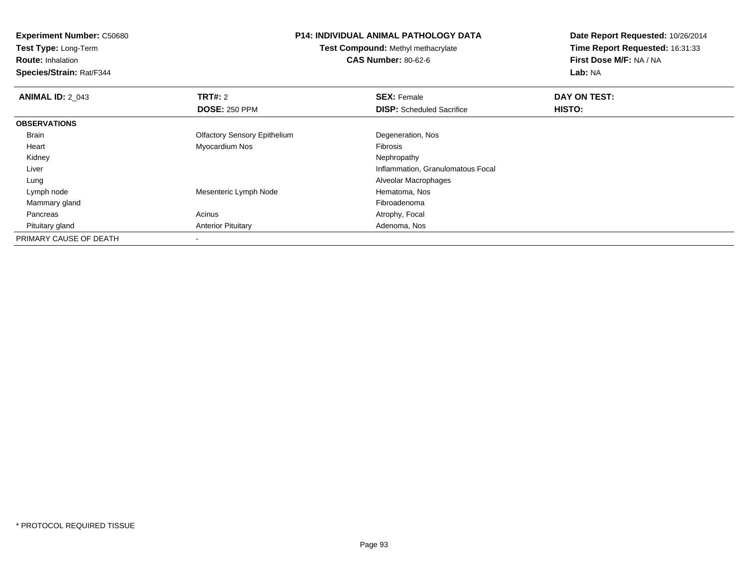**Experiment Number:** C50680
**Test Type:** Long-Term
**Route:** Inhalation
**Species/Strain:** Rat/F344

# P14: INDIVIDUAL ANIMAL PATHOLOGY DATA

**Test Compound:** Methyl methacrylate
**CAS Number:** 80-62-6

**Date Report Requested:** 10/26/2014
**Time Report Requested:** 16:31:33
**First Dose M/F:** NA / NA
**Lab:** NA

| **ANIMAL ID:** 2_043 | **TRT#:** 2 | **SEX:** Female | **DAY ON TEST:** |
|---|---|---|---|
| | **DOSE:** 250 PPM | **DISP:** Scheduled Sacrifice | **HISTO:** |
| **OBSERVATIONS** | | | |
| Brain | Olfactory Sensory Epithelium | Degeneration, Nos | |
| Heart | Myocardium Nos | Fibrosis | |
| Kidney | | Nephropathy | |
| Liver | | Inflammation, Granulomatous Focal | |
| Lung | | Alveolar Macrophages | |
| Lymph node | Mesenteric Lymph Node | Hematoma, Nos | |
| Mammary gland | | Fibroadenoma | |
| Pancreas | Acinus | Atrophy, Focal | |
| Pituitary gland | Anterior Pituitary | Adenoma, Nos | |
| PRIMARY CAUSE OF DEATH | - | | |

* PROTOCOL REQUIRED TISSUE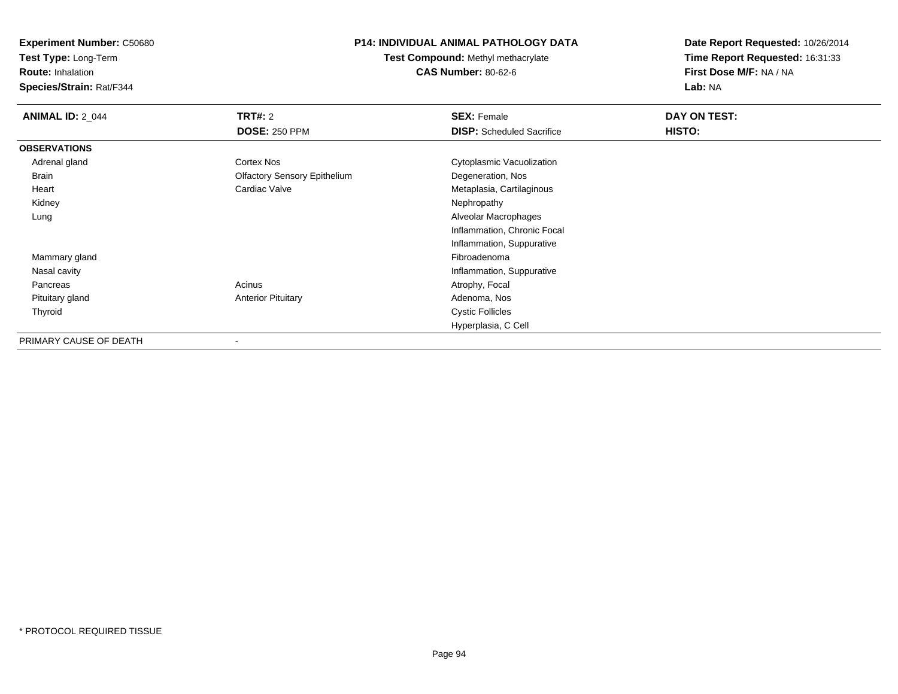**Experiment Number:** C50680
**Test Type:** Long-Term
**Route:** Inhalation
**Species/Strain:** Rat/F344

**P14: INDIVIDUAL ANIMAL PATHOLOGY DATA**
**Test Compound:** Methyl methacrylate
**CAS Number:** 80-62-6

**Date Report Requested:** 10/26/2014
**Time Report Requested:** 16:31:33
**First Dose M/F:** NA / NA
**Lab:** NA

| **ANIMAL ID:** 2_044 | **TRT#:** 2 | **SEX:** Female | **DAY ON TEST:** |
|---|---|---|---|
| | **DOSE:** 250 PPM | **DISP:** Scheduled Sacrifice | **HISTO:** |
| **OBSERVATIONS** | | | |
| Adrenal gland | Cortex Nos | Cytoplasmic Vacuolization | |
| Brain | Olfactory Sensory Epithelium | Degeneration, Nos | |
| Heart | Cardiac Valve | Metaplasia, Cartilaginous | |
| Kidney | | Nephropathy | |
| Lung | | Alveolar Macrophages | |
| | | Inflammation, Chronic Focal | |
| | | Inflammation, Suppurative | |
| Mammary gland | | Fibroadenoma | |
| Nasal cavity | | Inflammation, Suppurative | |
| Pancreas | Acinus | Atrophy, Focal | |
| Pituitary gland | Anterior Pituitary | Adenoma, Nos | |
| Thyroid | | Cystic Follicles | |
| | | Hyperplasia, C Cell | |
| PRIMARY CAUSE OF DEATH | - | | |

* PROTOCOL REQUIRED TISSUE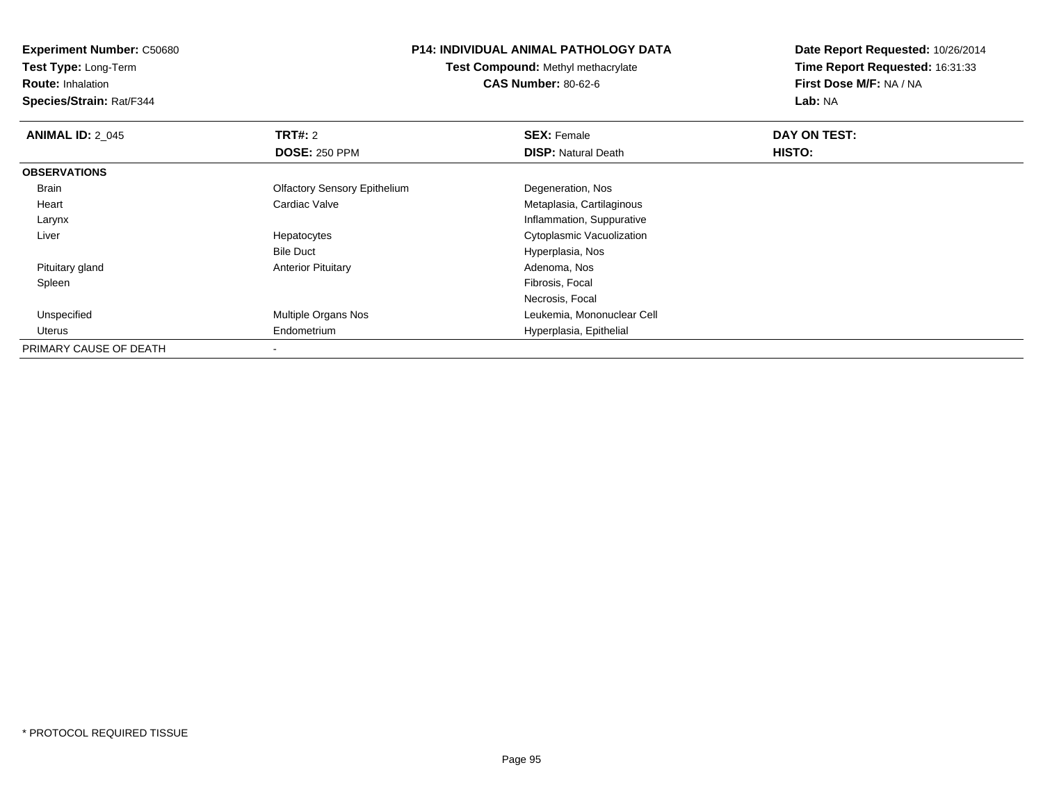**Experiment Number:** C50680
**Test Type:** Long-Term
**Route:** Inhalation
**Species/Strain:** Rat/F344

**P14: INDIVIDUAL ANIMAL PATHOLOGY DATA**
**Test Compound:** Methyl methacrylate
**CAS Number:** 80-62-6

**Date Report Requested:** 10/26/2014
**Time Report Requested:** 16:31:33
**First Dose M/F:** NA / NA
**Lab:** NA

| **ANIMAL ID:** 2_045 | **TRT#:** 2 | **SEX:** Female | **DAY ON TEST:** |
|---|---|---|---|
| | **DOSE:** 250 PPM | **DISP:** Natural Death | **HISTO:** |
| **OBSERVATIONS** | | | |
| Brain | Olfactory Sensory Epithelium | Degeneration, Nos | |
| Heart | Cardiac Valve | Metaplasia, Cartilaginous | |
| Larynx | | Inflammation, Suppurative | |
| Liver | Hepatocytes | Cytoplasmic Vacuolization | |
| | Bile Duct | Hyperplasia, Nos | |
| Pituitary gland | Anterior Pituitary | Adenoma, Nos | |
| Spleen | | Fibrosis, Focal | |
| | | Necrosis, Focal | |
| Unspecified | Multiple Organs Nos | Leukemia, Mononuclear Cell | |
| Uterus | Endometrium | Hyperplasia, Epithelial | |
| PRIMARY CAUSE OF DEATH | - | | |

* PROTOCOL REQUIRED TISSUE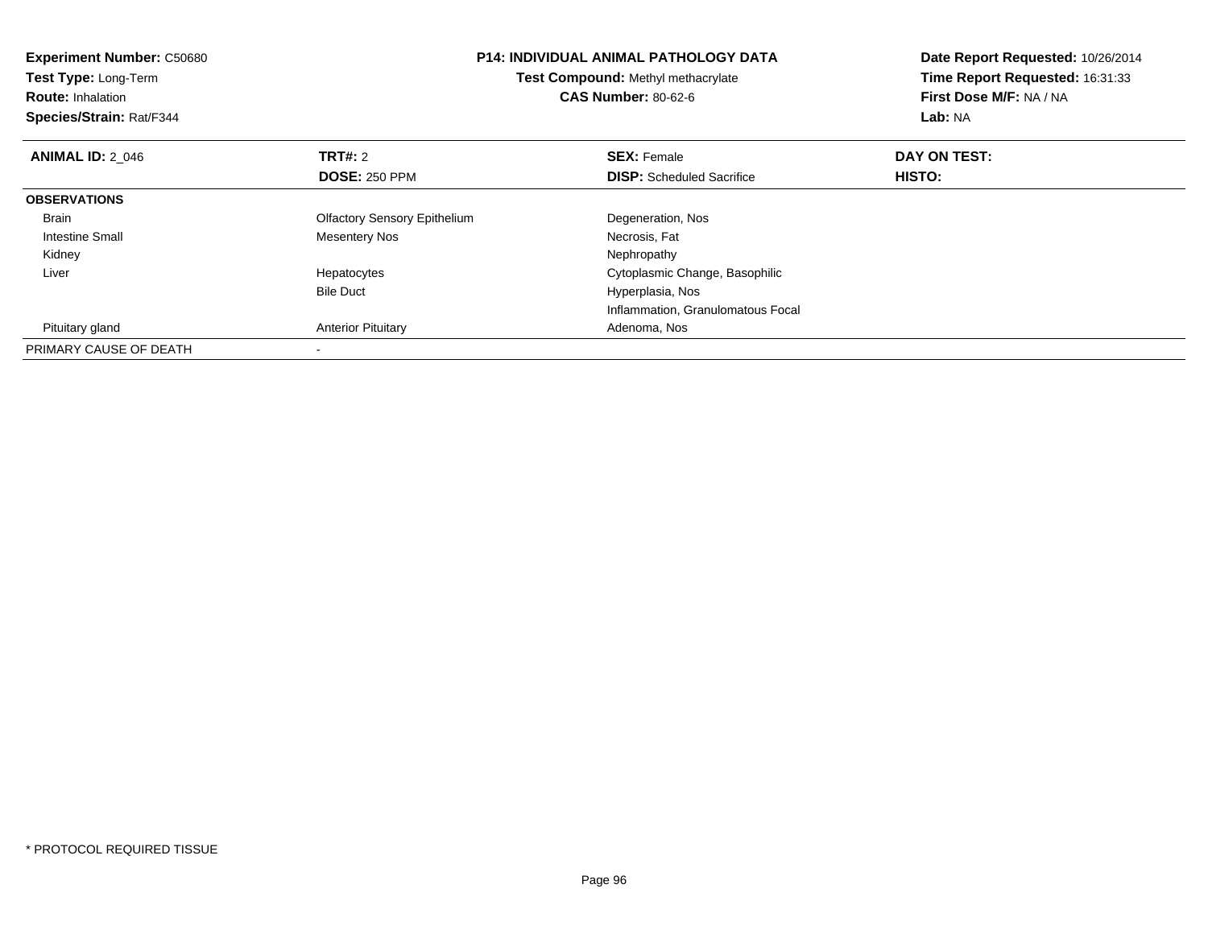**Experiment Number:** C50680
**Test Type:** Long-Term
**Route:** Inhalation
**Species/Strain:** Rat/F344

**P14: INDIVIDUAL ANIMAL PATHOLOGY DATA**
**Test Compound:** Methyl methacrylate
**CAS Number:** 80-62-6

**Date Report Requested:** 10/26/2014
**Time Report Requested:** 16:31:33
**First Dose M/F:** NA / NA
**Lab:** NA

| **ANIMAL ID:** 2_046 | **TRT#:** 2 | **SEX:** Female | **DAY ON TEST:** |
|---|---|---|---|
| | **DOSE:** 250 PPM | **DISP:** Scheduled Sacrifice | **HISTO:** |
| **OBSERVATIONS** | | | |
| Brain | Olfactory Sensory Epithelium | Degeneration, Nos | |
| Intestine Small | Mesentery Nos | Necrosis, Fat | |
| Kidney | | Nephropathy | |
| Liver | Hepatocytes | Cytoplasmic Change, Basophilic | |
| | Bile Duct | Hyperplasia, Nos | |
| | | Inflammation, Granulomatous Focal | |
| Pituitary gland | Anterior Pituitary | Adenoma, Nos | |
| PRIMARY CAUSE OF DEATH | - | | |

* PROTOCOL REQUIRED TISSUE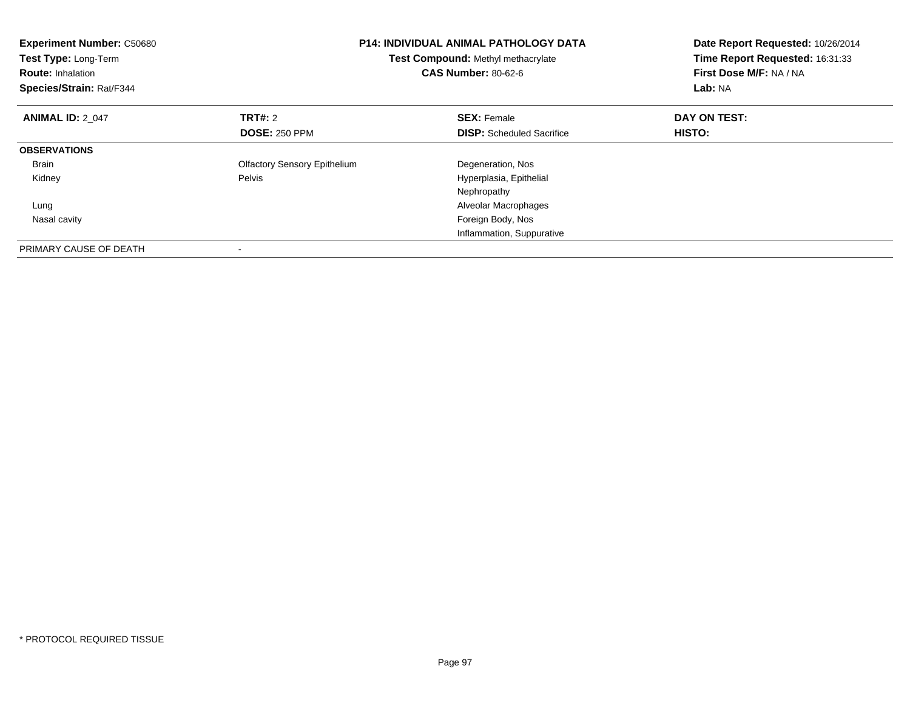**Experiment Number:** C50680
**Test Type:** Long-Term
**Route:** Inhalation
**Species/Strain:** Rat/F344

**P14: INDIVIDUAL ANIMAL PATHOLOGY DATA**
**Test Compound:** Methyl methacrylate
**CAS Number:** 80-62-6

**Date Report Requested:** 10/26/2014
**Time Report Requested:** 16:31:33
**First Dose M/F:** NA / NA
**Lab:** NA

| **ANIMAL ID:** 2_047 | **TRT#:** 2 | **SEX:** Female | **DAY ON TEST:** |
|---|---|---|---|
| | **DOSE:** 250 PPM | **DISP:** Scheduled Sacrifice | **HISTO:** |
| **OBSERVATIONS** | | | |
| Brain | Olfactory Sensory Epithelium | Degeneration, Nos | |
| Kidney | Pelvis | Hyperplasia, Epithelial | |
| | | Nephropathy | |
| Lung | | Alveolar Macrophages | |
| Nasal cavity | | Foreign Body, Nos | |
| | | Inflammation, Suppurative | |
| PRIMARY CAUSE OF DEATH | - | | |

* PROTOCOL REQUIRED TISSUE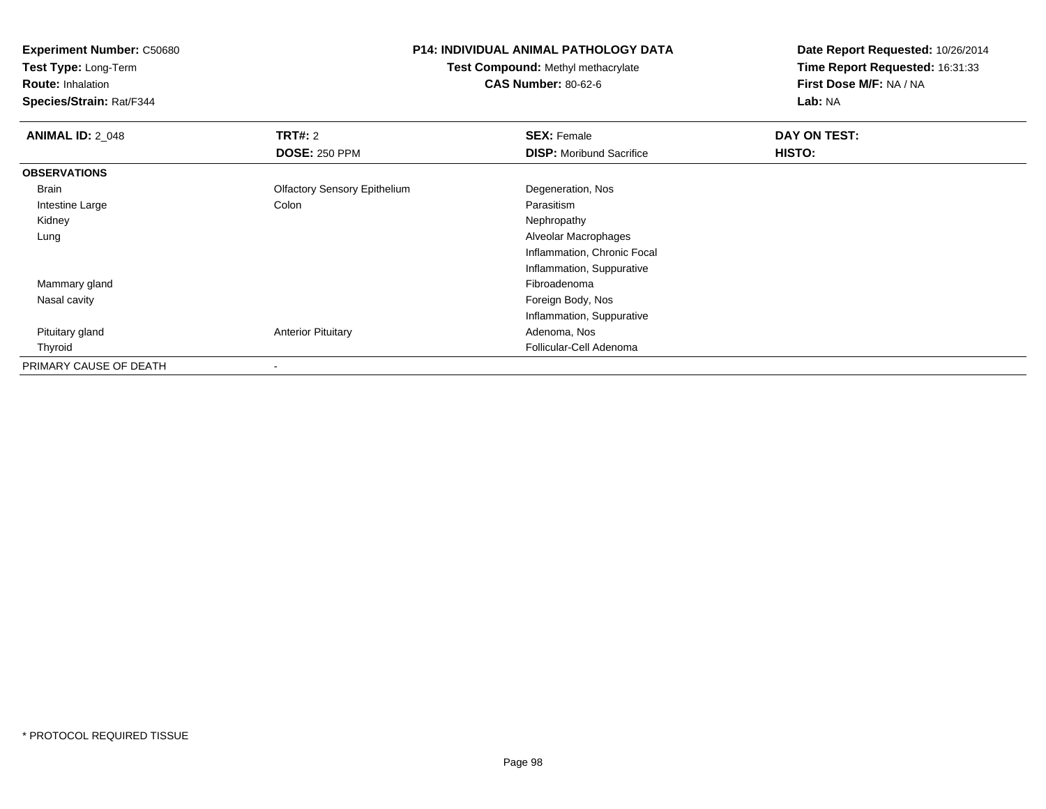**Experiment Number:** C50680
**Test Type:** Long-Term
**Route:** Inhalation
**Species/Strain:** Rat/F344

**P14: INDIVIDUAL ANIMAL PATHOLOGY DATA**
**Test Compound:** Methyl methacrylate
**CAS Number:** 80-62-6

**Date Report Requested:** 10/26/2014
**Time Report Requested:** 16:31:33
**First Dose M/F:** NA / NA
**Lab:** NA

| **ANIMAL ID:** 2_048 | **TRT#:** 2 | **SEX:** Female | **DAY ON TEST:** |
|---|---|---|---|
| | **DOSE:** 250 PPM | **DISP:** Moribund Sacrifice | **HISTO:** |
| **OBSERVATIONS** | | | |
| Brain | Olfactory Sensory Epithelium | Degeneration, Nos | |
| Intestine Large | Colon | Parasitism | |
| Kidney | | Nephropathy | |
| Lung | | Alveolar Macrophages | |
| | | Inflammation, Chronic Focal | |
| | | Inflammation, Suppurative | |
| Mammary gland | | Fibroadenoma | |
| Nasal cavity | | Foreign Body, Nos | |
| | | Inflammation, Suppurative | |
| Pituitary gland | Anterior Pituitary | Adenoma, Nos | |
| Thyroid | | Follicular-Cell Adenoma | |
| PRIMARY CAUSE OF DEATH | - | | |

* PROTOCOL REQUIRED TISSUE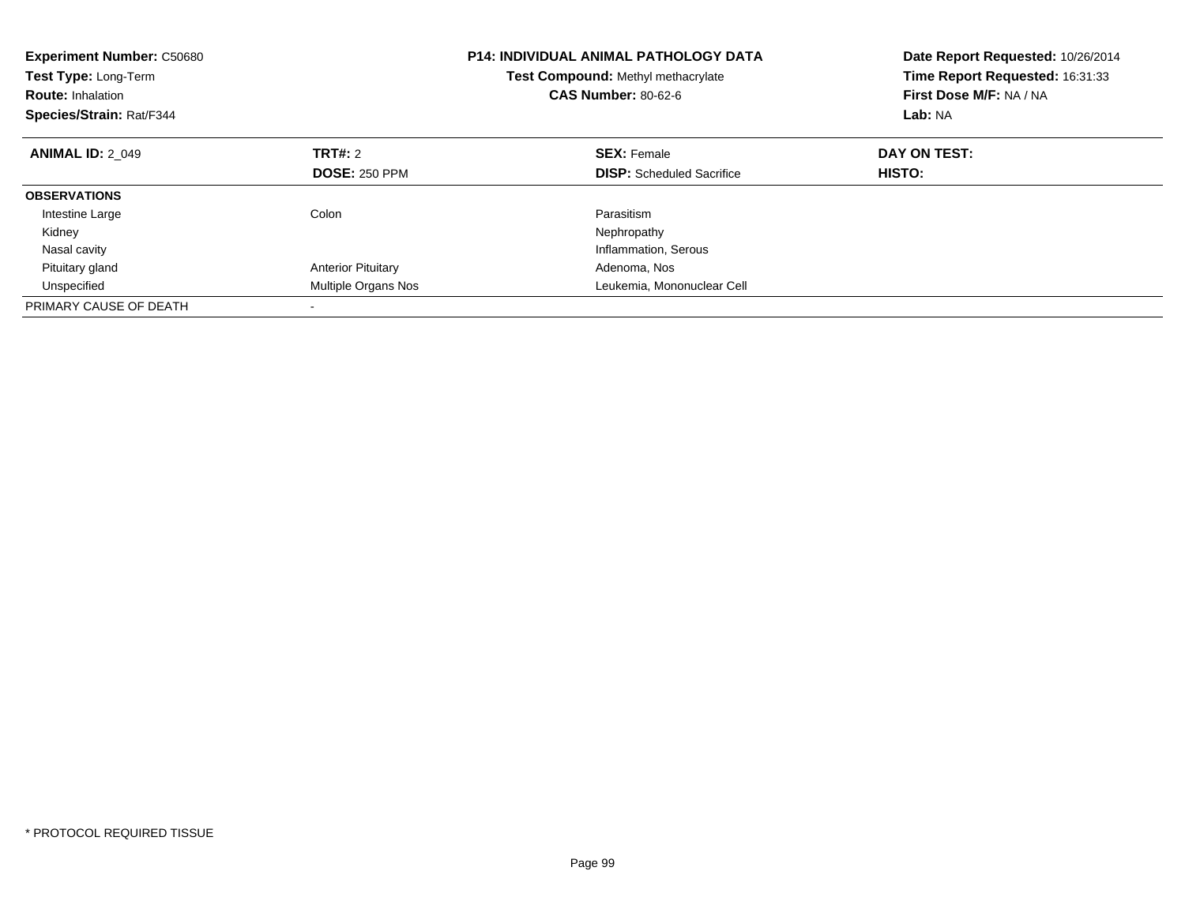**Experiment Number:** C50680
**Test Type:** Long-Term
**Route:** Inhalation
**Species/Strain:** Rat/F344

**P14: INDIVIDUAL ANIMAL PATHOLOGY DATA**
**Test Compound:** Methyl methacrylate
**CAS Number:** 80-62-6

**Date Report Requested:** 10/26/2014
**Time Report Requested:** 16:31:33
**First Dose M/F:** NA / NA
**Lab:** NA

| **ANIMAL ID:** 2_049 | **TRT#:** 2 | **SEX:** Female | **DAY ON TEST:** |
|---|---|---|---|
| | **DOSE:** 250 PPM | **DISP:** Scheduled Sacrifice | **HISTO:** |
| **OBSERVATIONS** | | | |
| Intestine Large | Colon | Parasitism | |
| Kidney | | Nephropathy | |
| Nasal cavity | | Inflammation, Serous | |
| Pituitary gland | Anterior Pituitary | Adenoma, Nos | |
| Unspecified | Multiple Organs Nos | Leukemia, Mononuclear Cell | |
| PRIMARY CAUSE OF DEATH | - | | |

* PROTOCOL REQUIRED TISSUE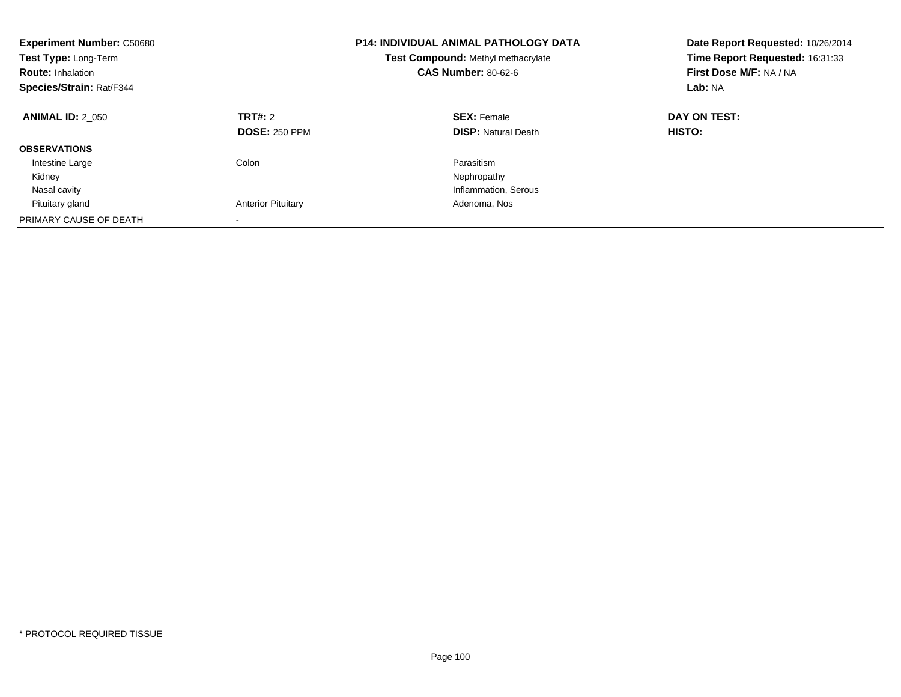**Experiment Number:** C50680
**Test Type:** Long-Term
**Route:** Inhalation
**Species/Strain:** Rat/F344

**P14: INDIVIDUAL ANIMAL PATHOLOGY DATA**
**Test Compound:** Methyl methacrylate
**CAS Number:** 80-62-6

**Date Report Requested:** 10/26/2014
**Time Report Requested:** 16:31:33
**First Dose M/F:** NA / NA
**Lab:** NA

| **ANIMAL ID:** 2_050 | **TRT#:** 2 | **SEX:** Female | **DAY ON TEST:** |
|---|---|---|---|
| | **DOSE:** 250 PPM | **DISP:** Natural Death | **HISTO:** |
| **OBSERVATIONS** | | | |
| Intestine Large | Colon | Parasitism | |
| Kidney | | Nephropathy | |
| Nasal cavity | | Inflammation, Serous | |
| Pituitary gland | Anterior Pituitary | Adenoma, Nos | |
| PRIMARY CAUSE OF DEATH | - | | |

\* PROTOCOL REQUIRED TISSUE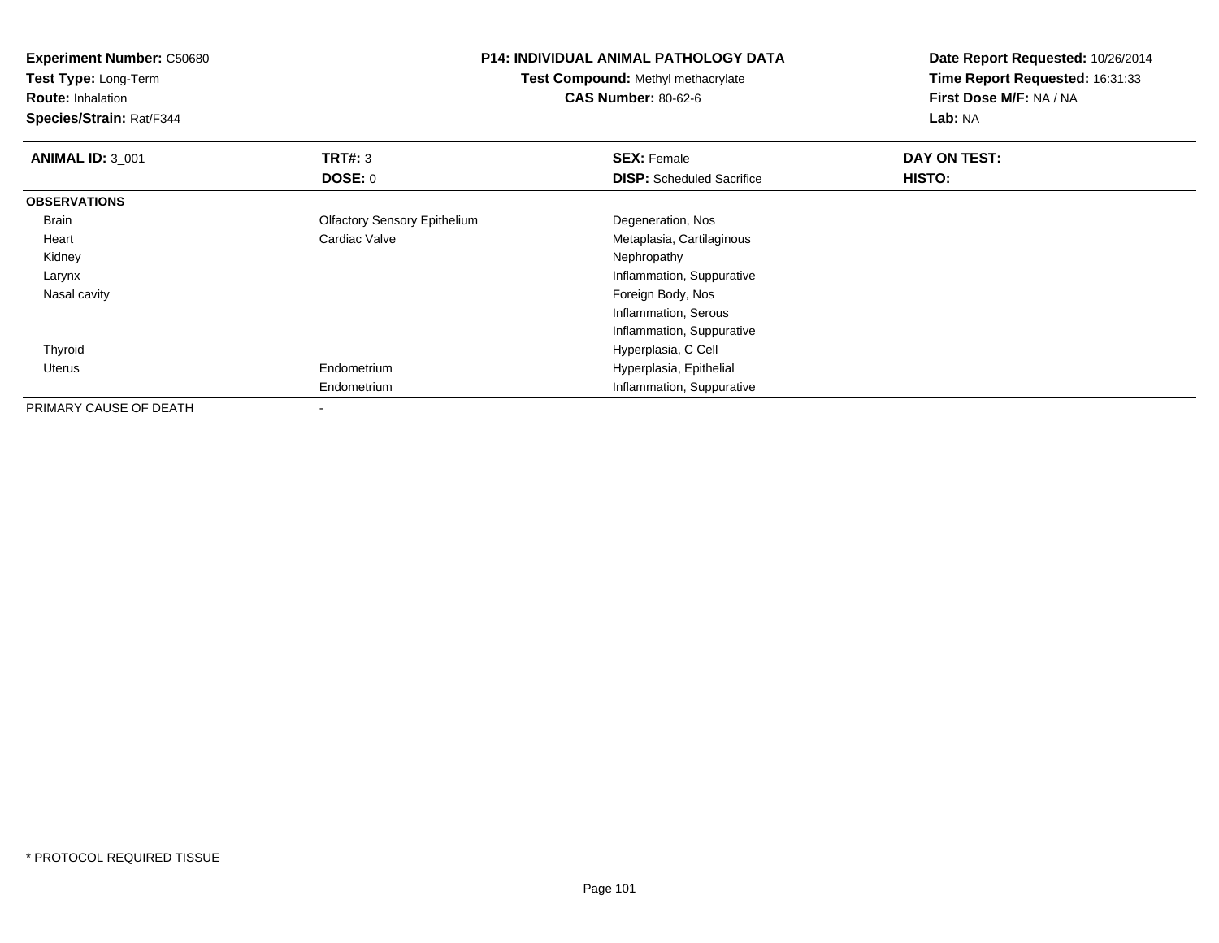**Experiment Number:** C50680
**Test Type:** Long-Term
**Route:** Inhalation
**Species/Strain:** Rat/F344

**P14: INDIVIDUAL ANIMAL PATHOLOGY DATA**
**Test Compound:** Methyl methacrylate
**CAS Number:** 80-62-6

**Date Report Requested:** 10/26/2014
**Time Report Requested:** 16:31:33
**First Dose M/F:** NA / NA
**Lab:** NA

| **ANIMAL ID:** 3_001 | **TRT#:** 3 | **SEX:** Female | **DAY ON TEST:** |
|---|---|---|---|
| | **DOSE:** 0 | **DISP:** Scheduled Sacrifice | **HISTO:** |
| **OBSERVATIONS** | | | |
| Brain | Olfactory Sensory Epithelium | Degeneration, Nos | |
| Heart | Cardiac Valve | Metaplasia, Cartilaginous | |
| Kidney | | Nephropathy | |
| Larynx | | Inflammation, Suppurative | |
| Nasal cavity | | Foreign Body, Nos | |
| | | Inflammation, Serous | |
| | | Inflammation, Suppurative | |
| Thyroid | | Hyperplasia, C Cell | |
| Uterus | Endometrium | Hyperplasia, Epithelial | |
| | Endometrium | Inflammation, Suppurative | |
| PRIMARY CAUSE OF DEATH | - | | |

* PROTOCOL REQUIRED TISSUE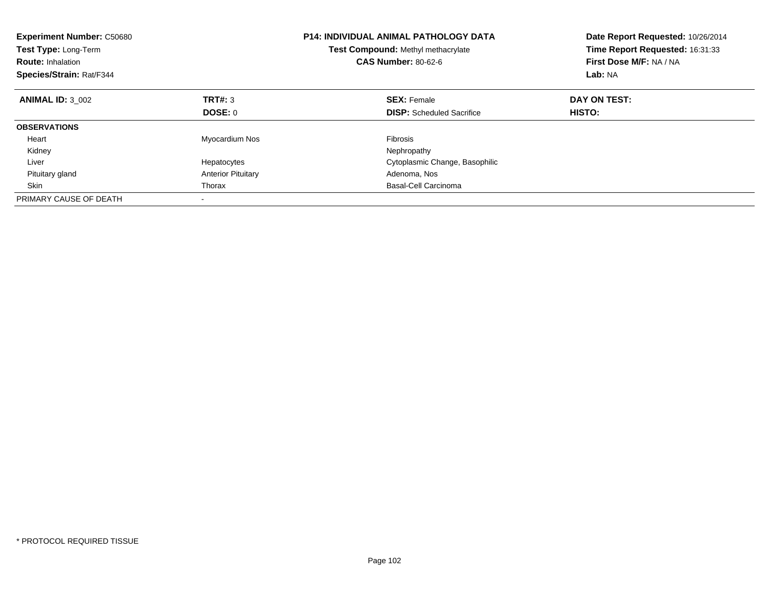**Experiment Number:** C50680
**Test Type:** Long-Term
**Route:** Inhalation
**Species/Strain:** Rat/F344

**P14: INDIVIDUAL ANIMAL PATHOLOGY DATA**
**Test Compound:** Methyl methacrylate
**CAS Number:** 80-62-6

**Date Report Requested:** 10/26/2014
**Time Report Requested:** 16:31:33
**First Dose M/F:** NA / NA
**Lab:** NA

| **ANIMAL ID:** 3_002 | **TRT#:** 3 | **SEX:** Female | **DAY ON TEST:** |
|---|---|---|---|
| | **DOSE:** 0 | **DISP:** Scheduled Sacrifice | **HISTO:** |
| **OBSERVATIONS** | | | |
| Heart | Myocardium Nos | Fibrosis | |
| Kidney | | Nephropathy | |
| Liver | Hepatocytes | Cytoplasmic Change, Basophilic | |
| Pituitary gland | Anterior Pituitary | Adenoma, Nos | |
| Skin | Thorax | Basal-Cell Carcinoma | |
| PRIMARY CAUSE OF DEATH | - | | |

\* PROTOCOL REQUIRED TISSUE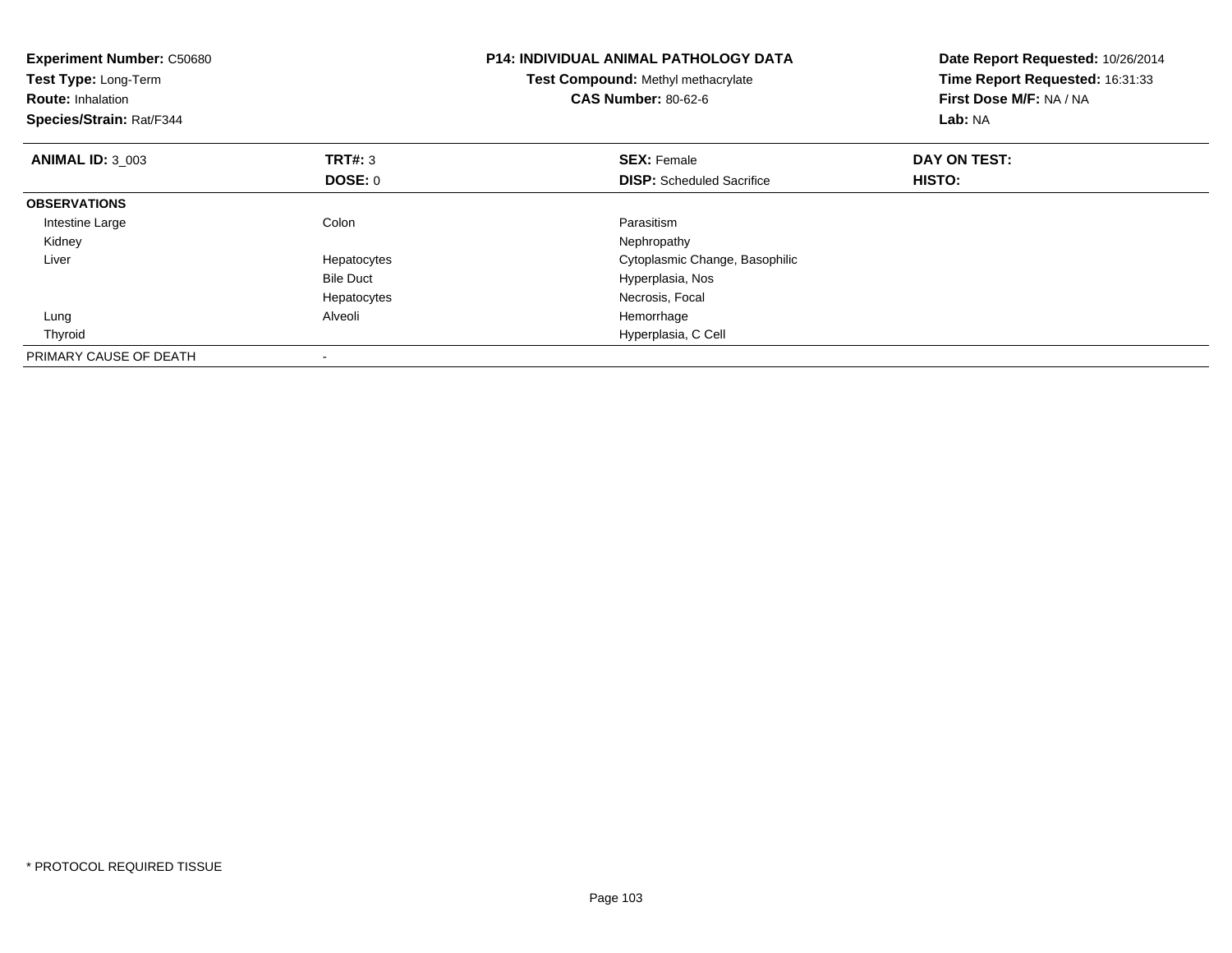**Experiment Number:** C50680
**Test Type:** Long-Term
**Route:** Inhalation
**Species/Strain:** Rat/F344

**P14: INDIVIDUAL ANIMAL PATHOLOGY DATA**
**Test Compound:** Methyl methacrylate
**CAS Number:** 80-62-6

**Date Report Requested:** 10/26/2014
**Time Report Requested:** 16:31:33
**First Dose M/F:** NA / NA
**Lab:** NA

| **ANIMAL ID:** 3_003 | **TRT#:** 3 | **SEX:** Female | **DAY ON TEST:** |
|---|---|---|---|
| | **DOSE:** 0 | **DISP:** Scheduled Sacrifice | **HISTO:** |
| **OBSERVATIONS** | | | |
| Intestine Large | Colon | Parasitism | |
| Kidney | | Nephropathy | |
| Liver | Hepatocytes | Cytoplasmic Change, Basophilic | |
| | Bile Duct | Hyperplasia, Nos | |
| | Hepatocytes | Necrosis, Focal | |
| Lung | Alveoli | Hemorrhage | |
| Thyroid | | Hyperplasia, C Cell | |
| PRIMARY CAUSE OF DEATH | - | | |

* PROTOCOL REQUIRED TISSUE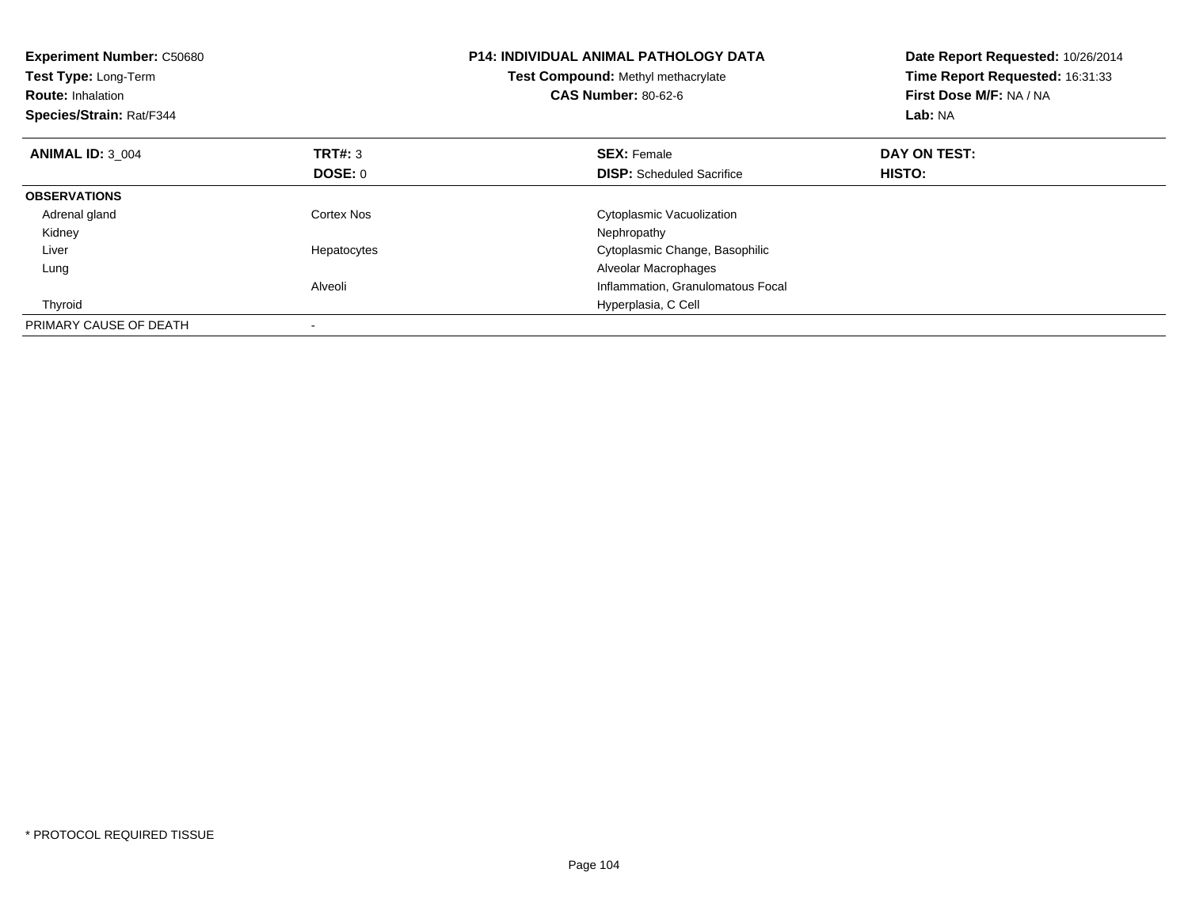**Experiment Number:** C50680
**Test Type:** Long-Term
**Route:** Inhalation
**Species/Strain:** Rat/F344

**P14: INDIVIDUAL ANIMAL PATHOLOGY DATA**
**Test Compound:** Methyl methacrylate
**CAS Number:** 80-62-6

**Date Report Requested:** 10/26/2014
**Time Report Requested:** 16:31:33
**First Dose M/F:** NA / NA
**Lab:** NA

| **ANIMAL ID:** 3_004 | **TRT#:** 3 | **SEX:** Female | **DAY ON TEST:** |
|---|---|---|---|
| | **DOSE:** 0 | **DISP:** Scheduled Sacrifice | **HISTO:** |
| **OBSERVATIONS** | | | |
| Adrenal gland | Cortex Nos | Cytoplasmic Vacuolization | |
| Kidney | | Nephropathy | |
| Liver | Hepatocytes | Cytoplasmic Change, Basophilic | |
| Lung | | Alveolar Macrophages | |
| | Alveoli | Inflammation, Granulomatous Focal | |
| Thyroid | | Hyperplasia, C Cell | |
| PRIMARY CAUSE OF DEATH | - | | |

* PROTOCOL REQUIRED TISSUE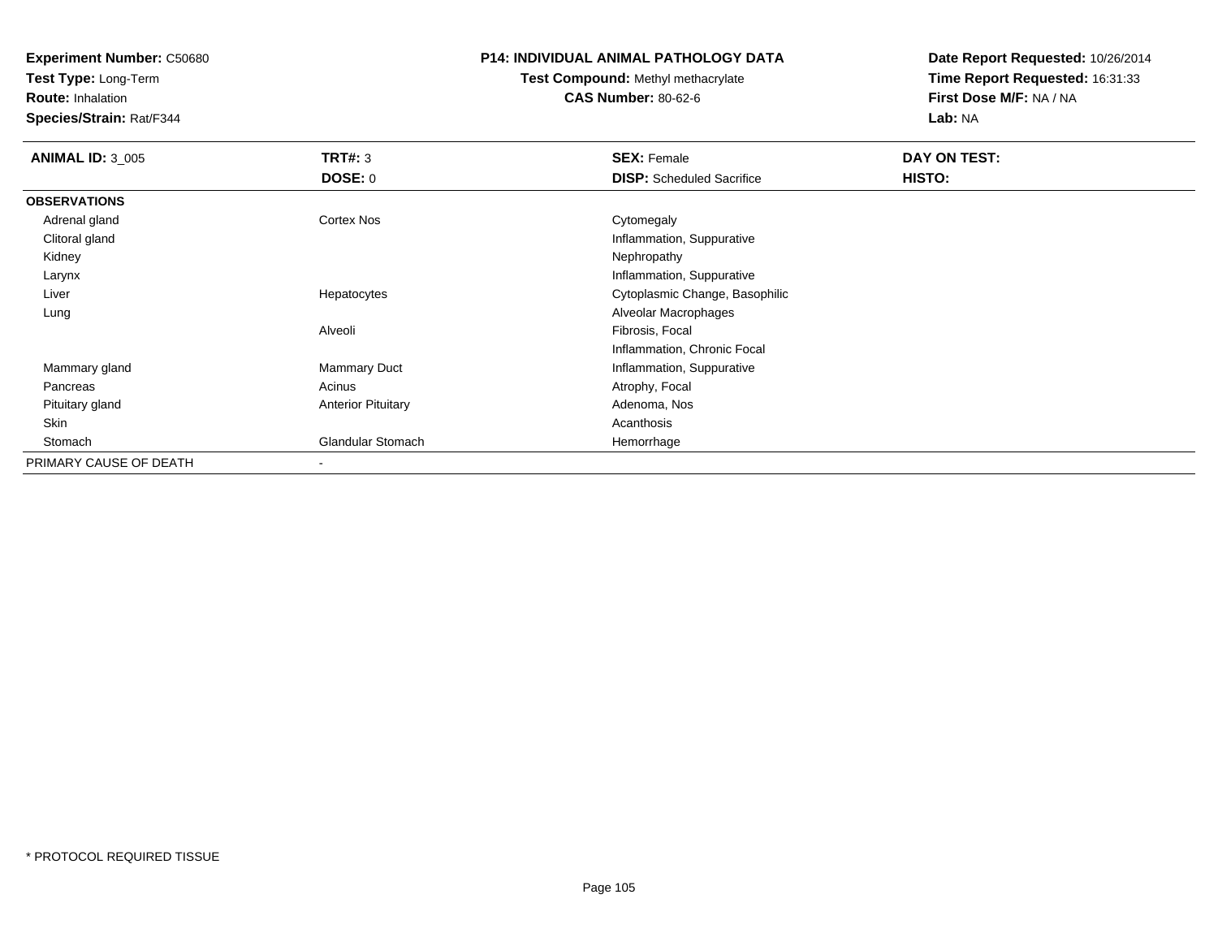**Experiment Number:** C50680
**Test Type:** Long-Term
**Route:** Inhalation
**Species/Strain:** Rat/F344

**P14: INDIVIDUAL ANIMAL PATHOLOGY DATA**
**Test Compound:** Methyl methacrylate
**CAS Number:** 80-62-6

**Date Report Requested:** 10/26/2014
**Time Report Requested:** 16:31:33
**First Dose M/F:** NA / NA
**Lab:** NA

| **ANIMAL ID:** 3_005 | **TRT#:** 3 | **SEX:** Female | **DAY ON TEST:** |
|---|---|---|---|
| | **DOSE:** 0 | **DISP:** Scheduled Sacrifice | **HISTO:** |
| **OBSERVATIONS** | | | |
| Adrenal gland | Cortex Nos | Cytomegaly | |
| Clitoral gland | | Inflammation, Suppurative | |
| Kidney | | Nephropathy | |
| Larynx | | Inflammation, Suppurative | |
| Liver | Hepatocytes | Cytoplasmic Change, Basophilic | |
| Lung | | Alveolar Macrophages | |
| | Alveoli | Fibrosis, Focal | |
| | | Inflammation, Chronic Focal | |
| Mammary gland | Mammary Duct | Inflammation, Suppurative | |
| Pancreas | Acinus | Atrophy, Focal | |
| Pituitary gland | Anterior Pituitary | Adenoma, Nos | |
| Skin | | Acanthosis | |
| Stomach | Glandular Stomach | Hemorrhage | |
| PRIMARY CAUSE OF DEATH | - | | |

\* PROTOCOL REQUIRED TISSUE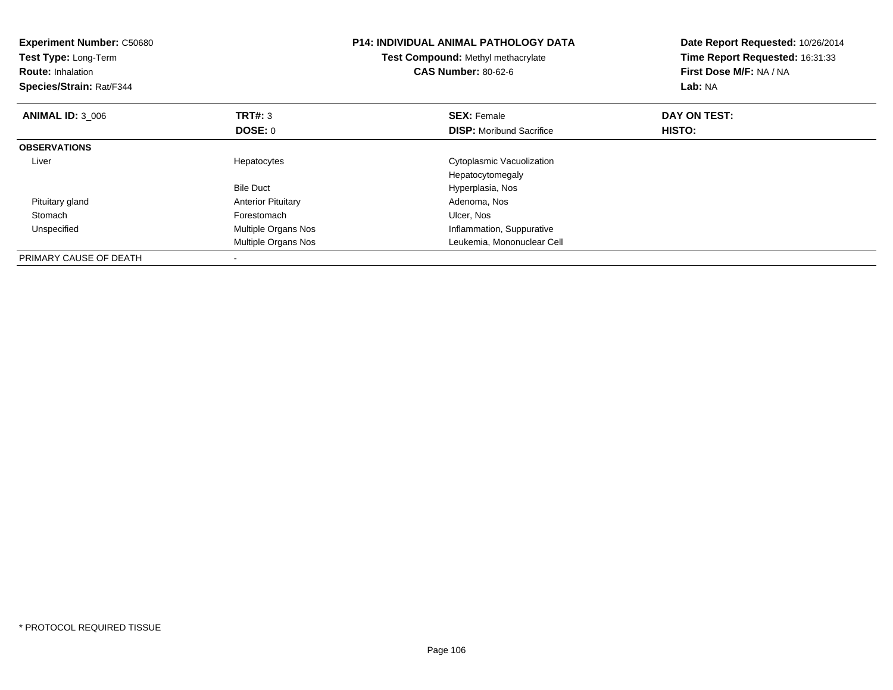**Experiment Number:** C50680
**Test Type:** Long-Term
**Route:** Inhalation
**Species/Strain:** Rat/F344

**P14: INDIVIDUAL ANIMAL PATHOLOGY DATA**
**Test Compound:** Methyl methacrylate
**CAS Number:** 80-62-6

**Date Report Requested:** 10/26/2014
**Time Report Requested:** 16:31:33
**First Dose M/F:** NA / NA
**Lab:** NA

| **ANIMAL ID:** 3_006 | **TRT#:** 3 | **SEX:** Female | **DAY ON TEST:** |
|---|---|---|---|
| | **DOSE:** 0 | **DISP:** Moribund Sacrifice | **HISTO:** |
| **OBSERVATIONS** | | | |
| Liver | Hepatocytes | Cytoplasmic Vacuolization | |
| | | Hepatocytomegaly | |
| | Bile Duct | Hyperplasia, Nos | |
| Pituitary gland | Anterior Pituitary | Adenoma, Nos | |
| Stomach | Forestomach | Ulcer, Nos | |
| Unspecified | Multiple Organs Nos | Inflammation, Suppurative | |
| | Multiple Organs Nos | Leukemia, Mononuclear Cell | |
| PRIMARY CAUSE OF DEATH | - | | |

\* PROTOCOL REQUIRED TISSUE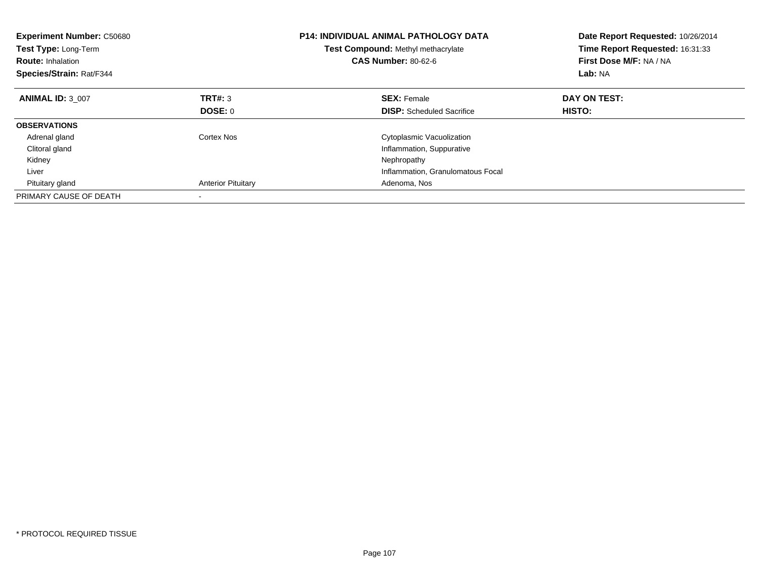**Experiment Number:** C50680
**Test Type:** Long-Term
**Route:** Inhalation
**Species/Strain:** Rat/F344

**P14: INDIVIDUAL ANIMAL PATHOLOGY DATA**
**Test Compound:** Methyl methacrylate
**CAS Number:** 80-62-6

**Date Report Requested:** 10/26/2014
**Time Report Requested:** 16:31:33
**First Dose M/F:** NA / NA
**Lab:** NA

| **ANIMAL ID:** 3_007 | **TRT#:** 3 | **SEX:** Female | **DAY ON TEST:** |
|---|---|---|---|
| | **DOSE:** 0 | **DISP:** Scheduled Sacrifice | **HISTO:** |
| **OBSERVATIONS** | | | |
| Adrenal gland | Cortex Nos | Cytoplasmic Vacuolization | |
| Clitoral gland | | Inflammation, Suppurative | |
| Kidney | | Nephropathy | |
| Liver | | Inflammation, Granulomatous Focal | |
| Pituitary gland | Anterior Pituitary | Adenoma, Nos | |
| PRIMARY CAUSE OF DEATH | - | | |

\* PROTOCOL REQUIRED TISSUE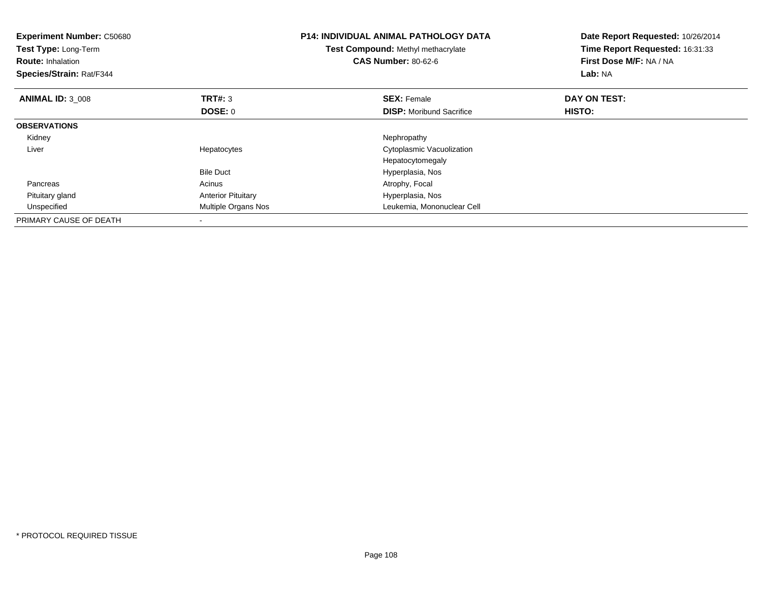**Experiment Number:** C50680
**Test Type:** Long-Term
**Route:** Inhalation
**Species/Strain:** Rat/F344

**P14: INDIVIDUAL ANIMAL PATHOLOGY DATA**
**Test Compound:** Methyl methacrylate
**CAS Number:** 80-62-6

**Date Report Requested:** 10/26/2014
**Time Report Requested:** 16:31:33
**First Dose M/F:** NA / NA
**Lab:** NA

| **ANIMAL ID:** 3_008 | **TRT#:** 3 | **SEX:** Female | **DAY ON TEST:** |
|---|---|---|---|
| | **DOSE:** 0 | **DISP:** Moribund Sacrifice | **HISTO:** |
| **OBSERVATIONS** | | | |
| Kidney | | Nephropathy | |
| Liver | Hepatocytes | Cytoplasmic Vacuolization | |
| | | Hepatocytomegaly | |
| | Bile Duct | Hyperplasia, Nos | |
| Pancreas | Acinus | Atrophy, Focal | |
| Pituitary gland | Anterior Pituitary | Hyperplasia, Nos | |
| Unspecified | Multiple Organs Nos | Leukemia, Mononuclear Cell | |
| PRIMARY CAUSE OF DEATH | - | | |

* PROTOCOL REQUIRED TISSUE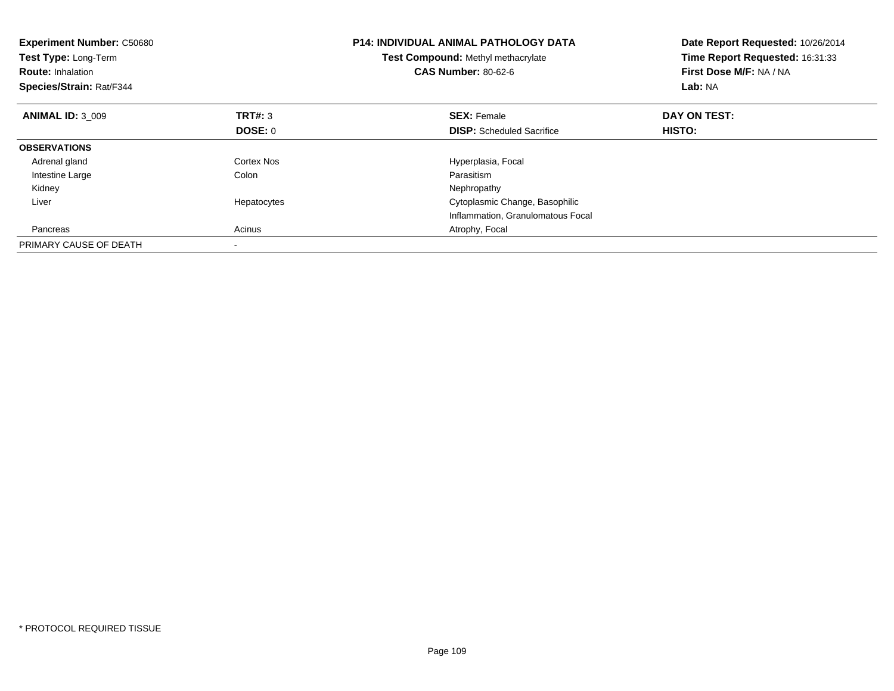**Experiment Number:** C50680
**Test Type:** Long-Term
**Route:** Inhalation
**Species/Strain:** Rat/F344

**P14: INDIVIDUAL ANIMAL PATHOLOGY DATA**
**Test Compound:** Methyl methacrylate
**CAS Number:** 80-62-6

**Date Report Requested:** 10/26/2014
**Time Report Requested:** 16:31:33
**First Dose M/F:** NA / NA
**Lab:** NA

| **ANIMAL ID:** 3_009 | **TRT#:** 3 | **SEX:** Female | **DAY ON TEST:** |
|---|---|---|---|
| | **DOSE:** 0 | **DISP:** Scheduled Sacrifice | **HISTO:** |
| **OBSERVATIONS** | | | |
| Adrenal gland | Cortex Nos | Hyperplasia, Focal | |
| Intestine Large | Colon | Parasitism | |
| Kidney | | Nephropathy | |
| Liver | Hepatocytes | Cytoplasmic Change, Basophilic | |
| | | Inflammation, Granulomatous Focal | |
| Pancreas | Acinus | Atrophy, Focal | |
| PRIMARY CAUSE OF DEATH | - | | |

* PROTOCOL REQUIRED TISSUE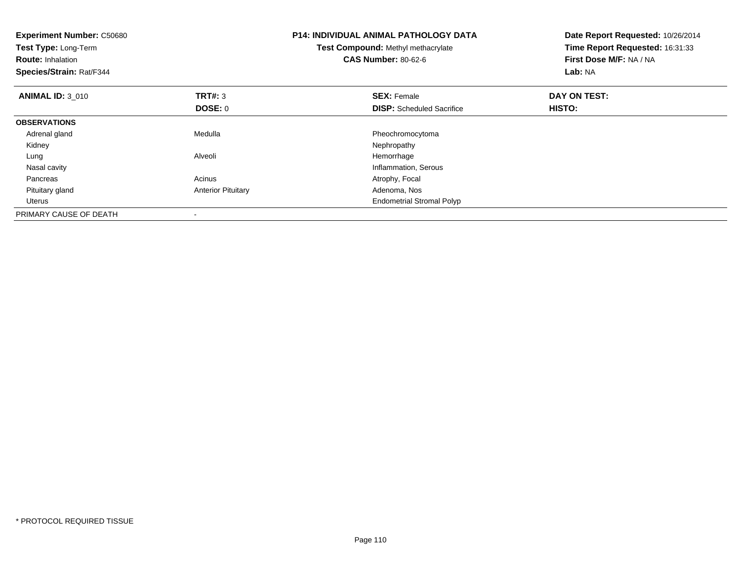**Experiment Number:** C50680
**Test Type:** Long-Term
**Route:** Inhalation
**Species/Strain:** Rat/F344

**P14: INDIVIDUAL ANIMAL PATHOLOGY DATA**
**Test Compound:** Methyl methacrylate
**CAS Number:** 80-62-6

**Date Report Requested:** 10/26/2014
**Time Report Requested:** 16:31:33
**First Dose M/F:** NA / NA
**Lab:** NA

| **ANIMAL ID:** 3_010 | **TRT#:** 3 | **SEX:** Female | **DAY ON TEST:** |
|---|---|---|---|
| | **DOSE:** 0 | **DISP:** Scheduled Sacrifice | **HISTO:** |
| **OBSERVATIONS** | | | |
| Adrenal gland | Medulla | Pheochromocytoma | |
| Kidney | | Nephropathy | |
| Lung | Alveoli | Hemorrhage | |
| Nasal cavity | | Inflammation, Serous | |
| Pancreas | Acinus | Atrophy, Focal | |
| Pituitary gland | Anterior Pituitary | Adenoma, Nos | |
| Uterus | | Endometrial Stromal Polyp | |
| PRIMARY CAUSE OF DEATH | - | | |

* PROTOCOL REQUIRED TISSUE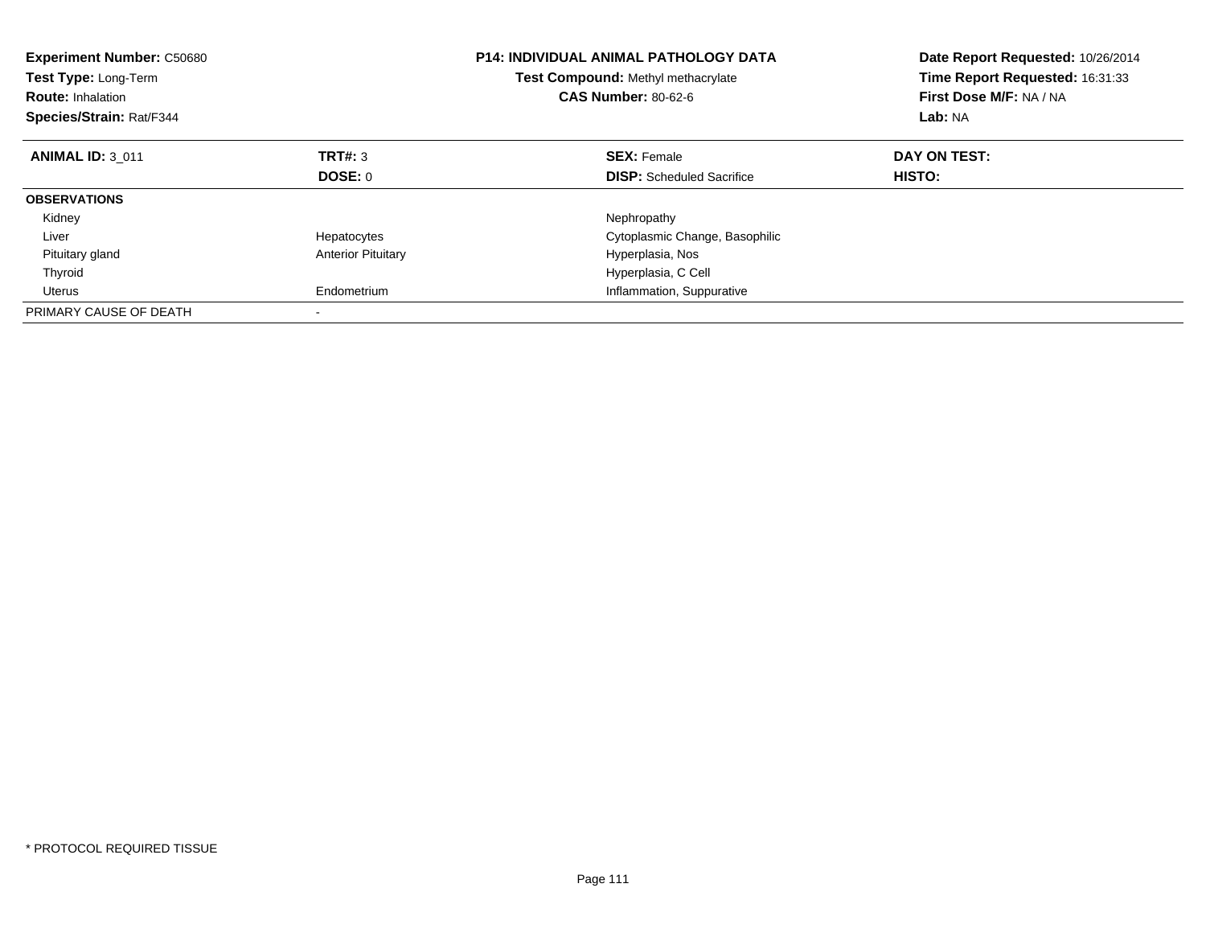**Experiment Number:** C50680
**Test Type:** Long-Term
**Route:** Inhalation
**Species/Strain:** Rat/F344

**P14: INDIVIDUAL ANIMAL PATHOLOGY DATA**
**Test Compound:** Methyl methacrylate
**CAS Number:** 80-62-6

**Date Report Requested:** 10/26/2014
**Time Report Requested:** 16:31:33
**First Dose M/F:** NA / NA
**Lab:** NA

| **ANIMAL ID:** 3_011 | **TRT#:** 3 | **SEX:** Female | **DAY ON TEST:** |
|---|---|---|---|
| | **DOSE:** 0 | **DISP:** Scheduled Sacrifice | **HISTO:** |
| **OBSERVATIONS** | | | |
| Kidney | | Nephropathy | |
| Liver | Hepatocytes | Cytoplasmic Change, Basophilic | |
| Pituitary gland | Anterior Pituitary | Hyperplasia, Nos | |
| Thyroid | | Hyperplasia, C Cell | |
| Uterus | Endometrium | Inflammation, Suppurative | |
| PRIMARY CAUSE OF DEATH | - | | |

* PROTOCOL REQUIRED TISSUE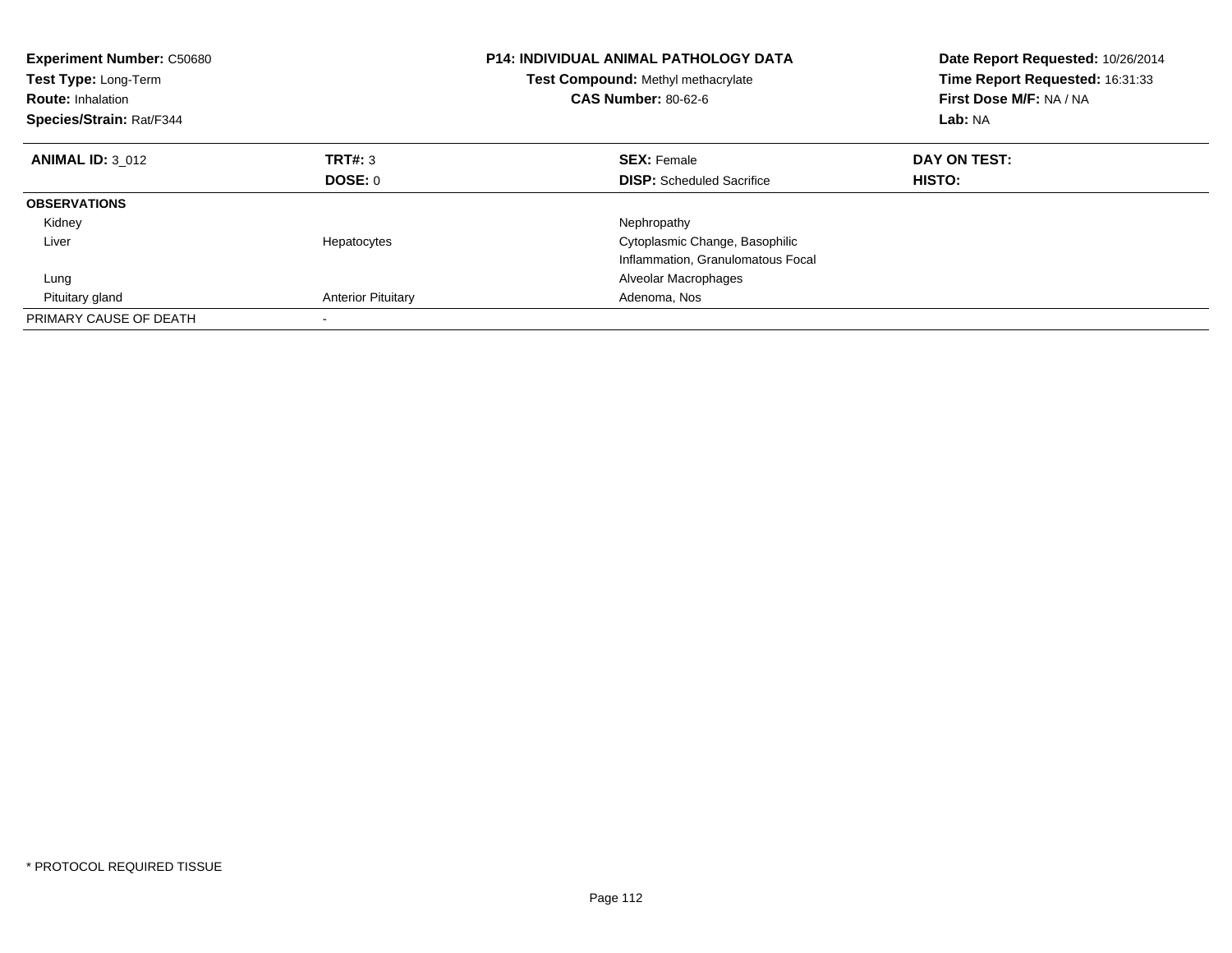**Experiment Number:** C50680
**Test Type:** Long-Term
**Route:** Inhalation
**Species/Strain:** Rat/F344

**P14: INDIVIDUAL ANIMAL PATHOLOGY DATA**
**Test Compound:** Methyl methacrylate
**CAS Number:** 80-62-6

**Date Report Requested:** 10/26/2014
**Time Report Requested:** 16:31:33
**First Dose M/F:** NA / NA
**Lab:** NA

| **ANIMAL ID:** 3_012 | **TRT#:** 3 | **SEX:** Female | **DAY ON TEST:** |
|---|---|---|---|
| | **DOSE:** 0 | **DISP:** Scheduled Sacrifice | **HISTO:** |
| **OBSERVATIONS** | | | |
| Kidney | | Nephropathy | |
| Liver | Hepatocytes | Cytoplasmic Change, Basophilic | |
| | | Inflammation, Granulomatous Focal | |
| Lung | | Alveolar Macrophages | |
| Pituitary gland | Anterior Pituitary | Adenoma, Nos | |
| PRIMARY CAUSE OF DEATH | - | | |

* PROTOCOL REQUIRED TISSUE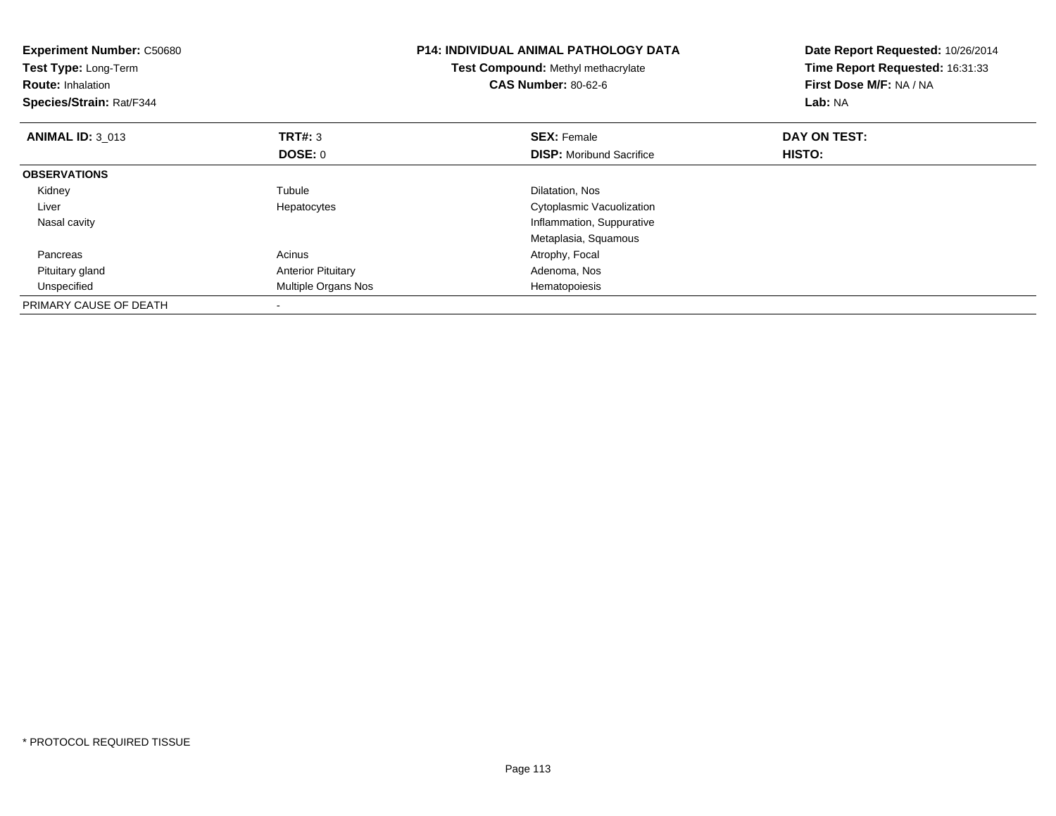**Experiment Number:** C50680
**Test Type:** Long-Term
**Route:** Inhalation
**Species/Strain:** Rat/F344

**P14: INDIVIDUAL ANIMAL PATHOLOGY DATA**
**Test Compound:** Methyl methacrylate
**CAS Number:** 80-62-6

**Date Report Requested:** 10/26/2014
**Time Report Requested:** 16:31:33
**First Dose M/F:** NA / NA
**Lab:** NA

| **ANIMAL ID:** 3_013 | **TRT#:** 3 | **SEX:** Female | **DAY ON TEST:** |
|---|---|---|---|
| | **DOSE:** 0 | **DISP:** Moribund Sacrifice | **HISTO:** |
| **OBSERVATIONS** | | | |
| Kidney | Tubule | Dilatation, Nos | |
| Liver | Hepatocytes | Cytoplasmic Vacuolization | |
| Nasal cavity | | Inflammation, Suppurative | |
| | | Metaplasia, Squamous | |
| Pancreas | Acinus | Atrophy, Focal | |
| Pituitary gland | Anterior Pituitary | Adenoma, Nos | |
| Unspecified | Multiple Organs Nos | Hematopoiesis | |
| PRIMARY CAUSE OF DEATH | - | | |

\* PROTOCOL REQUIRED TISSUE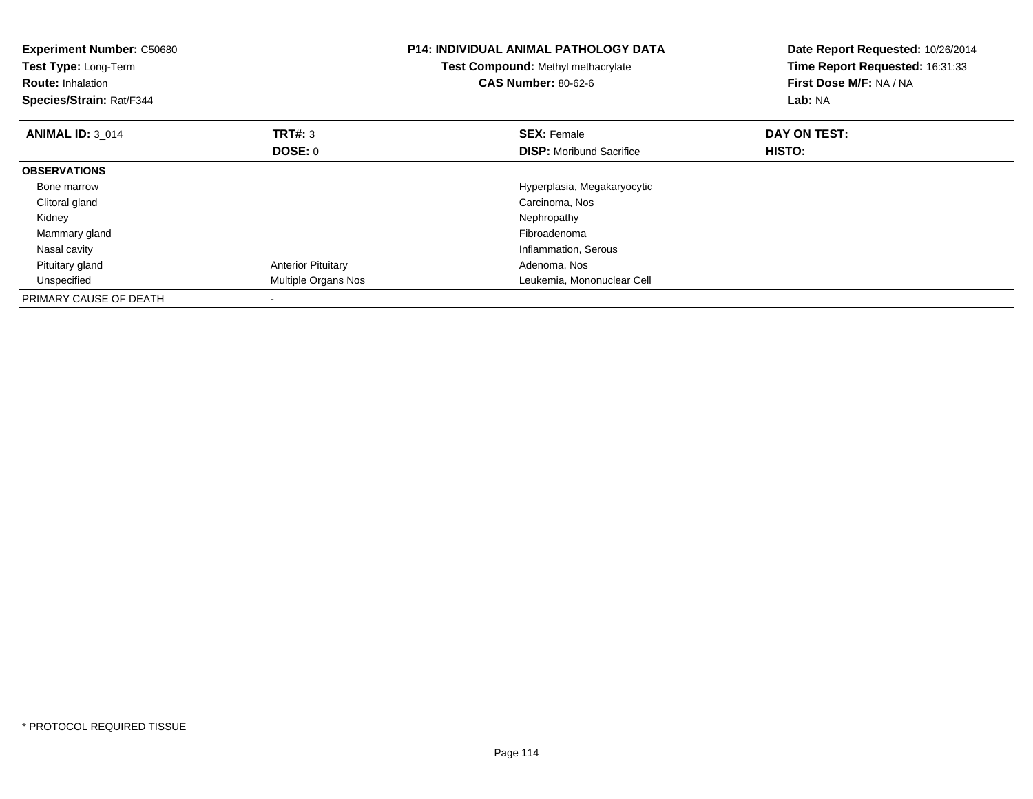**Experiment Number:** C50680
**Test Type:** Long-Term
**Route:** Inhalation
**Species/Strain:** Rat/F344

**P14: INDIVIDUAL ANIMAL PATHOLOGY DATA**
**Test Compound:** Methyl methacrylate
**CAS Number:** 80-62-6

**Date Report Requested:** 10/26/2014
**Time Report Requested:** 16:31:33
**First Dose M/F:** NA / NA
**Lab:** NA

| **ANIMAL ID:** 3_014 | **TRT#:** 3 | **SEX:** Female | **DAY ON TEST:** |
|---|---|---|---|
| | **DOSE:** 0 | **DISP:** Moribund Sacrifice | **HISTO:** |
| **OBSERVATIONS** | | | |
| Bone marrow | | Hyperplasia, Megakaryocytic | |
| Clitoral gland | | Carcinoma, Nos | |
| Kidney | | Nephropathy | |
| Mammary gland | | Fibroadenoma | |
| Nasal cavity | | Inflammation, Serous | |
| Pituitary gland | Anterior Pituitary | Adenoma, Nos | |
| Unspecified | Multiple Organs Nos | Leukemia, Mononuclear Cell | |
| PRIMARY CAUSE OF DEATH | - | | |

* PROTOCOL REQUIRED TISSUE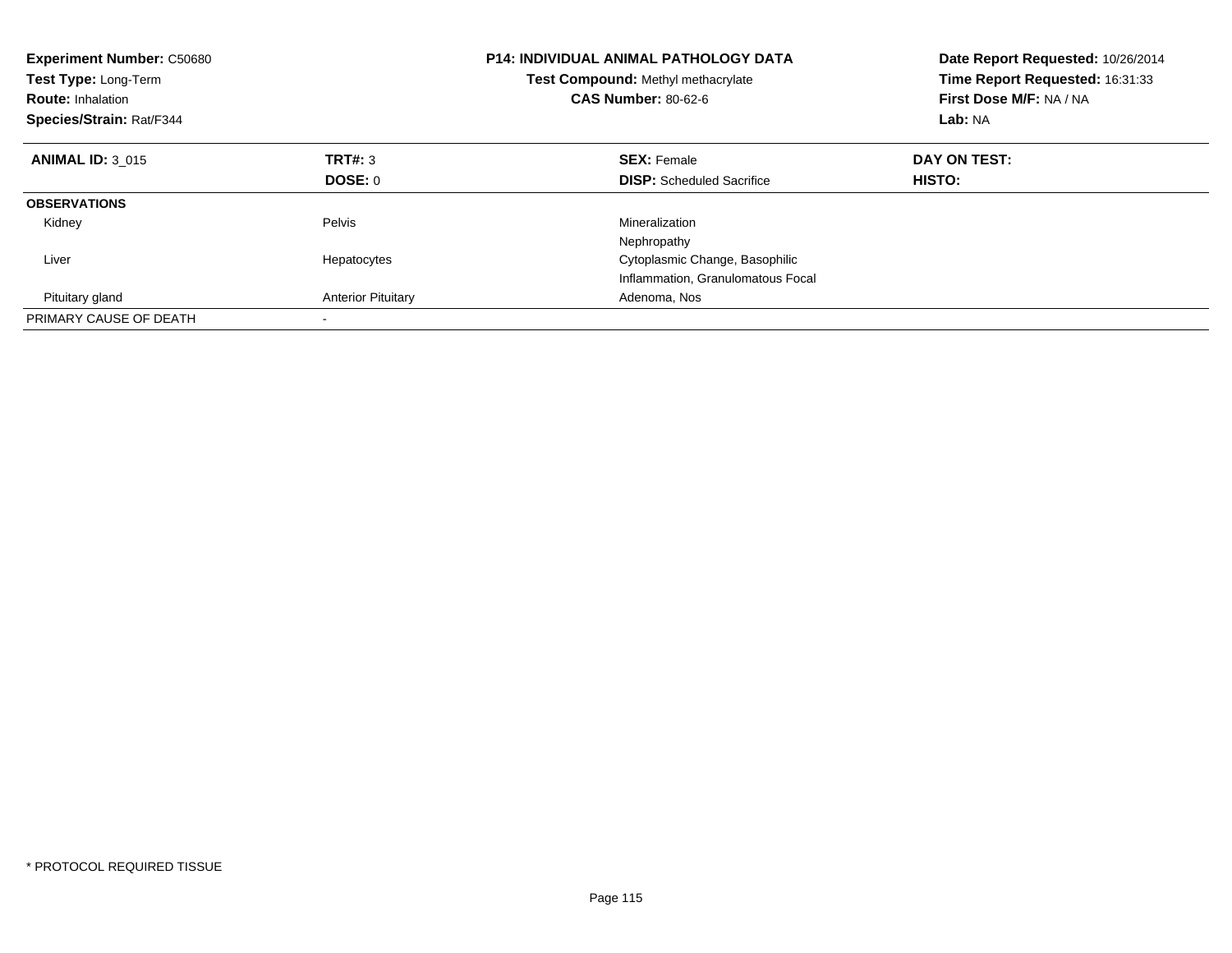**Experiment Number:** C50680
**Test Type:** Long-Term
**Route:** Inhalation
**Species/Strain:** Rat/F344

**P14: INDIVIDUAL ANIMAL PATHOLOGY DATA**
**Test Compound:** Methyl methacrylate
**CAS Number:** 80-62-6

**Date Report Requested:** 10/26/2014
**Time Report Requested:** 16:31:33
**First Dose M/F:** NA / NA
**Lab:** NA

| **ANIMAL ID:** 3_015 | **TRT#:** 3 | **SEX:** Female | **DAY ON TEST:** |
|---|---|---|---|
| | **DOSE:** 0 | **DISP:** Scheduled Sacrifice | **HISTO:** |
| **OBSERVATIONS** | | | |
| Kidney | Pelvis | Mineralization | |
| | | Nephropathy | |
| Liver | Hepatocytes | Cytoplasmic Change, Basophilic | |
| | | Inflammation, Granulomatous Focal | |
| Pituitary gland | Anterior Pituitary | Adenoma, Nos | |
| PRIMARY CAUSE OF DEATH | - | | |

* PROTOCOL REQUIRED TISSUE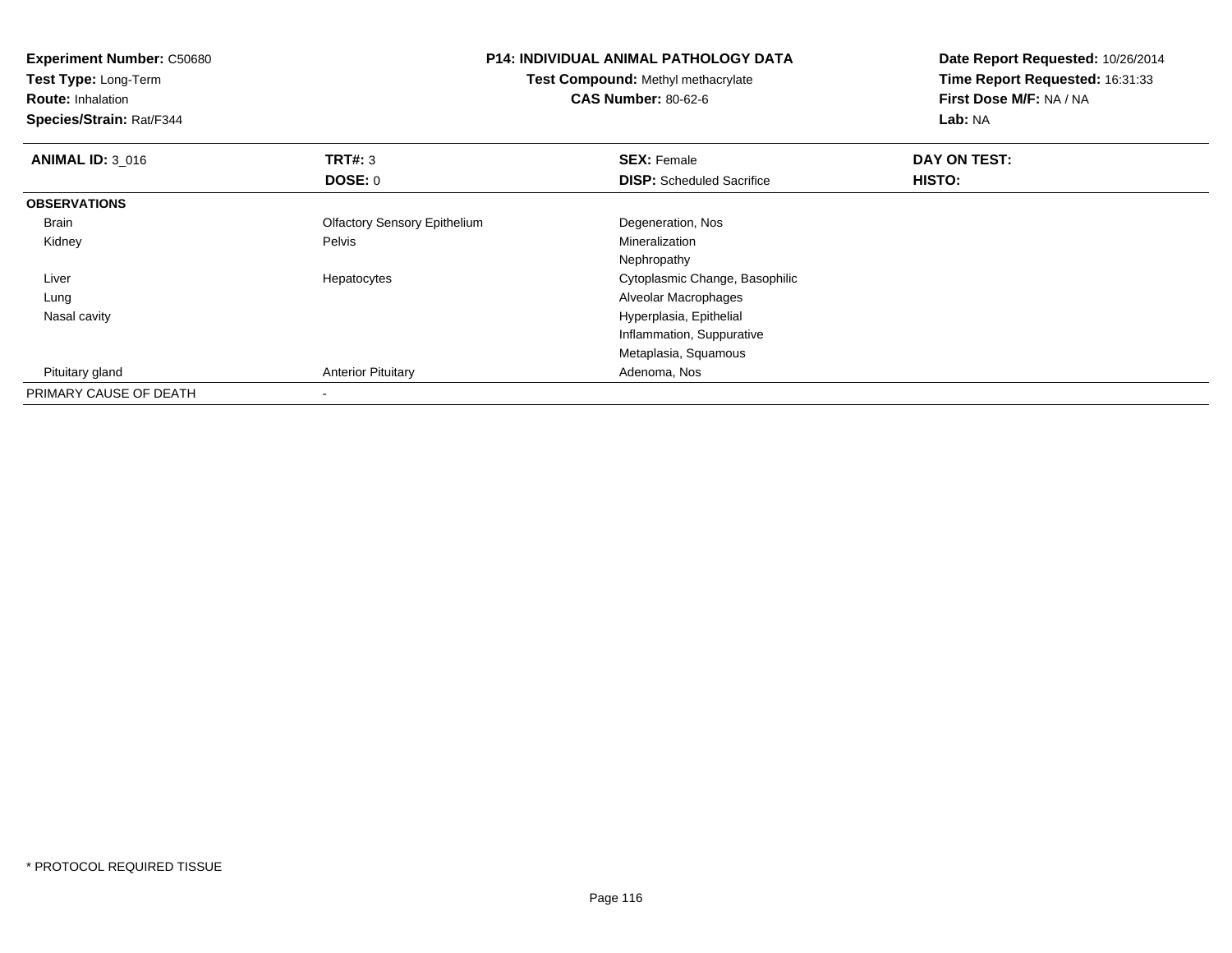**Experiment Number:** C50680
**Test Type:** Long-Term
**Route:** Inhalation
**Species/Strain:** Rat/F344

**P14: INDIVIDUAL ANIMAL PATHOLOGY DATA**
**Test Compound:** Methyl methacrylate
**CAS Number:** 80-62-6

**Date Report Requested:** 10/26/2014
**Time Report Requested:** 16:31:33
**First Dose M/F:** NA / NA
**Lab:** NA

| **ANIMAL ID:** 3_016 | **TRT#:** 3 | **SEX:** Female | **DAY ON TEST:** |
|---|---|---|---|
| | **DOSE:** 0 | **DISP:** Scheduled Sacrifice | **HISTO:** |
| **OBSERVATIONS** | | | |
| Brain | Olfactory Sensory Epithelium | Degeneration, Nos | |
| Kidney | Pelvis | Mineralization | |
| | | Nephropathy | |
| Liver | Hepatocytes | Cytoplasmic Change, Basophilic | |
| Lung | | Alveolar Macrophages | |
| Nasal cavity | | Hyperplasia, Epithelial | |
| | | Inflammation, Suppurative | |
| | | Metaplasia, Squamous | |
| Pituitary gland | Anterior Pituitary | Adenoma, Nos | |
| PRIMARY CAUSE OF DEATH | - | | |

* PROTOCOL REQUIRED TISSUE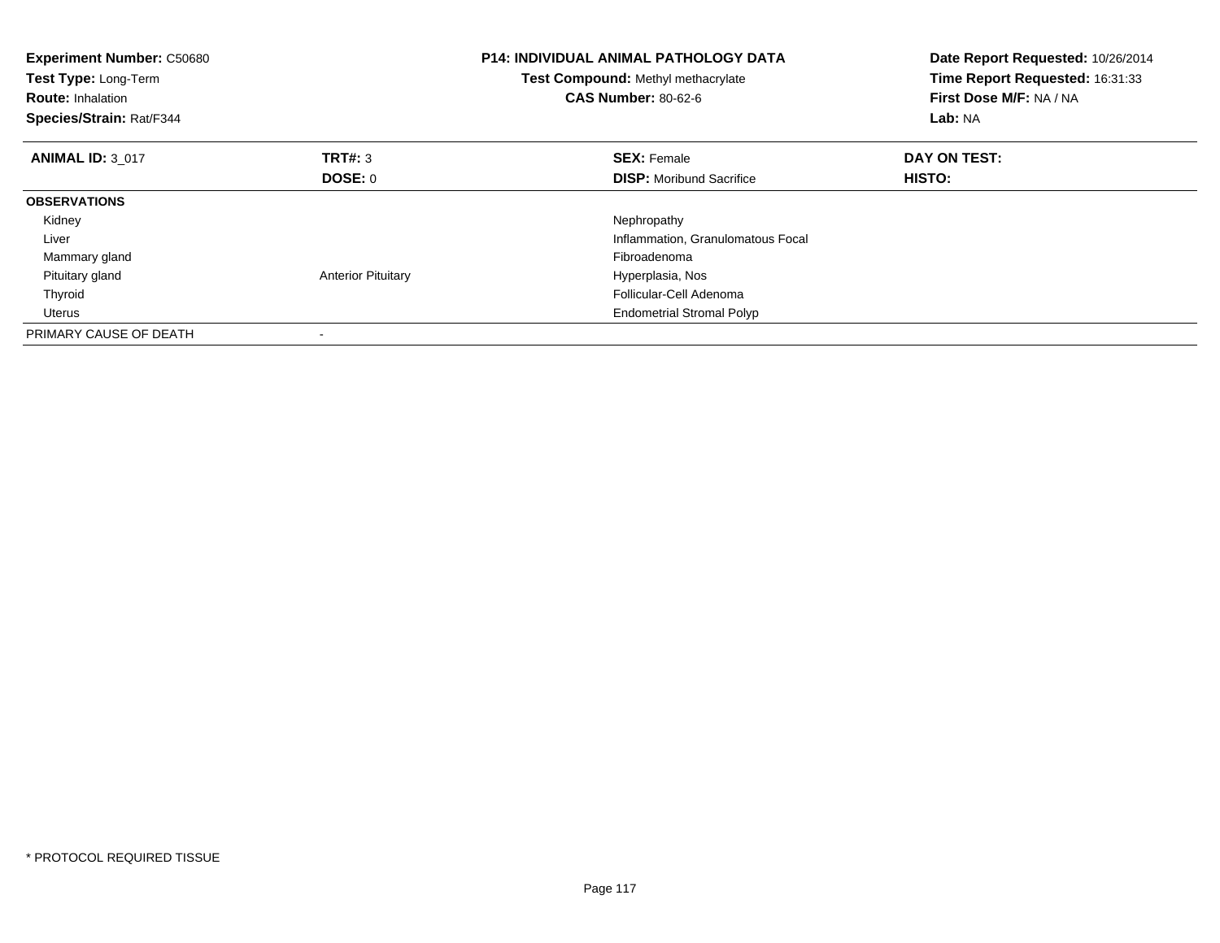**Experiment Number:** C50680
**Test Type:** Long-Term
**Route:** Inhalation
**Species/Strain:** Rat/F344

**P14: INDIVIDUAL ANIMAL PATHOLOGY DATA**
**Test Compound:** Methyl methacrylate
**CAS Number:** 80-62-6

**Date Report Requested:** 10/26/2014
**Time Report Requested:** 16:31:33
**First Dose M/F:** NA / NA
**Lab:** NA

| **ANIMAL ID:** 3_017 | **TRT#:** 3 | **SEX:** Female | **DAY ON TEST:** |
|---|---|---|---|
| | **DOSE:** 0 | **DISP:** Moribund Sacrifice | **HISTO:** |
| **OBSERVATIONS** | | | |
| Kidney | | Nephropathy | |
| Liver | | Inflammation, Granulomatous Focal | |
| Mammary gland | | Fibroadenoma | |
| Pituitary gland | Anterior Pituitary | Hyperplasia, Nos | |
| Thyroid | | Follicular-Cell Adenoma | |
| Uterus | | Endometrial Stromal Polyp | |
| PRIMARY CAUSE OF DEATH | - | | |

* PROTOCOL REQUIRED TISSUE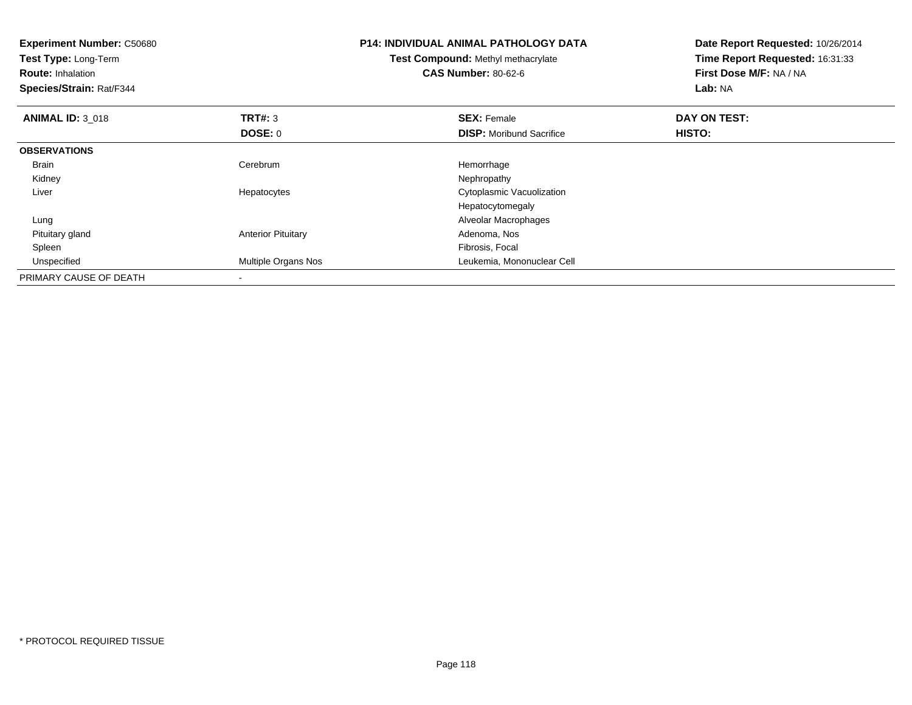**Experiment Number:** C50680
**Test Type:** Long-Term
**Route:** Inhalation
**Species/Strain:** Rat/F344

**P14: INDIVIDUAL ANIMAL PATHOLOGY DATA**
**Test Compound:** Methyl methacrylate
**CAS Number:** 80-62-6

**Date Report Requested:** 10/26/2014
**Time Report Requested:** 16:31:33
**First Dose M/F:** NA / NA
**Lab:** NA

| **ANIMAL ID:** 3_018 | **TRT#:** 3 | **SEX:** Female | **DAY ON TEST:** |
|---|---|---|---|
| | **DOSE:** 0 | **DISP:** Moribund Sacrifice | **HISTO:** |
| **OBSERVATIONS** | | | |
| Brain | Cerebrum | Hemorrhage | |
| Kidney | | Nephropathy | |
| Liver | Hepatocytes | Cytoplasmic Vacuolization | |
| | | Hepatocytomegaly | |
| Lung | | Alveolar Macrophages | |
| Pituitary gland | Anterior Pituitary | Adenoma, Nos | |
| Spleen | | Fibrosis, Focal | |
| Unspecified | Multiple Organs Nos | Leukemia, Mononuclear Cell | |
| PRIMARY CAUSE OF DEATH | - | | |

* PROTOCOL REQUIRED TISSUE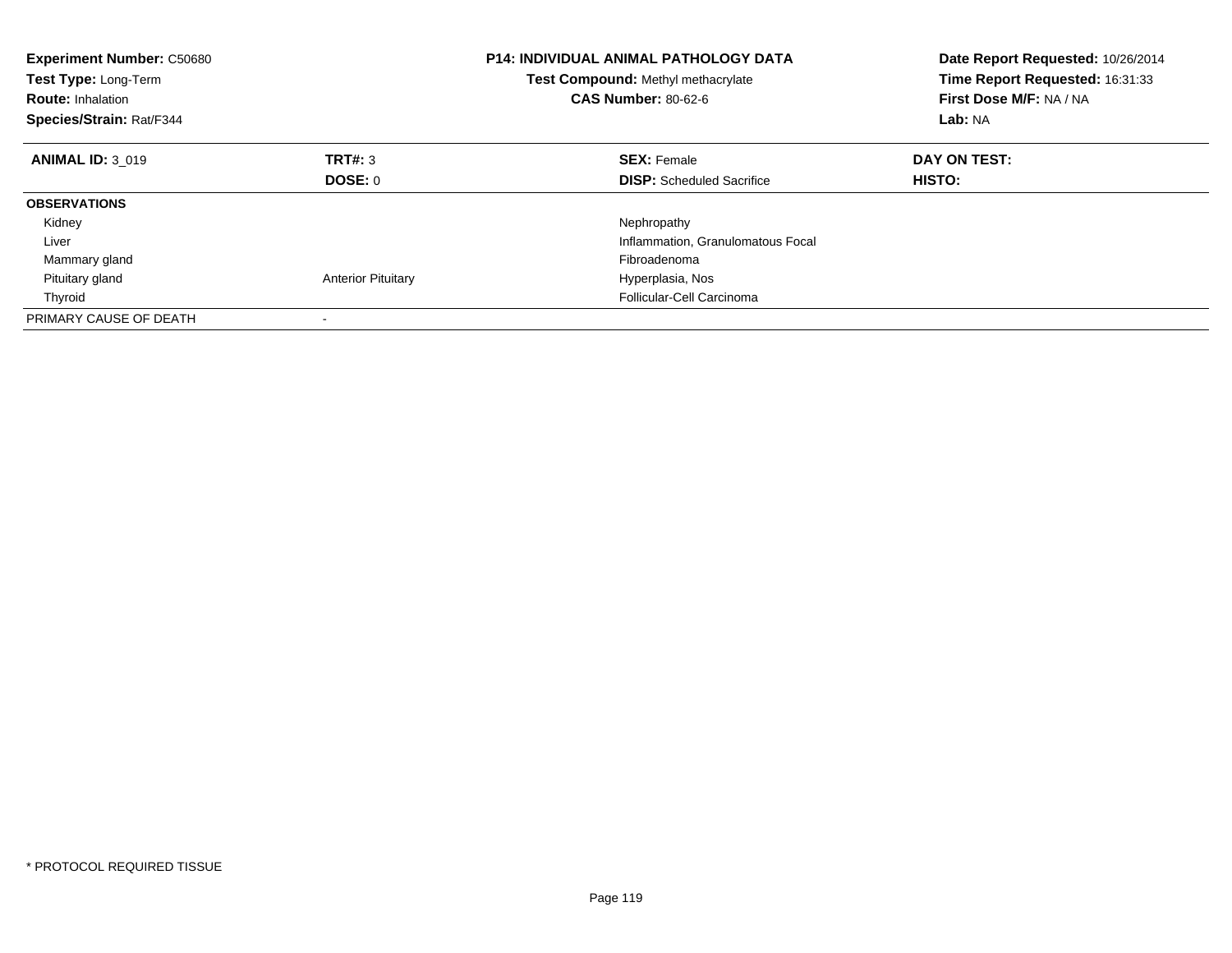**Experiment Number:** C50680
**Test Type:** Long-Term
**Route:** Inhalation
**Species/Strain:** Rat/F344

**P14: INDIVIDUAL ANIMAL PATHOLOGY DATA**
**Test Compound:** Methyl methacrylate
**CAS Number:** 80-62-6

**Date Report Requested:** 10/26/2014
**Time Report Requested:** 16:31:33
**First Dose M/F:** NA / NA
**Lab:** NA

| **ANIMAL ID:** 3_019 | **TRT#:** 3 | **SEX:** Female | **DAY ON TEST:** |
|---|---|---|---|
| | **DOSE:** 0 | **DISP:** Scheduled Sacrifice | **HISTO:** |
| **OBSERVATIONS** | | | |
| Kidney | | Nephropathy | |
| Liver | | Inflammation, Granulomatous Focal | |
| Mammary gland | | Fibroadenoma | |
| Pituitary gland | Anterior Pituitary | Hyperplasia, Nos | |
| Thyroid | | Follicular-Cell Carcinoma | |
| PRIMARY CAUSE OF DEATH | - | | |

* PROTOCOL REQUIRED TISSUE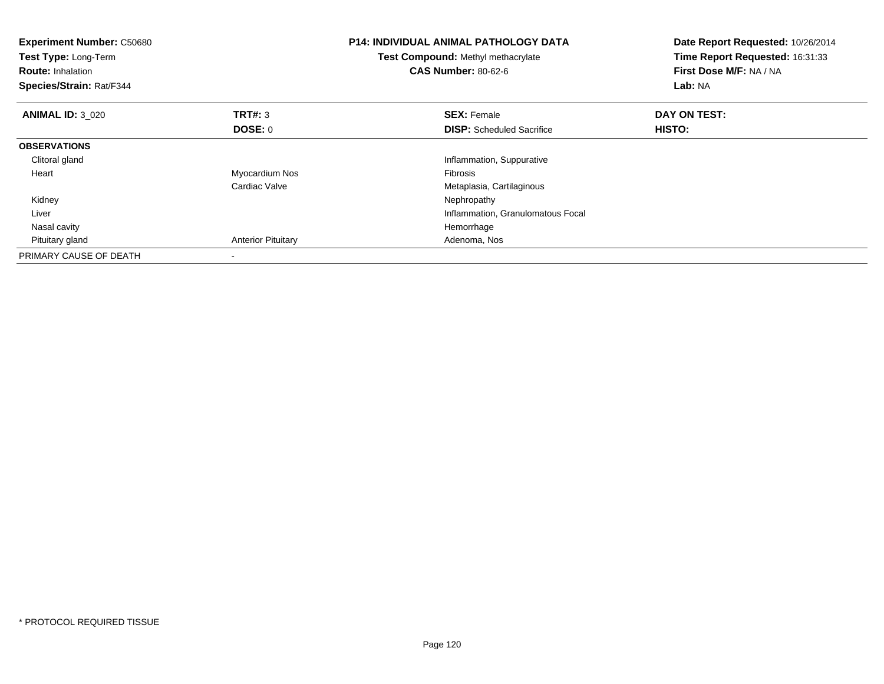**Experiment Number:** C50680
**Test Type:** Long-Term
**Route:** Inhalation
**Species/Strain:** Rat/F344

**P14: INDIVIDUAL ANIMAL PATHOLOGY DATA**
**Test Compound:** Methyl methacrylate
**CAS Number:** 80-62-6

**Date Report Requested:** 10/26/2014
**Time Report Requested:** 16:31:33
**First Dose M/F:** NA / NA
**Lab:** NA

| **ANIMAL ID:** 3_020 | **TRT#:** 3 | **SEX:** Female | **DAY ON TEST:** |
|---|---|---|---|
| | **DOSE:** 0 | **DISP:** Scheduled Sacrifice | **HISTO:** |
| **OBSERVATIONS** | | | |
| Clitoral gland | | Inflammation, Suppurative | |
| Heart | Myocardium Nos | Fibrosis | |
| | Cardiac Valve | Metaplasia, Cartilaginous | |
| Kidney | | Nephropathy | |
| Liver | | Inflammation, Granulomatous Focal | |
| Nasal cavity | | Hemorrhage | |
| Pituitary gland | Anterior Pituitary | Adenoma, Nos | |
| PRIMARY CAUSE OF DEATH | - | | |

\* PROTOCOL REQUIRED TISSUE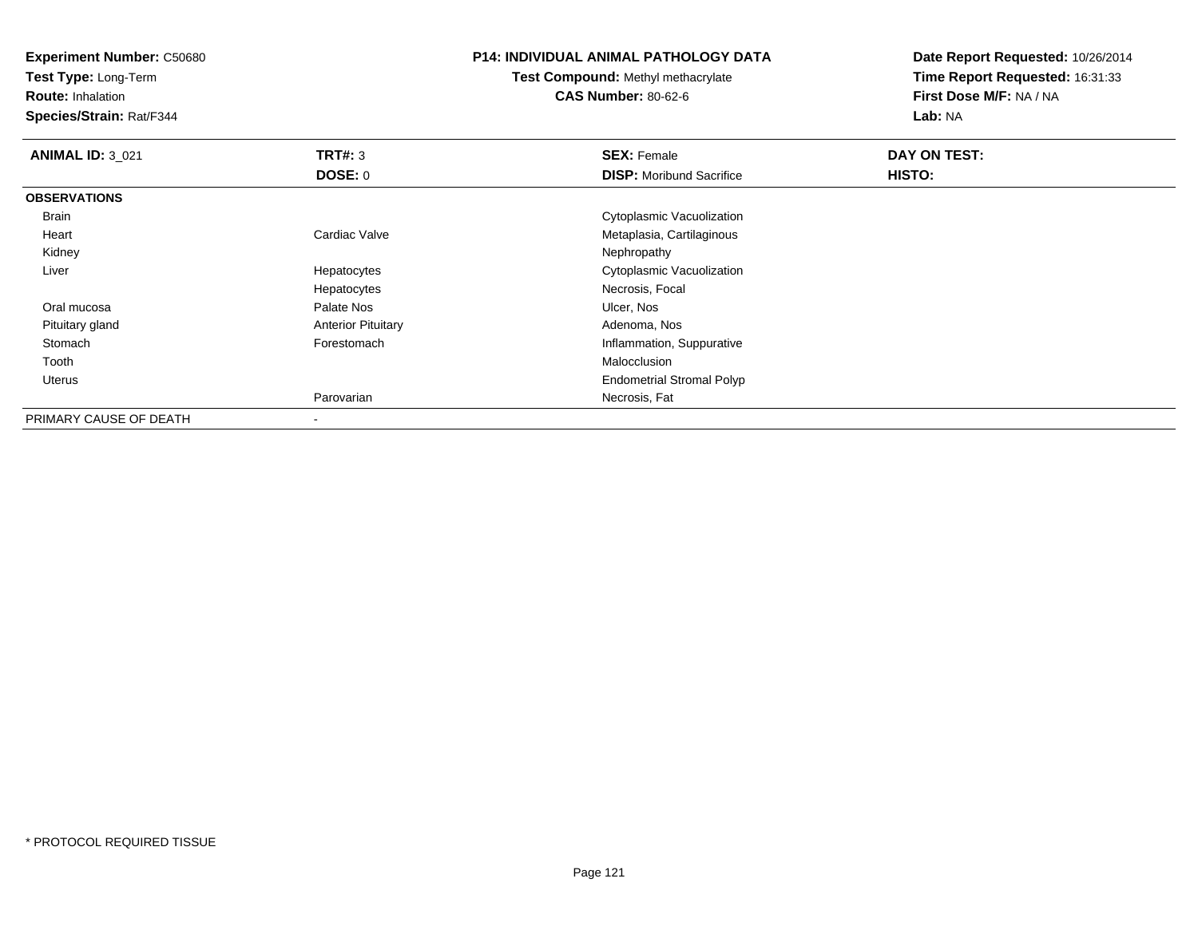**Experiment Number:** C50680
**Test Type:** Long-Term
**Route:** Inhalation
**Species/Strain:** Rat/F344

**P14: INDIVIDUAL ANIMAL PATHOLOGY DATA**
**Test Compound:** Methyl methacrylate
**CAS Number:** 80-62-6

**Date Report Requested:** 10/26/2014
**Time Report Requested:** 16:31:33
**First Dose M/F:** NA / NA
**Lab:** NA

| **ANIMAL ID:** 3_021 | **TRT#:** 3 | **SEX:** Female | **DAY ON TEST:** |
|---|---|---|---|
| | **DOSE:** 0 | **DISP:** Moribund Sacrifice | **HISTO:** |
| **OBSERVATIONS** | | | |
| Brain | | Cytoplasmic Vacuolization | |
| Heart | Cardiac Valve | Metaplasia, Cartilaginous | |
| Kidney | | Nephropathy | |
| Liver | Hepatocytes | Cytoplasmic Vacuolization | |
| | Hepatocytes | Necrosis, Focal | |
| Oral mucosa | Palate Nos | Ulcer, Nos | |
| Pituitary gland | Anterior Pituitary | Adenoma, Nos | |
| Stomach | Forestomach | Inflammation, Suppurative | |
| Tooth | | Malocclusion | |
| Uterus | | Endometrial Stromal Polyp | |
| | Parovarian | Necrosis, Fat | |
| PRIMARY CAUSE OF DEATH | - | | |

* PROTOCOL REQUIRED TISSUE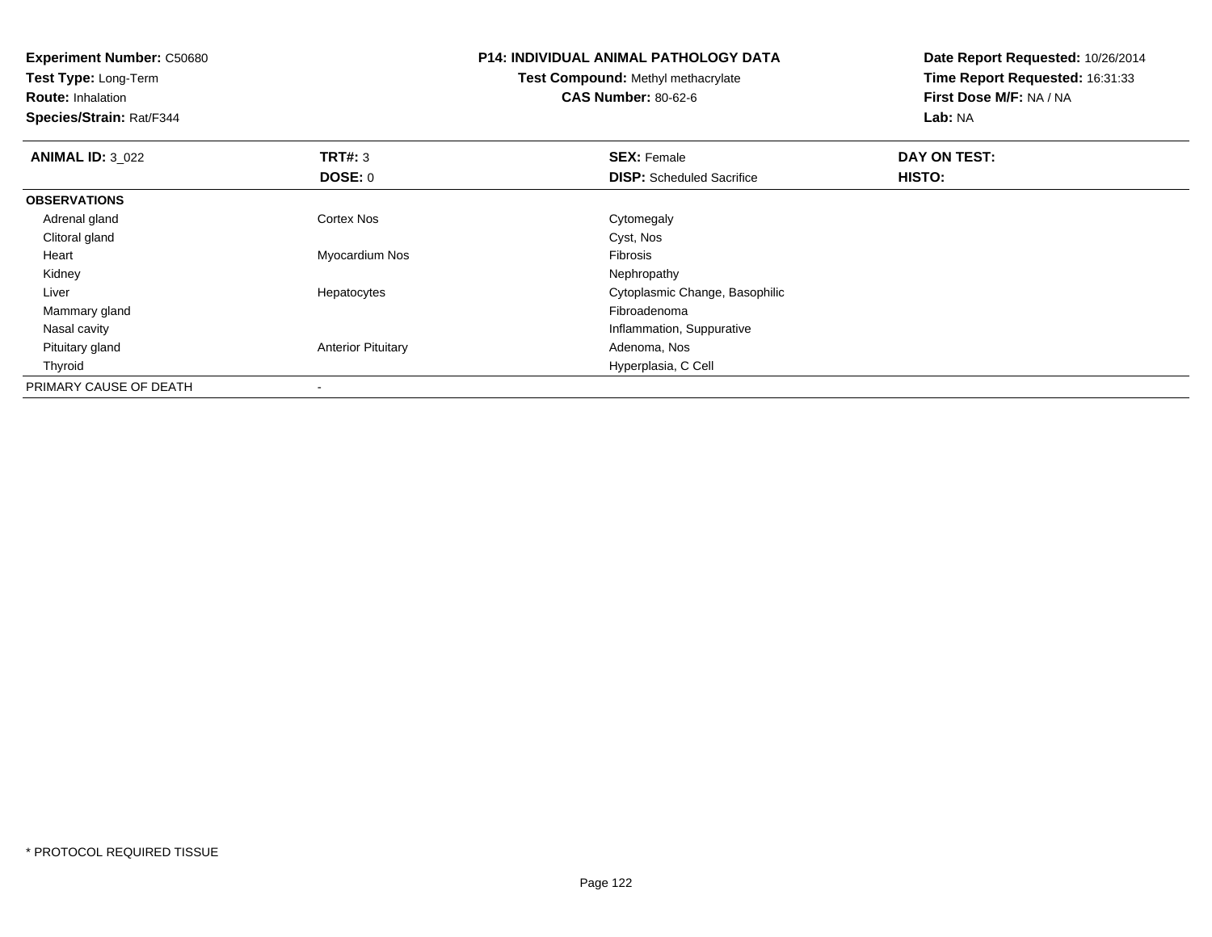**Experiment Number:** C50680
**Test Type:** Long-Term
**Route:** Inhalation
**Species/Strain:** Rat/F344

**P14: INDIVIDUAL ANIMAL PATHOLOGY DATA**
**Test Compound:** Methyl methacrylate
**CAS Number:** 80-62-6

**Date Report Requested:** 10/26/2014
**Time Report Requested:** 16:31:33
**First Dose M/F:** NA / NA
**Lab:** NA

| **ANIMAL ID:** 3_022 | **TRT#:** 3 | **SEX:** Female | **DAY ON TEST:** |
|---|---|---|---|
| | **DOSE:** 0 | **DISP:** Scheduled Sacrifice | **HISTO:** |
| **OBSERVATIONS** | | | |
| Adrenal gland | Cortex Nos | Cytomegaly | |
| Clitoral gland | | Cyst, Nos | |
| Heart | Myocardium Nos | Fibrosis | |
| Kidney | | Nephropathy | |
| Liver | Hepatocytes | Cytoplasmic Change, Basophilic | |
| Mammary gland | | Fibroadenoma | |
| Nasal cavity | | Inflammation, Suppurative | |
| Pituitary gland | Anterior Pituitary | Adenoma, Nos | |
| Thyroid | | Hyperplasia, C Cell | |
| PRIMARY CAUSE OF DEATH | - | | |

* PROTOCOL REQUIRED TISSUE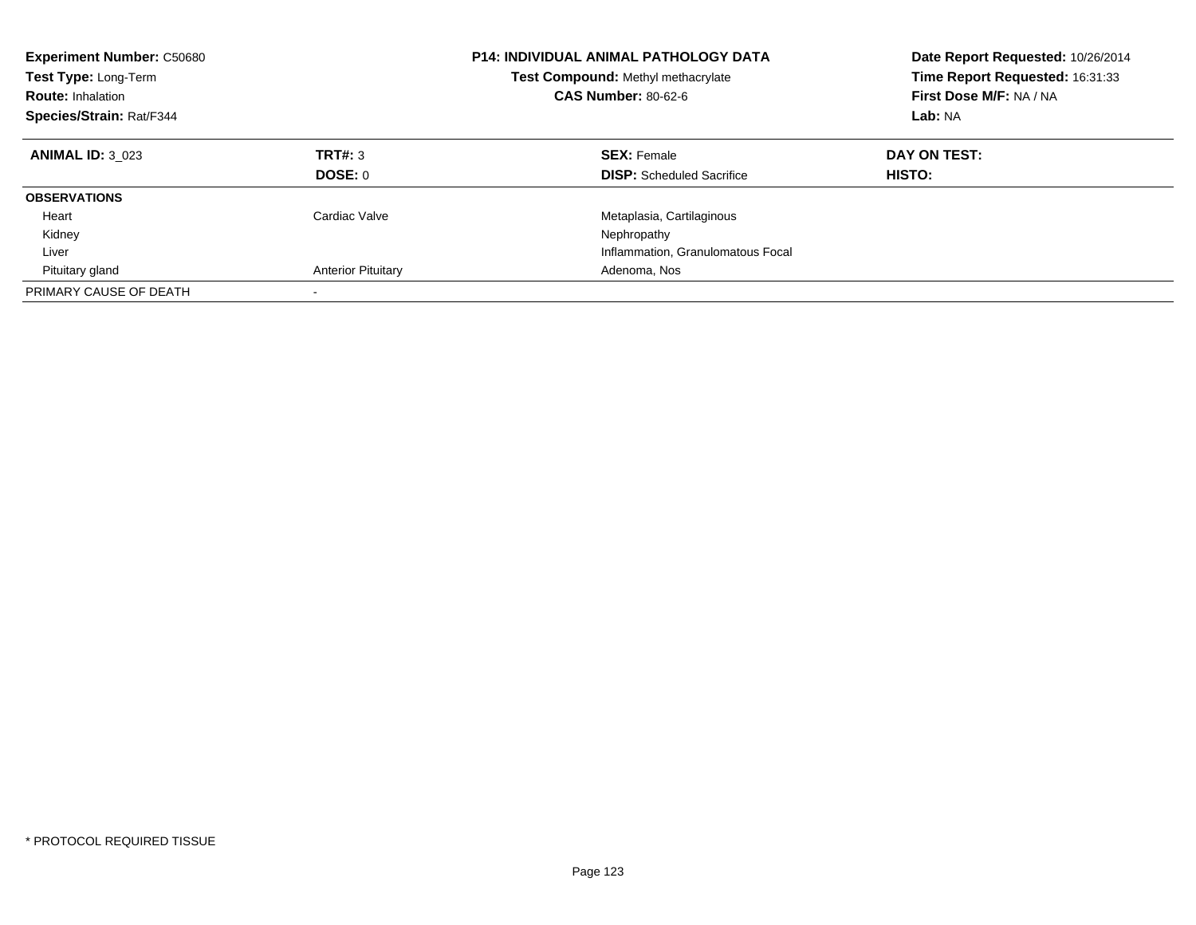**Experiment Number:** C50680
**Test Type:** Long-Term
**Route:** Inhalation
**Species/Strain:** Rat/F344

**P14: INDIVIDUAL ANIMAL PATHOLOGY DATA**
**Test Compound:** Methyl methacrylate
**CAS Number:** 80-62-6

**Date Report Requested:** 10/26/2014
**Time Report Requested:** 16:31:33
**First Dose M/F:** NA / NA
**Lab:** NA

| **ANIMAL ID:** 3_023 | **TRT#:** 3 | **SEX:** Female | **DAY ON TEST:** |
|---|---|---|---|
| | **DOSE:** 0 | **DISP:** Scheduled Sacrifice | **HISTO:** |
| **OBSERVATIONS** | | | |
| Heart | Cardiac Valve | Metaplasia, Cartilaginous | |
| Kidney | | Nephropathy | |
| Liver | | Inflammation, Granulomatous Focal | |
| Pituitary gland | Anterior Pituitary | Adenoma, Nos | |
| PRIMARY CAUSE OF DEATH | - | | |

* PROTOCOL REQUIRED TISSUE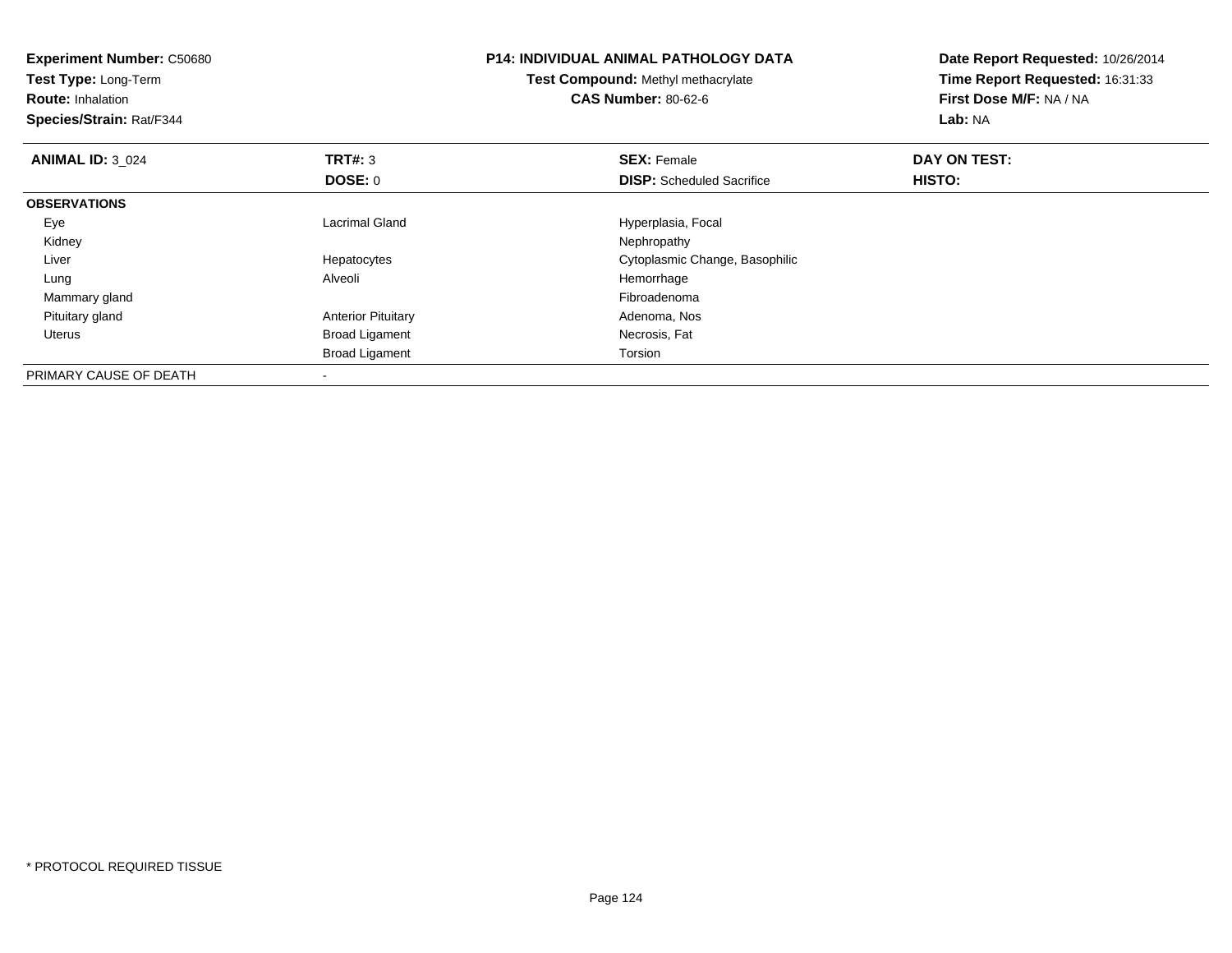**Experiment Number:** C50680
**Test Type:** Long-Term
**Route:** Inhalation
**Species/Strain:** Rat/F344

**P14: INDIVIDUAL ANIMAL PATHOLOGY DATA**
**Test Compound:** Methyl methacrylate
**CAS Number:** 80-62-6

**Date Report Requested:** 10/26/2014
**Time Report Requested:** 16:31:33
**First Dose M/F:** NA / NA
**Lab:** NA

| **ANIMAL ID:** 3_024 | **TRT#:** 3 | **SEX:** Female | **DAY ON TEST:** |
|---|---|---|---|
| | **DOSE:** 0 | **DISP:** Scheduled Sacrifice | **HISTO:** |
| **OBSERVATIONS** | | | |
| Eye | Lacrimal Gland | Hyperplasia, Focal | |
| Kidney | | Nephropathy | |
| Liver | Hepatocytes | Cytoplasmic Change, Basophilic | |
| Lung | Alveoli | Hemorrhage | |
| Mammary gland | | Fibroadenoma | |
| Pituitary gland | Anterior Pituitary | Adenoma, Nos | |
| Uterus | Broad Ligament | Necrosis, Fat | |
| | Broad Ligament | Torsion | |
| PRIMARY CAUSE OF DEATH | - | | |

\* PROTOCOL REQUIRED TISSUE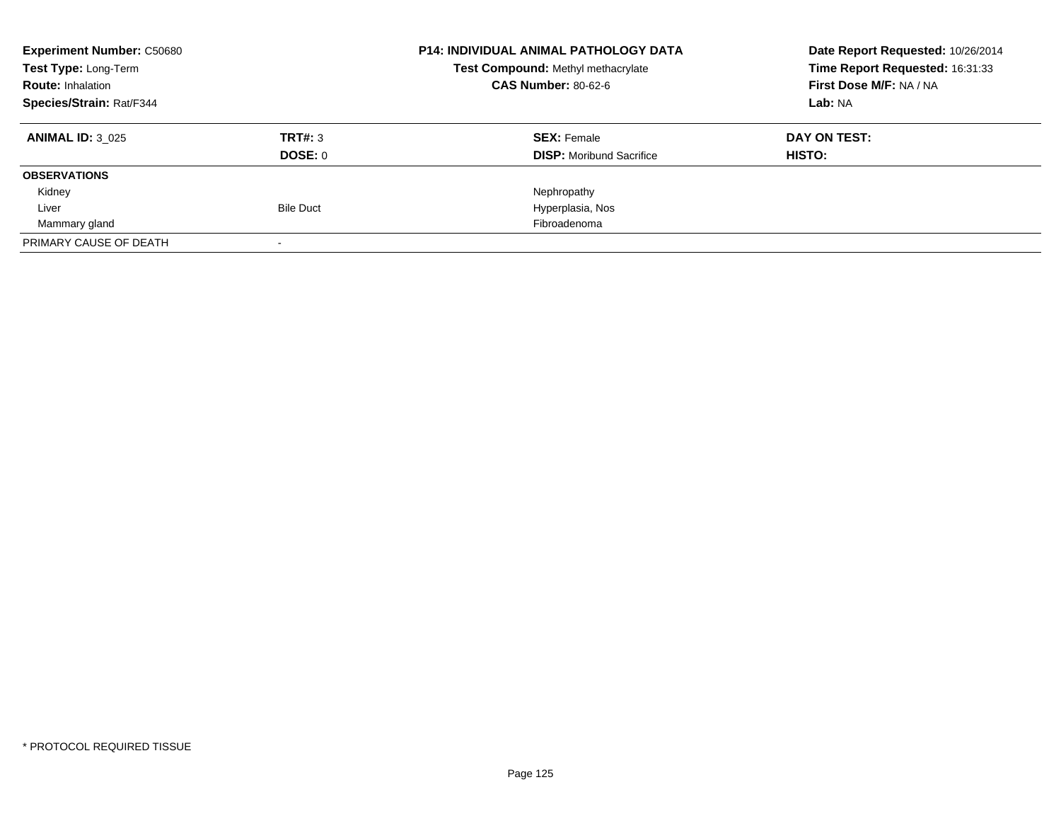**Experiment Number:** C50680
**Test Type:** Long-Term
**Route:** Inhalation
**Species/Strain:** Rat/F344

**P14: INDIVIDUAL ANIMAL PATHOLOGY DATA**
**Test Compound:** Methyl methacrylate
**CAS Number:** 80-62-6

**Date Report Requested:** 10/26/2014
**Time Report Requested:** 16:31:33
**First Dose M/F:** NA / NA
**Lab:** NA

| **ANIMAL ID:** 3_025 | **TRT#:** 3 | **SEX:** Female | **DAY ON TEST:** |
|---|---|---|---|
| | **DOSE:** 0 | **DISP:** Moribund Sacrifice | **HISTO:** |
| **OBSERVATIONS** | | | |
| Kidney | | Nephropathy | |
| Liver | Bile Duct | Hyperplasia, Nos | |
| Mammary gland | | Fibroadenoma | |
| PRIMARY CAUSE OF DEATH | - | | |

* PROTOCOL REQUIRED TISSUE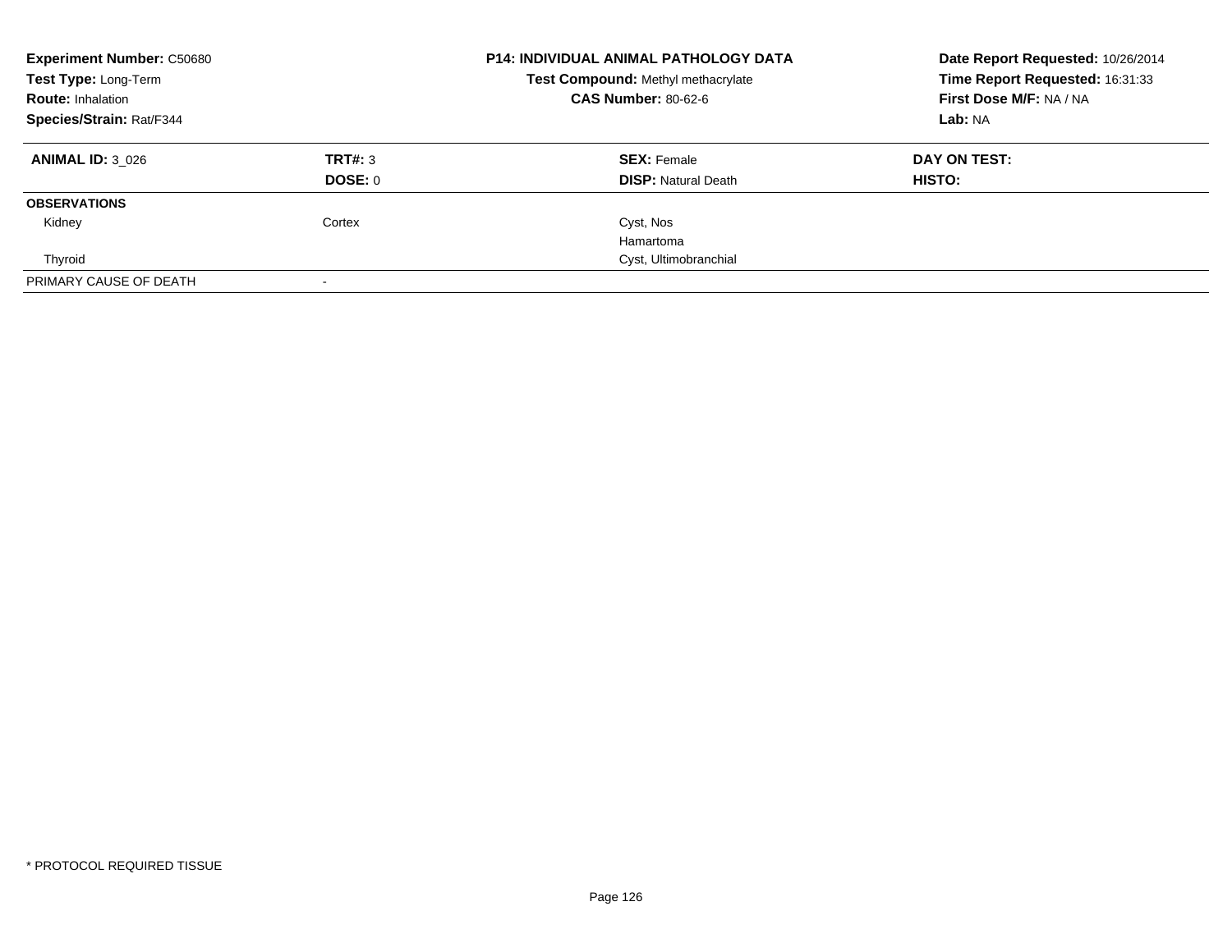**Experiment Number:** C50680
**Test Type:** Long-Term
**Route:** Inhalation
**Species/Strain:** Rat/F344

**P14: INDIVIDUAL ANIMAL PATHOLOGY DATA**
**Test Compound:** Methyl methacrylate
**CAS Number:** 80-62-6

**Date Report Requested:** 10/26/2014
**Time Report Requested:** 16:31:33
**First Dose M/F:** NA / NA
**Lab:** NA

| **ANIMAL ID:** 3_026 | **TRT#:** 3 | **SEX:** Female | **DAY ON TEST:** |
|---|---|---|---|
| | **DOSE:** 0 | **DISP:** Natural Death | **HISTO:** |
| **OBSERVATIONS** | | | |
| Kidney | Cortex | Cyst, Nos | |
| | | Hamartoma | |
| Thyroid | | Cyst, Ultimobranchial | |
| PRIMARY CAUSE OF DEATH | - | | |

* PROTOCOL REQUIRED TISSUE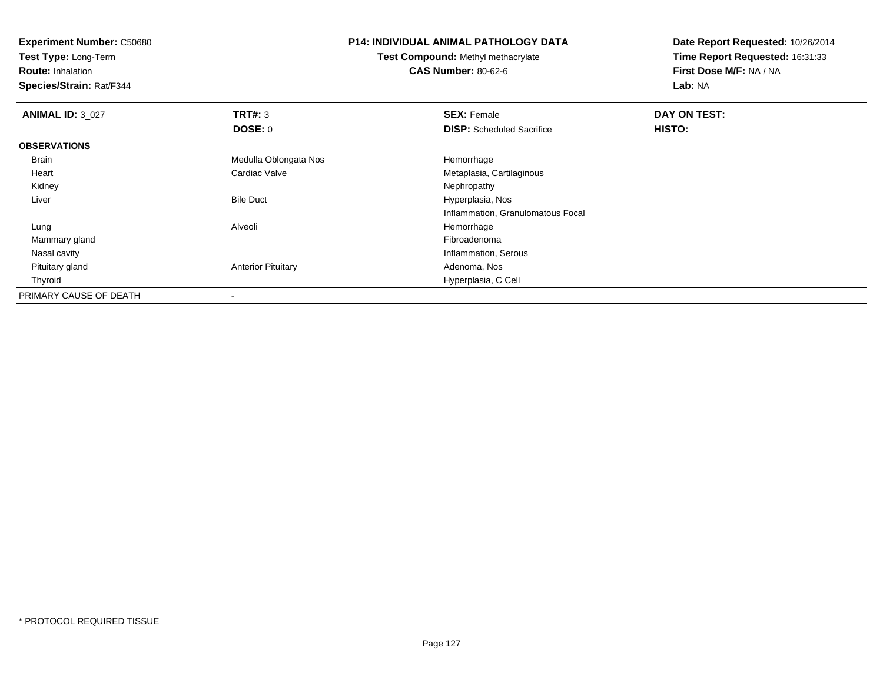**Experiment Number:** C50680
**Test Type:** Long-Term
**Route:** Inhalation
**Species/Strain:** Rat/F344

**P14: INDIVIDUAL ANIMAL PATHOLOGY DATA**
**Test Compound:** Methyl methacrylate
**CAS Number:** 80-62-6

**Date Report Requested:** 10/26/2014
**Time Report Requested:** 16:31:33
**First Dose M/F:** NA / NA
**Lab:** NA

| **ANIMAL ID:** 3_027 | **TRT#:** 3 | **SEX:** Female | **DAY ON TEST:** |
|---|---|---|---|
| | **DOSE:** 0 | **DISP:** Scheduled Sacrifice | **HISTO:** |
| **OBSERVATIONS** | | | |
| Brain | Medulla Oblongata Nos | Hemorrhage | |
| Heart | Cardiac Valve | Metaplasia, Cartilaginous | |
| Kidney | | Nephropathy | |
| Liver | Bile Duct | Hyperplasia, Nos | |
| | | Inflammation, Granulomatous Focal | |
| Lung | Alveoli | Hemorrhage | |
| Mammary gland | | Fibroadenoma | |
| Nasal cavity | | Inflammation, Serous | |
| Pituitary gland | Anterior Pituitary | Adenoma, Nos | |
| Thyroid | | Hyperplasia, C Cell | |
| PRIMARY CAUSE OF DEATH | - | | |

* PROTOCOL REQUIRED TISSUE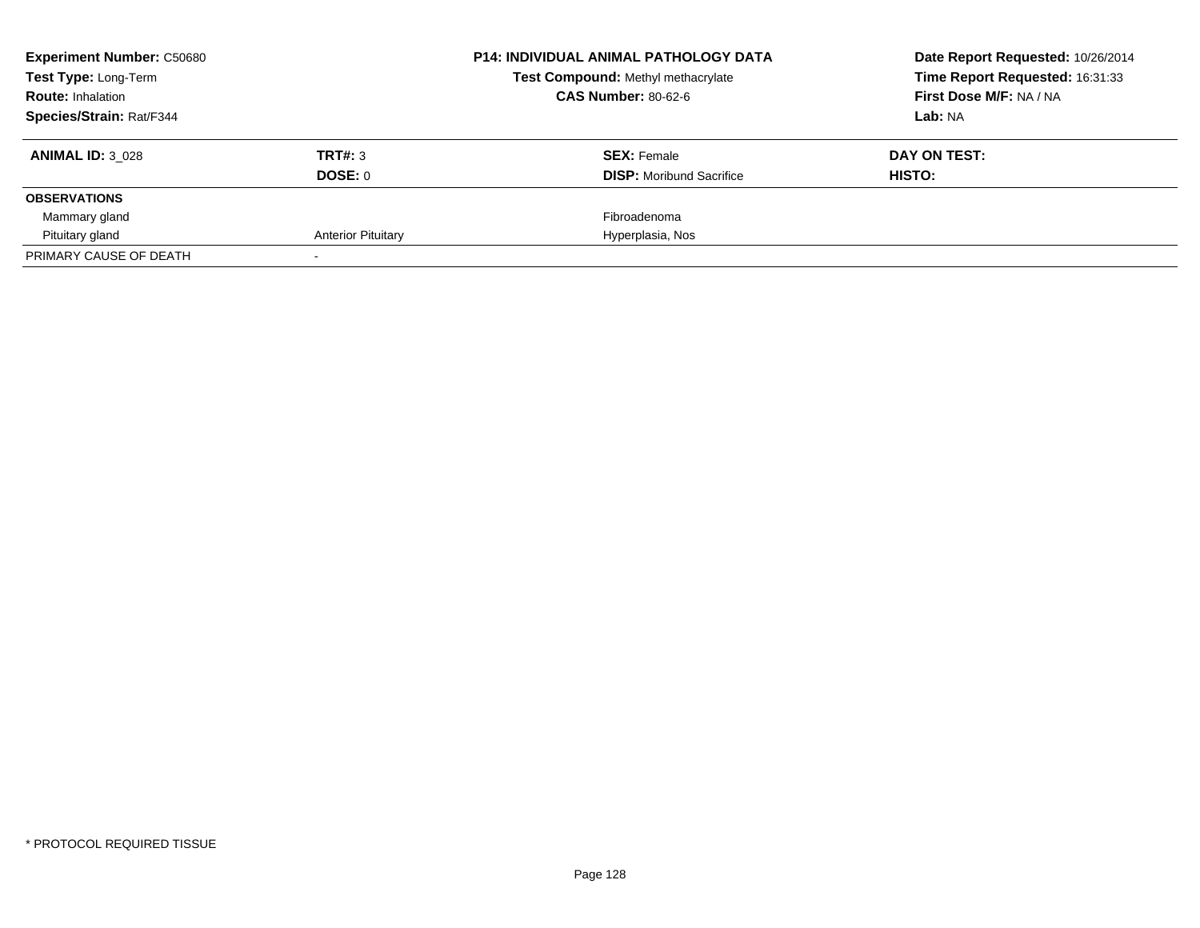**Experiment Number:** C50680
**Test Type:** Long-Term
**Route:** Inhalation
**Species/Strain:** Rat/F344

**P14: INDIVIDUAL ANIMAL PATHOLOGY DATA**
**Test Compound:** Methyl methacrylate
**CAS Number:** 80-62-6

**Date Report Requested:** 10/26/2014
**Time Report Requested:** 16:31:33
**First Dose M/F:** NA / NA
**Lab:** NA

| **ANIMAL ID:** 3_028 | **TRT#:** 3 | **SEX:** Female | **DAY ON TEST:** |
|---|---|---|---|
| | **DOSE:** 0 | **DISP:** Moribund Sacrifice | **HISTO:** |
| **OBSERVATIONS** | | | |
| Mammary gland | | Fibroadenoma | |
| Pituitary gland | Anterior Pituitary | Hyperplasia, Nos | |
| PRIMARY CAUSE OF DEATH | - | | |

* PROTOCOL REQUIRED TISSUE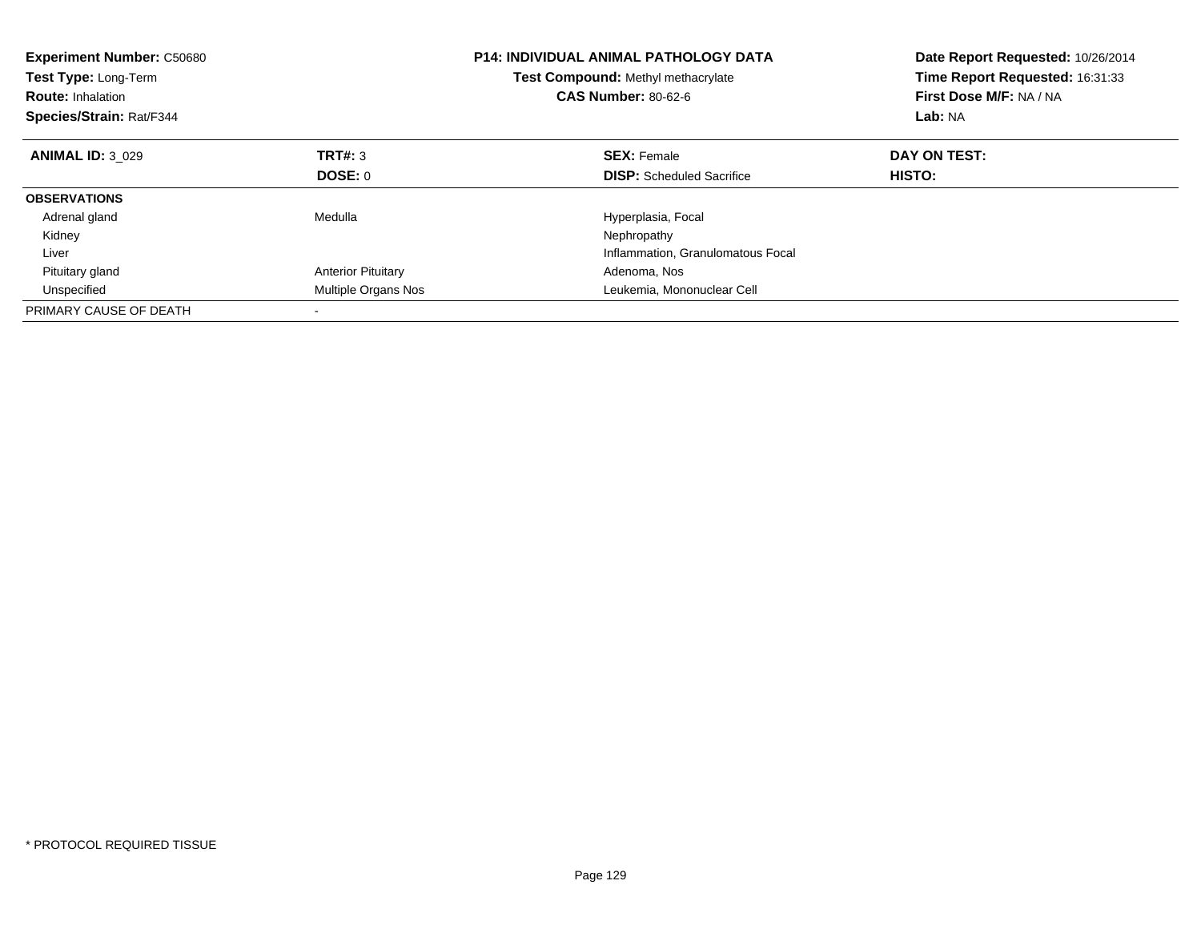**Experiment Number:** C50680
**Test Type:** Long-Term
**Route:** Inhalation
**Species/Strain:** Rat/F344

**P14: INDIVIDUAL ANIMAL PATHOLOGY DATA**
**Test Compound:** Methyl methacrylate
**CAS Number:** 80-62-6

**Date Report Requested:** 10/26/2014
**Time Report Requested:** 16:31:33
**First Dose M/F:** NA / NA
**Lab:** NA

| **ANIMAL ID:** 3_029 | **TRT#:** 3 | **SEX:** Female | **DAY ON TEST:** |
|---|---|---|---|
| | **DOSE:** 0 | **DISP:** Scheduled Sacrifice | **HISTO:** |
| **OBSERVATIONS** | | | |
| Adrenal gland | Medulla | Hyperplasia, Focal | |
| Kidney | | Nephropathy | |
| Liver | | Inflammation, Granulomatous Focal | |
| Pituitary gland | Anterior Pituitary | Adenoma, Nos | |
| Unspecified | Multiple Organs Nos | Leukemia, Mononuclear Cell | |
| PRIMARY CAUSE OF DEATH | - | | |

\* PROTOCOL REQUIRED TISSUE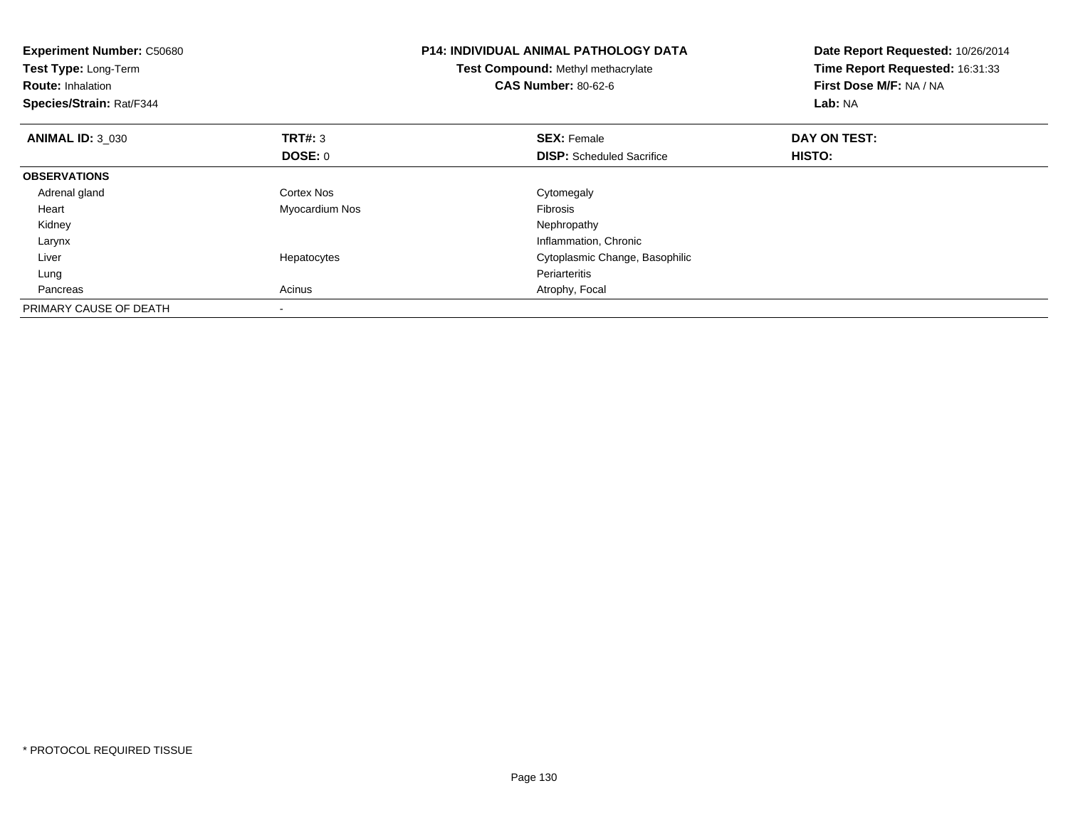**Experiment Number:** C50680
**Test Type:** Long-Term
**Route:** Inhalation
**Species/Strain:** Rat/F344

**P14: INDIVIDUAL ANIMAL PATHOLOGY DATA**
**Test Compound:** Methyl methacrylate
**CAS Number:** 80-62-6

**Date Report Requested:** 10/26/2014
**Time Report Requested:** 16:31:33
**First Dose M/F:** NA / NA
**Lab:** NA

| **ANIMAL ID:** 3_030 | **TRT#:** 3 | **SEX:** Female | **DAY ON TEST:** |
|---|---|---|---|
| | **DOSE:** 0 | **DISP:** Scheduled Sacrifice | **HISTO:** |
| **OBSERVATIONS** | | | |
| Adrenal gland | Cortex Nos | Cytomegaly | |
| Heart | Myocardium Nos | Fibrosis | |
| Kidney | | Nephropathy | |
| Larynx | | Inflammation, Chronic | |
| Liver | Hepatocytes | Cytoplasmic Change, Basophilic | |
| Lung | | Periarteritis | |
| Pancreas | Acinus | Atrophy, Focal | |
| PRIMARY CAUSE OF DEATH | - | | |

* PROTOCOL REQUIRED TISSUE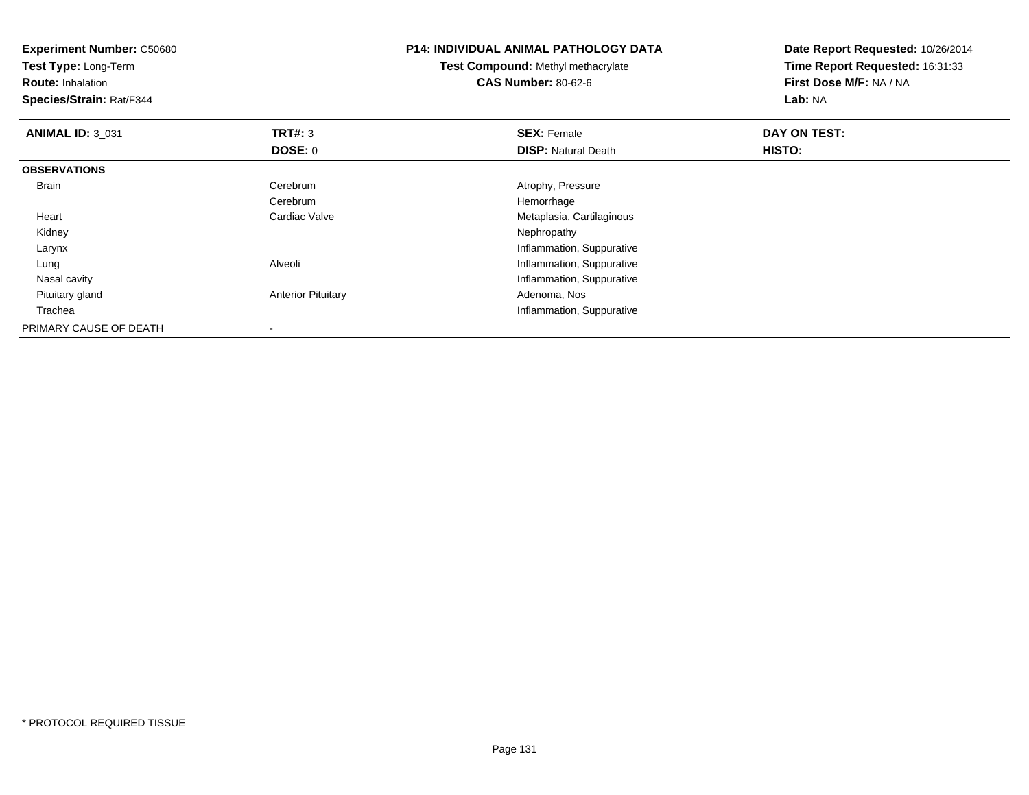**Experiment Number:** C50680
**Test Type:** Long-Term
**Route:** Inhalation
**Species/Strain:** Rat/F344

**P14: INDIVIDUAL ANIMAL PATHOLOGY DATA**
**Test Compound:** Methyl methacrylate
**CAS Number:** 80-62-6

**Date Report Requested:** 10/26/2014
**Time Report Requested:** 16:31:33
**First Dose M/F:** NA / NA
**Lab:** NA

| **ANIMAL ID:** 3_031 | **TRT#:** 3 | **SEX:** Female | **DAY ON TEST:** |
|---|---|---|---|
| | **DOSE:** 0 | **DISP:** Natural Death | **HISTO:** |
| **OBSERVATIONS** | | | |
| Brain | Cerebrum | Atrophy, Pressure | |
| | Cerebrum | Hemorrhage | |
| Heart | Cardiac Valve | Metaplasia, Cartilaginous | |
| Kidney | | Nephropathy | |
| Larynx | | Inflammation, Suppurative | |
| Lung | Alveoli | Inflammation, Suppurative | |
| Nasal cavity | | Inflammation, Suppurative | |
| Pituitary gland | Anterior Pituitary | Adenoma, Nos | |
| Trachea | | Inflammation, Suppurative | |
| PRIMARY CAUSE OF DEATH | - | | |

* PROTOCOL REQUIRED TISSUE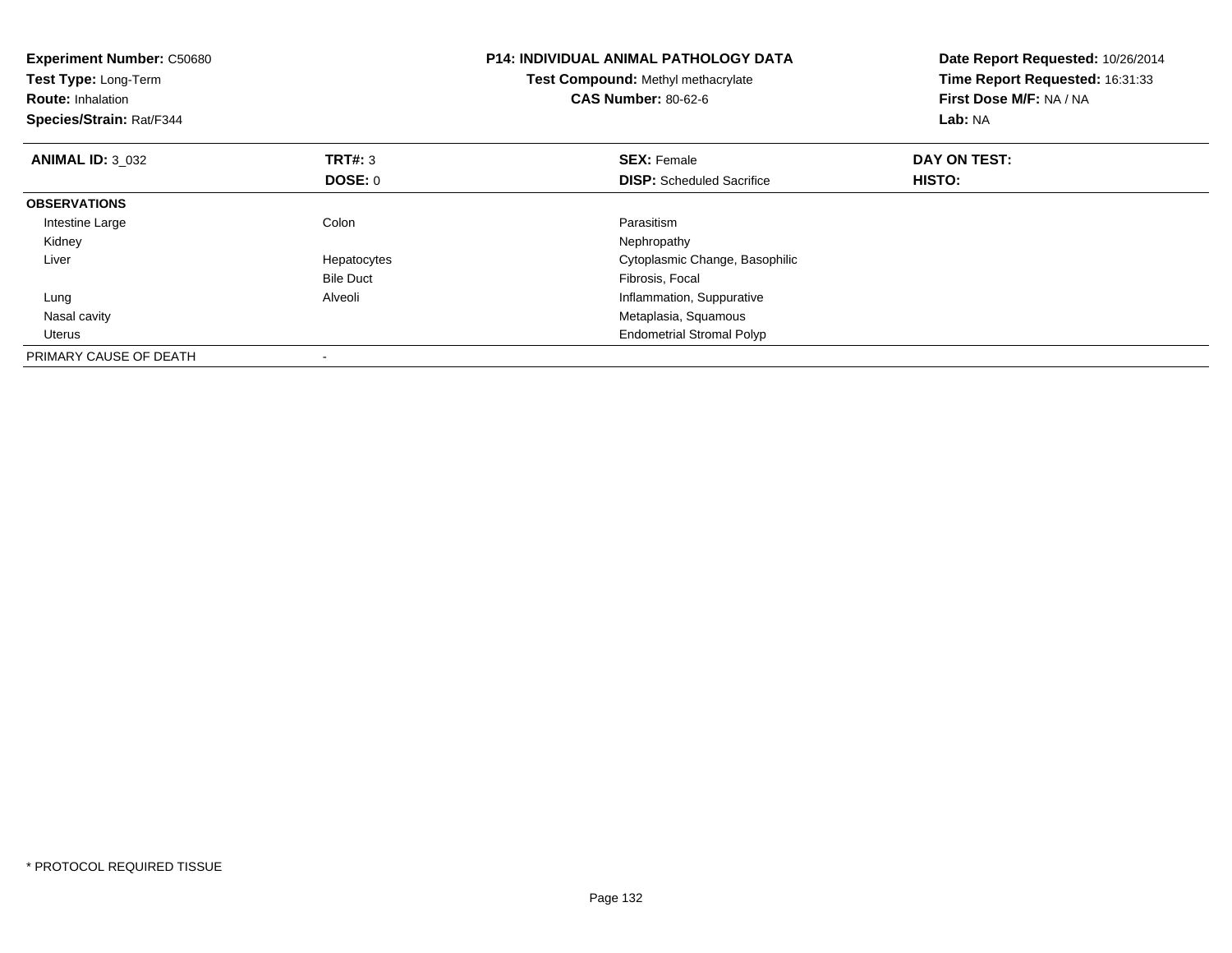**Experiment Number:** C50680
**Test Type:** Long-Term
**Route:** Inhalation
**Species/Strain:** Rat/F344

**P14: INDIVIDUAL ANIMAL PATHOLOGY DATA**
**Test Compound:** Methyl methacrylate
**CAS Number:** 80-62-6

**Date Report Requested:** 10/26/2014
**Time Report Requested:** 16:31:33
**First Dose M/F:** NA / NA
**Lab:** NA

| **ANIMAL ID:** 3_032 | **TRT#:** 3 | **SEX:** Female | **DAY ON TEST:** |
|---|---|---|---|
| | **DOSE:** 0 | **DISP:** Scheduled Sacrifice | **HISTO:** |
| **OBSERVATIONS** | | | |
| Intestine Large | Colon | Parasitism | |
| Kidney | | Nephropathy | |
| Liver | Hepatocytes | Cytoplasmic Change, Basophilic | |
| | Bile Duct | Fibrosis, Focal | |
| Lung | Alveoli | Inflammation, Suppurative | |
| Nasal cavity | | Metaplasia, Squamous | |
| Uterus | | Endometrial Stromal Polyp | |
| PRIMARY CAUSE OF DEATH | - | | |

* PROTOCOL REQUIRED TISSUE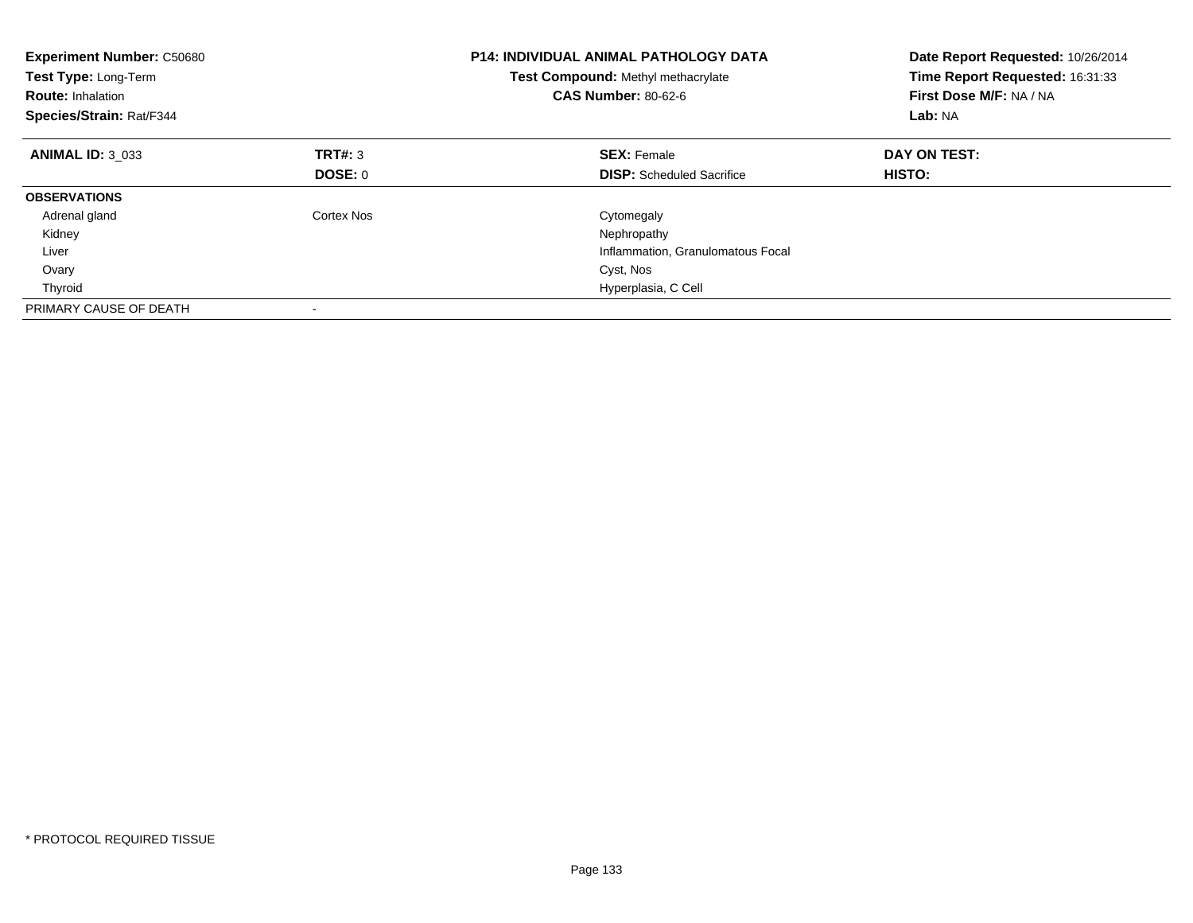**Experiment Number:** C50680
**Test Type:** Long-Term
**Route:** Inhalation
**Species/Strain:** Rat/F344

**P14: INDIVIDUAL ANIMAL PATHOLOGY DATA**
**Test Compound:** Methyl methacrylate
**CAS Number:** 80-62-6

**Date Report Requested:** 10/26/2014
**Time Report Requested:** 16:31:33
**First Dose M/F:** NA / NA
**Lab:** NA

| **ANIMAL ID:** 3_033 | **TRT#:** 3 | **SEX:** Female | **DAY ON TEST:** |
|---|---|---|---|
| | **DOSE:** 0 | **DISP:** Scheduled Sacrifice | **HISTO:** |
| **OBSERVATIONS** | | | |
| Adrenal gland | Cortex Nos | Cytomegaly | |
| Kidney | | Nephropathy | |
| Liver | | Inflammation, Granulomatous Focal | |
| Ovary | | Cyst, Nos | |
| Thyroid | | Hyperplasia, C Cell | |
| PRIMARY CAUSE OF DEATH | - | | |

* PROTOCOL REQUIRED TISSUE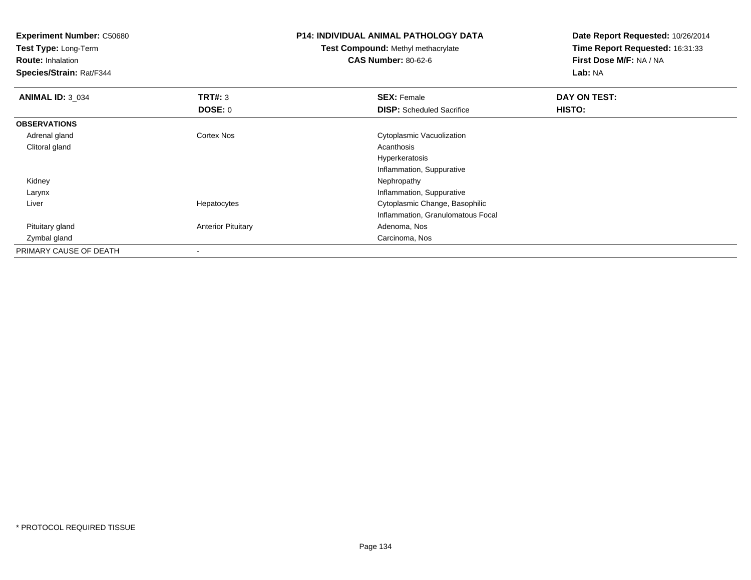**Experiment Number:** C50680
**Test Type:** Long-Term
**Route:** Inhalation
**Species/Strain:** Rat/F344

**P14: INDIVIDUAL ANIMAL PATHOLOGY DATA**
**Test Compound:** Methyl methacrylate
**CAS Number:** 80-62-6

**Date Report Requested:** 10/26/2014
**Time Report Requested:** 16:31:33
**First Dose M/F:** NA / NA
**Lab:** NA

| **ANIMAL ID:** 3_034 | **TRT#:** 3 | **SEX:** Female | **DAY ON TEST:** |
|---|---|---|---|
| | **DOSE:** 0 | **DISP:** Scheduled Sacrifice | **HISTO:** |
| **OBSERVATIONS** | | | |
| Adrenal gland | Cortex Nos | Cytoplasmic Vacuolization | |
| Clitoral gland | | Acanthosis | |
| | | Hyperkeratosis | |
| | | Inflammation, Suppurative | |
| Kidney | | Nephropathy | |
| Larynx | | Inflammation, Suppurative | |
| Liver | Hepatocytes | Cytoplasmic Change, Basophilic | |
| | | Inflammation, Granulomatous Focal | |
| Pituitary gland | Anterior Pituitary | Adenoma, Nos | |
| Zymbal gland | | Carcinoma, Nos | |
| PRIMARY CAUSE OF DEATH | - | | |

* PROTOCOL REQUIRED TISSUE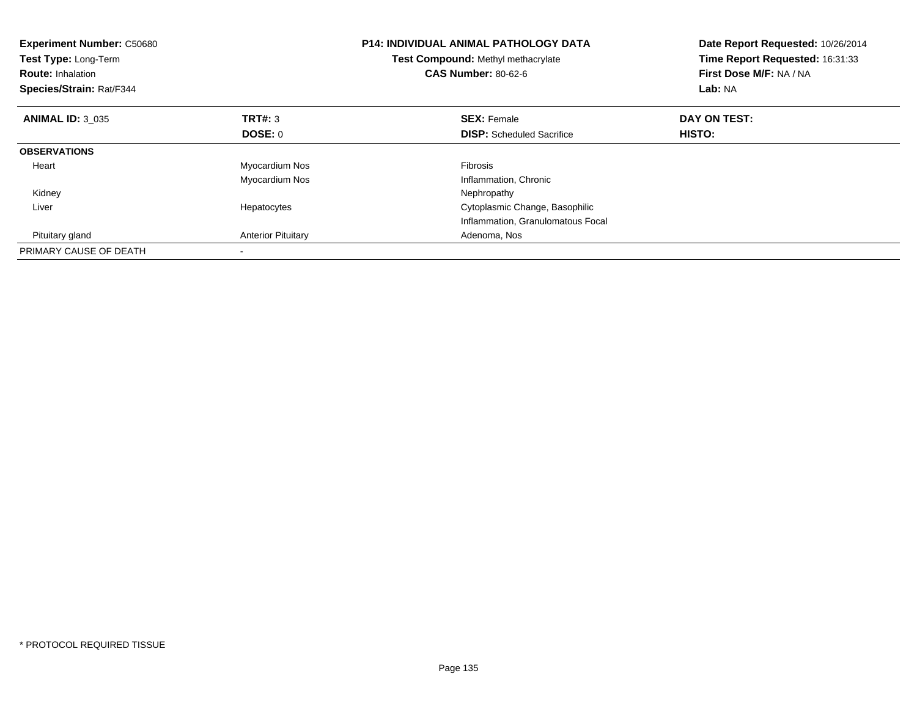**Experiment Number:** C50680
**Test Type:** Long-Term
**Route:** Inhalation
**Species/Strain:** Rat/F344

**P14: INDIVIDUAL ANIMAL PATHOLOGY DATA**
**Test Compound:** Methyl methacrylate
**CAS Number:** 80-62-6

**Date Report Requested:** 10/26/2014
**Time Report Requested:** 16:31:33
**First Dose M/F:** NA / NA
**Lab:** NA

| **ANIMAL ID:** 3_035 | **TRT#:** 3 | **SEX:** Female | **DAY ON TEST:** |
|---|---|---|---|
| | **DOSE:** 0 | **DISP:** Scheduled Sacrifice | **HISTO:** |
| **OBSERVATIONS** | | | |
| Heart | Myocardium Nos | Fibrosis | |
| | Myocardium Nos | Inflammation, Chronic | |
| Kidney | | Nephropathy | |
| Liver | Hepatocytes | Cytoplasmic Change, Basophilic | |
| | | Inflammation, Granulomatous Focal | |
| Pituitary gland | Anterior Pituitary | Adenoma, Nos | |
| PRIMARY CAUSE OF DEATH | - | | |

* PROTOCOL REQUIRED TISSUE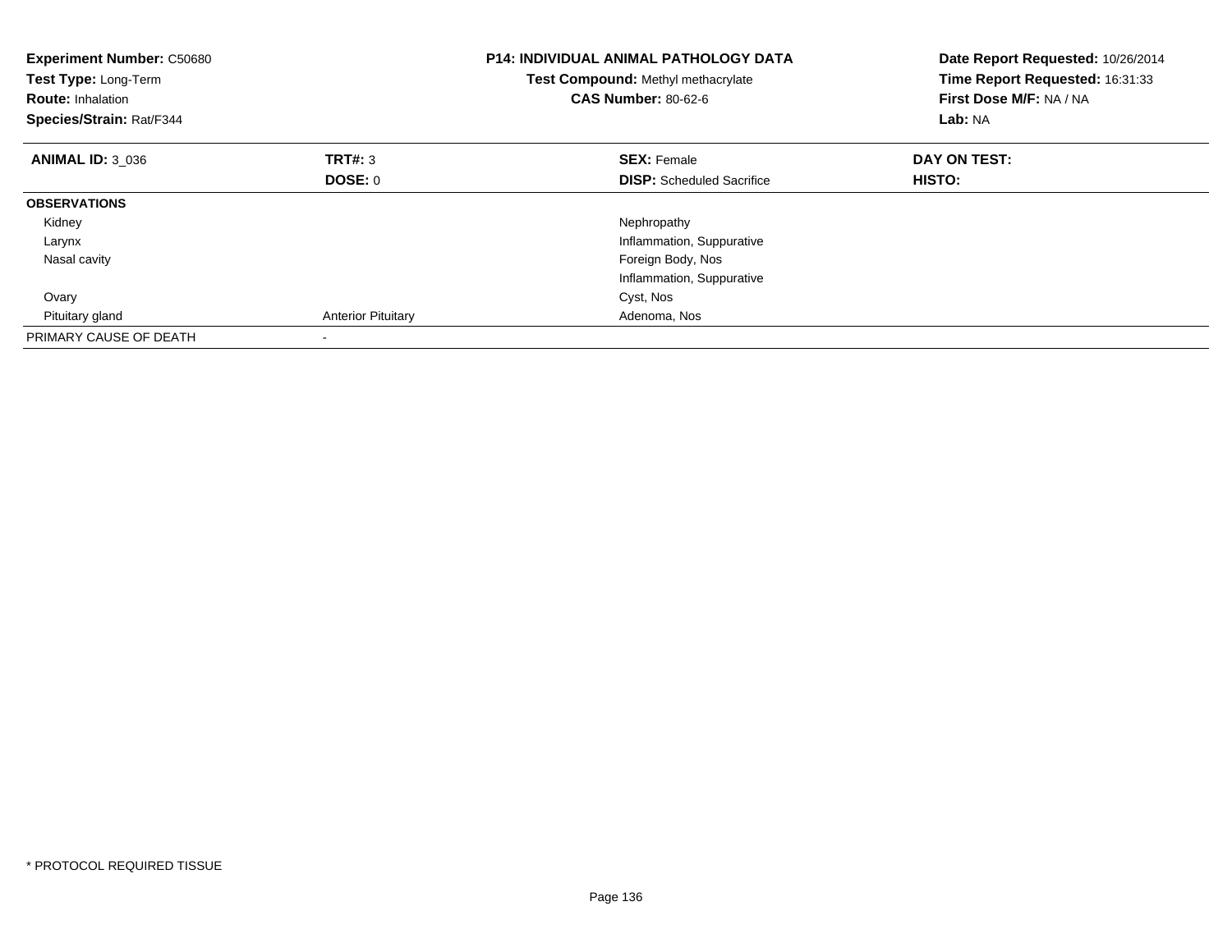**Experiment Number:** C50680
**Test Type:** Long-Term
**Route:** Inhalation
**Species/Strain:** Rat/F344

**P14: INDIVIDUAL ANIMAL PATHOLOGY DATA**
**Test Compound:** Methyl methacrylate
**CAS Number:** 80-62-6

**Date Report Requested:** 10/26/2014
**Time Report Requested:** 16:31:33
**First Dose M/F:** NA / NA
**Lab:** NA

| **ANIMAL ID:** 3_036 | **TRT#:** 3 | **SEX:** Female | **DAY ON TEST:** |
|---|---|---|---|
| | **DOSE:** 0 | **DISP:** Scheduled Sacrifice | **HISTO:** |
| **OBSERVATIONS** | | | |
| Kidney | | Nephropathy | |
| Larynx | | Inflammation, Suppurative | |
| Nasal cavity | | Foreign Body, Nos | |
| | | Inflammation, Suppurative | |
| Ovary | | Cyst, Nos | |
| Pituitary gland | Anterior Pituitary | Adenoma, Nos | |
| PRIMARY CAUSE OF DEATH | - | | |

* PROTOCOL REQUIRED TISSUE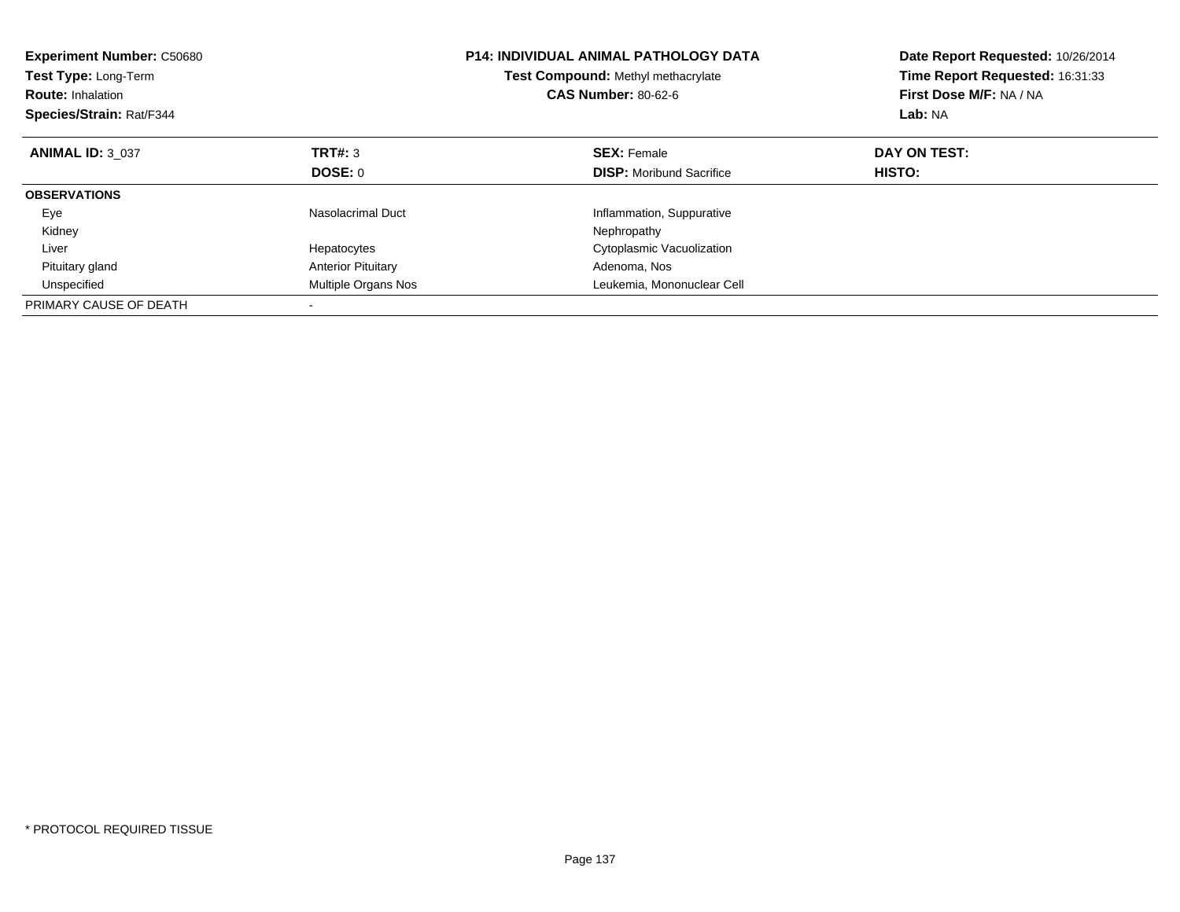**Experiment Number:** C50680
**Test Type:** Long-Term
**Route:** Inhalation
**Species/Strain:** Rat/F344

**P14: INDIVIDUAL ANIMAL PATHOLOGY DATA**
**Test Compound:** Methyl methacrylate
**CAS Number:** 80-62-6

**Date Report Requested:** 10/26/2014
**Time Report Requested:** 16:31:33
**First Dose M/F:** NA / NA
**Lab:** NA

| **ANIMAL ID:** 3_037 | **TRT#:** 3 | **SEX:** Female | **DAY ON TEST:** |
|---|---|---|---|
| | **DOSE:** 0 | **DISP:** Moribund Sacrifice | **HISTO:** |
| **OBSERVATIONS** | | | |
| Eye | Nasolacrimal Duct | Inflammation, Suppurative | |
| Kidney | | Nephropathy | |
| Liver | Hepatocytes | Cytoplasmic Vacuolization | |
| Pituitary gland | Anterior Pituitary | Adenoma, Nos | |
| Unspecified | Multiple Organs Nos | Leukemia, Mononuclear Cell | |
| PRIMARY CAUSE OF DEATH | - | | |

\* PROTOCOL REQUIRED TISSUE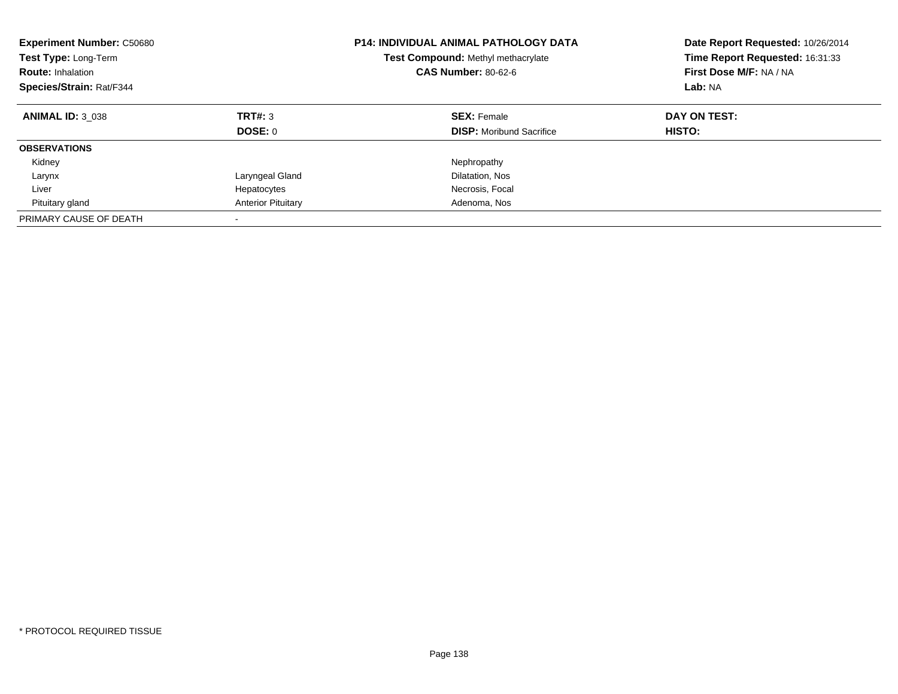**Experiment Number:** C50680
**Test Type:** Long-Term
**Route:** Inhalation
**Species/Strain:** Rat/F344

**P14: INDIVIDUAL ANIMAL PATHOLOGY DATA**
**Test Compound:** Methyl methacrylate
**CAS Number:** 80-62-6

**Date Report Requested:** 10/26/2014
**Time Report Requested:** 16:31:33
**First Dose M/F:** NA / NA
**Lab:** NA

| **ANIMAL ID:** 3_038 | **TRT#:** 3 | **SEX:** Female | **DAY ON TEST:** |
|---|---|---|---|
| | **DOSE:** 0 | **DISP:** Moribund Sacrifice | **HISTO:** |
| **OBSERVATIONS** | | | |
| Kidney | | Nephropathy | |
| Larynx | Laryngeal Gland | Dilatation, Nos | |
| Liver | Hepatocytes | Necrosis, Focal | |
| Pituitary gland | Anterior Pituitary | Adenoma, Nos | |
| PRIMARY CAUSE OF DEATH | - | | |

\* PROTOCOL REQUIRED TISSUE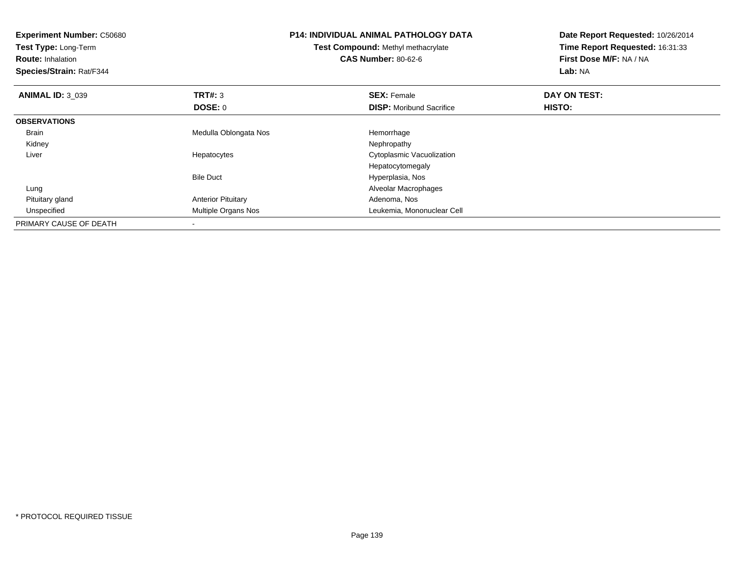**Experiment Number:** C50680
**Test Type:** Long-Term
**Route:** Inhalation
**Species/Strain:** Rat/F344

**P14: INDIVIDUAL ANIMAL PATHOLOGY DATA**
**Test Compound:** Methyl methacrylate
**CAS Number:** 80-62-6

**Date Report Requested:** 10/26/2014
**Time Report Requested:** 16:31:33
**First Dose M/F:** NA / NA
**Lab:** NA

| **ANIMAL ID:** 3_039 | **TRT#:** 3 | **SEX:** Female | **DAY ON TEST:** |
|---|---|---|---|
| | **DOSE:** 0 | **DISP:** Moribund Sacrifice | **HISTO:** |
| **OBSERVATIONS** | | | |
| Brain | Medulla Oblongata Nos | Hemorrhage | |
| Kidney | | Nephropathy | |
| Liver | Hepatocytes | Cytoplasmic Vacuolization | |
| | | Hepatocytomegaly | |
| | Bile Duct | Hyperplasia, Nos | |
| Lung | | Alveolar Macrophages | |
| Pituitary gland | Anterior Pituitary | Adenoma, Nos | |
| Unspecified | Multiple Organs Nos | Leukemia, Mononuclear Cell | |
| PRIMARY CAUSE OF DEATH | - | | |

* PROTOCOL REQUIRED TISSUE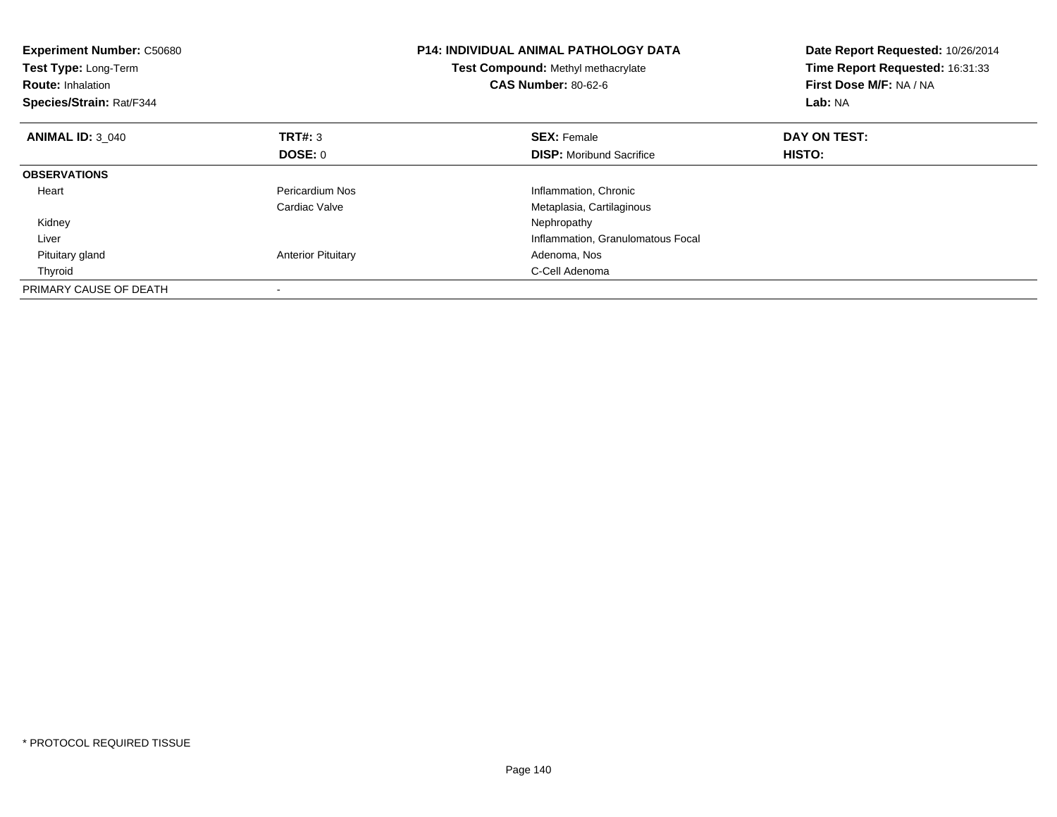**Experiment Number:** C50680
**Test Type:** Long-Term
**Route:** Inhalation
**Species/Strain:** Rat/F344

**P14: INDIVIDUAL ANIMAL PATHOLOGY DATA**
**Test Compound:** Methyl methacrylate
**CAS Number:** 80-62-6

**Date Report Requested:** 10/26/2014
**Time Report Requested:** 16:31:33
**First Dose M/F:** NA / NA
**Lab:** NA

| **ANIMAL ID:** 3_040 | **TRT#:** 3 | **SEX:** Female | **DAY ON TEST:** |
|---|---|---|---|
| | **DOSE:** 0 | **DISP:** Moribund Sacrifice | **HISTO:** |
| **OBSERVATIONS** | | | |
| Heart | Pericardium Nos | Inflammation, Chronic | |
| | Cardiac Valve | Metaplasia, Cartilaginous | |
| Kidney | | Nephropathy | |
| Liver | | Inflammation, Granulomatous Focal | |
| Pituitary gland | Anterior Pituitary | Adenoma, Nos | |
| Thyroid | | C-Cell Adenoma | |
| PRIMARY CAUSE OF DEATH | - | | |

* PROTOCOL REQUIRED TISSUE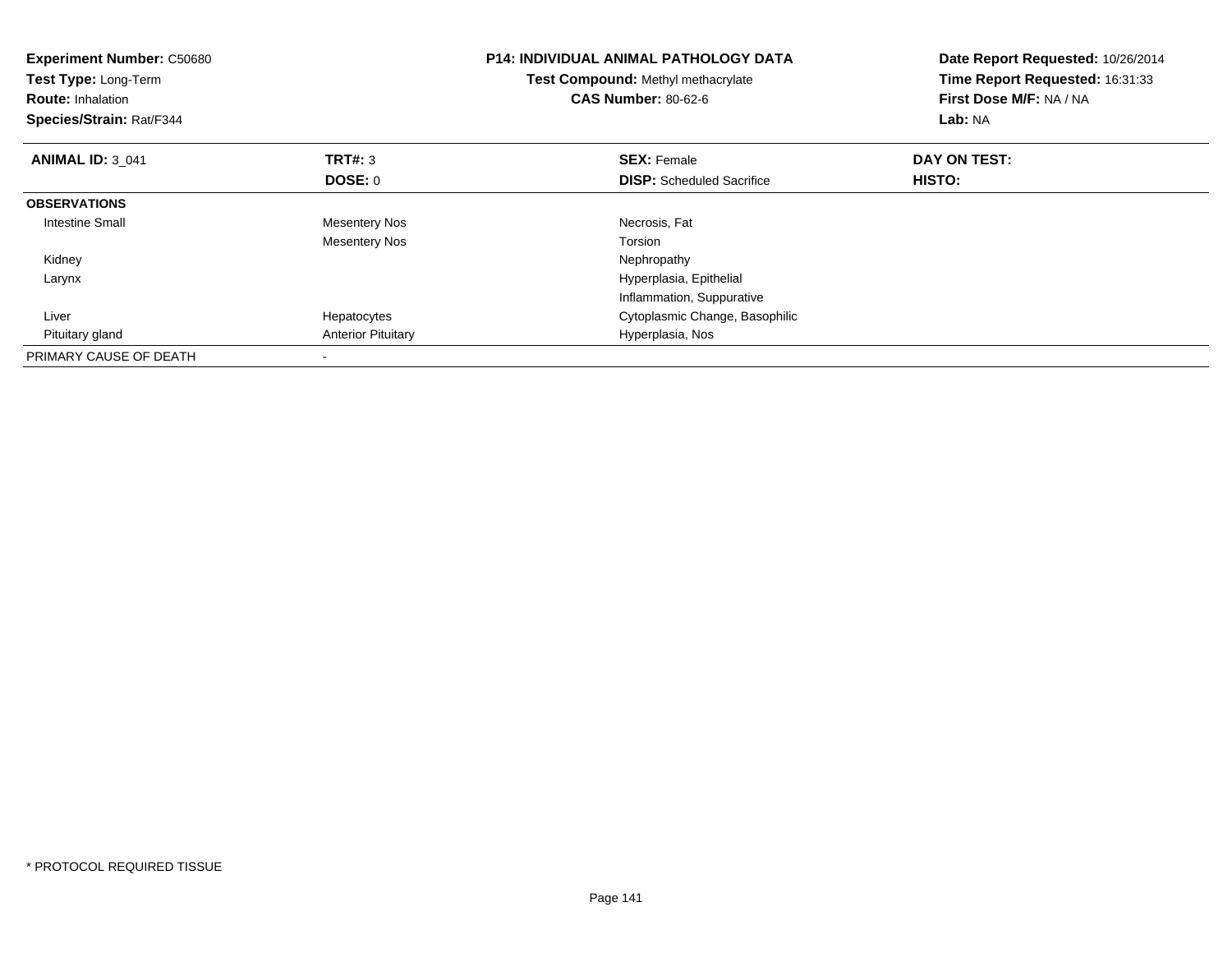**Experiment Number:** C50680
**Test Type:** Long-Term
**Route:** Inhalation
**Species/Strain:** Rat/F344

**P14: INDIVIDUAL ANIMAL PATHOLOGY DATA**
**Test Compound:** Methyl methacrylate
**CAS Number:** 80-62-6

**Date Report Requested:** 10/26/2014
**Time Report Requested:** 16:31:33
**First Dose M/F:** NA / NA
**Lab:** NA

| **ANIMAL ID:** 3_041 | **TRT#:** 3 | **SEX:** Female | **DAY ON TEST:** |
|---|---|---|---|
| | **DOSE:** 0 | **DISP:** Scheduled Sacrifice | **HISTO:** |
| **OBSERVATIONS** | | | |
| Intestine Small | Mesentery Nos | Necrosis, Fat | |
| | Mesentery Nos | Torsion | |
| Kidney | | Nephropathy | |
| Larynx | | Hyperplasia, Epithelial | |
| | | Inflammation, Suppurative | |
| Liver | Hepatocytes | Cytoplasmic Change, Basophilic | |
| Pituitary gland | Anterior Pituitary | Hyperplasia, Nos | |
| PRIMARY CAUSE OF DEATH | - | | |

* PROTOCOL REQUIRED TISSUE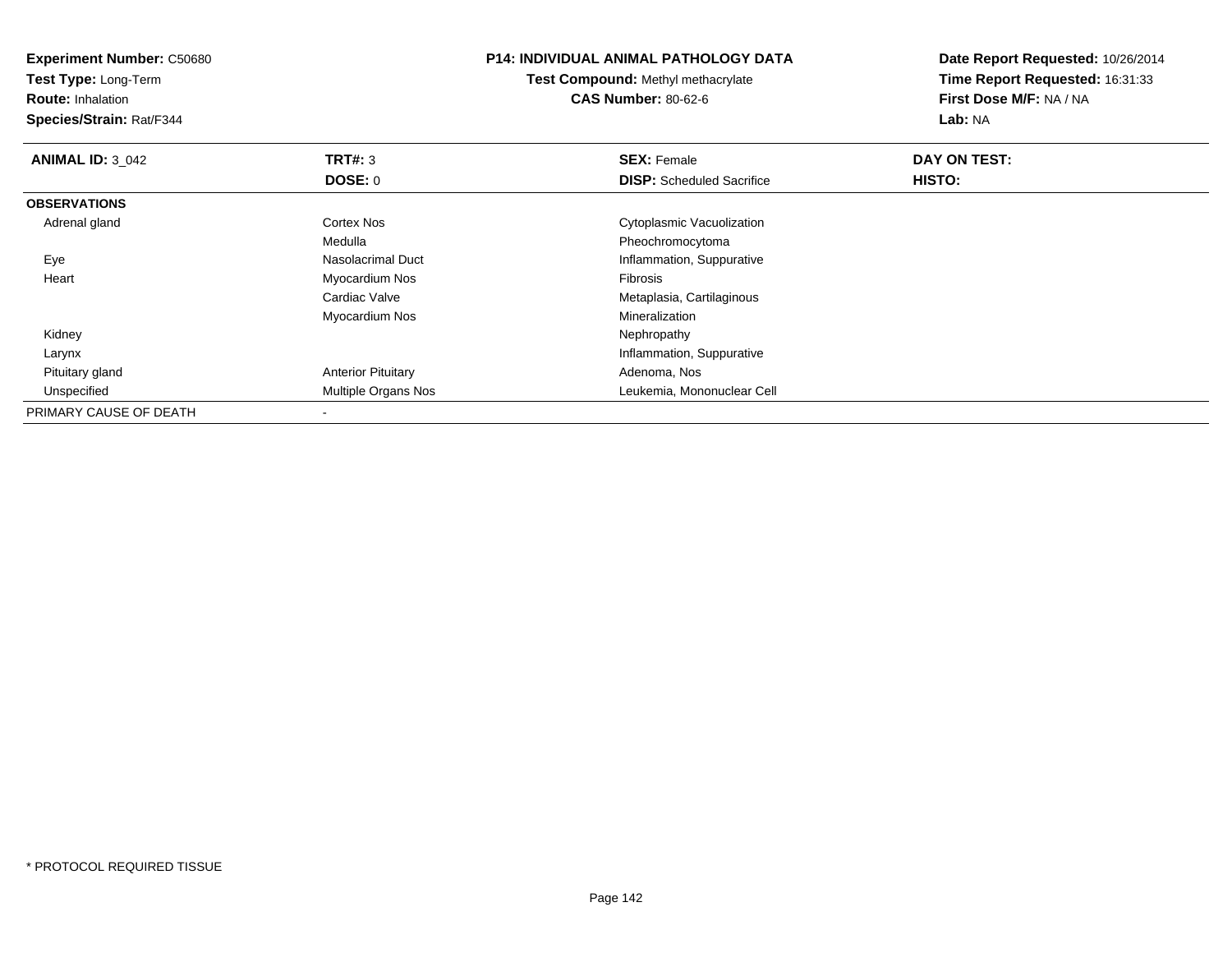**Experiment Number:** C50680
**Test Type:** Long-Term
**Route:** Inhalation
**Species/Strain:** Rat/F344

**P14: INDIVIDUAL ANIMAL PATHOLOGY DATA**
**Test Compound:** Methyl methacrylate
**CAS Number:** 80-62-6

**Date Report Requested:** 10/26/2014
**Time Report Requested:** 16:31:33
**First Dose M/F:** NA / NA
**Lab:** NA

| **ANIMAL ID:** 3_042 | **TRT#:** 3 | **SEX:** Female | **DAY ON TEST:** |
|---|---|---|---|
| | **DOSE:** 0 | **DISP:** Scheduled Sacrifice | **HISTO:** |
| **OBSERVATIONS** | | | |
| Adrenal gland | Cortex Nos | Cytoplasmic Vacuolization | |
| | Medulla | Pheochromocytoma | |
| Eye | Nasolacrimal Duct | Inflammation, Suppurative | |
| Heart | Myocardium Nos | Fibrosis | |
| | Cardiac Valve | Metaplasia, Cartilaginous | |
| | Myocardium Nos | Mineralization | |
| Kidney | | Nephropathy | |
| Larynx | | Inflammation, Suppurative | |
| Pituitary gland | Anterior Pituitary | Adenoma, Nos | |
| Unspecified | Multiple Organs Nos | Leukemia, Mononuclear Cell | |
| PRIMARY CAUSE OF DEATH | - | | |

* PROTOCOL REQUIRED TISSUE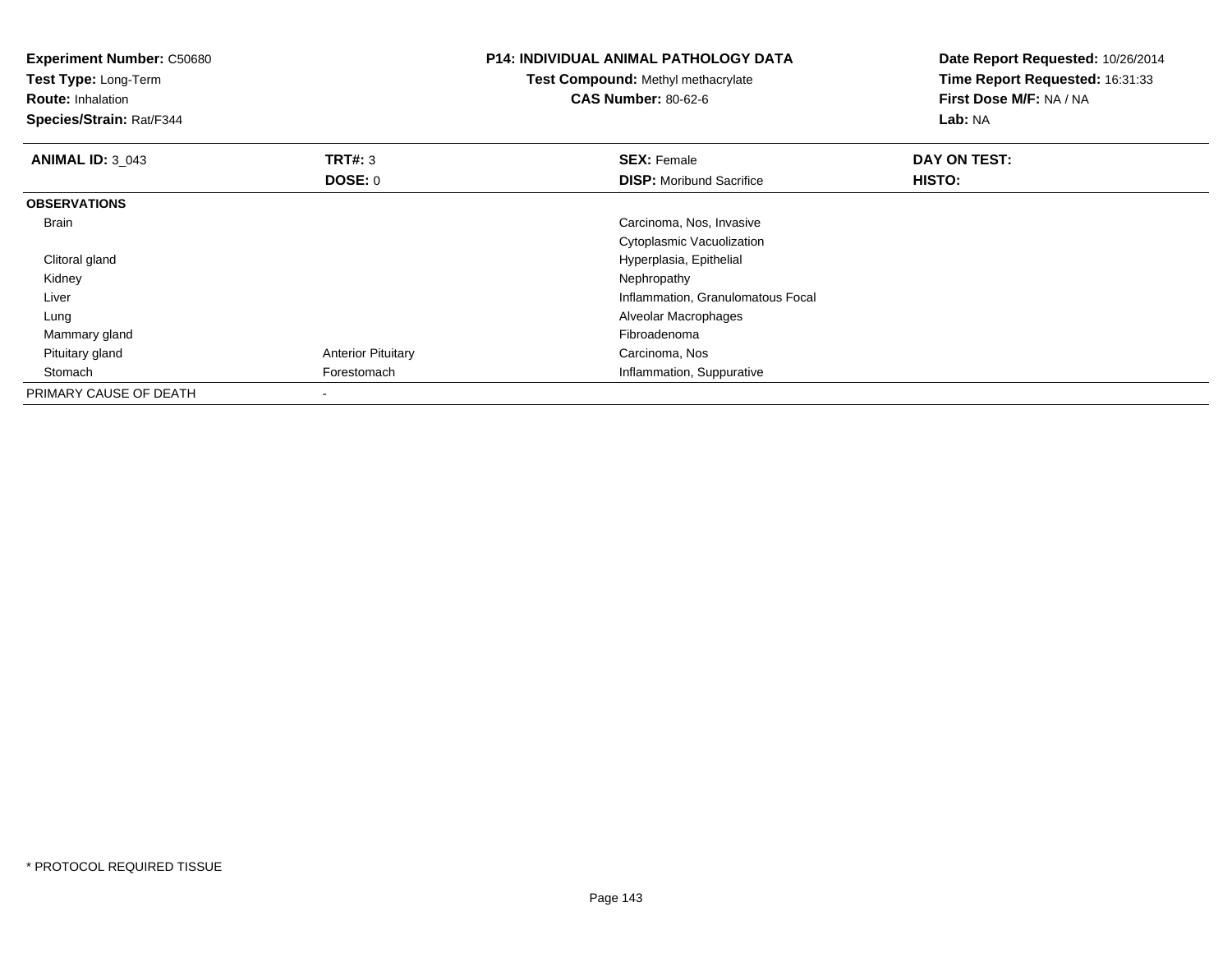**Experiment Number:** C50680
**Test Type:** Long-Term
**Route:** Inhalation
**Species/Strain:** Rat/F344

**P14: INDIVIDUAL ANIMAL PATHOLOGY DATA**
**Test Compound:** Methyl methacrylate
**CAS Number:** 80-62-6

**Date Report Requested:** 10/26/2014
**Time Report Requested:** 16:31:33
**First Dose M/F:** NA / NA
**Lab:** NA

| **ANIMAL ID:** 3_043 | **TRT#:** 3 | **SEX:** Female | **DAY ON TEST:** |
|---|---|---|---|
| | **DOSE:** 0 | **DISP:** Moribund Sacrifice | **HISTO:** |
| **OBSERVATIONS** | | | |
| Brain | | Carcinoma, Nos, Invasive | |
| | | Cytoplasmic Vacuolization | |
| Clitoral gland | | Hyperplasia, Epithelial | |
| Kidney | | Nephropathy | |
| Liver | | Inflammation, Granulomatous Focal | |
| Lung | | Alveolar Macrophages | |
| Mammary gland | | Fibroadenoma | |
| Pituitary gland | Anterior Pituitary | Carcinoma, Nos | |
| Stomach | Forestomach | Inflammation, Suppurative | |
| PRIMARY CAUSE OF DEATH | - | | |

* PROTOCOL REQUIRED TISSUE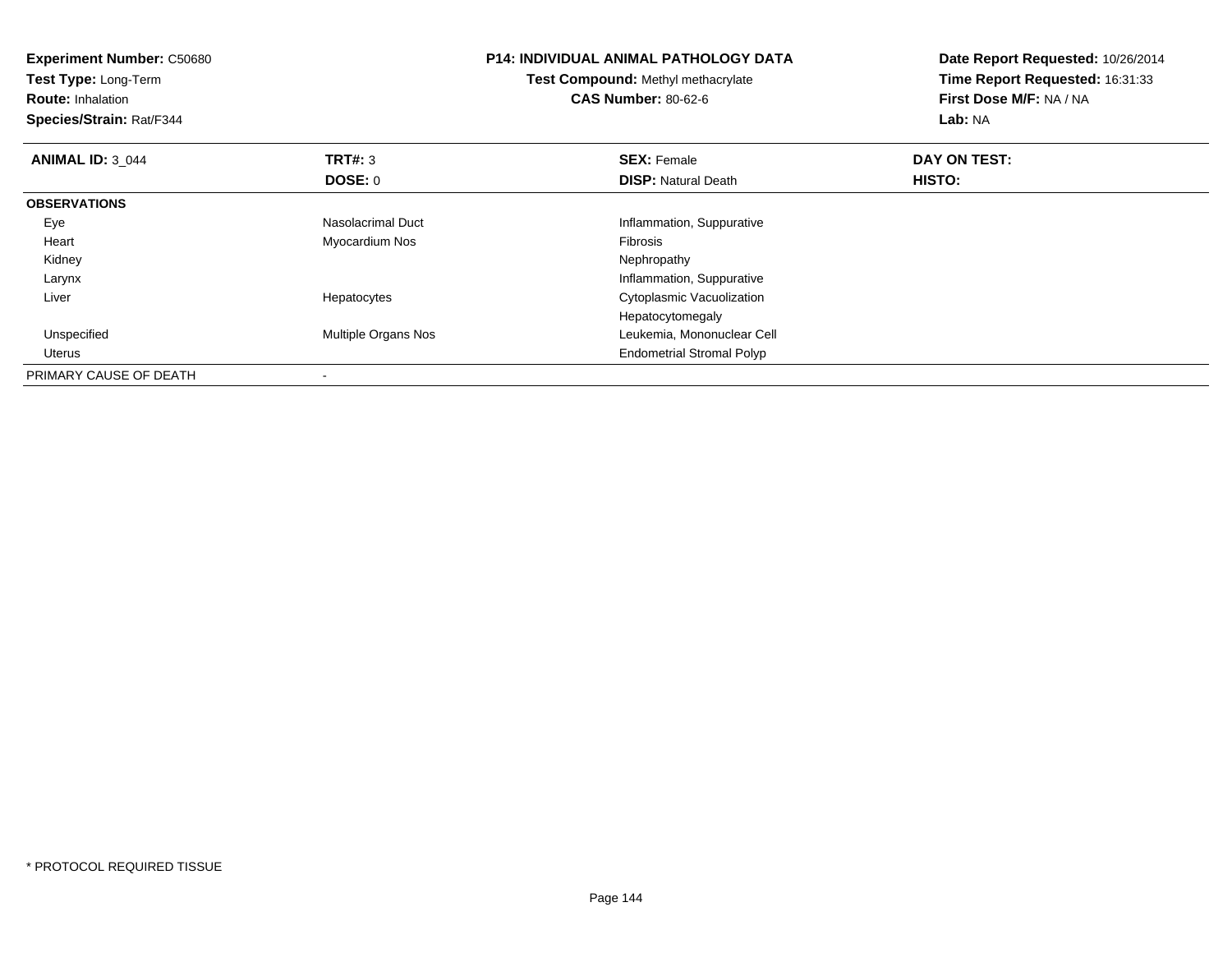**Experiment Number:** C50680
**Test Type:** Long-Term
**Route:** Inhalation
**Species/Strain:** Rat/F344

**P14: INDIVIDUAL ANIMAL PATHOLOGY DATA**
**Test Compound:** Methyl methacrylate
**CAS Number:** 80-62-6

**Date Report Requested:** 10/26/2014
**Time Report Requested:** 16:31:33
**First Dose M/F:** NA / NA
**Lab:** NA

| **ANIMAL ID:** 3_044 | **TRT#:** 3 | **SEX:** Female | **DAY ON TEST:** |
|---|---|---|---|
| | **DOSE:** 0 | **DISP:** Natural Death | **HISTO:** |
| **OBSERVATIONS** | | | |
| Eye | Nasolacrimal Duct | Inflammation, Suppurative | |
| Heart | Myocardium Nos | Fibrosis | |
| Kidney | | Nephropathy | |
| Larynx | | Inflammation, Suppurative | |
| Liver | Hepatocytes | Cytoplasmic Vacuolization | |
| | | Hepatocytomegaly | |
| Unspecified | Multiple Organs Nos | Leukemia, Mononuclear Cell | |
| Uterus | | Endometrial Stromal Polyp | |
| PRIMARY CAUSE OF DEATH | - | | |

* PROTOCOL REQUIRED TISSUE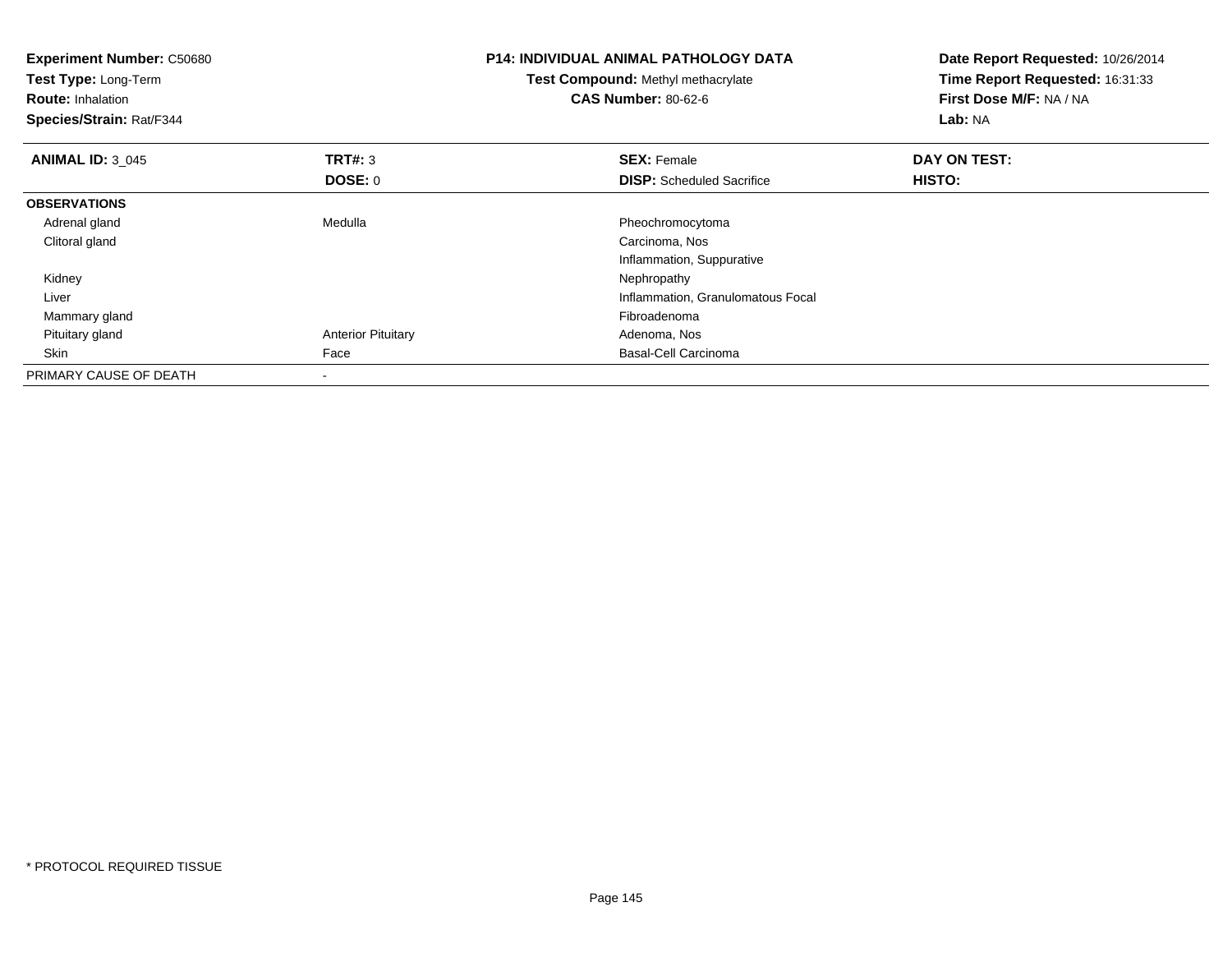**Experiment Number:** C50680
**Test Type:** Long-Term
**Route:** Inhalation
**Species/Strain:** Rat/F344

**P14: INDIVIDUAL ANIMAL PATHOLOGY DATA**
**Test Compound:** Methyl methacrylate
**CAS Number:** 80-62-6

**Date Report Requested:** 10/26/2014
**Time Report Requested:** 16:31:33
**First Dose M/F:** NA / NA
**Lab:** NA

| **ANIMAL ID:** 3_045 | **TRT#:** 3 | **SEX:** Female | **DAY ON TEST:** |
|---|---|---|---|
| | **DOSE:** 0 | **DISP:** Scheduled Sacrifice | **HISTO:** |
| **OBSERVATIONS** | | | |
| Adrenal gland | Medulla | Pheochromocytoma | |
| Clitoral gland | | Carcinoma, Nos | |
| | | Inflammation, Suppurative | |
| Kidney | | Nephropathy | |
| Liver | | Inflammation, Granulomatous Focal | |
| Mammary gland | | Fibroadenoma | |
| Pituitary gland | Anterior Pituitary | Adenoma, Nos | |
| Skin | Face | Basal-Cell Carcinoma | |
| PRIMARY CAUSE OF DEATH | - | | |

\* PROTOCOL REQUIRED TISSUE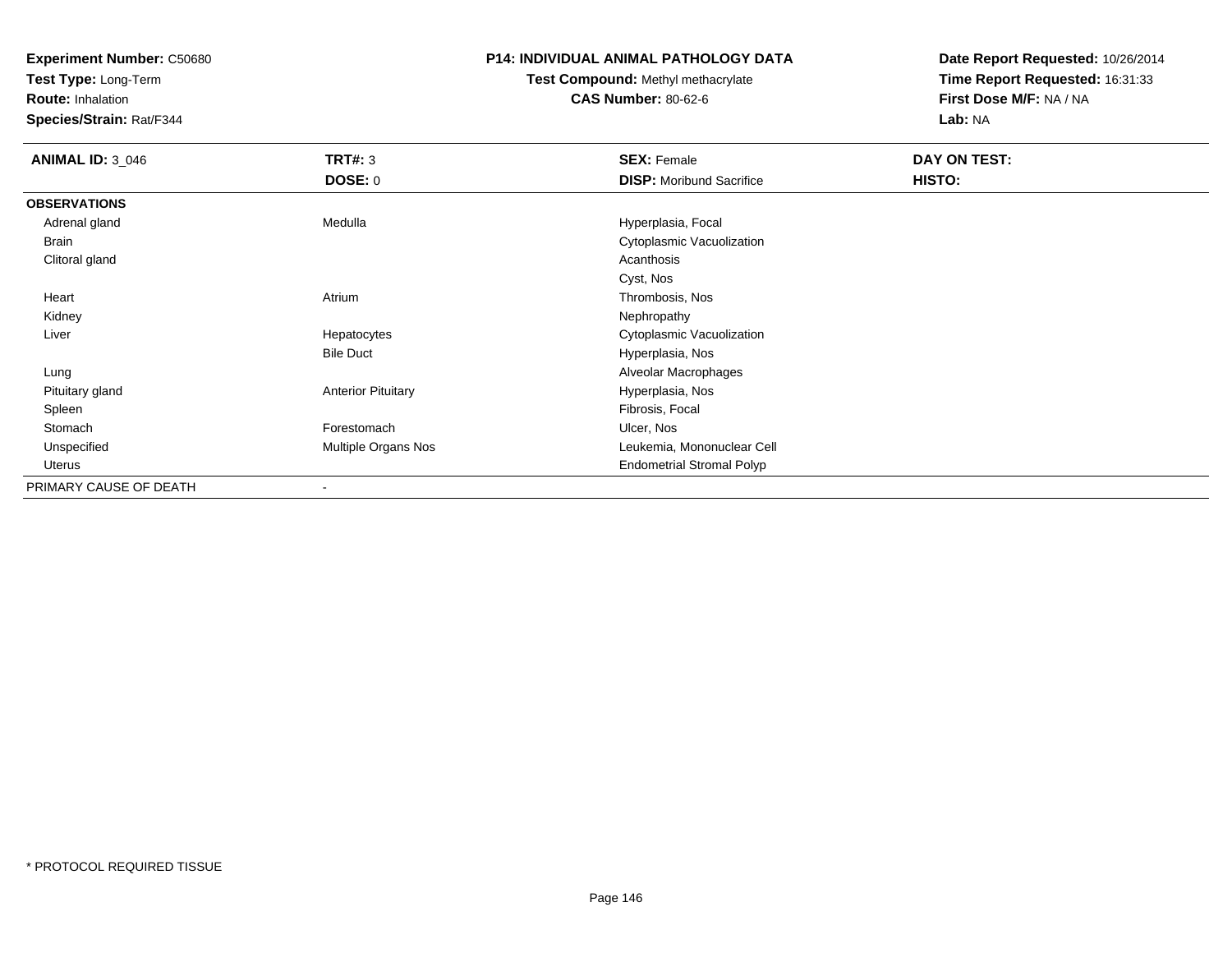**Experiment Number:** C50680
**Test Type:** Long-Term
**Route:** Inhalation
**Species/Strain:** Rat/F344

**P14: INDIVIDUAL ANIMAL PATHOLOGY DATA**
**Test Compound:** Methyl methacrylate
**CAS Number:** 80-62-6

**Date Report Requested:** 10/26/2014
**Time Report Requested:** 16:31:33
**First Dose M/F:** NA / NA
**Lab:** NA

| **ANIMAL ID:** 3_046 | **TRT#:** 3 | **SEX:** Female | **DAY ON TEST:** |
|---|---|---|---|
| | **DOSE:** 0 | **DISP:** Moribund Sacrifice | **HISTO:** |
| **OBSERVATIONS** | | | |
| Adrenal gland | Medulla | Hyperplasia, Focal | |
| Brain | | Cytoplasmic Vacuolization | |
| Clitoral gland | | Acanthosis | |
| | | Cyst, Nos | |
| Heart | Atrium | Thrombosis, Nos | |
| Kidney | | Nephropathy | |
| Liver | Hepatocytes | Cytoplasmic Vacuolization | |
| | Bile Duct | Hyperplasia, Nos | |
| Lung | | Alveolar Macrophages | |
| Pituitary gland | Anterior Pituitary | Hyperplasia, Nos | |
| Spleen | | Fibrosis, Focal | |
| Stomach | Forestomach | Ulcer, Nos | |
| Unspecified | Multiple Organs Nos | Leukemia, Mononuclear Cell | |
| Uterus | | Endometrial Stromal Polyp | |
| PRIMARY CAUSE OF DEATH | - | | |

* PROTOCOL REQUIRED TISSUE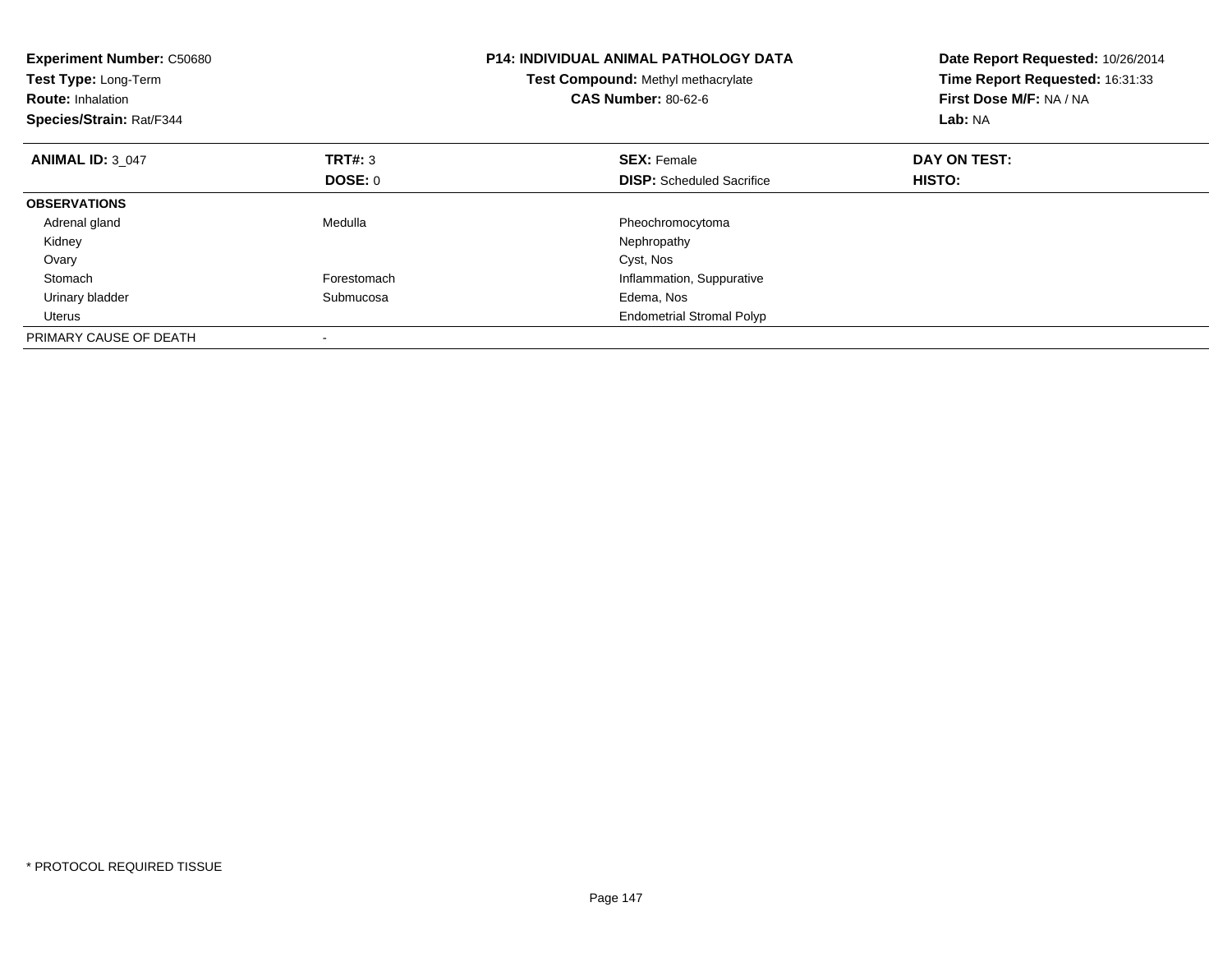**Experiment Number:** C50680
**Test Type:** Long-Term
**Route:** Inhalation
**Species/Strain:** Rat/F344

**P14: INDIVIDUAL ANIMAL PATHOLOGY DATA**
**Test Compound:** Methyl methacrylate
**CAS Number:** 80-62-6

**Date Report Requested:** 10/26/2014
**Time Report Requested:** 16:31:33
**First Dose M/F:** NA / NA
**Lab:** NA

| **ANIMAL ID:** 3_047 | **TRT#:** 3 | **SEX:** Female | **DAY ON TEST:** |
|---|---|---|---|
| | **DOSE:** 0 | **DISP:** Scheduled Sacrifice | **HISTO:** |
| **OBSERVATIONS** | | | |
| Adrenal gland | Medulla | Pheochromocytoma | |
| Kidney | | Nephropathy | |
| Ovary | | Cyst, Nos | |
| Stomach | Forestomach | Inflammation, Suppurative | |
| Urinary bladder | Submucosa | Edema, Nos | |
| Uterus | | Endometrial Stromal Polyp | |
| PRIMARY CAUSE OF DEATH | - | | |

* PROTOCOL REQUIRED TISSUE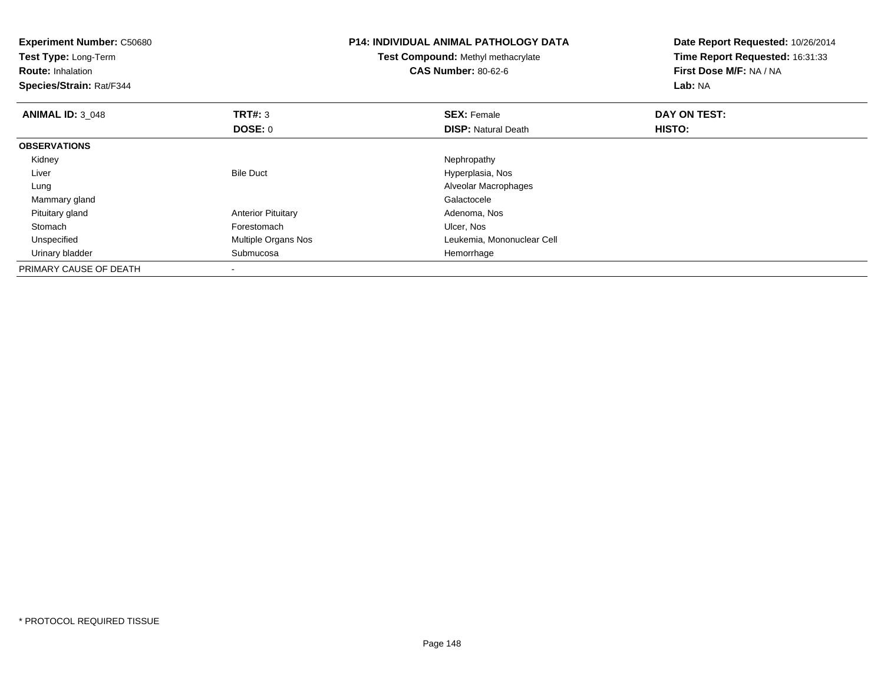**Experiment Number:** C50680
**Test Type:** Long-Term
**Route:** Inhalation
**Species/Strain:** Rat/F344

**P14: INDIVIDUAL ANIMAL PATHOLOGY DATA**
**Test Compound:** Methyl methacrylate
**CAS Number:** 80-62-6

**Date Report Requested:** 10/26/2014
**Time Report Requested:** 16:31:33
**First Dose M/F:** NA / NA
**Lab:** NA

| **ANIMAL ID:** 3_048 | **TRT#:** 3 | **SEX:** Female | **DAY ON TEST:** |
|---|---|---|---|
| | **DOSE:** 0 | **DISP:** Natural Death | **HISTO:** |
| **OBSERVATIONS** | | | |
| Kidney | | Nephropathy | |
| Liver | Bile Duct | Hyperplasia, Nos | |
| Lung | | Alveolar Macrophages | |
| Mammary gland | | Galactocele | |
| Pituitary gland | Anterior Pituitary | Adenoma, Nos | |
| Stomach | Forestomach | Ulcer, Nos | |
| Unspecified | Multiple Organs Nos | Leukemia, Mononuclear Cell | |
| Urinary bladder | Submucosa | Hemorrhage | |
| PRIMARY CAUSE OF DEATH | - | | |

* PROTOCOL REQUIRED TISSUE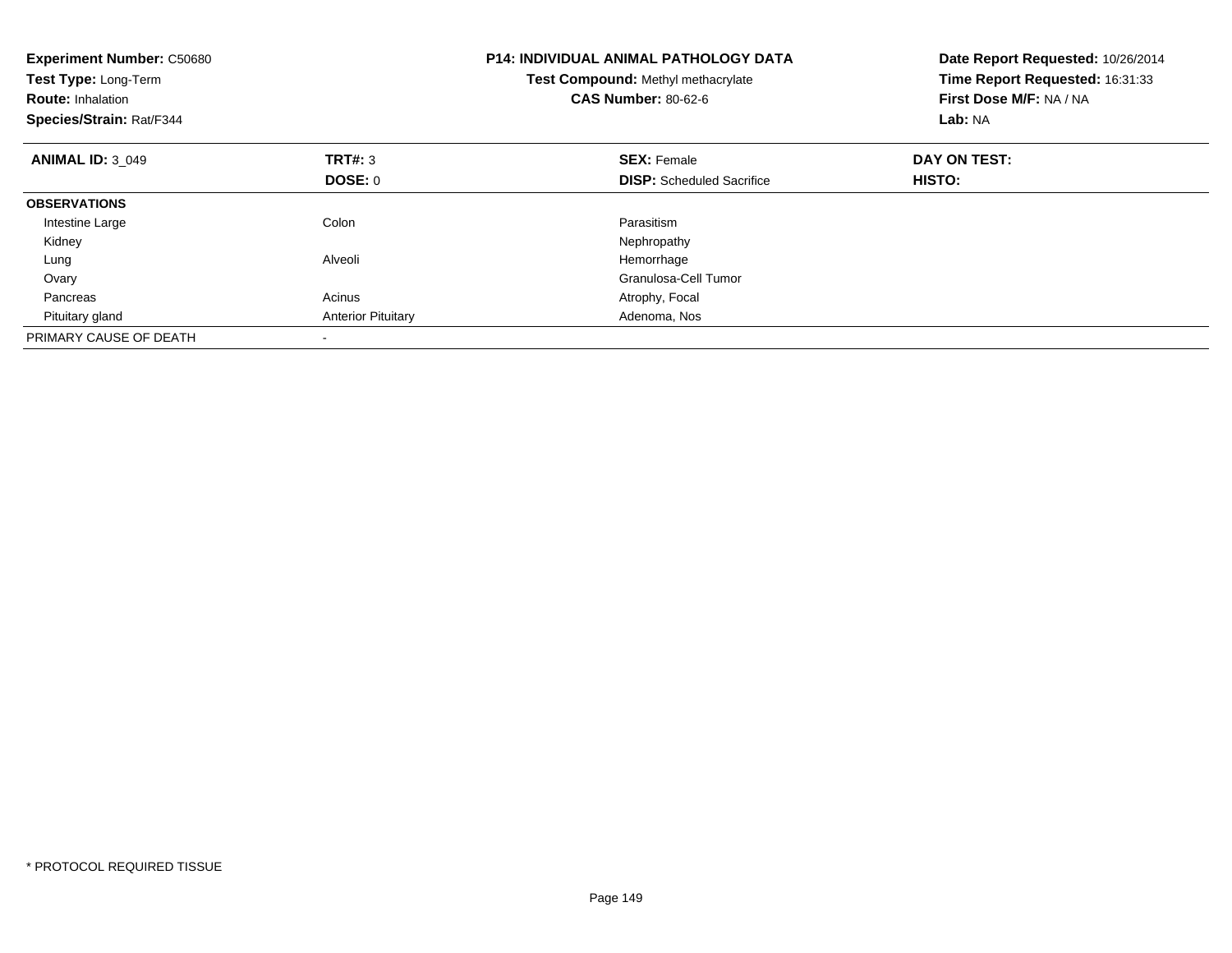**Experiment Number:** C50680
**Test Type:** Long-Term
**Route:** Inhalation
**Species/Strain:** Rat/F344

**P14: INDIVIDUAL ANIMAL PATHOLOGY DATA**
**Test Compound:** Methyl methacrylate
**CAS Number:** 80-62-6

**Date Report Requested:** 10/26/2014
**Time Report Requested:** 16:31:33
**First Dose M/F:** NA / NA
**Lab:** NA

| **ANIMAL ID:** 3_049 | **TRT#:** 3 | **SEX:** Female | **DAY ON TEST:** |
|---|---|---|---|
| | **DOSE:** 0 | **DISP:** Scheduled Sacrifice | **HISTO:** |
| **OBSERVATIONS** | | | |
| Intestine Large | Colon | Parasitism | |
| Kidney | | Nephropathy | |
| Lung | Alveoli | Hemorrhage | |
| Ovary | | Granulosa-Cell Tumor | |
| Pancreas | Acinus | Atrophy, Focal | |
| Pituitary gland | Anterior Pituitary | Adenoma, Nos | |
| PRIMARY CAUSE OF DEATH | - | | |

* PROTOCOL REQUIRED TISSUE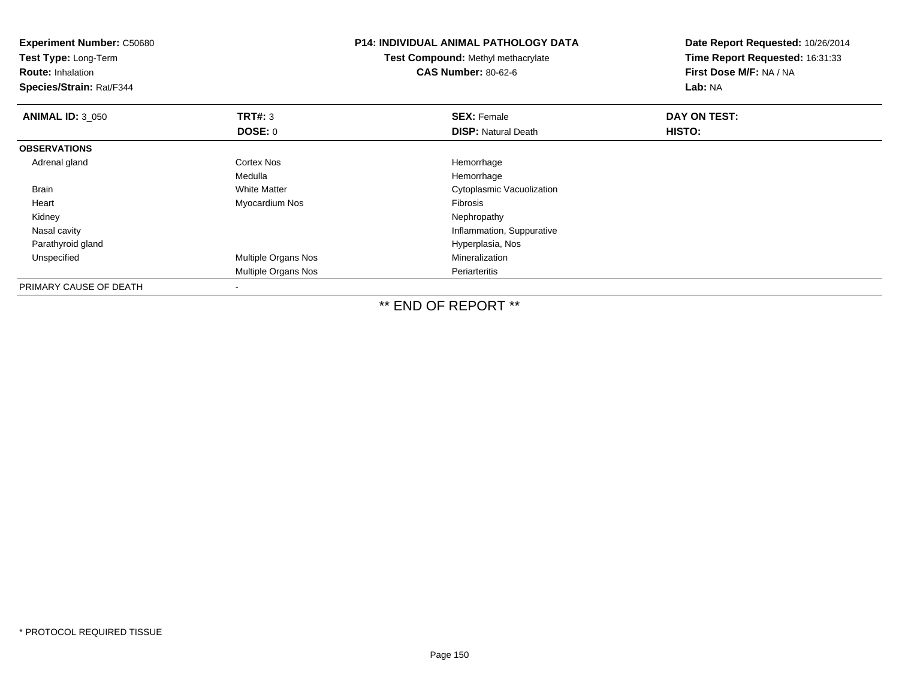**Experiment Number:** C50680
**Test Type:** Long-Term
**Route:** Inhalation
**Species/Strain:** Rat/F344

**P14: INDIVIDUAL ANIMAL PATHOLOGY DATA**
**Test Compound:** Methyl methacrylate
**CAS Number:** 80-62-6

**Date Report Requested:** 10/26/2014
**Time Report Requested:** 16:31:33
**First Dose M/F:** NA / NA
**Lab:** NA

| **ANIMAL ID:** 3_050 | **TRT#:** 3 | **SEX:** Female | **DAY ON TEST:** |
|---|---|---|---|
| | **DOSE:** 0 | **DISP:** Natural Death | **HISTO:** |
| **OBSERVATIONS** | | | |
| Adrenal gland | Cortex Nos | Hemorrhage | |
| | Medulla | Hemorrhage | |
| Brain | White Matter | Cytoplasmic Vacuolization | |
| Heart | Myocardium Nos | Fibrosis | |
| Kidney | | Nephropathy | |
| Nasal cavity | | Inflammation, Suppurative | |
| Parathyroid gland | | Hyperplasia, Nos | |
| Unspecified | Multiple Organs Nos | Mineralization | |
| | Multiple Organs Nos | Periarteritis | |
| PRIMARY CAUSE OF DEATH | - | | |

** END OF REPORT **

* PROTOCOL REQUIRED TISSUE